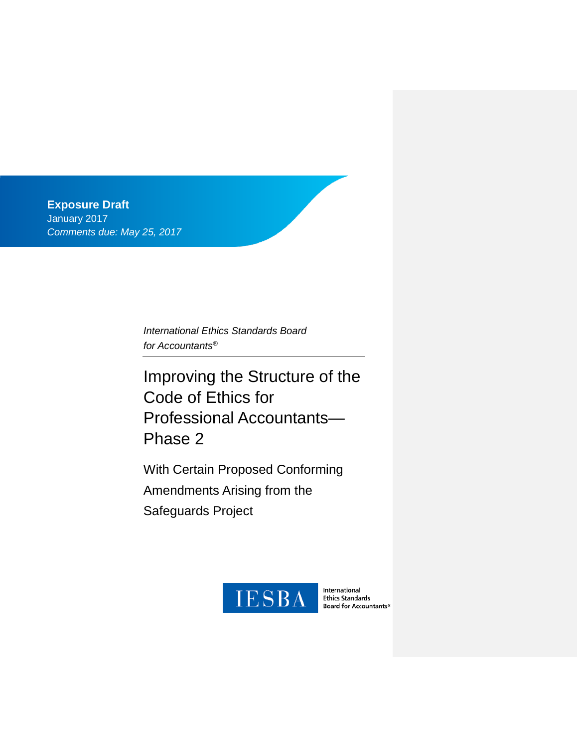**Exposure Draft**
January 2017
*Comments due: May 25, 2017*

*International Ethics Standards Board for Accountants®*

# Improving the Structure of the Code of Ethics for Professional Accountants—Phase 2

## With Certain Proposed Conforming Amendments Arising from the Safeguards Project

IESBA International Ethics Standards Board for Accountants®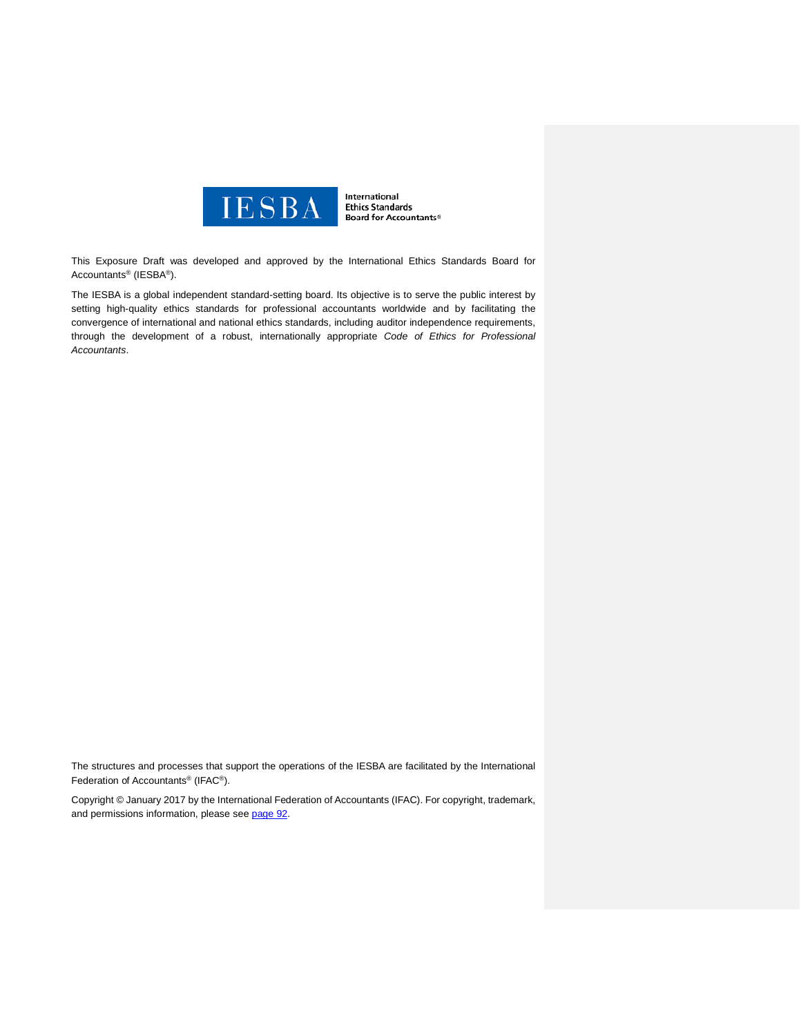This Exposure Draft was developed and approved by the International Ethics Standards Board for Accountants® (IESBA®).

The IESBA is a global independent standard-setting board. Its objective is to serve the public interest by setting high-quality ethics standards for professional accountants worldwide and by facilitating the convergence of international and national ethics standards, including auditor independence requirements, through the development of a robust, internationally appropriate *Code of Ethics for Professional Accountants*.

The structures and processes that support the operations of the IESBA are facilitated by the International Federation of Accountants® (IFAC®).

Copyright © January 2017 by the International Federation of Accountants (IFAC). For copyright, trademark, and permissions information, please see page 92.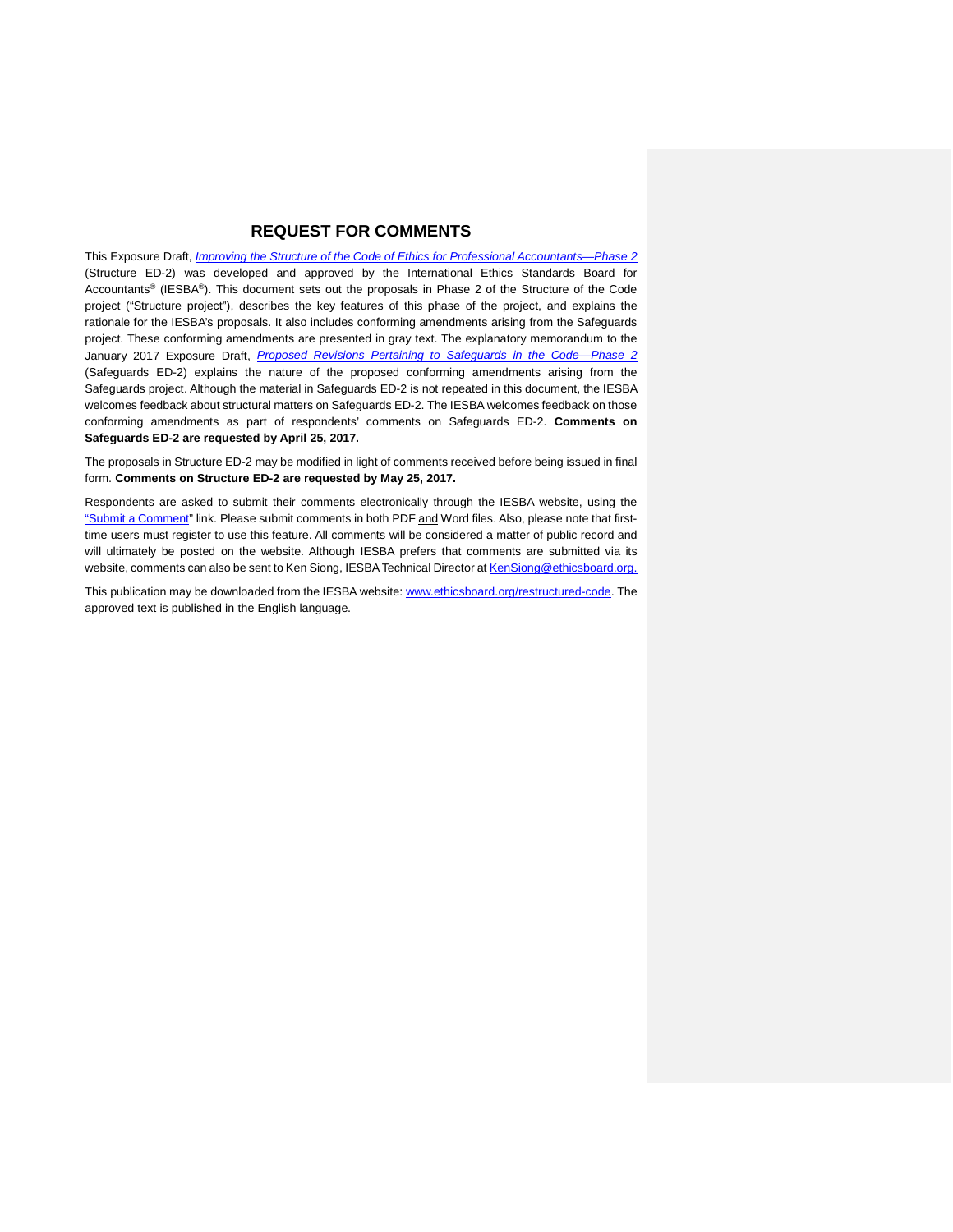## REQUEST FOR COMMENTS

This Exposure Draft, *Improving the Structure of the Code of Ethics for Professional Accountants—Phase 2* (Structure ED-2) was developed and approved by the International Ethics Standards Board for Accountants® (IESBA®). This document sets out the proposals in Phase 2 of the Structure of the Code project ("Structure project"), describes the key features of this phase of the project, and explains the rationale for the IESBA's proposals. It also includes conforming amendments arising from the Safeguards project. These conforming amendments are presented in gray text. The explanatory memorandum to the January 2017 Exposure Draft, *Proposed Revisions Pertaining to Safeguards in the Code—Phase 2* (Safeguards ED-2) explains the nature of the proposed conforming amendments arising from the Safeguards project. Although the material in Safeguards ED-2 is not repeated in this document, the IESBA welcomes feedback about structural matters on Safeguards ED-2. The IESBA welcomes feedback on those conforming amendments as part of respondents' comments on Safeguards ED-2. **Comments on Safeguards ED-2 are requested by April 25, 2017.**

The proposals in Structure ED-2 may be modified in light of comments received before being issued in final form. **Comments on Structure ED-2 are requested by May 25, 2017.**

Respondents are asked to submit their comments electronically through the IESBA website, using the "Submit a Comment" link. Please submit comments in both PDF and Word files. Also, please note that first-time users must register to use this feature. All comments will be considered a matter of public record and will ultimately be posted on the website. Although IESBA prefers that comments are submitted via its website, comments can also be sent to Ken Siong, IESBA Technical Director at KenSiong@ethicsboard.org.

This publication may be downloaded from the IESBA website: www.ethicsboard.org/restructured-code. The approved text is published in the English language.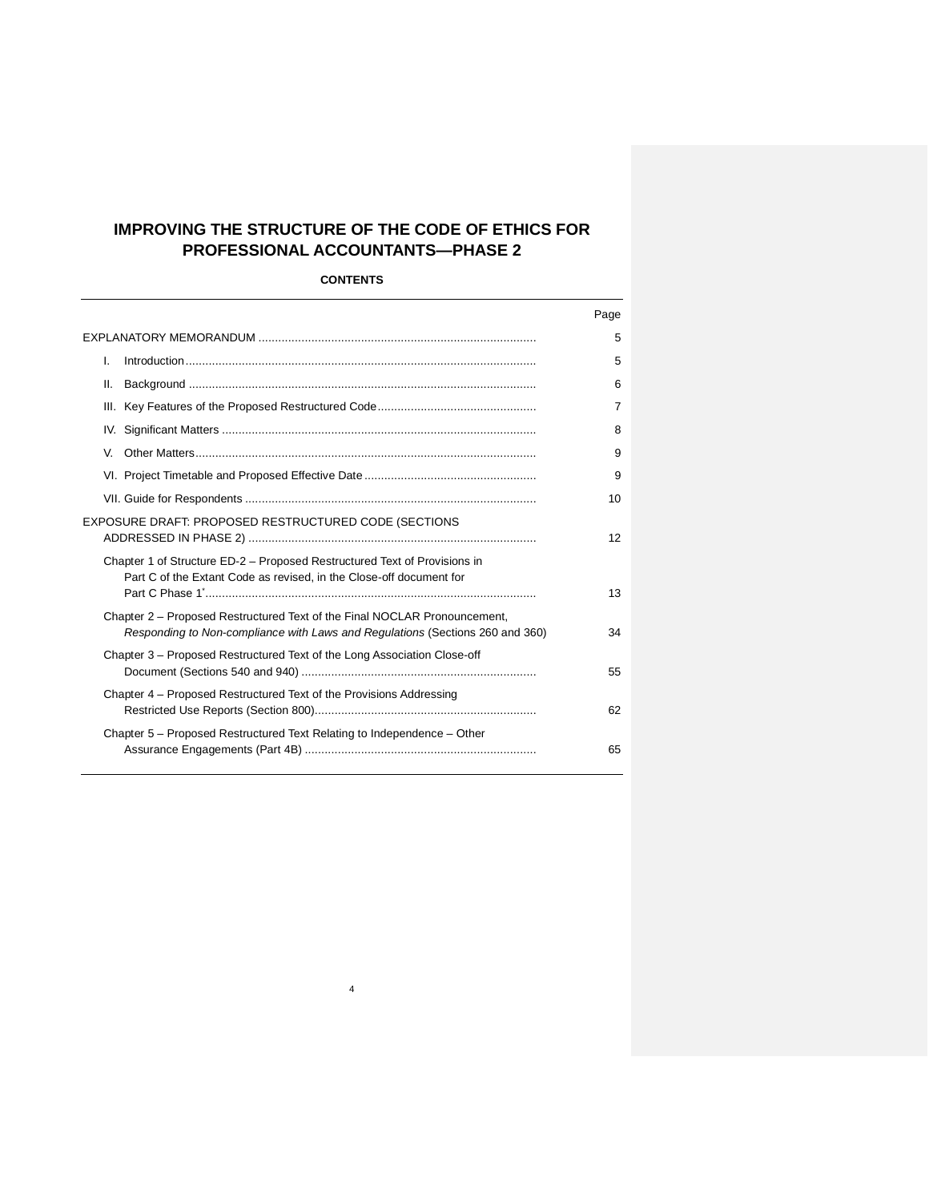# IMPROVING THE STRUCTURE OF THE CODE OF ETHICS FOR PROFESSIONAL ACCOUNTANTS—PHASE 2

**CONTENTS**

| | Page |
|---|---|
| EXPLANATORY MEMORANDUM | 5 |
| I. Introduction | 5 |
| II. Background | 6 |
| III. Key Features of the Proposed Restructured Code | 7 |
| IV. Significant Matters | 8 |
| V. Other Matters | 9 |
| VI. Project Timetable and Proposed Effective Date | 9 |
| VII. Guide for Respondents | 10 |
| EXPOSURE DRAFT: PROPOSED RESTRUCTURED CODE (SECTIONS ADDRESSED IN PHASE 2) | 12 |
| Chapter 1 of Structure ED-2 – Proposed Restructured Text of Provisions in Part C of the Extant Code as revised, in the Close-off document for Part C Phase 1* | 13 |
| Chapter 2 – Proposed Restructured Text of the Final NOCLAR Pronouncement, *Responding to Non-compliance with Laws and Regulations* (Sections 260 and 360) | 34 |
| Chapter 3 – Proposed Restructured Text of the Long Association Close-off Document (Sections 540 and 940) | 55 |
| Chapter 4 – Proposed Restructured Text of the Provisions Addressing Restricted Use Reports (Section 800) | 62 |
| Chapter 5 – Proposed Restructured Text Relating to Independence – Other Assurance Engagements (Part 4B) | 65 |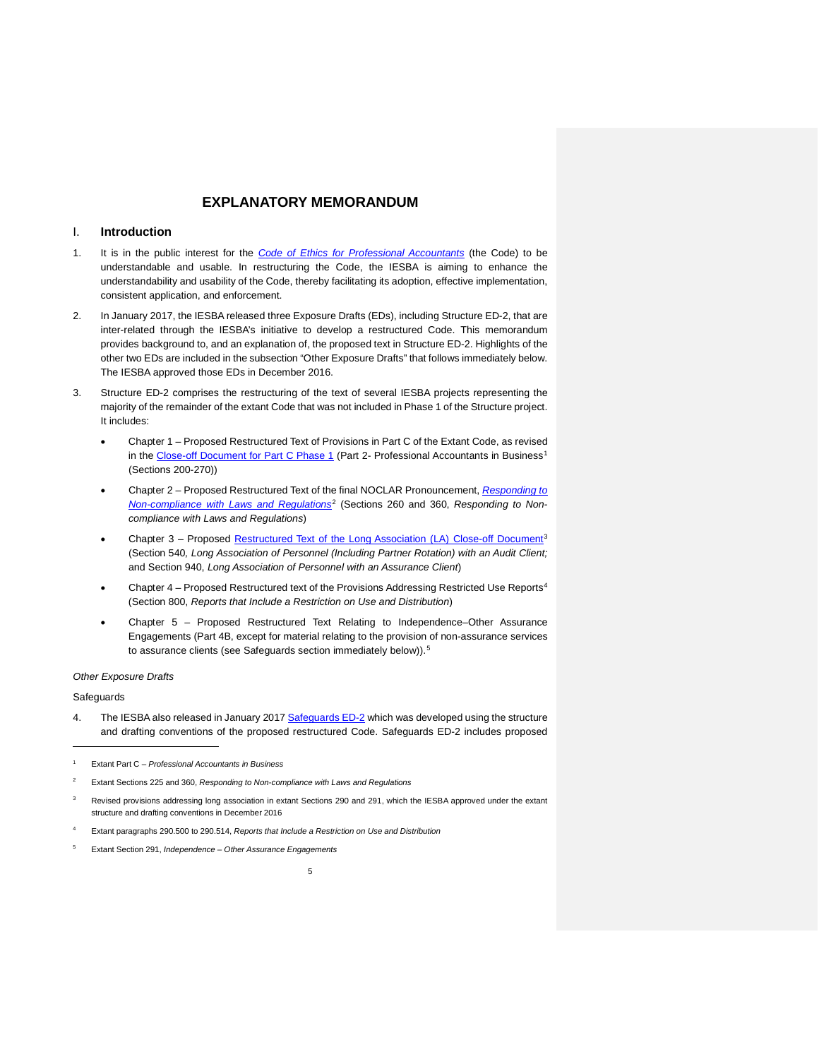# EXPLANATORY MEMORANDUM

## I. Introduction

1. It is in the public interest for the *Code of Ethics for Professional Accountants* (the Code) to be understandable and usable. In restructuring the Code, the IESBA is aiming to enhance the understandability and usability of the Code, thereby facilitating its adoption, effective implementation, consistent application, and enforcement.

2. In January 2017, the IESBA released three Exposure Drafts (EDs), including Structure ED-2, that are inter-related through the IESBA's initiative to develop a restructured Code. This memorandum provides background to, and an explanation of, the proposed text in Structure ED-2. Highlights of the other two EDs are included in the subsection "Other Exposure Drafts" that follows immediately below. The IESBA approved those EDs in December 2016.

3. Structure ED-2 comprises the restructuring of the text of several IESBA projects representing the majority of the remainder of the extant Code that was not included in Phase 1 of the Structure project. It includes:

   - Chapter 1 – Proposed Restructured Text of Provisions in Part C of the Extant Code, as revised in the Close-off Document for Part C Phase 1 (Part 2- Professional Accountants in Business[1] (Sections 200-270))
   - Chapter 2 – Proposed Restructured Text of the final NOCLAR Pronouncement, *Responding to Non-compliance with Laws and Regulations*[2] (Sections 260 and 360, *Responding to Non-compliance with Laws and Regulations*)
   - Chapter 3 – Proposed Restructured Text of the Long Association (LA) Close-off Document[3] (Section 540*, Long Association of Personnel (Including Partner Rotation) with an Audit Client;* and Section 940, *Long Association of Personnel with an Assurance Client*)
   - Chapter 4 – Proposed Restructured text of the Provisions Addressing Restricted Use Reports[4] (Section 800, *Reports that Include a Restriction on Use and Distribution*)
   - Chapter 5 – Proposed Restructured Text Relating to Independence–Other Assurance Engagements (Part 4B, except for material relating to the provision of non-assurance services to assurance clients (see Safeguards section immediately below)).[5]

*Other Exposure Drafts*

Safeguards

4. The IESBA also released in January 2017 Safeguards ED-2 which was developed using the structure and drafting conventions of the proposed restructured Code. Safeguards ED-2 includes proposed

---

[1] Extant Part C – *Professional Accountants in Business*

[2] Extant Sections 225 and 360, *Responding to Non-compliance with Laws and Regulations*

[3] Revised provisions addressing long association in extant Sections 290 and 291, which the IESBA approved under the extant structure and drafting conventions in December 2016

[4] Extant paragraphs 290.500 to 290.514, *Reports that Include a Restriction on Use and Distribution*

[5] Extant Section 291, *Independence – Other Assurance Engagements*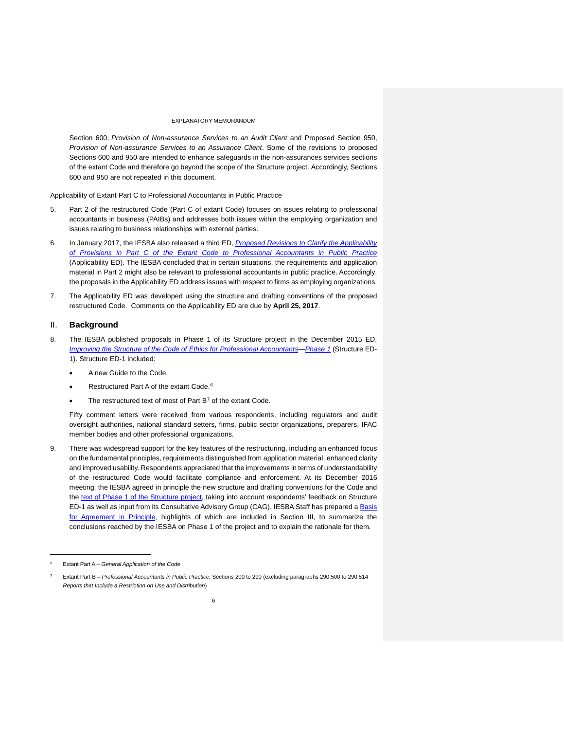Section 600, *Provision of Non-assurance Services to an Audit Client* and Proposed Section 950, *Provision of Non-assurance Services to an Assurance Client*. Some of the revisions to proposed Sections 600 and 950 are intended to enhance safeguards in the non-assurances services sections of the extant Code and therefore go beyond the scope of the Structure project. Accordingly, Sections 600 and 950 are not repeated in this document.

Applicability of Extant Part C to Professional Accountants in Public Practice

5. Part 2 of the restructured Code (Part C of extant Code) focuses on issues relating to professional accountants in business (PAIBs) and addresses both issues within the employing organization and issues relating to business relationships with external parties.

6. In January 2017, the IESBA also released a third ED, *Proposed Revisions to Clarify the Applicability of Provisions in Part C of the Extant Code to Professional Accountants in Public Practice* (Applicability ED). The IESBA concluded that in certain situations, the requirements and application material in Part 2 might also be relevant to professional accountants in public practice. Accordingly, the proposals in the Applicability ED address issues with respect to firms as employing organizations.

7. The Applicability ED was developed using the structure and drafting conventions of the proposed restructured Code. Comments on the Applicability ED are due by **April 25, 2017**.

## II. Background

8. The IESBA published proposals in Phase 1 of its Structure project in the December 2015 ED, *Improving the Structure of the Code of Ethics for Professional Accountants—Phase 1* (Structure ED-1). Structure ED-1 included:

   - A new Guide to the Code.
   - Restructured Part A of the extant Code.[6]
   - The restructured text of most of Part B[7] of the extant Code.

   Fifty comment letters were received from various respondents, including regulators and audit oversight authorities, national standard setters, firms, public sector organizations, preparers, IFAC member bodies and other professional organizations.

9. There was widespread support for the key features of the restructuring, including an enhanced focus on the fundamental principles, requirements distinguished from application material, enhanced clarity and improved usability. Respondents appreciated that the improvements in terms of understandability of the restructured Code would facilitate compliance and enforcement. At its December 2016 meeting, the IESBA agreed in principle the new structure and drafting conventions for the Code and the text of Phase 1 of the Structure project, taking into account respondents' feedback on Structure ED-1 as well as input from its Consultative Advisory Group (CAG). IESBA Staff has prepared a Basis for Agreement in Principle, highlights of which are included in Section III, to summarize the conclusions reached by the IESBA on Phase 1 of the project and to explain the rationale for them.

---

[6] Extant Part A – *General Application of the Code*

[7] Extant Part B – *Professional Accountants in Public Practice*, Sections 200 to 290 (excluding paragraphs 290.500 to 290.514 *Reports that Include a Restriction on Use and Distribution*)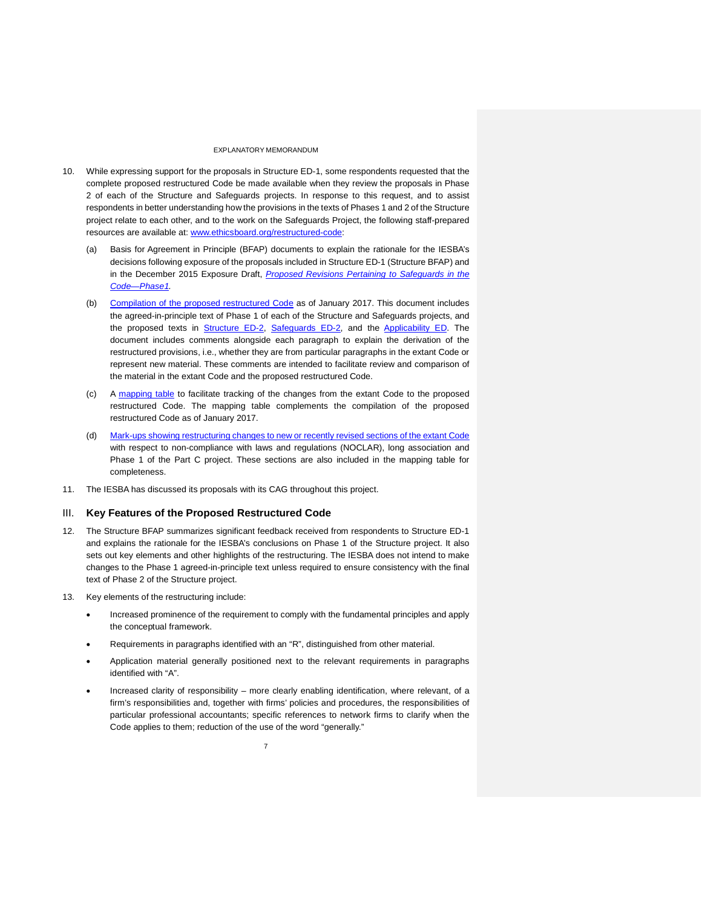10. While expressing support for the proposals in Structure ED-1, some respondents requested that the complete proposed restructured Code be made available when they review the proposals in Phase 2 of each of the Structure and Safeguards projects. In response to this request, and to assist respondents in better understanding how the provisions in the texts of Phases 1 and 2 of the Structure project relate to each other, and to the work on the Safeguards Project, the following staff-prepared resources are available at: www.ethicsboard.org/restructured-code:

    (a) Basis for Agreement in Principle (BFAP) documents to explain the rationale for the IESBA's decisions following exposure of the proposals included in Structure ED-1 (Structure BFAP) and in the December 2015 Exposure Draft, *Proposed Revisions Pertaining to Safeguards in the Code—Phase1*.

    (b) Compilation of the proposed restructured Code as of January 2017. This document includes the agreed-in-principle text of Phase 1 of each of the Structure and Safeguards projects, and the proposed texts in Structure ED-2, Safeguards ED-2, and the Applicability ED. The document includes comments alongside each paragraph to explain the derivation of the restructured provisions, i.e., whether they are from particular paragraphs in the extant Code or represent new material. These comments are intended to facilitate review and comparison of the material in the extant Code and the proposed restructured Code.

    (c) A mapping table to facilitate tracking of the changes from the extant Code to the proposed restructured Code. The mapping table complements the compilation of the proposed restructured Code as of January 2017.

    (d) Mark-ups showing restructuring changes to new or recently revised sections of the extant Code with respect to non-compliance with laws and regulations (NOCLAR), long association and Phase 1 of the Part C project. These sections are also included in the mapping table for completeness.

11. The IESBA has discussed its proposals with its CAG throughout this project.

## III. Key Features of the Proposed Restructured Code

12. The Structure BFAP summarizes significant feedback received from respondents to Structure ED-1 and explains the rationale for the IESBA's conclusions on Phase 1 of the Structure project. It also sets out key elements and other highlights of the restructuring. The IESBA does not intend to make changes to the Phase 1 agreed-in-principle text unless required to ensure consistency with the final text of Phase 2 of the Structure project.

13. Key elements of the restructuring include:

    - Increased prominence of the requirement to comply with the fundamental principles and apply the conceptual framework.
    - Requirements in paragraphs identified with an "R", distinguished from other material.
    - Application material generally positioned next to the relevant requirements in paragraphs identified with "A".
    - Increased clarity of responsibility – more clearly enabling identification, where relevant, of a firm's responsibilities and, together with firms' policies and procedures, the responsibilities of particular professional accountants; specific references to network firms to clarify when the Code applies to them; reduction of the use of the word "generally."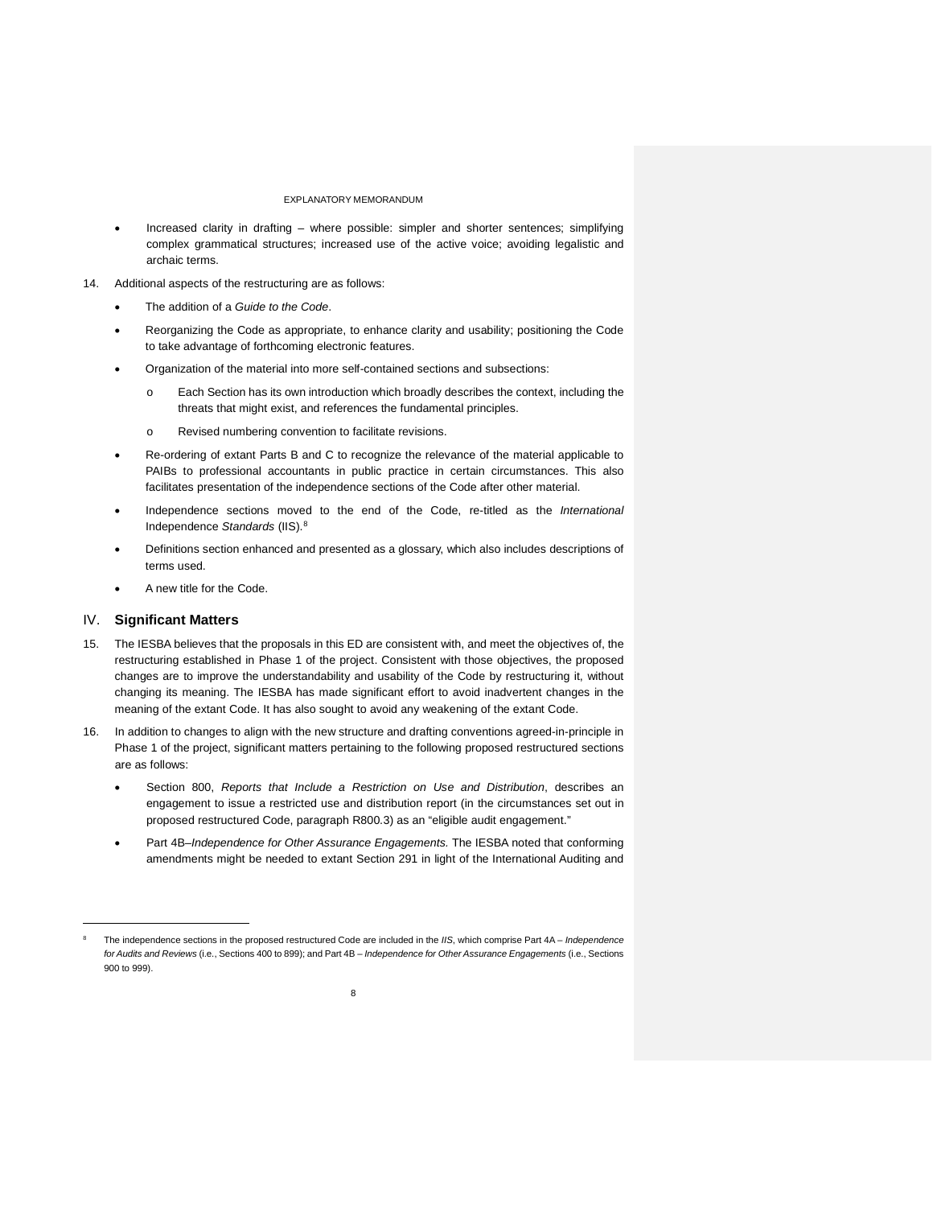- Increased clarity in drafting – where possible: simpler and shorter sentences; simplifying complex grammatical structures; increased use of the active voice; avoiding legalistic and archaic terms.

14. Additional aspects of the restructuring are as follows:

    - The addition of a *Guide to the Code*.
    - Reorganizing the Code as appropriate, to enhance clarity and usability; positioning the Code to take advantage of forthcoming electronic features.
    - Organization of the material into more self-contained sections and subsections:
        - Each Section has its own introduction which broadly describes the context, including the threats that might exist, and references the fundamental principles.
        - Revised numbering convention to facilitate revisions.
    - Re-ordering of extant Parts B and C to recognize the relevance of the material applicable to PAIBs to professional accountants in public practice in certain circumstances. This also facilitates presentation of the independence sections of the Code after other material.
    - Independence sections moved to the end of the Code, re-titled as the *International* Independence *Standards* (IIS).[8]
    - Definitions section enhanced and presented as a glossary, which also includes descriptions of terms used.
    - A new title for the Code.

## IV. Significant Matters

15. The IESBA believes that the proposals in this ED are consistent with, and meet the objectives of, the restructuring established in Phase 1 of the project. Consistent with those objectives, the proposed changes are to improve the understandability and usability of the Code by restructuring it, without changing its meaning. The IESBA has made significant effort to avoid inadvertent changes in the meaning of the extant Code. It has also sought to avoid any weakening of the extant Code.

16. In addition to changes to align with the new structure and drafting conventions agreed-in-principle in Phase 1 of the project, significant matters pertaining to the following proposed restructured sections are as follows:

    - Section 800, *Reports that Include a Restriction on Use and Distribution*, describes an engagement to issue a restricted use and distribution report (in the circumstances set out in proposed restructured Code, paragraph R800.3) as an "eligible audit engagement."
    - Part 4B–*Independence for Other Assurance Engagements.* The IESBA noted that conforming amendments might be needed to extant Section 291 in light of the International Auditing and

---

[8] The independence sections in the proposed restructured Code are included in the *IIS*, which comprise Part 4A – *Independence for Audits and Reviews* (i.e., Sections 400 to 899); and Part 4B – *Independence for Other Assurance Engagements* (i.e., Sections 900 to 999).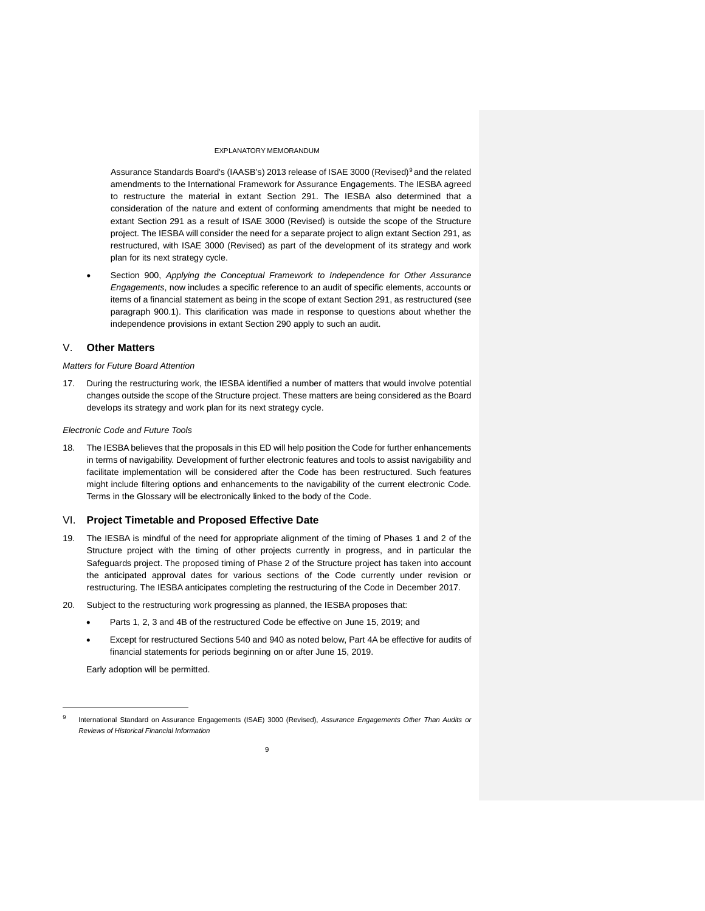Assurance Standards Board's (IAASB's) 2013 release of ISAE 3000 (Revised)[9] and the related amendments to the International Framework for Assurance Engagements. The IESBA agreed to restructure the material in extant Section 291. The IESBA also determined that a consideration of the nature and extent of conforming amendments that might be needed to extant Section 291 as a result of ISAE 3000 (Revised) is outside the scope of the Structure project. The IESBA will consider the need for a separate project to align extant Section 291, as restructured, with ISAE 3000 (Revised) as part of the development of its strategy and work plan for its next strategy cycle.

- Section 900, *Applying the Conceptual Framework to Independence for Other Assurance Engagements*, now includes a specific reference to an audit of specific elements, accounts or items of a financial statement as being in the scope of extant Section 291, as restructured (see paragraph 900.1). This clarification was made in response to questions about whether the independence provisions in extant Section 290 apply to such an audit.

## V. **Other Matters**

*Matters for Future Board Attention*

17. During the restructuring work, the IESBA identified a number of matters that would involve potential changes outside the scope of the Structure project. These matters are being considered as the Board develops its strategy and work plan for its next strategy cycle.

*Electronic Code and Future Tools*

18. The IESBA believes that the proposals in this ED will help position the Code for further enhancements in terms of navigability. Development of further electronic features and tools to assist navigability and facilitate implementation will be considered after the Code has been restructured. Such features might include filtering options and enhancements to the navigability of the current electronic Code. Terms in the Glossary will be electronically linked to the body of the Code.

## VI. **Project Timetable and Proposed Effective Date**

19. The IESBA is mindful of the need for appropriate alignment of the timing of Phases 1 and 2 of the Structure project with the timing of other projects currently in progress, and in particular the Safeguards project. The proposed timing of Phase 2 of the Structure project has taken into account the anticipated approval dates for various sections of the Code currently under revision or restructuring. The IESBA anticipates completing the restructuring of the Code in December 2017.

20. Subject to the restructuring work progressing as planned, the IESBA proposes that:

    - Parts 1, 2, 3 and 4B of the restructured Code be effective on June 15, 2019; and
    - Except for restructured Sections 540 and 940 as noted below, Part 4A be effective for audits of financial statements for periods beginning on or after June 15, 2019.

    Early adoption will be permitted.

---

[9] International Standard on Assurance Engagements (ISAE) 3000 (Revised), *Assurance Engagements Other Than Audits or Reviews of Historical Financial Information*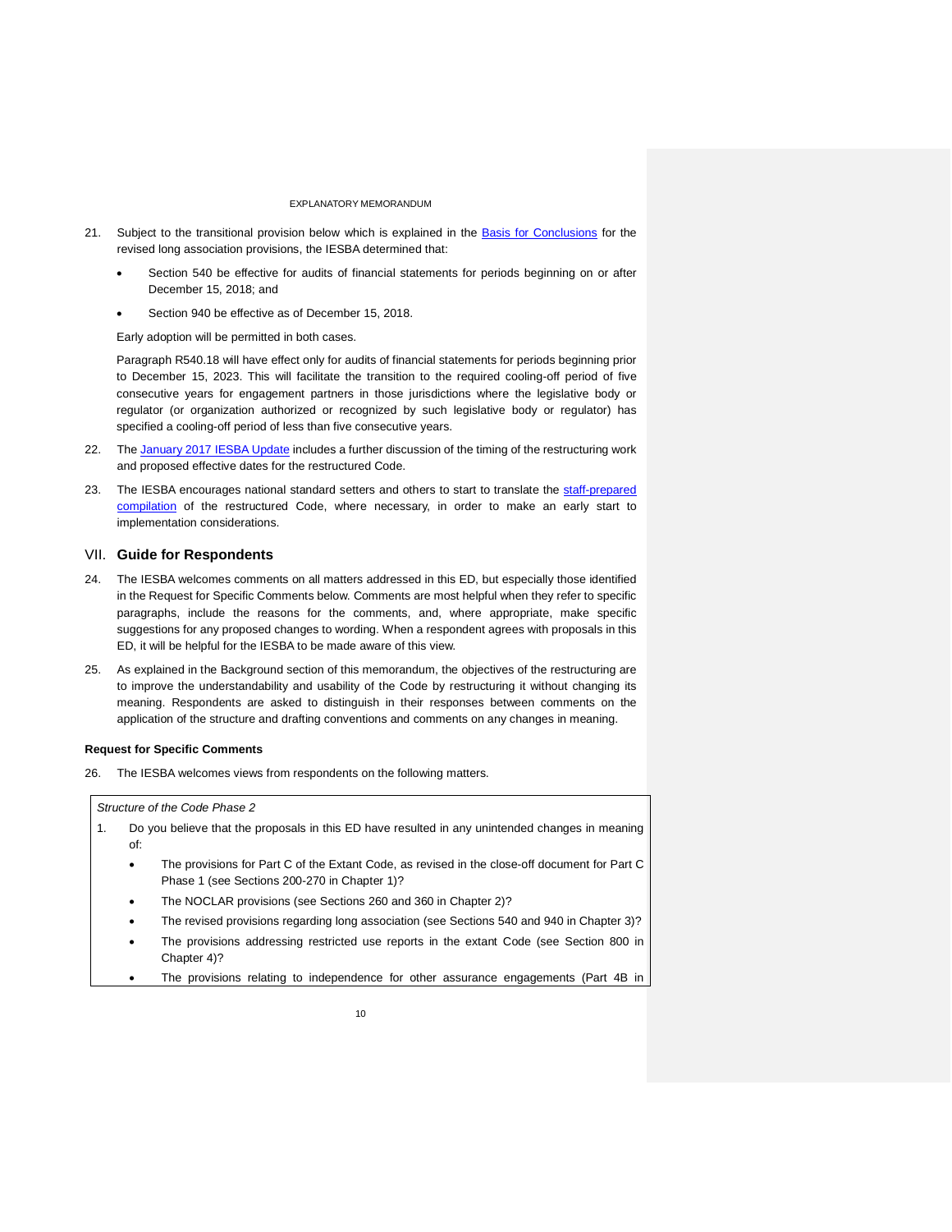21. Subject to the transitional provision below which is explained in the Basis for Conclusions for the revised long association provisions, the IESBA determined that:

    - Section 540 be effective for audits of financial statements for periods beginning on or after December 15, 2018; and
    - Section 940 be effective as of December 15, 2018.

    Early adoption will be permitted in both cases.

    Paragraph R540.18 will have effect only for audits of financial statements for periods beginning prior to December 15, 2023. This will facilitate the transition to the required cooling-off period of five consecutive years for engagement partners in those jurisdictions where the legislative body or regulator (or organization authorized or recognized by such legislative body or regulator) has specified a cooling-off period of less than five consecutive years.

22. The January 2017 IESBA Update includes a further discussion of the timing of the restructuring work and proposed effective dates for the restructured Code.

23. The IESBA encourages national standard setters and others to start to translate the staff-prepared compilation of the restructured Code, where necessary, in order to make an early start to implementation considerations.

## VII. Guide for Respondents

24. The IESBA welcomes comments on all matters addressed in this ED, but especially those identified in the Request for Specific Comments below. Comments are most helpful when they refer to specific paragraphs, include the reasons for the comments, and, where appropriate, make specific suggestions for any proposed changes to wording. When a respondent agrees with proposals in this ED, it will be helpful for the IESBA to be made aware of this view.

25. As explained in the Background section of this memorandum, the objectives of the restructuring are to improve the understandability and usability of the Code by restructuring it without changing its meaning. Respondents are asked to distinguish in their responses between comments on the application of the structure and drafting conventions and comments on any changes in meaning.

**Request for Specific Comments**

26. The IESBA welcomes views from respondents on the following matters.

*Structure of the Code Phase 2*

1. Do you believe that the proposals in this ED have resulted in any unintended changes in meaning of:
    - The provisions for Part C of the Extant Code, as revised in the close-off document for Part C Phase 1 (see Sections 200-270 in Chapter 1)?
    - The NOCLAR provisions (see Sections 260 and 360 in Chapter 2)?
    - The revised provisions regarding long association (see Sections 540 and 940 in Chapter 3)?
    - The provisions addressing restricted use reports in the extant Code (see Section 800 in Chapter 4)?
    - The provisions relating to independence for other assurance engagements (Part 4B in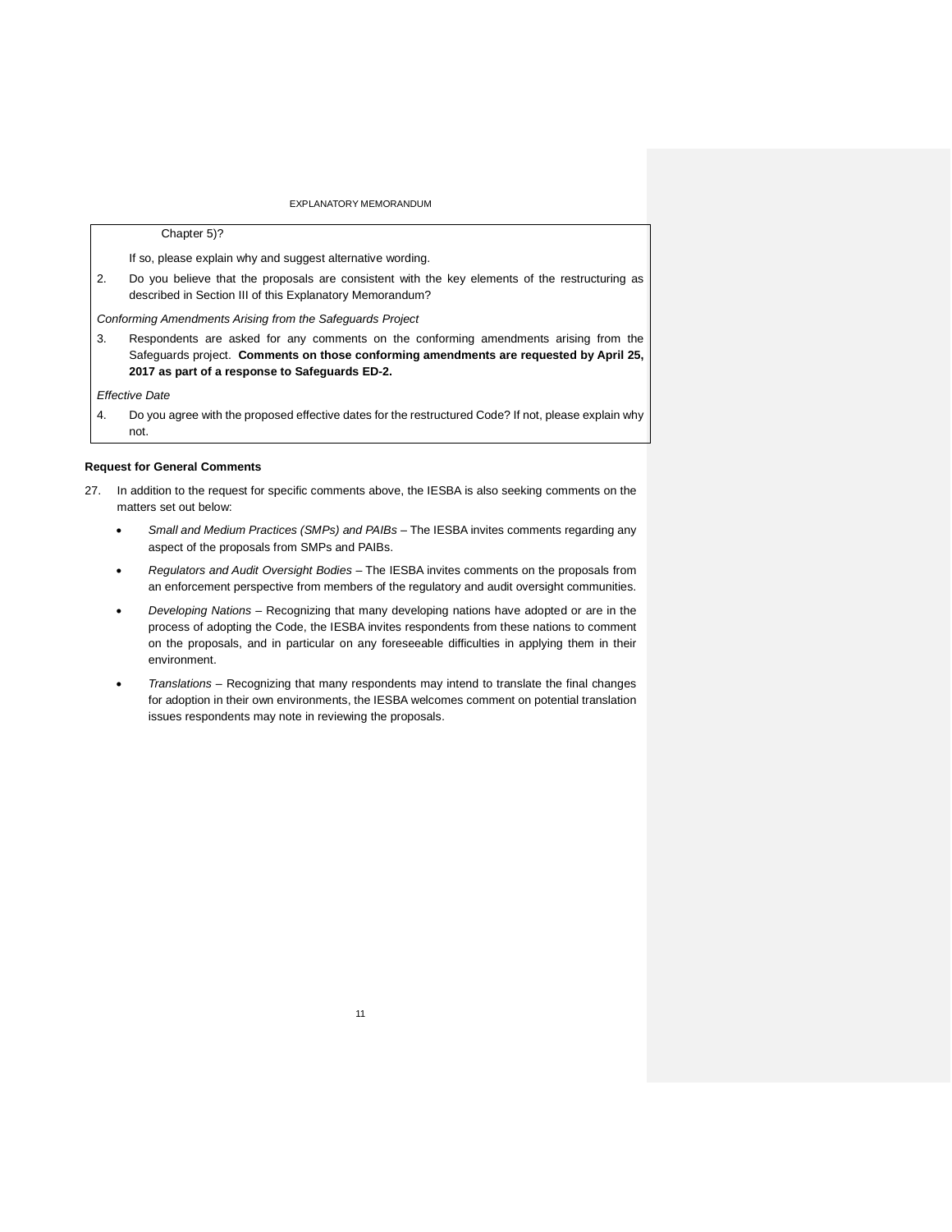Chapter 5)?

If so, please explain why and suggest alternative wording.

2. Do you believe that the proposals are consistent with the key elements of the restructuring as described in Section III of this Explanatory Memorandum?

*Conforming Amendments Arising from the Safeguards Project*

3. Respondents are asked for any comments on the conforming amendments arising from the Safeguards project. **Comments on those conforming amendments are requested by April 25, 2017 as part of a response to Safeguards ED-2.**

*Effective Date*

4. Do you agree with the proposed effective dates for the restructured Code? If not, please explain why not.

**Request for General Comments**

27. In addition to the request for specific comments above, the IESBA is also seeking comments on the matters set out below:

- *Small and Medium Practices (SMPs) and PAIBs* – The IESBA invites comments regarding any aspect of the proposals from SMPs and PAIBs.
- *Regulators and Audit Oversight Bodies* – The IESBA invites comments on the proposals from an enforcement perspective from members of the regulatory and audit oversight communities.
- *Developing Nations* – Recognizing that many developing nations have adopted or are in the process of adopting the Code, the IESBA invites respondents from these nations to comment on the proposals, and in particular on any foreseeable difficulties in applying them in their environment.
- *Translations* – Recognizing that many respondents may intend to translate the final changes for adoption in their own environments, the IESBA welcomes comment on potential translation issues respondents may note in reviewing the proposals.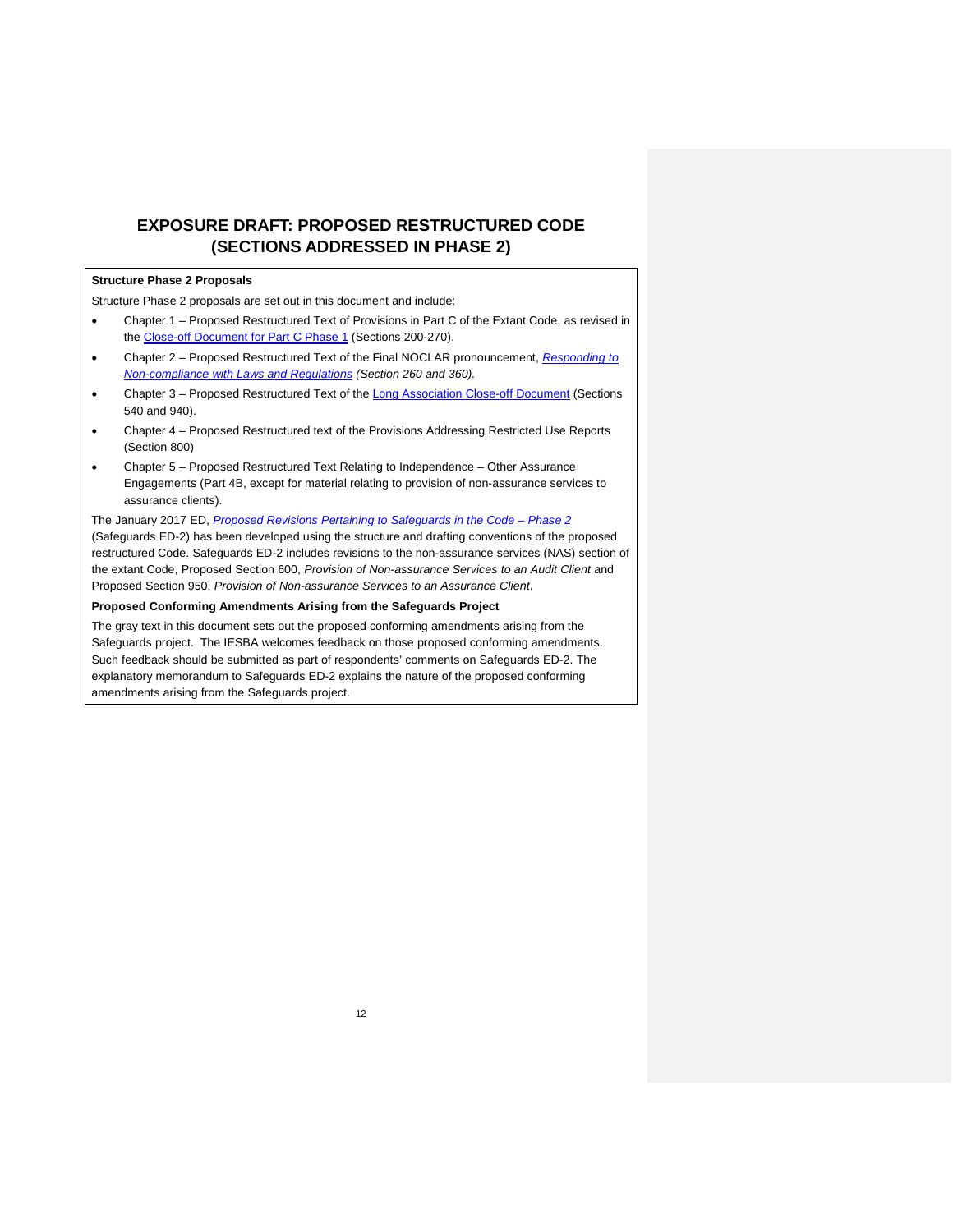# EXPOSURE DRAFT: PROPOSED RESTRUCTURED CODE (SECTIONS ADDRESSED IN PHASE 2)

**Structure Phase 2 Proposals**

Structure Phase 2 proposals are set out in this document and include:

- Chapter 1 – Proposed Restructured Text of Provisions in Part C of the Extant Code, as revised in the Close-off Document for Part C Phase 1 (Sections 200-270).
- Chapter 2 – Proposed Restructured Text of the Final NOCLAR pronouncement, *Responding to Non-compliance with Laws and Regulations (Section 260 and 360).*
- Chapter 3 – Proposed Restructured Text of the Long Association Close-off Document (Sections 540 and 940).
- Chapter 4 – Proposed Restructured text of the Provisions Addressing Restricted Use Reports (Section 800)
- Chapter 5 – Proposed Restructured Text Relating to Independence – Other Assurance Engagements (Part 4B, except for material relating to provision of non-assurance services to assurance clients).

The January 2017 ED, *Proposed Revisions Pertaining to Safeguards in the Code – Phase 2* (Safeguards ED-2) has been developed using the structure and drafting conventions of the proposed restructured Code. Safeguards ED-2 includes revisions to the non-assurance services (NAS) section of the extant Code, Proposed Section 600, *Provision of Non-assurance Services to an Audit Client* and Proposed Section 950, *Provision of Non-assurance Services to an Assurance Client*.

**Proposed Conforming Amendments Arising from the Safeguards Project**

The gray text in this document sets out the proposed conforming amendments arising from the Safeguards project. The IESBA welcomes feedback on those proposed conforming amendments. Such feedback should be submitted as part of respondents' comments on Safeguards ED-2. The explanatory memorandum to Safeguards ED-2 explains the nature of the proposed conforming amendments arising from the Safeguards project.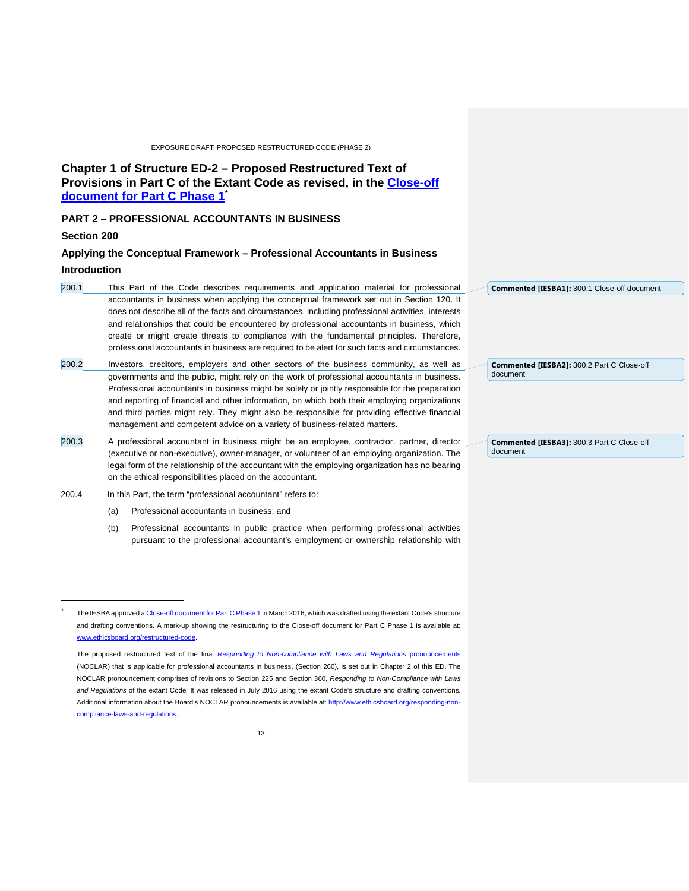# Chapter 1 of Structure ED-2 – Proposed Restructured Text of Provisions in Part C of the Extant Code as revised, in the Close-off document for Part C Phase 1*

## PART 2 – PROFESSIONAL ACCOUNTANTS IN BUSINESS

### Section 200

### Applying the Conceptual Framework – Professional Accountants in Business

### Introduction

200.1 This Part of the Code describes requirements and application material for professional accountants in business when applying the conceptual framework set out in Section 120. It does not describe all of the facts and circumstances, including professional activities, interests and relationships that could be encountered by professional accountants in business, which create or might create threats to compliance with the fundamental principles. Therefore, professional accountants in business are required to be alert for such facts and circumstances.

> **Commented [IESBA1]:** 300.1 Close-off document

200.2 Investors, creditors, employers and other sectors of the business community, as well as governments and the public, might rely on the work of professional accountants in business. Professional accountants in business might be solely or jointly responsible for the preparation and reporting of financial and other information, on which both their employing organizations and third parties might rely. They might also be responsible for providing effective financial management and competent advice on a variety of business-related matters.

> **Commented [IESBA2]:** 300.2 Part C Close-off document

200.3 A professional accountant in business might be an employee, contractor, partner, director (executive or non-executive), owner-manager, or volunteer of an employing organization. The legal form of the relationship of the accountant with the employing organization has no bearing on the ethical responsibilities placed on the accountant.

> **Commented [IESBA3]:** 300.3 Part C Close-off document

200.4 In this Part, the term "professional accountant" refers to:

(a) Professional accountants in business; and

(b) Professional accountants in public practice when performing professional activities pursuant to the professional accountant's employment or ownership relationship with

---

* The IESBA approved a Close-off document for Part C Phase 1 in March 2016, which was drafted using the extant Code's structure and drafting conventions. A mark-up showing the restructuring to the Close-off document for Part C Phase 1 is available at: www.ethicsboard.org/restructured-code.

The proposed restructured text of the final *Responding to Non-compliance with Laws and Regulations* pronouncements (NOCLAR) that is applicable for professional accountants in business, (Section 260), is set out in Chapter 2 of this ED. The NOCLAR pronouncement comprises of revisions to Section 225 and Section 360, *Responding to Non-Compliance with Laws and Regulations* of the extant Code. It was released in July 2016 using the extant Code's structure and drafting conventions. Additional information about the Board's NOCLAR pronouncements is available at: http://www.ethicsboard.org/responding-non-compliance-laws-and-regulations.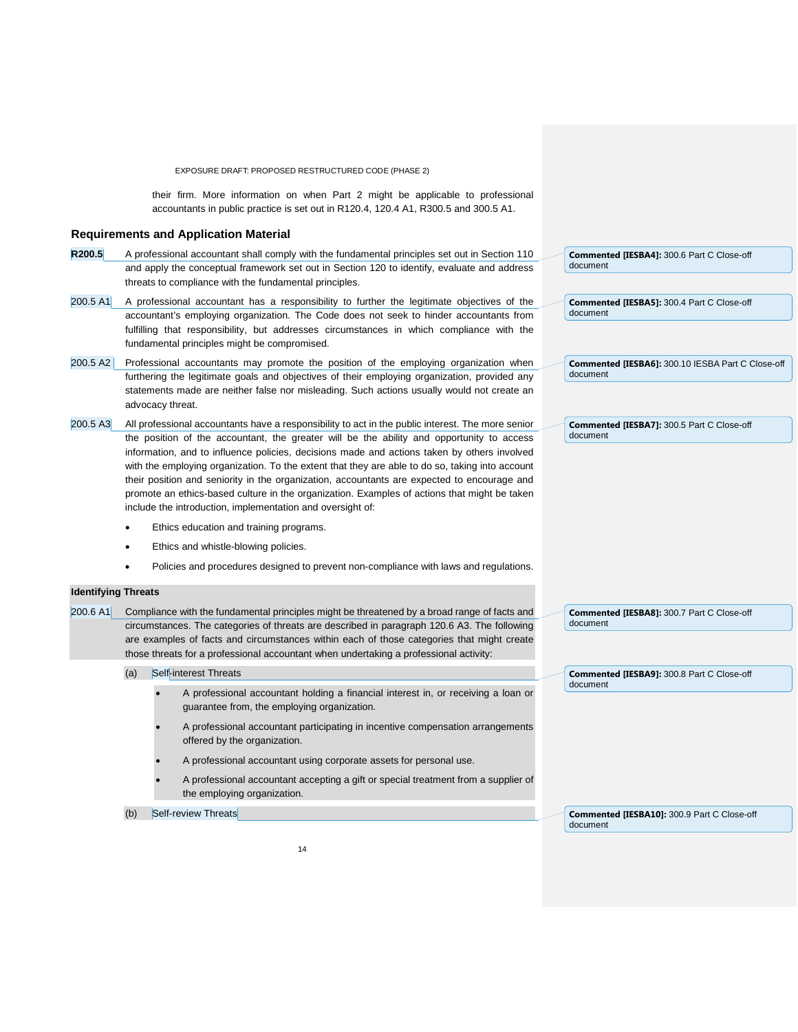their firm. More information on when Part 2 might be applicable to professional accountants in public practice is set out in R120.4, 120.4 A1, R300.5 and 300.5 A1.

### Requirements and Application Material

**R200.5** A professional accountant shall comply with the fundamental principles set out in Section 110 and apply the conceptual framework set out in Section 120 to identify, evaluate and address threats to compliance with the fundamental principles.

200.5 A1 A professional accountant has a responsibility to further the legitimate objectives of the accountant's employing organization. The Code does not seek to hinder accountants from fulfilling that responsibility, but addresses circumstances in which compliance with the fundamental principles might be compromised.

200.5 A2 Professional accountants may promote the position of the employing organization when furthering the legitimate goals and objectives of their employing organization, provided any statements made are neither false nor misleading. Such actions usually would not create an advocacy threat.

200.5 A3 All professional accountants have a responsibility to act in the public interest. The more senior the position of the accountant, the greater will be the ability and opportunity to access information, and to influence policies, decisions made and actions taken by others involved with the employing organization. To the extent that they are able to do so, taking into account their position and seniority in the organization, accountants are expected to encourage and promote an ethics-based culture in the organization. Examples of actions that might be taken include the introduction, implementation and oversight of:

- Ethics education and training programs.
- Ethics and whistle-blowing policies.
- Policies and procedures designed to prevent non-compliance with laws and regulations.

**Identifying Threats**

200.6 A1 Compliance with the fundamental principles might be threatened by a broad range of facts and circumstances. The categories of threats are described in paragraph 120.6 A3. The following are examples of facts and circumstances within each of those categories that might create those threats for a professional accountant when undertaking a professional activity:

(a) Self-interest Threats

- A professional accountant holding a financial interest in, or receiving a loan or guarantee from, the employing organization.
- A professional accountant participating in incentive compensation arrangements offered by the organization.
- A professional accountant using corporate assets for personal use.
- A professional accountant accepting a gift or special treatment from a supplier of the employing organization.

(b) Self-review Threats

**Commented [IESBA4]:** 300.6 Part C Close-off document

**Commented [IESBA5]:** 300.4 Part C Close-off document

**Commented [IESBA6]:** 300.10 IESBA Part C Close-off document

**Commented [IESBA7]:** 300.5 Part C Close-off document

**Commented [IESBA8]:** 300.7 Part C Close-off document

**Commented [IESBA9]:** 300.8 Part C Close-off document

**Commented [IESBA10]:** 300.9 Part C Close-off document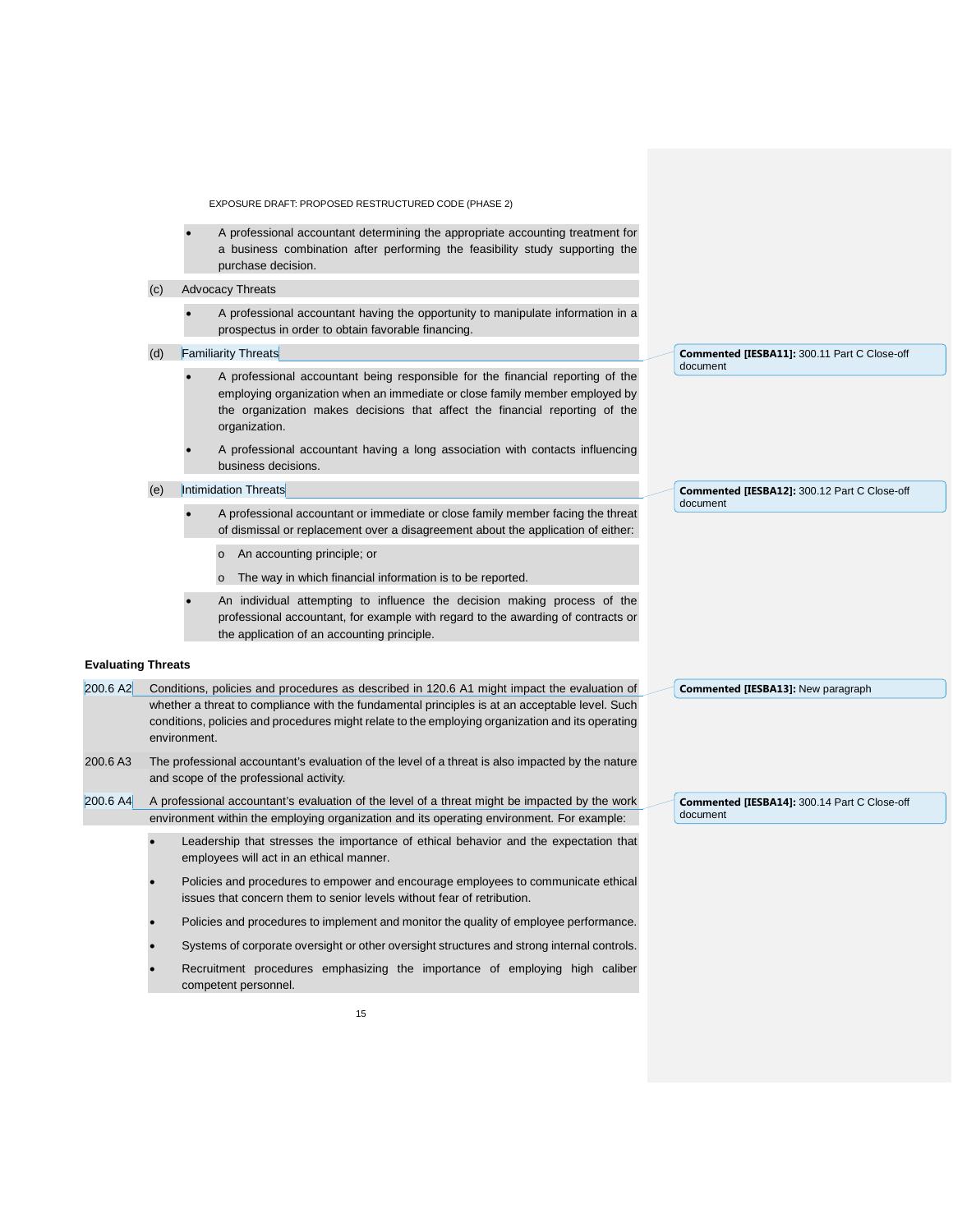- A professional accountant determining the appropriate accounting treatment for a business combination after performing the feasibility study supporting the purchase decision.

(c) Advocacy Threats

- A professional accountant having the opportunity to manipulate information in a prospectus in order to obtain favorable financing.

(d) Familiarity Threats

- A professional accountant being responsible for the financial reporting of the employing organization when an immediate or close family member employed by the organization makes decisions that affect the financial reporting of the organization.
- A professional accountant having a long association with contacts influencing business decisions.

(e) Intimidation Threats

- A professional accountant or immediate or close family member facing the threat of dismissal or replacement over a disagreement about the application of either:
  - An accounting principle; or
  - The way in which financial information is to be reported.
- An individual attempting to influence the decision making process of the professional accountant, for example with regard to the awarding of contracts or the application of an accounting principle.

**Evaluating Threats**

200.6 A2 Conditions, policies and procedures as described in 120.6 A1 might impact the evaluation of whether a threat to compliance with the fundamental principles is at an acceptable level. Such conditions, policies and procedures might relate to the employing organization and its operating environment.

200.6 A3 The professional accountant's evaluation of the level of a threat is also impacted by the nature and scope of the professional activity.

200.6 A4 A professional accountant's evaluation of the level of a threat might be impacted by the work environment within the employing organization and its operating environment. For example:

- Leadership that stresses the importance of ethical behavior and the expectation that employees will act in an ethical manner.
- Policies and procedures to empower and encourage employees to communicate ethical issues that concern them to senior levels without fear of retribution.
- Policies and procedures to implement and monitor the quality of employee performance.
- Systems of corporate oversight or other oversight structures and strong internal controls.
- Recruitment procedures emphasizing the importance of employing high caliber competent personnel.

**Commented [IESBA11]:** 300.11 Part C Close-off document

**Commented [IESBA12]:** 300.12 Part C Close-off document

**Commented [IESBA13]:** New paragraph

**Commented [IESBA14]:** 300.14 Part C Close-off document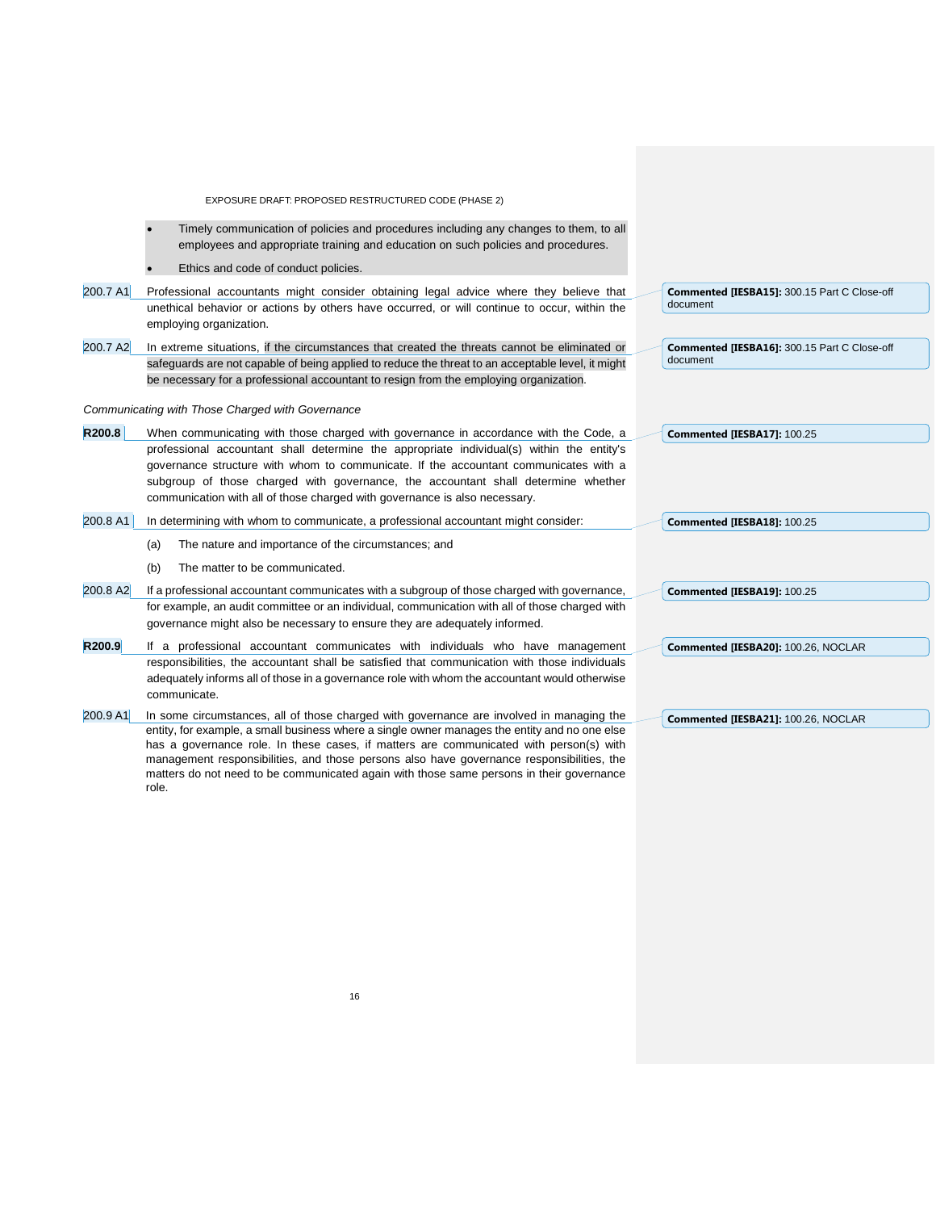- Timely communication of policies and procedures including any changes to them, to all employees and appropriate training and education on such policies and procedures.
- Ethics and code of conduct policies.

200.7 A1 Professional accountants might consider obtaining legal advice where they believe that unethical behavior or actions by others have occurred, or will continue to occur, within the employing organization.

200.7 A2 In extreme situations, if the circumstances that created the threats cannot be eliminated or safeguards are not capable of being applied to reduce the threat to an acceptable level, it might be necessary for a professional accountant to resign from the employing organization.

*Communicating with Those Charged with Governance*

**R200.8** When communicating with those charged with governance in accordance with the Code, a professional accountant shall determine the appropriate individual(s) within the entity's governance structure with whom to communicate. If the accountant communicates with a subgroup of those charged with governance, the accountant shall determine whether communication with all of those charged with governance is also necessary.

200.8 A1 In determining with whom to communicate, a professional accountant might consider:

(a) The nature and importance of the circumstances; and

(b) The matter to be communicated.

200.8 A2 If a professional accountant communicates with a subgroup of those charged with governance, for example, an audit committee or an individual, communication with all of those charged with governance might also be necessary to ensure they are adequately informed.

**R200.9** If a professional accountant communicates with individuals who have management responsibilities, the accountant shall be satisfied that communication with those individuals adequately informs all of those in a governance role with whom the accountant would otherwise communicate.

200.9 A1 In some circumstances, all of those charged with governance are involved in managing the entity, for example, a small business where a single owner manages the entity and no one else has a governance role. In these cases, if matters are communicated with person(s) with management responsibilities, and those persons also have governance responsibilities, the matters do not need to be communicated again with those same persons in their governance role.

**Commented [IESBA15]:** 300.15 Part C Close-off document

**Commented [IESBA16]:** 300.15 Part C Close-off document

**Commented [IESBA17]:** 100.25

**Commented [IESBA18]:** 100.25

**Commented [IESBA19]:** 100.25

**Commented [IESBA20]:** 100.26, NOCLAR

**Commented [IESBA21]:** 100.26, NOCLAR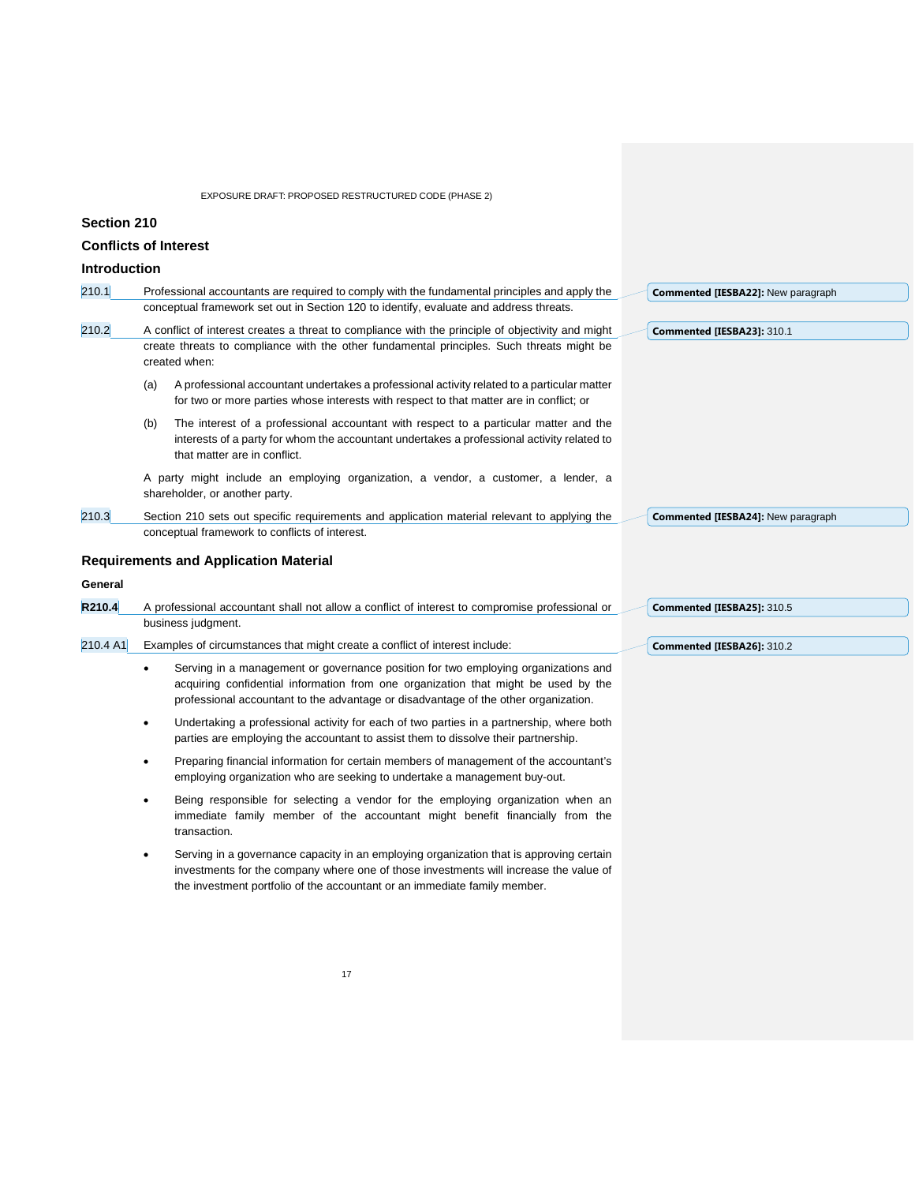## Section 210

## Conflicts of Interest

### Introduction

210.1 Professional accountants are required to comply with the fundamental principles and apply the conceptual framework set out in Section 120 to identify, evaluate and address threats.

**Commented [IESBA22]:** New paragraph

210.2 A conflict of interest creates a threat to compliance with the principle of objectivity and might create threats to compliance with the other fundamental principles. Such threats might be created when:

**Commented [IESBA23]:** 310.1

(a) A professional accountant undertakes a professional activity related to a particular matter for two or more parties whose interests with respect to that matter are in conflict; or

(b) The interest of a professional accountant with respect to a particular matter and the interests of a party for whom the accountant undertakes a professional activity related to that matter are in conflict.

A party might include an employing organization, a vendor, a customer, a lender, a shareholder, or another party.

210.3 Section 210 sets out specific requirements and application material relevant to applying the conceptual framework to conflicts of interest.

**Commented [IESBA24]:** New paragraph

### Requirements and Application Material

#### General

**R210.4** A professional accountant shall not allow a conflict of interest to compromise professional or business judgment.

**Commented [IESBA25]:** 310.5

210.4 A1 Examples of circumstances that might create a conflict of interest include:

**Commented [IESBA26]:** 310.2

- Serving in a management or governance position for two employing organizations and acquiring confidential information from one organization that might be used by the professional accountant to the advantage or disadvantage of the other organization.
- Undertaking a professional activity for each of two parties in a partnership, where both parties are employing the accountant to assist them to dissolve their partnership.
- Preparing financial information for certain members of management of the accountant's employing organization who are seeking to undertake a management buy-out.
- Being responsible for selecting a vendor for the employing organization when an immediate family member of the accountant might benefit financially from the transaction.
- Serving in a governance capacity in an employing organization that is approving certain investments for the company where one of those investments will increase the value of the investment portfolio of the accountant or an immediate family member.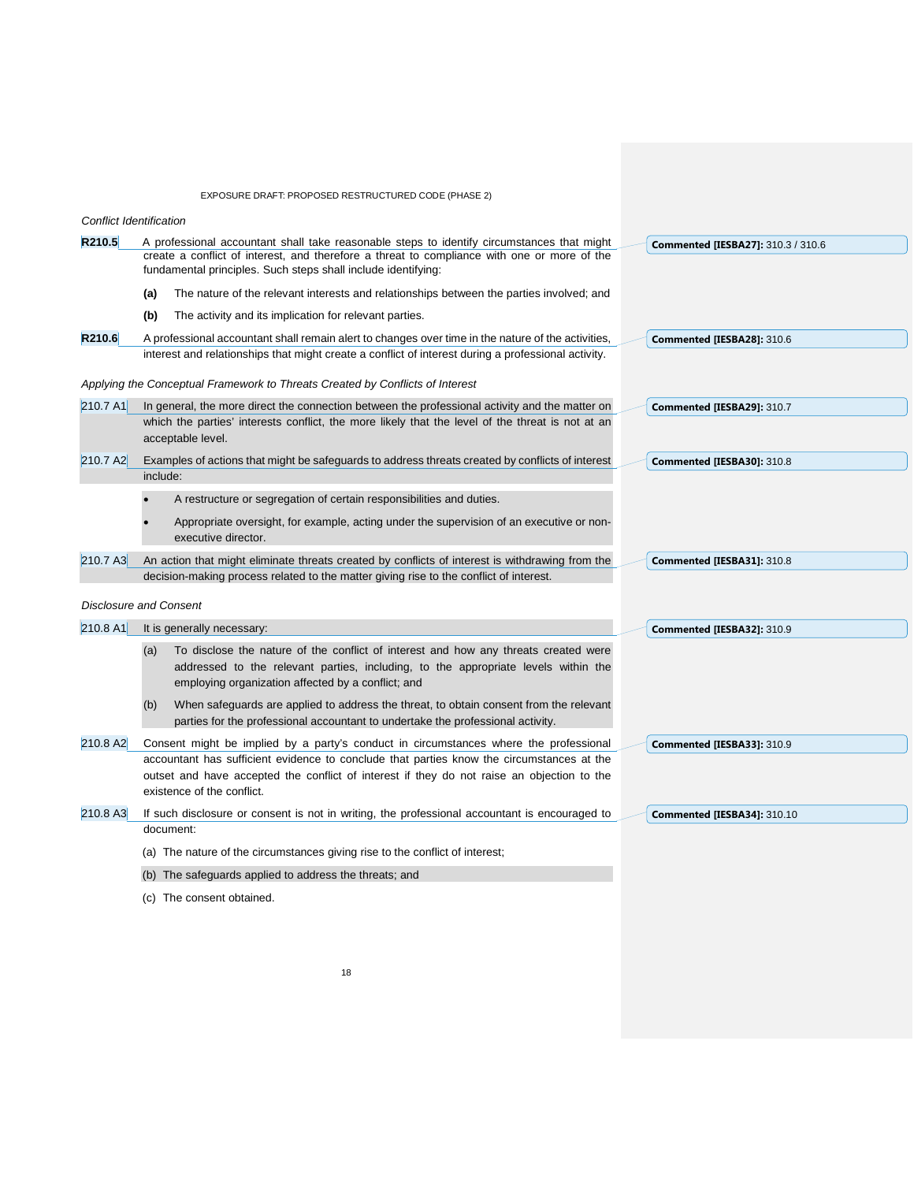*Conflict Identification*

**R210.5** A professional accountant shall take reasonable steps to identify circumstances that might create a conflict of interest, and therefore a threat to compliance with one or more of the fundamental principles. Such steps shall include identifying:

**(a)** The nature of the relevant interests and relationships between the parties involved; and

**(b)** The activity and its implication for relevant parties.

**R210.6** A professional accountant shall remain alert to changes over time in the nature of the activities, interest and relationships that might create a conflict of interest during a professional activity.

*Applying the Conceptual Framework to Threats Created by Conflicts of Interest*

210.7 A1 In general, the more direct the connection between the professional activity and the matter on which the parties' interests conflict, the more likely that the level of the threat is not at an acceptable level.

210.7 A2 Examples of actions that might be safeguards to address threats created by conflicts of interest include:

- A restructure or segregation of certain responsibilities and duties.
- Appropriate oversight, for example, acting under the supervision of an executive or non-executive director.

210.7 A3 An action that might eliminate threats created by conflicts of interest is withdrawing from the decision-making process related to the matter giving rise to the conflict of interest.

*Disclosure and Consent*

210.8 A1 It is generally necessary:

(a) To disclose the nature of the conflict of interest and how any threats created were addressed to the relevant parties, including, to the appropriate levels within the employing organization affected by a conflict; and

(b) When safeguards are applied to address the threat, to obtain consent from the relevant parties for the professional accountant to undertake the professional activity.

210.8 A2 Consent might be implied by a party's conduct in circumstances where the professional accountant has sufficient evidence to conclude that parties know the circumstances at the outset and have accepted the conflict of interest if they do not raise an objection to the existence of the conflict.

210.8 A3 If such disclosure or consent is not in writing, the professional accountant is encouraged to document:

(a) The nature of the circumstances giving rise to the conflict of interest;

(b) The safeguards applied to address the threats; and

(c) The consent obtained.

**Commented [IESBA27]:** 310.3 / 310.6

**Commented [IESBA28]:** 310.6

**Commented [IESBA29]:** 310.7

**Commented [IESBA30]:** 310.8

**Commented [IESBA31]:** 310.8

**Commented [IESBA32]:** 310.9

**Commented [IESBA33]:** 310.9

**Commented [IESBA34]:** 310.10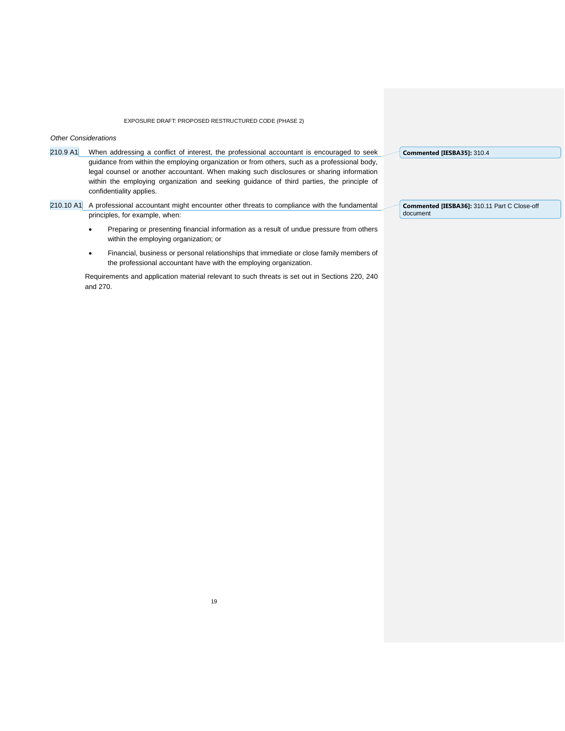*Other Considerations*

210.9 A1 When addressing a conflict of interest, the professional accountant is encouraged to seek guidance from within the employing organization or from others, such as a professional body, legal counsel or another accountant. When making such disclosures or sharing information within the employing organization and seeking guidance of third parties, the principle of confidentiality applies.

210.10 A1 A professional accountant might encounter other threats to compliance with the fundamental principles, for example, when:

- Preparing or presenting financial information as a result of undue pressure from others within the employing organization; or
- Financial, business or personal relationships that immediate or close family members of the professional accountant have with the employing organization.

Requirements and application material relevant to such threats is set out in Sections 220, 240 and 270.

**Commented [IESBA35]:** 310.4

**Commented [IESBA36]:** 310.11 Part C Close-off document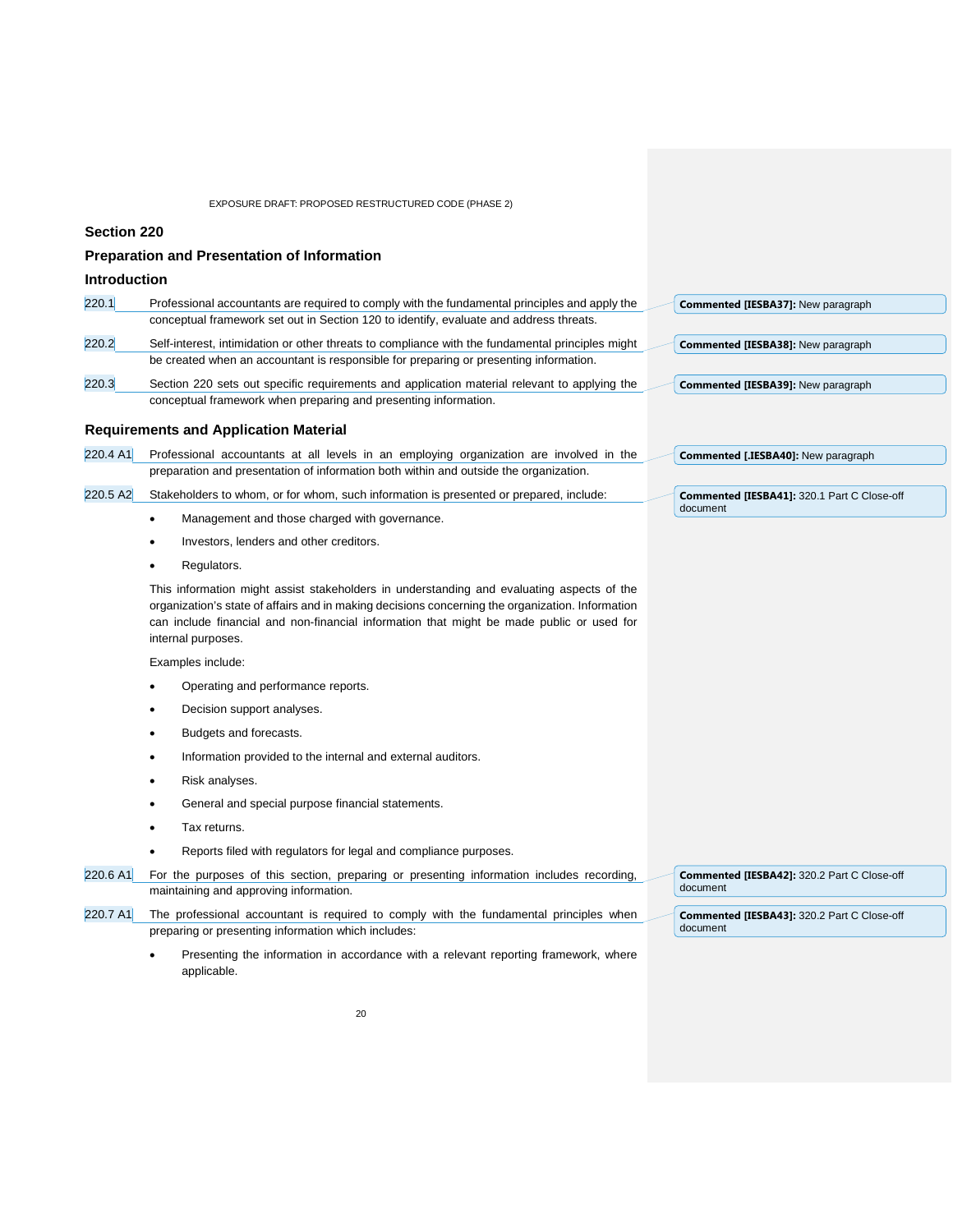## Section 220

## Preparation and Presentation of Information

### Introduction

220.1 Professional accountants are required to comply with the fundamental principles and apply the conceptual framework set out in Section 120 to identify, evaluate and address threats.

220.2 Self-interest, intimidation or other threats to compliance with the fundamental principles might be created when an accountant is responsible for preparing or presenting information.

220.3 Section 220 sets out specific requirements and application material relevant to applying the conceptual framework when preparing and presenting information.

### Requirements and Application Material

220.4 A1 Professional accountants at all levels in an employing organization are involved in the preparation and presentation of information both within and outside the organization.

220.5 A2 Stakeholders to whom, or for whom, such information is presented or prepared, include:

- Management and those charged with governance.
- Investors, lenders and other creditors.
- Regulators.

This information might assist stakeholders in understanding and evaluating aspects of the organization's state of affairs and in making decisions concerning the organization. Information can include financial and non-financial information that might be made public or used for internal purposes.

Examples include:

- Operating and performance reports.
- Decision support analyses.
- Budgets and forecasts.
- Information provided to the internal and external auditors.
- Risk analyses.
- General and special purpose financial statements.
- Tax returns.
- Reports filed with regulators for legal and compliance purposes.

220.6 A1 For the purposes of this section, preparing or presenting information includes recording, maintaining and approving information.

220.7 A1 The professional accountant is required to comply with the fundamental principles when preparing or presenting information which includes:

- Presenting the information in accordance with a relevant reporting framework, where applicable.

**Commented [IESBA37]:** New paragraph

**Commented [IESBA38]:** New paragraph

**Commented [IESBA39]:** New paragraph

**Commented [.IESBA40]:** New paragraph

**Commented [IESBA41]:** 320.1 Part C Close-off document

**Commented [IESBA42]:** 320.2 Part C Close-off document

**Commented [IESBA43]:** 320.2 Part C Close-off document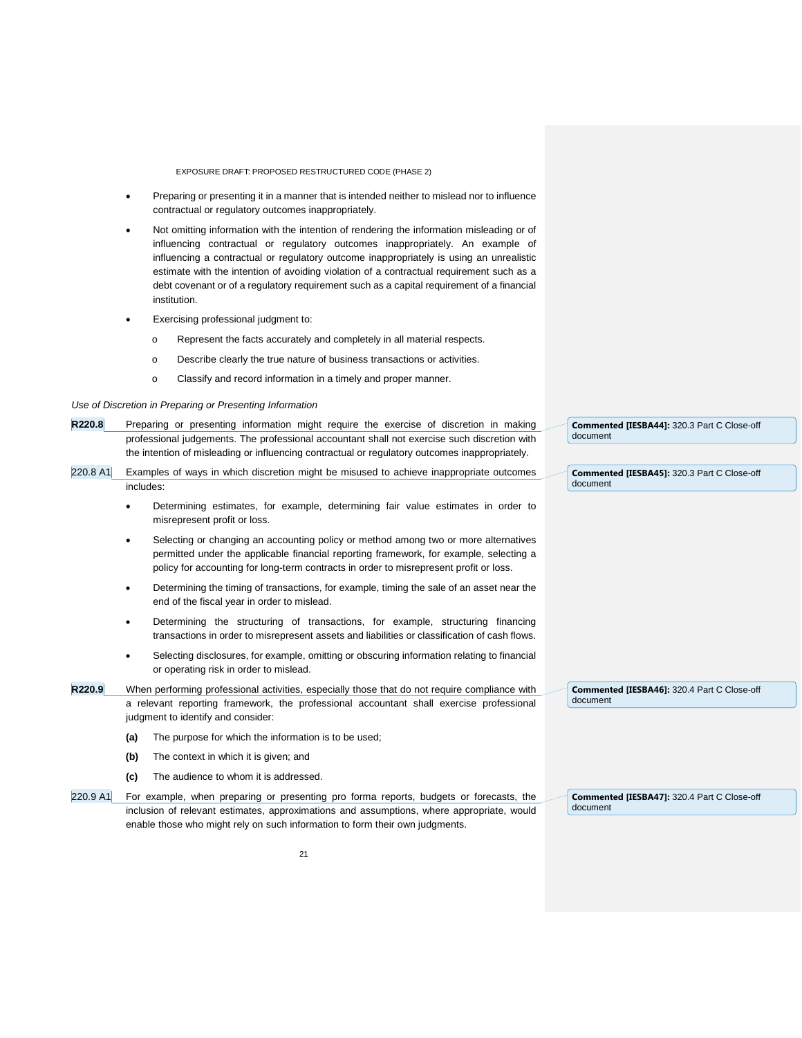- Preparing or presenting it in a manner that is intended neither to mislead nor to influence contractual or regulatory outcomes inappropriately.
- Not omitting information with the intention of rendering the information misleading or of influencing contractual or regulatory outcomes inappropriately. An example of influencing a contractual or regulatory outcome inappropriately is using an unrealistic estimate with the intention of avoiding violation of a contractual requirement such as a debt covenant or of a regulatory requirement such as a capital requirement of a financial institution.
- Exercising professional judgment to:
  - Represent the facts accurately and completely in all material respects.
  - Describe clearly the true nature of business transactions or activities.
  - Classify and record information in a timely and proper manner.

*Use of Discretion in Preparing or Presenting Information*

**R220.8** Preparing or presenting information might require the exercise of discretion in making professional judgements. The professional accountant shall not exercise such discretion with the intention of misleading or influencing contractual or regulatory outcomes inappropriately.

**Commented [IESBA44]:** 320.3 Part C Close-off document

220.8 A1 Examples of ways in which discretion might be misused to achieve inappropriate outcomes includes:

**Commented [IESBA45]:** 320.3 Part C Close-off document

- Determining estimates, for example, determining fair value estimates in order to misrepresent profit or loss.
- Selecting or changing an accounting policy or method among two or more alternatives permitted under the applicable financial reporting framework, for example, selecting a policy for accounting for long-term contracts in order to misrepresent profit or loss.
- Determining the timing of transactions, for example, timing the sale of an asset near the end of the fiscal year in order to mislead.
- Determining the structuring of transactions, for example, structuring financing transactions in order to misrepresent assets and liabilities or classification of cash flows.
- Selecting disclosures, for example, omitting or obscuring information relating to financial or operating risk in order to mislead.

**R220.9** When performing professional activities, especially those that do not require compliance with a relevant reporting framework, the professional accountant shall exercise professional judgment to identify and consider:

**Commented [IESBA46]:** 320.4 Part C Close-off document

**(a)** The purpose for which the information is to be used;

**(b)** The context in which it is given; and

**(c)** The audience to whom it is addressed.

220.9 A1 For example, when preparing or presenting pro forma reports, budgets or forecasts, the inclusion of relevant estimates, approximations and assumptions, where appropriate, would enable those who might rely on such information to form their own judgments.

**Commented [IESBA47]:** 320.4 Part C Close-off document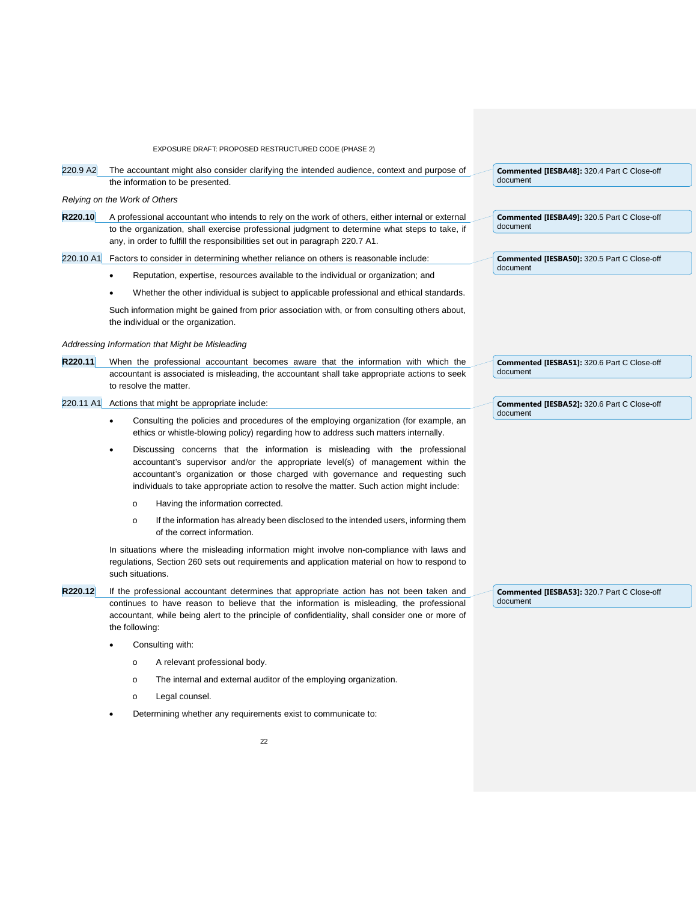220.9 A2 The accountant might also consider clarifying the intended audience, context and purpose of the information to be presented.

*Relying on the Work of Others*

**R220.10** A professional accountant who intends to rely on the work of others, either internal or external to the organization, shall exercise professional judgment to determine what steps to take, if any, in order to fulfill the responsibilities set out in paragraph 220.7 A1.

220.10 A1 Factors to consider in determining whether reliance on others is reasonable include:

- Reputation, expertise, resources available to the individual or organization; and
- Whether the other individual is subject to applicable professional and ethical standards.

Such information might be gained from prior association with, or from consulting others about, the individual or the organization.

*Addressing Information that Might be Misleading*

**R220.11** When the professional accountant becomes aware that the information with which the accountant is associated is misleading, the accountant shall take appropriate actions to seek to resolve the matter.

220.11 A1 Actions that might be appropriate include:

- Consulting the policies and procedures of the employing organization (for example, an ethics or whistle-blowing policy) regarding how to address such matters internally.
- Discussing concerns that the information is misleading with the professional accountant's supervisor and/or the appropriate level(s) of management within the accountant's organization or those charged with governance and requesting such individuals to take appropriate action to resolve the matter. Such action might include:
  - Having the information corrected.
  - If the information has already been disclosed to the intended users, informing them of the correct information.

In situations where the misleading information might involve non-compliance with laws and regulations, Section 260 sets out requirements and application material on how to respond to such situations.

**R220.12** If the professional accountant determines that appropriate action has not been taken and continues to have reason to believe that the information is misleading, the professional accountant, while being alert to the principle of confidentiality, shall consider one or more of the following:

- Consulting with:
  - A relevant professional body.
  - The internal and external auditor of the employing organization.
  - Legal counsel.
- Determining whether any requirements exist to communicate to:

**Commented [IESBA48]:** 320.4 Part C Close-off document

**Commented [IESBA49]:** 320.5 Part C Close-off document

**Commented [IESBA50]:** 320.5 Part C Close-off document

**Commented [IESBA51]:** 320.6 Part C Close-off document

**Commented [IESBA52]:** 320.6 Part C Close-off document

**Commented [IESBA53]:** 320.7 Part C Close-off document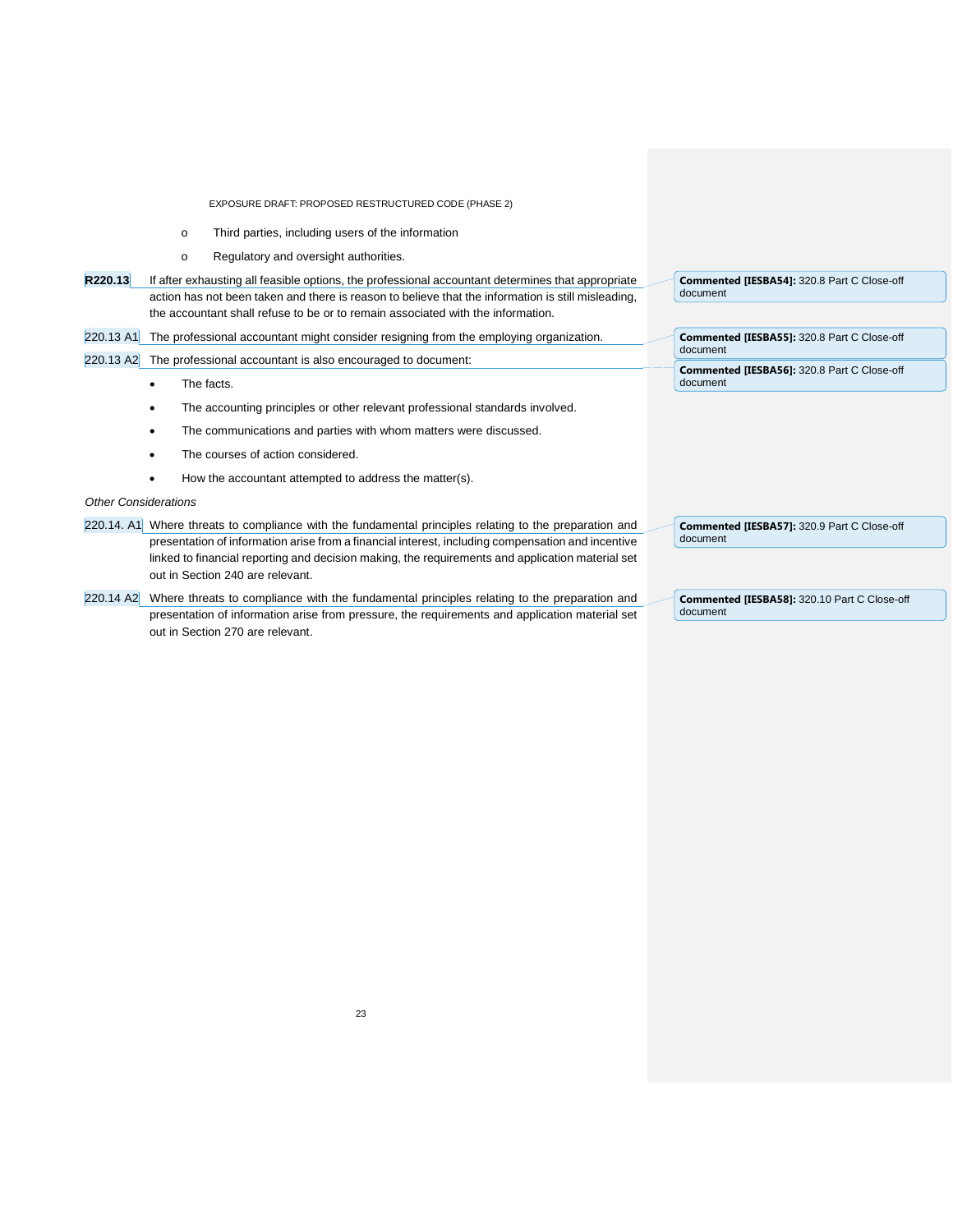- o Third parties, including users of the information
- o Regulatory and oversight authorities.

**R220.13** If after exhausting all feasible options, the professional accountant determines that appropriate action has not been taken and there is reason to believe that the information is still misleading, the accountant shall refuse to be or to remain associated with the information.

220.13 A1 The professional accountant might consider resigning from the employing organization.

220.13 A2 The professional accountant is also encouraged to document:

- The facts.
- The accounting principles or other relevant professional standards involved.
- The communications and parties with whom matters were discussed.
- The courses of action considered.
- How the accountant attempted to address the matter(s).

*Other Considerations*

220.14. A1 Where threats to compliance with the fundamental principles relating to the preparation and presentation of information arise from a financial interest, including compensation and incentive linked to financial reporting and decision making, the requirements and application material set out in Section 240 are relevant.

220.14 A2 Where threats to compliance with the fundamental principles relating to the preparation and presentation of information arise from pressure, the requirements and application material set out in Section 270 are relevant.

**Commented [IESBA54]:** 320.8 Part C Close-off document

**Commented [IESBA55]:** 320.8 Part C Close-off document

**Commented [IESBA56]:** 320.8 Part C Close-off document

**Commented [IESBA57]:** 320.9 Part C Close-off document

**Commented [IESBA58]:** 320.10 Part C Close-off document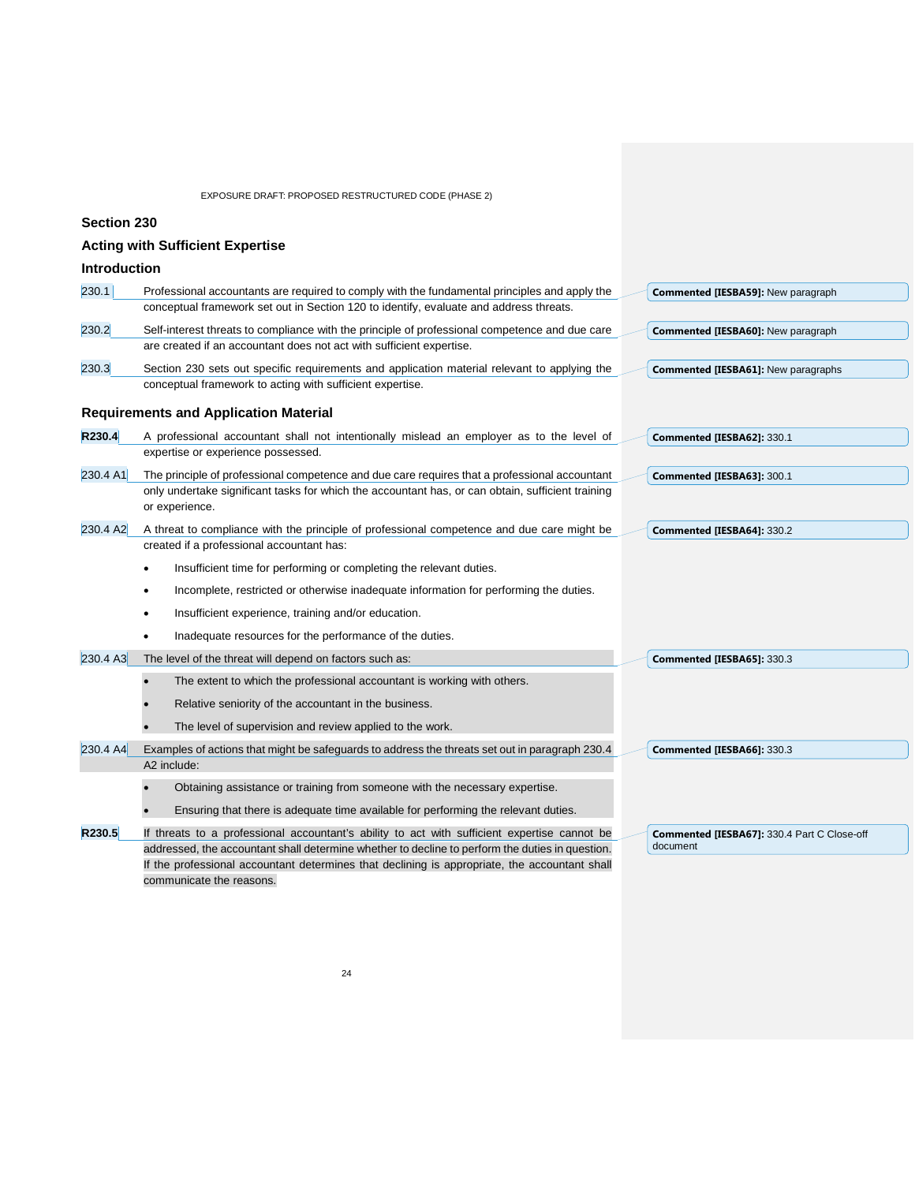## Section 230

## Acting with Sufficient Expertise

### Introduction

230.1 Professional accountants are required to comply with the fundamental principles and apply the conceptual framework set out in Section 120 to identify, evaluate and address threats.

230.2 Self-interest threats to compliance with the principle of professional competence and due care are created if an accountant does not act with sufficient expertise.

230.3 Section 230 sets out specific requirements and application material relevant to applying the conceptual framework to acting with sufficient expertise.

### Requirements and Application Material

**R230.4** A professional accountant shall not intentionally mislead an employer as to the level of expertise or experience possessed.

230.4 A1 The principle of professional competence and due care requires that a professional accountant only undertake significant tasks for which the accountant has, or can obtain, sufficient training or experience.

230.4 A2 A threat to compliance with the principle of professional competence and due care might be created if a professional accountant has:

- Insufficient time for performing or completing the relevant duties.
- Incomplete, restricted or otherwise inadequate information for performing the duties.
- Insufficient experience, training and/or education.
- Inadequate resources for the performance of the duties.

230.4 A3 The level of the threat will depend on factors such as:

- The extent to which the professional accountant is working with others.
- Relative seniority of the accountant in the business.
- The level of supervision and review applied to the work.

230.4 A4 Examples of actions that might be safeguards to address the threats set out in paragraph 230.4 A2 include:

- Obtaining assistance or training from someone with the necessary expertise.
- Ensuring that there is adequate time available for performing the relevant duties.

**R230.5** If threats to a professional accountant's ability to act with sufficient expertise cannot be addressed, the accountant shall determine whether to decline to perform the duties in question. If the professional accountant determines that declining is appropriate, the accountant shall communicate the reasons.

---

Commented [IESBA59]: New paragraph

Commented [IESBA60]: New paragraph

Commented [IESBA61]: New paragraphs

Commented [IESBA62]: 330.1

Commented [IESBA63]: 300.1

Commented [IESBA64]: 330.2

Commented [IESBA65]: 330.3

Commented [IESBA66]: 330.3

Commented [IESBA67]: 330.4 Part C Close-off document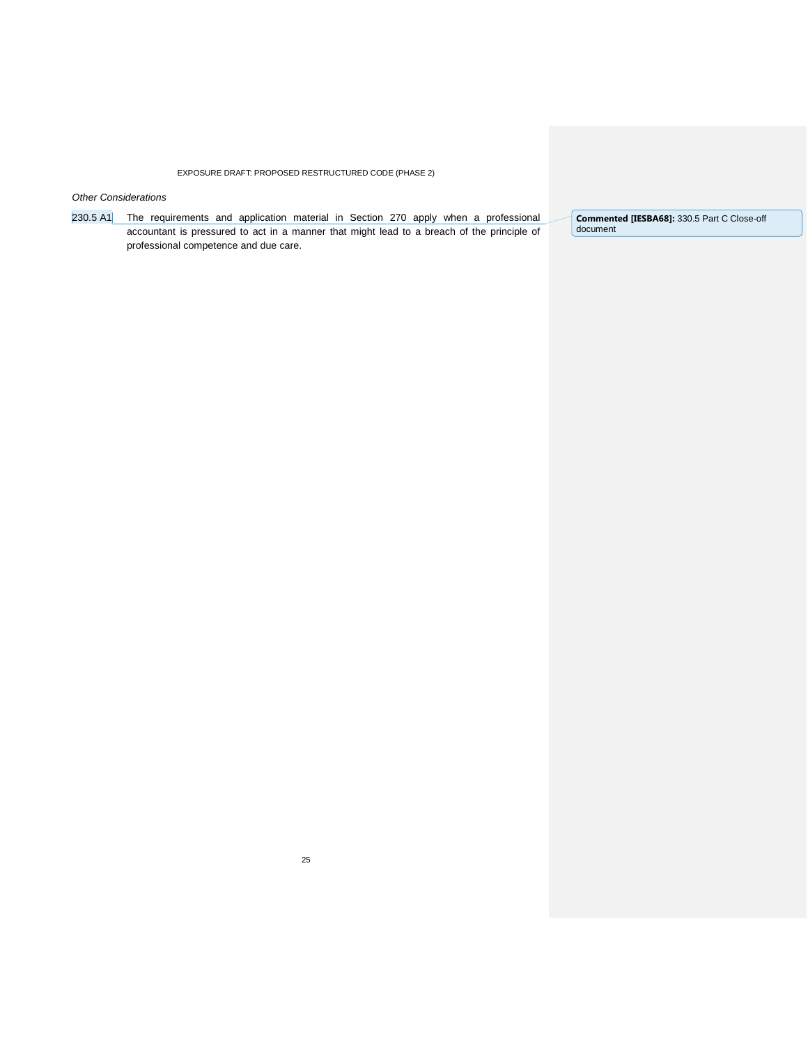*Other Considerations*

230.5 A1 The requirements and application material in Section 270 apply when a professional accountant is pressured to act in a manner that might lead to a breach of the principle of professional competence and due care.

**Commented [IESBA68]:** 330.5 Part C Close-off document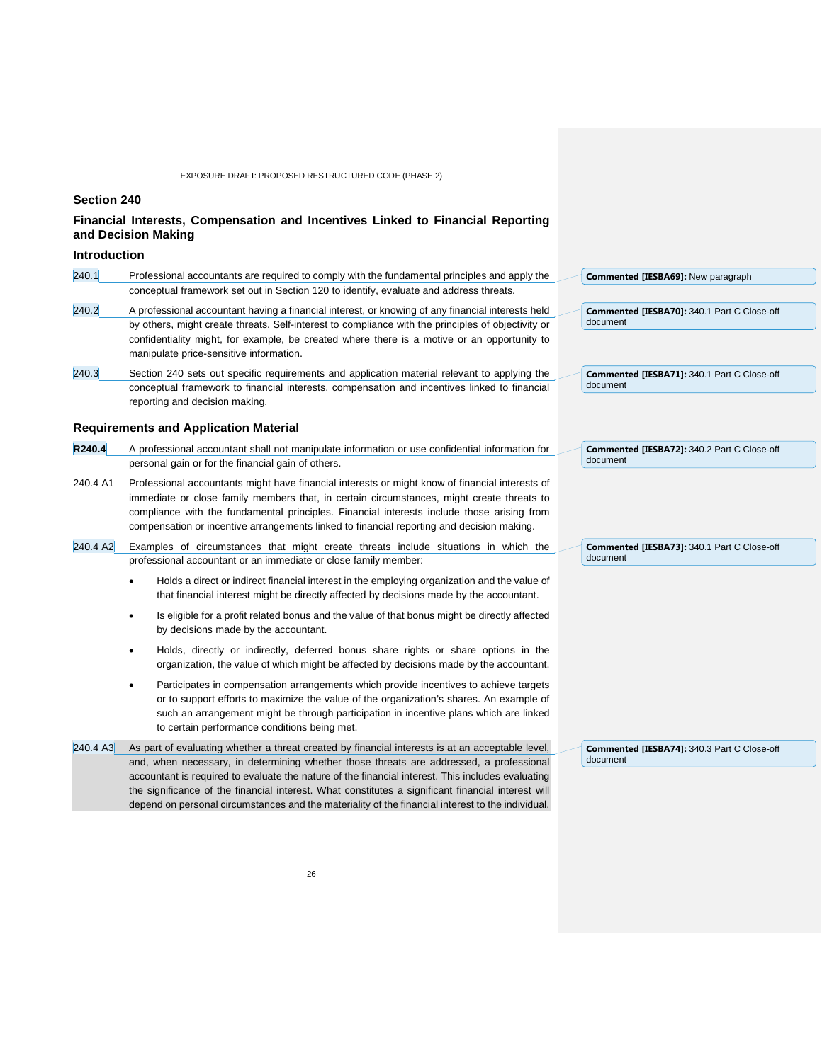## Section 240

### Financial Interests, Compensation and Incentives Linked to Financial Reporting and Decision Making

### Introduction

240.1 Professional accountants are required to comply with the fundamental principles and apply the conceptual framework set out in Section 120 to identify, evaluate and address threats.

240.2 A professional accountant having a financial interest, or knowing of any financial interests held by others, might create threats. Self-interest to compliance with the principles of objectivity or confidentiality might, for example, be created where there is a motive or an opportunity to manipulate price-sensitive information.

240.3 Section 240 sets out specific requirements and application material relevant to applying the conceptual framework to financial interests, compensation and incentives linked to financial reporting and decision making.

### Requirements and Application Material

**R240.4** A professional accountant shall not manipulate information or use confidential information for personal gain or for the financial gain of others.

240.4 A1 Professional accountants might have financial interests or might know of financial interests of immediate or close family members that, in certain circumstances, might create threats to compliance with the fundamental principles. Financial interests include those arising from compensation or incentive arrangements linked to financial reporting and decision making.

240.4 A2 Examples of circumstances that might create threats include situations in which the professional accountant or an immediate or close family member:

- Holds a direct or indirect financial interest in the employing organization and the value of that financial interest might be directly affected by decisions made by the accountant.
- Is eligible for a profit related bonus and the value of that bonus might be directly affected by decisions made by the accountant.
- Holds, directly or indirectly, deferred bonus share rights or share options in the organization, the value of which might be affected by decisions made by the accountant.
- Participates in compensation arrangements which provide incentives to achieve targets or to support efforts to maximize the value of the organization's shares. An example of such an arrangement might be through participation in incentive plans which are linked to certain performance conditions being met.

240.4 A3 As part of evaluating whether a threat created by financial interests is at an acceptable level, and, when necessary, in determining whether those threats are addressed, a professional accountant is required to evaluate the nature of the financial interest. This includes evaluating the significance of the financial interest. What constitutes a significant financial interest will depend on personal circumstances and the materiality of the financial interest to the individual.

**Commented [IESBA69]:** New paragraph

**Commented [IESBA70]:** 340.1 Part C Close-off document

**Commented [IESBA71]:** 340.1 Part C Close-off document

**Commented [IESBA72]:** 340.2 Part C Close-off document

**Commented [IESBA73]:** 340.1 Part C Close-off document

**Commented [IESBA74]:** 340.3 Part C Close-off document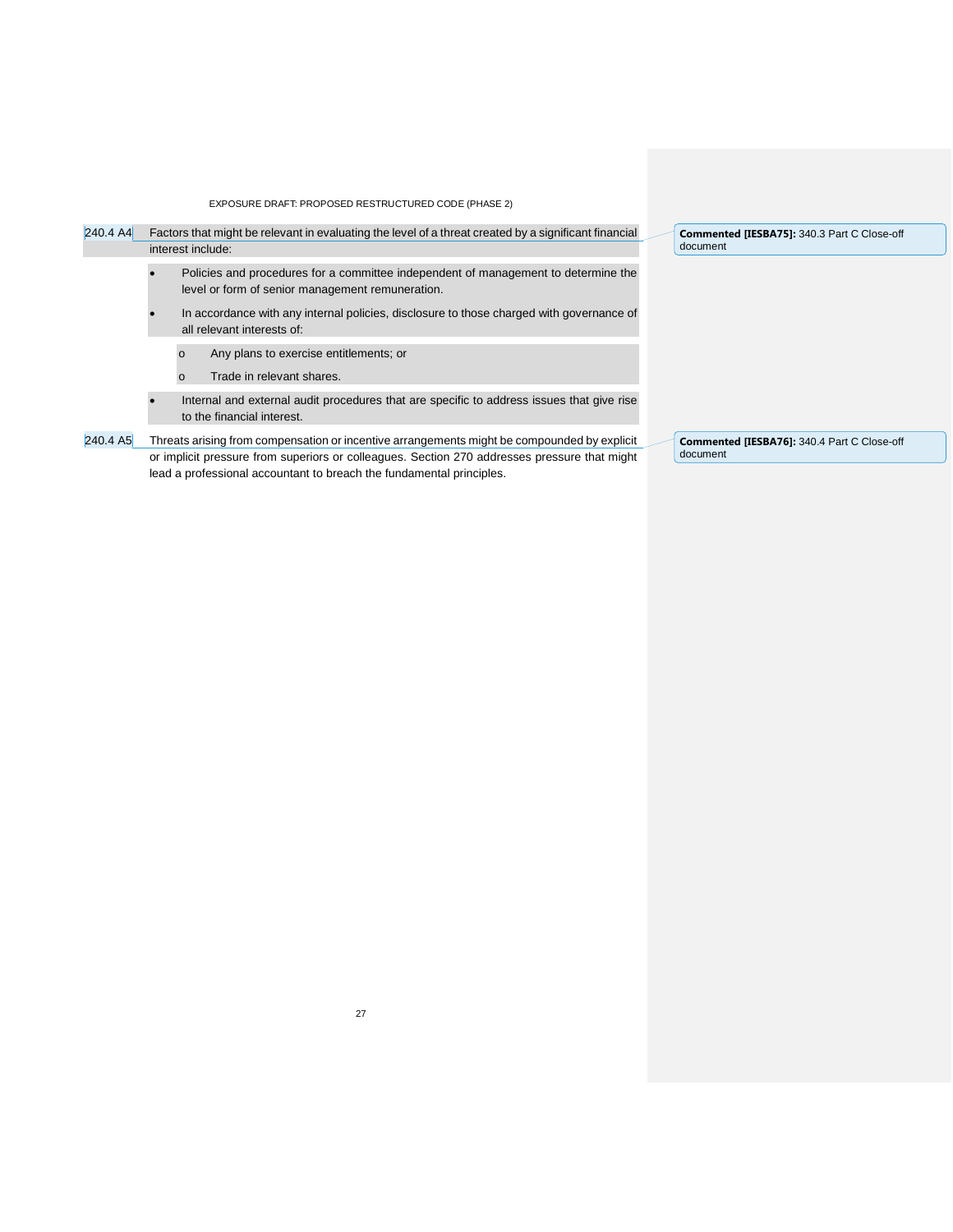240.4 A4 Factors that might be relevant in evaluating the level of a threat created by a significant financial interest include:

- Policies and procedures for a committee independent of management to determine the level or form of senior management remuneration.
- In accordance with any internal policies, disclosure to those charged with governance of all relevant interests of:
  - Any plans to exercise entitlements; or
  - Trade in relevant shares.
- Internal and external audit procedures that are specific to address issues that give rise to the financial interest.

240.4 A5 Threats arising from compensation or incentive arrangements might be compounded by explicit or implicit pressure from superiors or colleagues. Section 270 addresses pressure that might lead a professional accountant to breach the fundamental principles.

**Commented [IESBA75]:** 340.3 Part C Close-off document

**Commented [IESBA76]:** 340.4 Part C Close-off document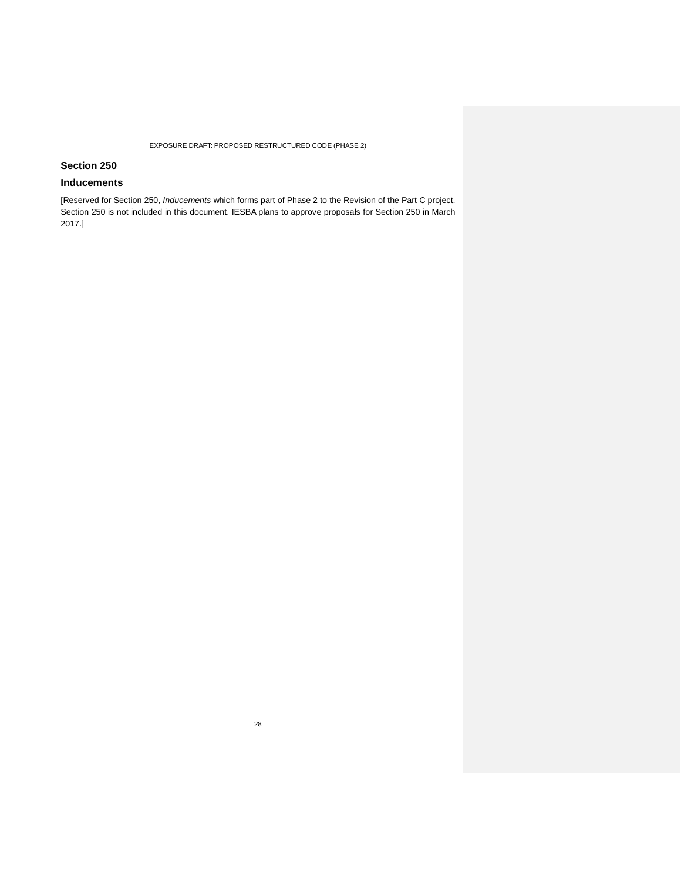## Section 250

## Inducements

[Reserved for Section 250, *Inducements* which forms part of Phase 2 to the Revision of the Part C project. Section 250 is not included in this document. IESBA plans to approve proposals for Section 250 in March 2017.]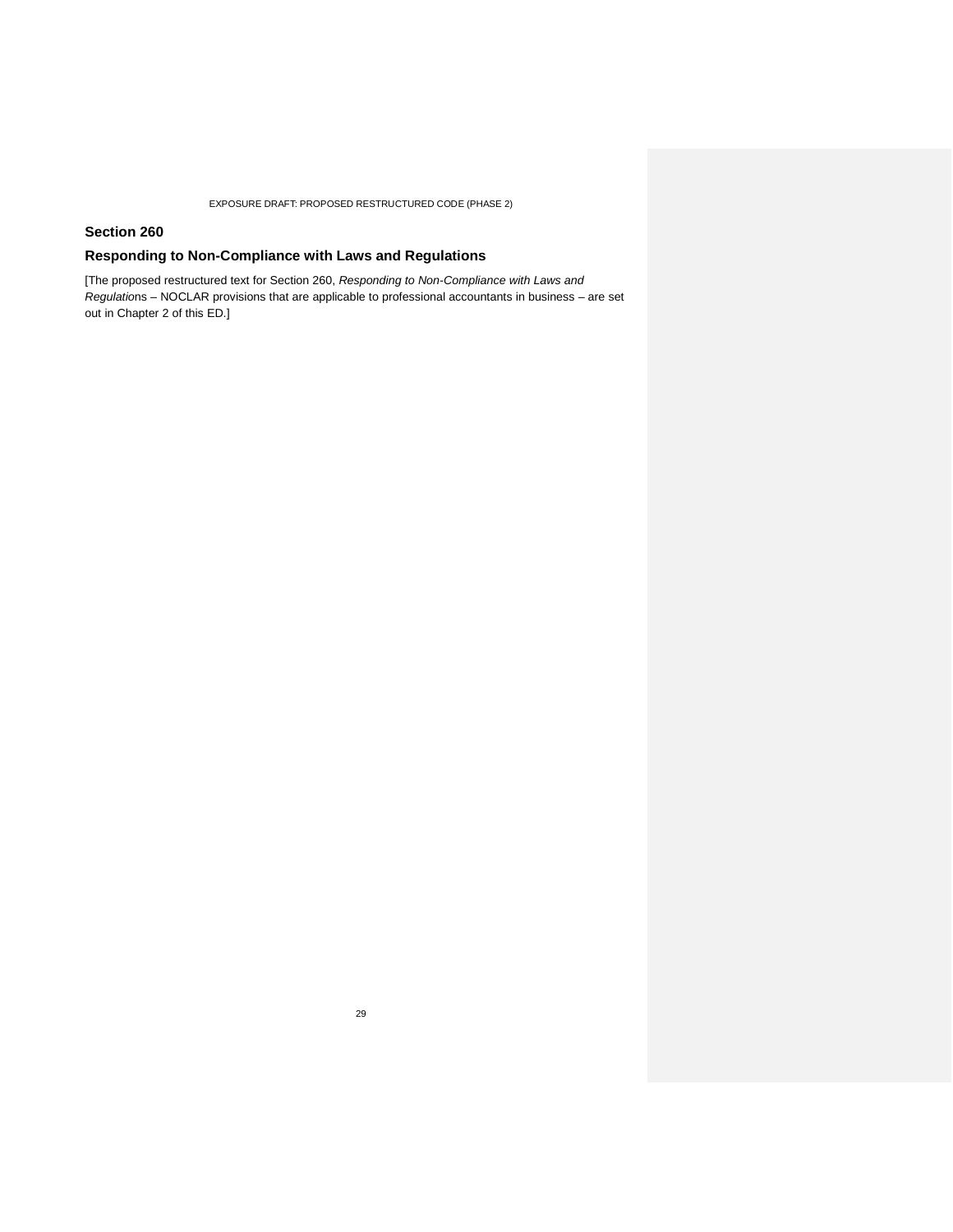## Section 260

## Responding to Non-Compliance with Laws and Regulations

[The proposed restructured text for Section 260, *Responding to Non-Compliance with Laws and Regulation*s – NOCLAR provisions that are applicable to professional accountants in business – are set out in Chapter 2 of this ED.]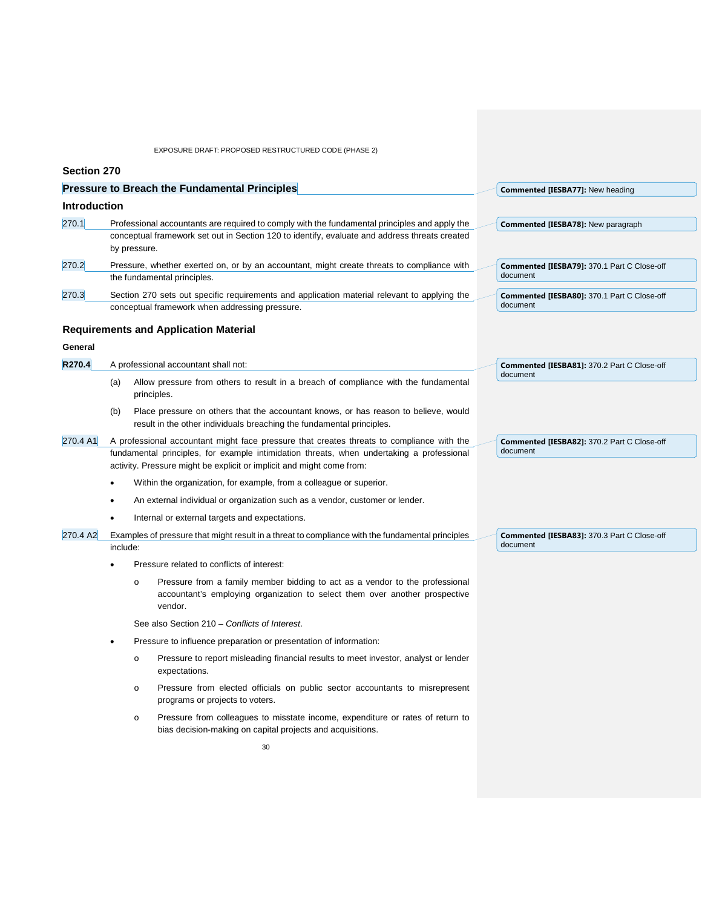## Section 270

## Pressure to Breach the Fundamental Principles

Commented [IESBA77]: New heading

### Introduction

270.1 Professional accountants are required to comply with the fundamental principles and apply the conceptual framework set out in Section 120 to identify, evaluate and address threats created by pressure.

Commented [IESBA78]: New paragraph

270.2 Pressure, whether exerted on, or by an accountant, might create threats to compliance with the fundamental principles.

Commented [IESBA79]: 370.1 Part C Close-off document

270.3 Section 270 sets out specific requirements and application material relevant to applying the conceptual framework when addressing pressure.

Commented [IESBA80]: 370.1 Part C Close-off document

### Requirements and Application Material

#### General

**R270.4** A professional accountant shall not:

Commented [IESBA81]: 370.2 Part C Close-off document

(a) Allow pressure from others to result in a breach of compliance with the fundamental principles.

(b) Place pressure on others that the accountant knows, or has reason to believe, would result in the other individuals breaching the fundamental principles.

270.4 A1 A professional accountant might face pressure that creates threats to compliance with the fundamental principles, for example intimidation threats, when undertaking a professional activity. Pressure might be explicit or implicit and might come from:

Commented [IESBA82]: 370.2 Part C Close-off document

- Within the organization, for example, from a colleague or superior.
- An external individual or organization such as a vendor, customer or lender.
- Internal or external targets and expectations.

270.4 A2 Examples of pressure that might result in a threat to compliance with the fundamental principles include:

Commented [IESBA83]: 370.3 Part C Close-off document

- Pressure related to conflicts of interest:
  - o Pressure from a family member bidding to act as a vendor to the professional accountant's employing organization to select them over another prospective vendor.

  See also Section 210 – *Conflicts of Interest*.
- Pressure to influence preparation or presentation of information:
  - o Pressure to report misleading financial results to meet investor, analyst or lender expectations.
  - o Pressure from elected officials on public sector accountants to misrepresent programs or projects to voters.
  - o Pressure from colleagues to misstate income, expenditure or rates of return to bias decision-making on capital projects and acquisitions.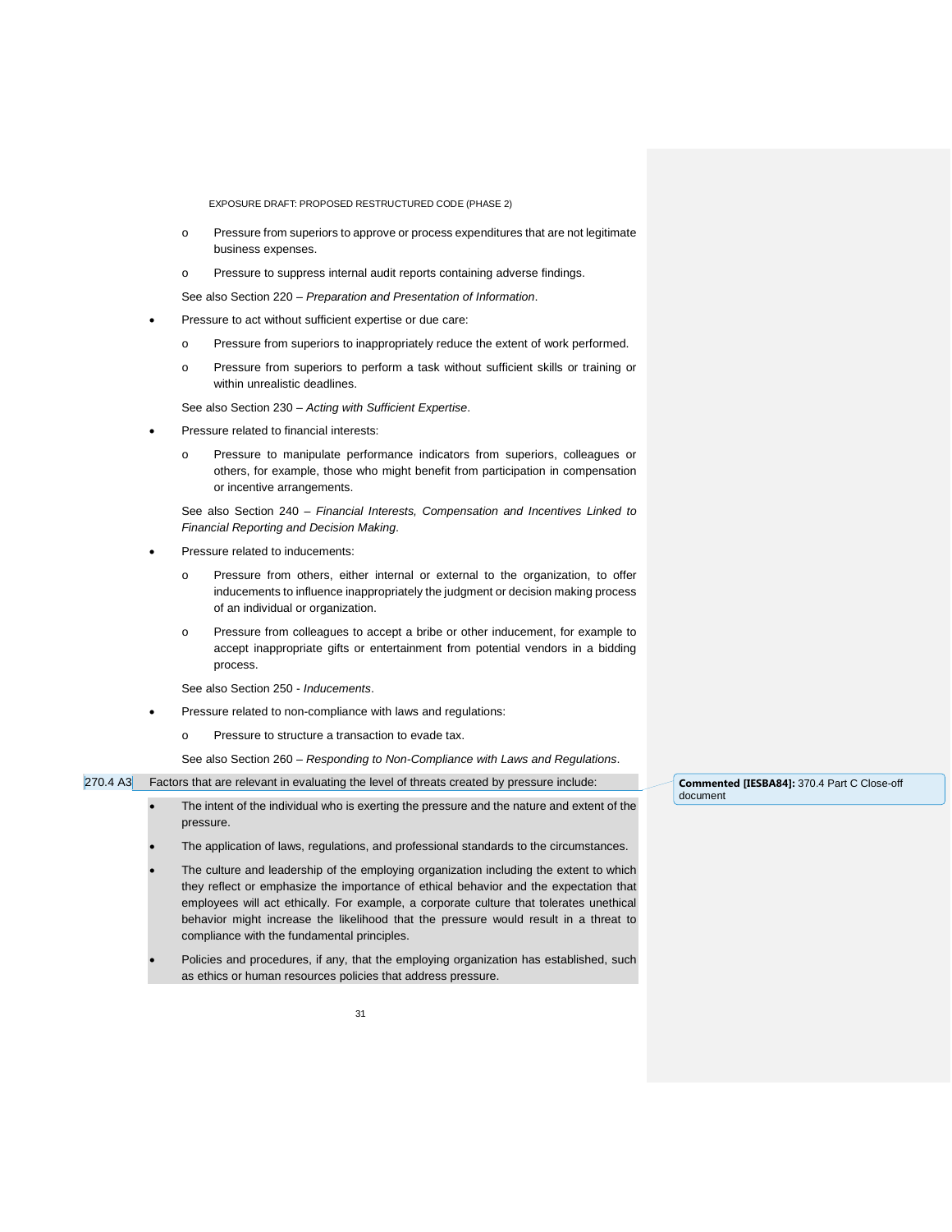- o Pressure from superiors to approve or process expenditures that are not legitimate business expenses.
  - o Pressure to suppress internal audit reports containing adverse findings.

  See also Section 220 – *Preparation and Presentation of Information*.

- Pressure to act without sufficient expertise or due care:
  - o Pressure from superiors to inappropriately reduce the extent of work performed.
  - o Pressure from superiors to perform a task without sufficient skills or training or within unrealistic deadlines.

  See also Section 230 – *Acting with Sufficient Expertise*.

- Pressure related to financial interests:
  - o Pressure to manipulate performance indicators from superiors, colleagues or others, for example, those who might benefit from participation in compensation or incentive arrangements.

  See also Section 240 – *Financial Interests, Compensation and Incentives Linked to Financial Reporting and Decision Making*.

- Pressure related to inducements:
  - o Pressure from others, either internal or external to the organization, to offer inducements to influence inappropriately the judgment or decision making process of an individual or organization.
  - o Pressure from colleagues to accept a bribe or other inducement, for example to accept inappropriate gifts or entertainment from potential vendors in a bidding process.

  See also Section 250 - *Inducements*.

- Pressure related to non-compliance with laws and regulations:
  - o Pressure to structure a transaction to evade tax.

  See also Section 260 – *Responding to Non-Compliance with Laws and Regulations*.

270.4 A3 Factors that are relevant in evaluating the level of threats created by pressure include:

- The intent of the individual who is exerting the pressure and the nature and extent of the pressure.
- The application of laws, regulations, and professional standards to the circumstances.
- The culture and leadership of the employing organization including the extent to which they reflect or emphasize the importance of ethical behavior and the expectation that employees will act ethically. For example, a corporate culture that tolerates unethical behavior might increase the likelihood that the pressure would result in a threat to compliance with the fundamental principles.
- Policies and procedures, if any, that the employing organization has established, such as ethics or human resources policies that address pressure.

**Commented [IESBA84]:** 370.4 Part C Close-off document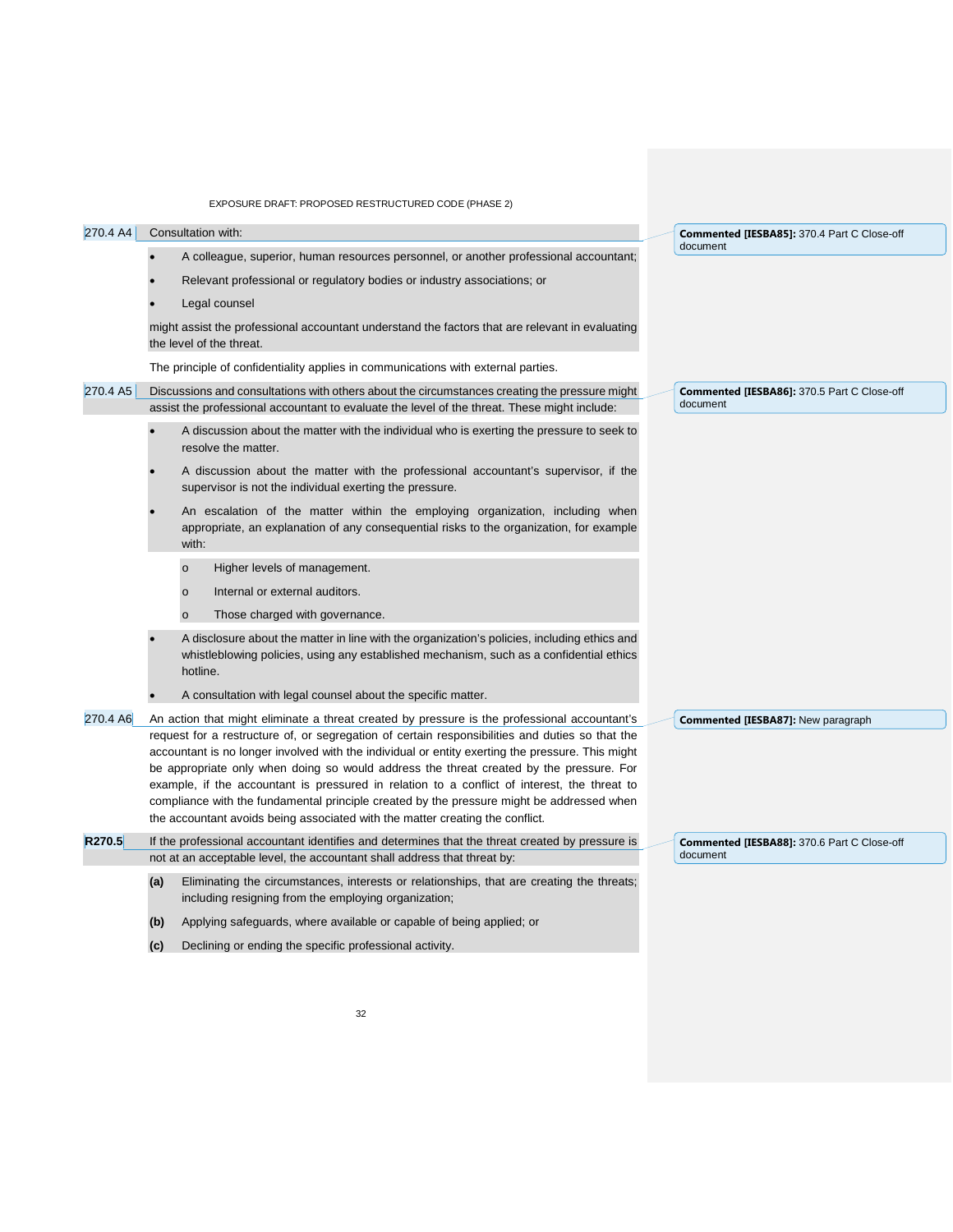270.4 A4 Consultation with:

- A colleague, superior, human resources personnel, or another professional accountant;
- Relevant professional or regulatory bodies or industry associations; or
- Legal counsel

might assist the professional accountant understand the factors that are relevant in evaluating the level of the threat.

The principle of confidentiality applies in communications with external parties.

> **Commented [IESBA85]:** 370.4 Part C Close-off document

270.4 A5 Discussions and consultations with others about the circumstances creating the pressure might assist the professional accountant to evaluate the level of the threat. These might include:

- A discussion about the matter with the individual who is exerting the pressure to seek to resolve the matter.
- A discussion about the matter with the professional accountant's supervisor, if the supervisor is not the individual exerting the pressure.
- An escalation of the matter within the employing organization, including when appropriate, an explanation of any consequential risks to the organization, for example with:
  - Higher levels of management.
  - Internal or external auditors.
  - Those charged with governance.
- A disclosure about the matter in line with the organization's policies, including ethics and whistleblowing policies, using any established mechanism, such as a confidential ethics hotline.
- A consultation with legal counsel about the specific matter.

> **Commented [IESBA86]:** 370.5 Part C Close-off document

270.4 A6 An action that might eliminate a threat created by pressure is the professional accountant's request for a restructure of, or segregation of certain responsibilities and duties so that the accountant is no longer involved with the individual or entity exerting the pressure. This might be appropriate only when doing so would address the threat created by the pressure. For example, if the accountant is pressured in relation to a conflict of interest, the threat to compliance with the fundamental principle created by the pressure might be addressed when the accountant avoids being associated with the matter creating the conflict.

> **Commented [IESBA87]:** New paragraph

**R270.5** If the professional accountant identifies and determines that the threat created by pressure is not at an acceptable level, the accountant shall address that threat by:

**(a)** Eliminating the circumstances, interests or relationships, that are creating the threats; including resigning from the employing organization;

**(b)** Applying safeguards, where available or capable of being applied; or

**(c)** Declining or ending the specific professional activity.

> **Commented [IESBA88]:** 370.6 Part C Close-off document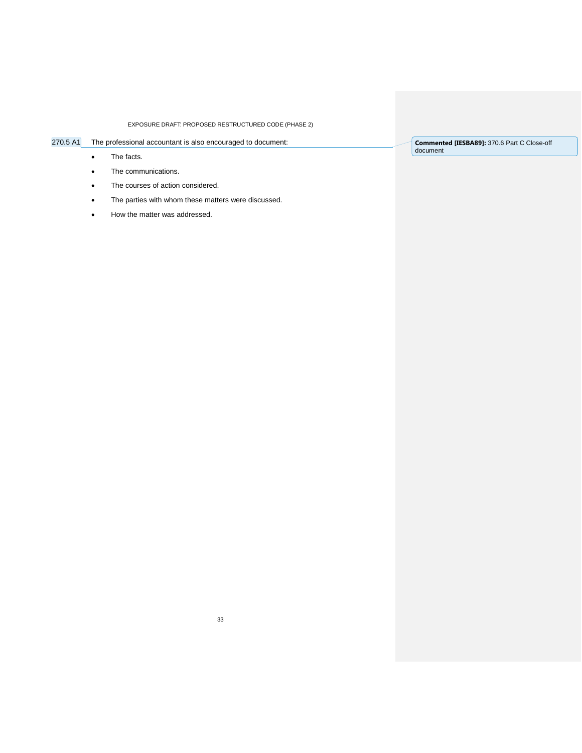270.5 A1 The professional accountant is also encouraged to document:

- The facts.
- The communications.
- The courses of action considered.
- The parties with whom these matters were discussed.
- How the matter was addressed.

**Commented [IESBA89]:** 370.6 Part C Close-off document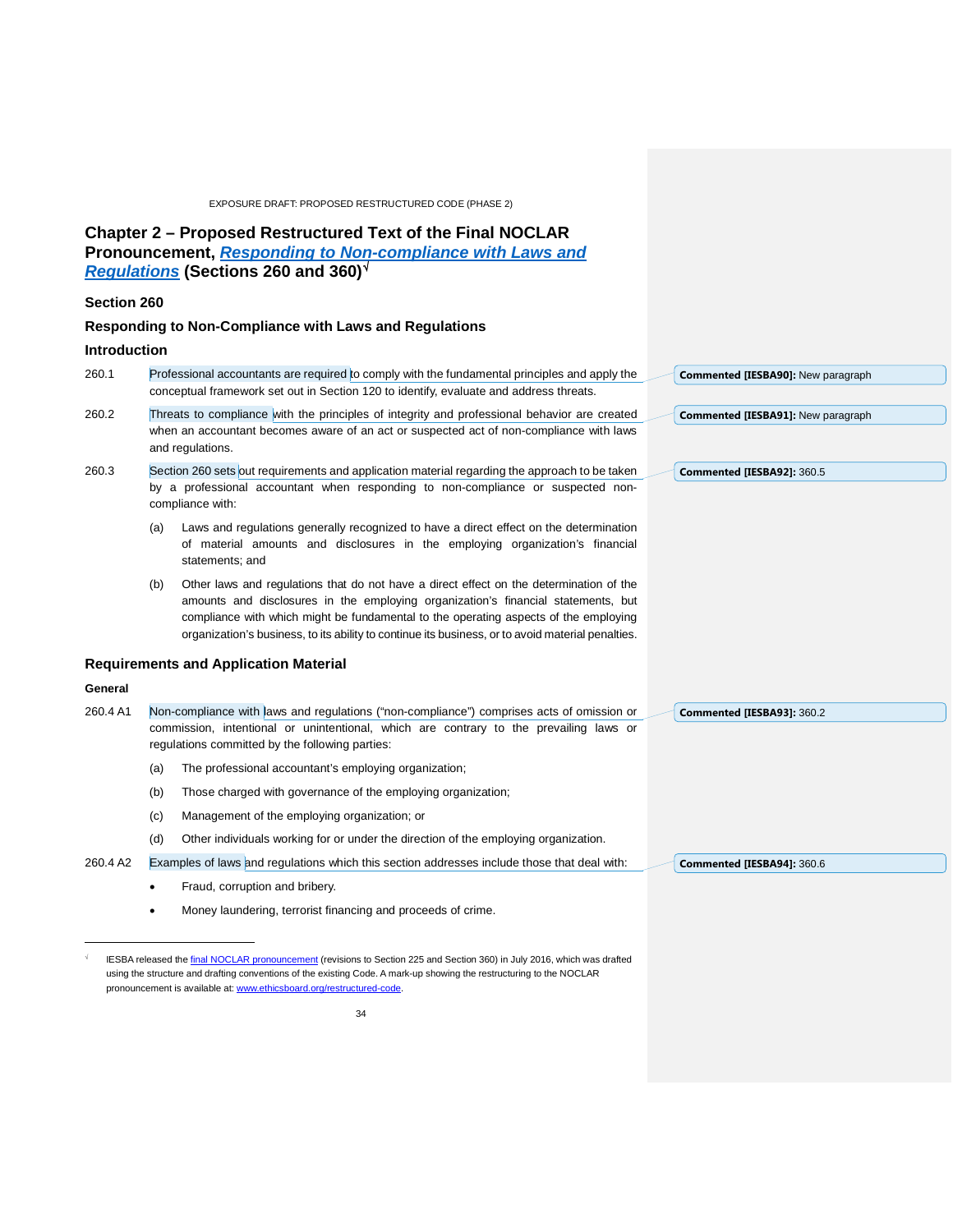## Chapter 2 – Proposed Restructured Text of the Final NOCLAR Pronouncement, *Responding to Non-compliance with Laws and Regulations* (Sections 260 and 360)[√]

### Section 260

### Responding to Non-Compliance with Laws and Regulations

### Introduction

260.1 Professional accountants are required to comply with the fundamental principles and apply the conceptual framework set out in Section 120 to identify, evaluate and address threats.

Commented [IESBA90]: New paragraph

260.2 Threats to compliance with the principles of integrity and professional behavior are created when an accountant becomes aware of an act or suspected act of non-compliance with laws and regulations.

Commented [IESBA91]: New paragraph

260.3 Section 260 sets out requirements and application material regarding the approach to be taken by a professional accountant when responding to non-compliance or suspected non-compliance with:

(a) Laws and regulations generally recognized to have a direct effect on the determination of material amounts and disclosures in the employing organization's financial statements; and

(b) Other laws and regulations that do not have a direct effect on the determination of the amounts and disclosures in the employing organization's financial statements, but compliance with which might be fundamental to the operating aspects of the employing organization's business, to its ability to continue its business, or to avoid material penalties.

Commented [IESBA92]: 360.5

### Requirements and Application Material

#### General

260.4 A1 Non-compliance with laws and regulations ("non-compliance") comprises acts of omission or commission, intentional or unintentional, which are contrary to the prevailing laws or regulations committed by the following parties:

(a) The professional accountant's employing organization;

(b) Those charged with governance of the employing organization;

(c) Management of the employing organization; or

(d) Other individuals working for or under the direction of the employing organization.

Commented [IESBA93]: 360.2

260.4 A2 Examples of laws and regulations which this section addresses include those that deal with:

- Fraud, corruption and bribery.
- Money laundering, terrorist financing and proceeds of crime.

Commented [IESBA94]: 360.6

---

[√] IESBA released the final NOCLAR pronouncement (revisions to Section 225 and Section 360) in July 2016, which was drafted using the structure and drafting conventions of the existing Code. A mark-up showing the restructuring to the NOCLAR pronouncement is available at: www.ethicsboard.org/restructured-code.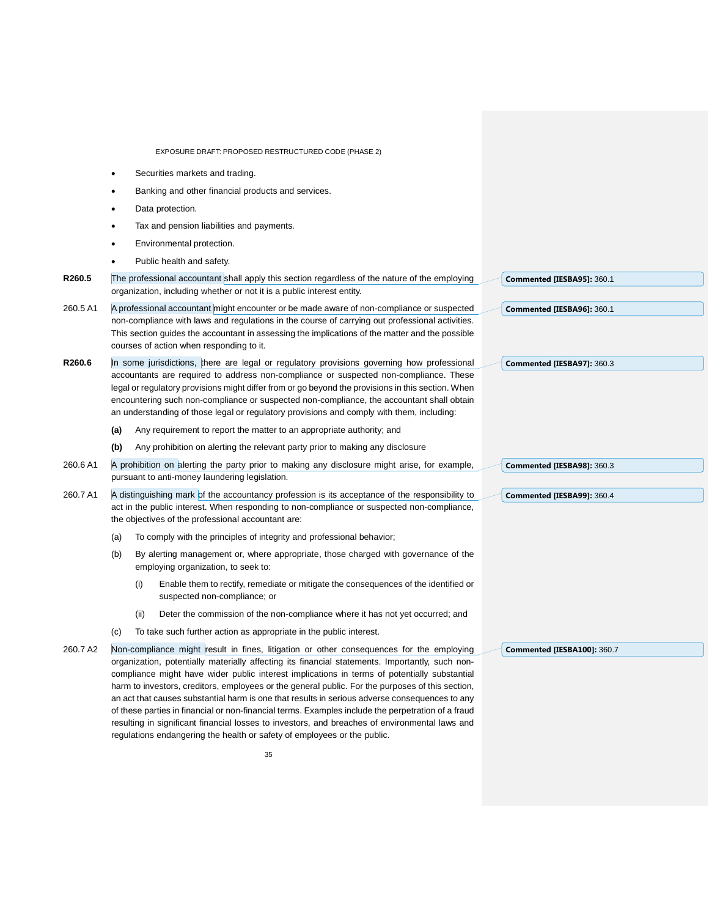- Securities markets and trading.
- Banking and other financial products and services.
- Data protection.
- Tax and pension liabilities and payments.
- Environmental protection.
- Public health and safety.

**R260.5** The professional accountant shall apply this section regardless of the nature of the employing organization, including whether or not it is a public interest entity.

**Commented [IESBA95]:** 360.1

260.5 A1 A professional accountant might encounter or be made aware of non-compliance or suspected non-compliance with laws and regulations in the course of carrying out professional activities. This section guides the accountant in assessing the implications of the matter and the possible courses of action when responding to it.

**Commented [IESBA96]:** 360.1

**R260.6** In some jurisdictions, there are legal or regulatory provisions governing how professional accountants are required to address non-compliance or suspected non-compliance. These legal or regulatory provisions might differ from or go beyond the provisions in this section. When encountering such non-compliance or suspected non-compliance, the accountant shall obtain an understanding of those legal or regulatory provisions and comply with them, including:

**(a)** Any requirement to report the matter to an appropriate authority; and

**(b)** Any prohibition on alerting the relevant party prior to making any disclosure

**Commented [IESBA97]:** 360.3

260.6 A1 A prohibition on alerting the party prior to making any disclosure might arise, for example, pursuant to anti-money laundering legislation.

**Commented [IESBA98]:** 360.3

260.7 A1 A distinguishing mark of the accountancy profession is its acceptance of the responsibility to act in the public interest. When responding to non-compliance or suspected non-compliance, the objectives of the professional accountant are:

(a) To comply with the principles of integrity and professional behavior;

(b) By alerting management or, where appropriate, those charged with governance of the employing organization, to seek to:

  (i) Enable them to rectify, remediate or mitigate the consequences of the identified or suspected non-compliance; or

  (ii) Deter the commission of the non-compliance where it has not yet occurred; and

(c) To take such further action as appropriate in the public interest.

**Commented [IESBA99]:** 360.4

260.7 A2 Non-compliance might result in fines, litigation or other consequences for the employing organization, potentially materially affecting its financial statements. Importantly, such non-compliance might have wider public interest implications in terms of potentially substantial harm to investors, creditors, employees or the general public. For the purposes of this section, an act that causes substantial harm is one that results in serious adverse consequences to any of these parties in financial or non-financial terms. Examples include the perpetration of a fraud resulting in significant financial losses to investors, and breaches of environmental laws and regulations endangering the health or safety of employees or the public.

**Commented [IESBA100]:** 360.7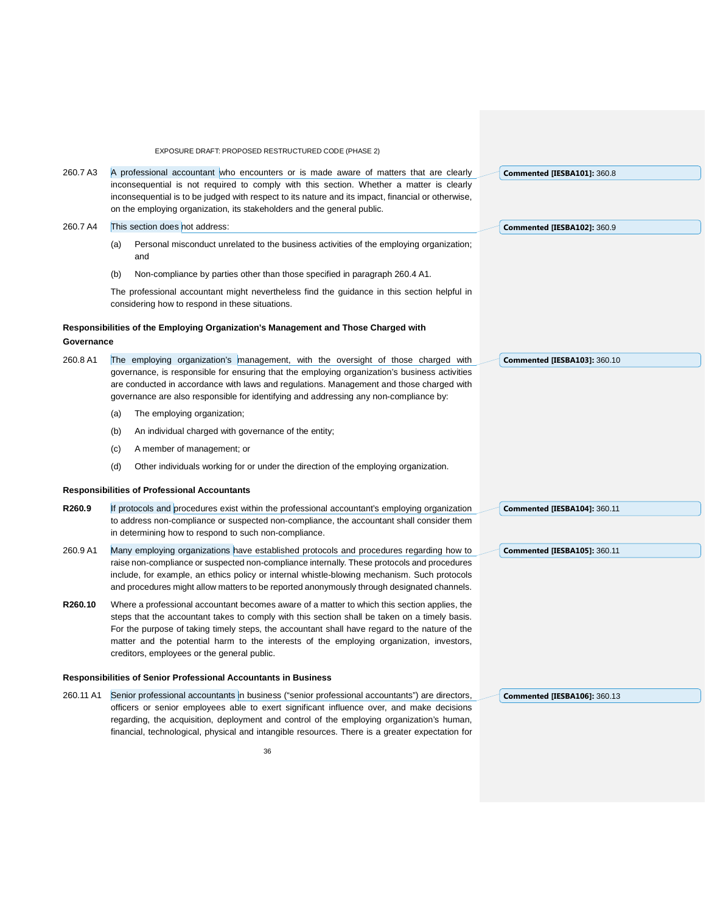260.7 A3 A professional accountant who encounters or is made aware of matters that are clearly inconsequential is not required to comply with this section. Whether a matter is clearly inconsequential is to be judged with respect to its nature and its impact, financial or otherwise, on the employing organization, its stakeholders and the general public.

260.7 A4 This section does not address:

(a) Personal misconduct unrelated to the business activities of the employing organization; and

(b) Non-compliance by parties other than those specified in paragraph 260.4 A1.

The professional accountant might nevertheless find the guidance in this section helpful in considering how to respond in these situations.

**Responsibilities of the Employing Organization's Management and Those Charged with Governance**

260.8 A1 The employing organization's management, with the oversight of those charged with governance, is responsible for ensuring that the employing organization's business activities are conducted in accordance with laws and regulations. Management and those charged with governance are also responsible for identifying and addressing any non-compliance by:

(a) The employing organization;

(b) An individual charged with governance of the entity;

(c) A member of management; or

(d) Other individuals working for or under the direction of the employing organization.

**Responsibilities of Professional Accountants**

**R260.9** If protocols and procedures exist within the professional accountant's employing organization to address non-compliance or suspected non-compliance, the accountant shall consider them in determining how to respond to such non-compliance.

260.9 A1 Many employing organizations have established protocols and procedures regarding how to raise non-compliance or suspected non-compliance internally. These protocols and procedures include, for example, an ethics policy or internal whistle-blowing mechanism. Such protocols and procedures might allow matters to be reported anonymously through designated channels.

**R260.10** Where a professional accountant becomes aware of a matter to which this section applies, the steps that the accountant takes to comply with this section shall be taken on a timely basis. For the purpose of taking timely steps, the accountant shall have regard to the nature of the matter and the potential harm to the interests of the employing organization, investors, creditors, employees or the general public.

**Responsibilities of Senior Professional Accountants in Business**

260.11 A1 Senior professional accountants in business ("senior professional accountants") are directors, officers or senior employees able to exert significant influence over, and make decisions regarding, the acquisition, deployment and control of the employing organization's human, financial, technological, physical and intangible resources. There is a greater expectation for

Commented [IESBA101]: 360.8

Commented [IESBA102]: 360.9

Commented [IESBA103]: 360.10

Commented [IESBA104]: 360.11

Commented [IESBA105]: 360.11

Commented [IESBA106]: 360.13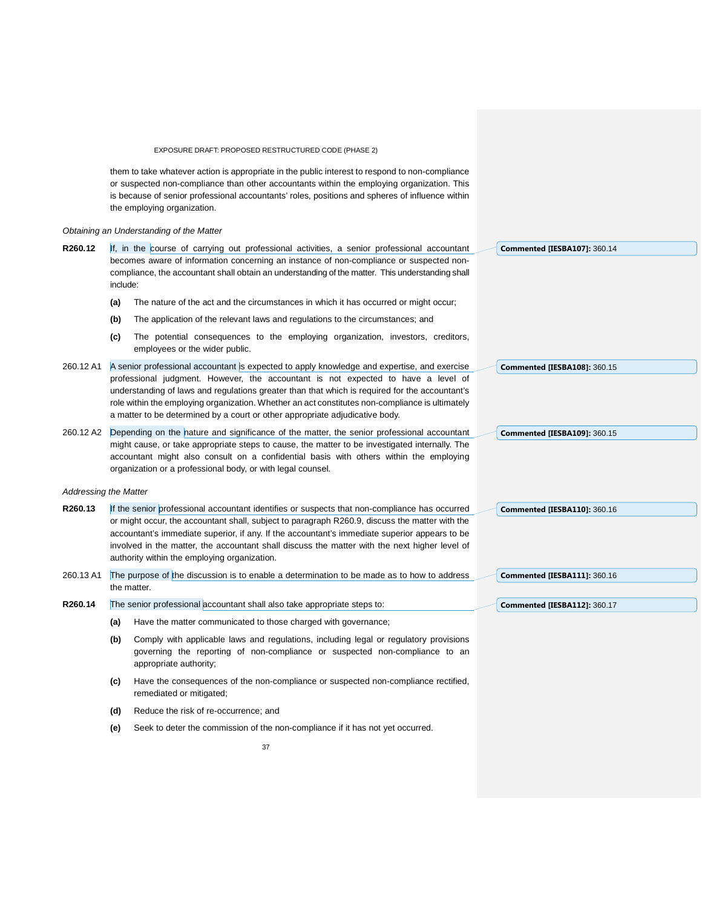them to take whatever action is appropriate in the public interest to respond to non-compliance or suspected non-compliance than other accountants within the employing organization. This is because of senior professional accountants' roles, positions and spheres of influence within the employing organization.

*Obtaining an Understanding of the Matter*

**R260.12** If, in the course of carrying out professional activities, a senior professional accountant becomes aware of information concerning an instance of non-compliance or suspected non-compliance, the accountant shall obtain an understanding of the matter. This understanding shall include:

**(a)** The nature of the act and the circumstances in which it has occurred or might occur;

**(b)** The application of the relevant laws and regulations to the circumstances; and

**(c)** The potential consequences to the employing organization, investors, creditors, employees or the wider public.

260.12 A1 A senior professional accountant is expected to apply knowledge and expertise, and exercise professional judgment. However, the accountant is not expected to have a level of understanding of laws and regulations greater than that which is required for the accountant's role within the employing organization. Whether an act constitutes non-compliance is ultimately a matter to be determined by a court or other appropriate adjudicative body.

260.12 A2 Depending on the nature and significance of the matter, the senior professional accountant might cause, or take appropriate steps to cause, the matter to be investigated internally. The accountant might also consult on a confidential basis with others within the employing organization or a professional body, or with legal counsel.

*Addressing the Matter*

**R260.13** If the senior professional accountant identifies or suspects that non-compliance has occurred or might occur, the accountant shall, subject to paragraph R260.9, discuss the matter with the accountant's immediate superior, if any. If the accountant's immediate superior appears to be involved in the matter, the accountant shall discuss the matter with the next higher level of authority within the employing organization.

260.13 A1 The purpose of the discussion is to enable a determination to be made as to how to address the matter.

**R260.14** The senior professional accountant shall also take appropriate steps to:

**(a)** Have the matter communicated to those charged with governance;

**(b)** Comply with applicable laws and regulations, including legal or regulatory provisions governing the reporting of non-compliance or suspected non-compliance to an appropriate authority;

**(c)** Have the consequences of the non-compliance or suspected non-compliance rectified, remediated or mitigated;

**(d)** Reduce the risk of re-occurrence; and

**(e)** Seek to deter the commission of the non-compliance if it has not yet occurred.

**Commented [IESBA107]:** 360.14

**Commented [IESBA108]:** 360.15

**Commented [IESBA109]:** 360.15

**Commented [IESBA110]:** 360.16

**Commented [IESBA111]:** 360.16

**Commented [IESBA112]:** 360.17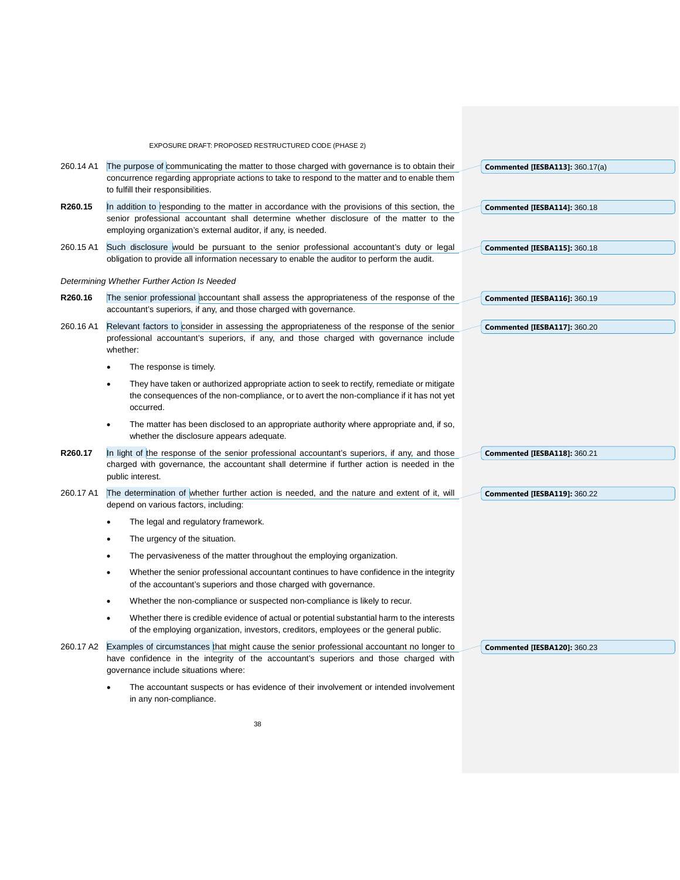260.14 A1 The purpose of communicating the matter to those charged with governance is to obtain their concurrence regarding appropriate actions to take to respond to the matter and to enable them to fulfill their responsibilities.

**Commented [IESBA113]:** 360.17(a)

**R260.15** In addition to responding to the matter in accordance with the provisions of this section, the senior professional accountant shall determine whether disclosure of the matter to the employing organization's external auditor, if any, is needed.

**Commented [IESBA114]:** 360.18

260.15 A1 Such disclosure would be pursuant to the senior professional accountant's duty or legal obligation to provide all information necessary to enable the auditor to perform the audit.

**Commented [IESBA115]:** 360.18

*Determining Whether Further Action Is Needed*

**R260.16** The senior professional accountant shall assess the appropriateness of the response of the accountant's superiors, if any, and those charged with governance.

**Commented [IESBA116]:** 360.19

260.16 A1 Relevant factors to consider in assessing the appropriateness of the response of the senior professional accountant's superiors, if any, and those charged with governance include whether:

**Commented [IESBA117]:** 360.20

- The response is timely.
- They have taken or authorized appropriate action to seek to rectify, remediate or mitigate the consequences of the non-compliance, or to avert the non-compliance if it has not yet occurred.
- The matter has been disclosed to an appropriate authority where appropriate and, if so, whether the disclosure appears adequate.

**R260.17** In light of the response of the senior professional accountant's superiors, if any, and those charged with governance, the accountant shall determine if further action is needed in the public interest.

**Commented [IESBA118]:** 360.21

260.17 A1 The determination of whether further action is needed, and the nature and extent of it, will depend on various factors, including:

**Commented [IESBA119]:** 360.22

- The legal and regulatory framework.
- The urgency of the situation.
- The pervasiveness of the matter throughout the employing organization.
- Whether the senior professional accountant continues to have confidence in the integrity of the accountant's superiors and those charged with governance.
- Whether the non-compliance or suspected non-compliance is likely to recur.
- Whether there is credible evidence of actual or potential substantial harm to the interests of the employing organization, investors, creditors, employees or the general public.

260.17 A2 Examples of circumstances that might cause the senior professional accountant no longer to have confidence in the integrity of the accountant's superiors and those charged with governance include situations where:

**Commented [IESBA120]:** 360.23

- The accountant suspects or has evidence of their involvement or intended involvement in any non-compliance.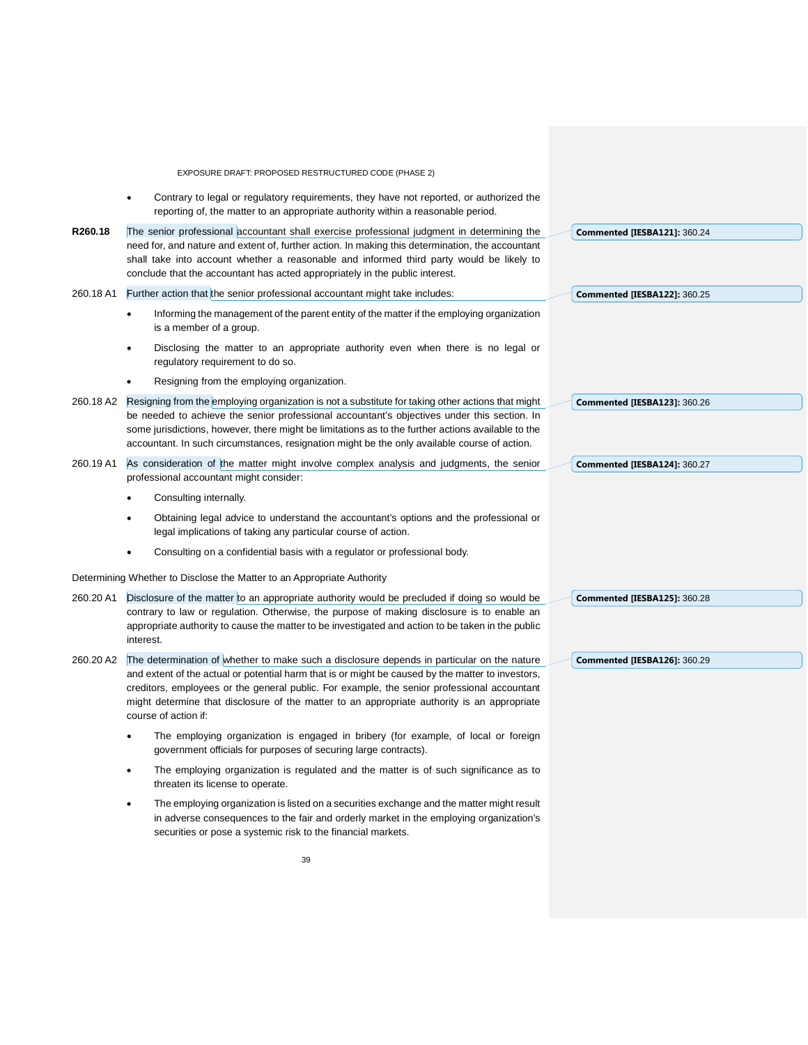- Contrary to legal or regulatory requirements, they have not reported, or authorized the reporting of, the matter to an appropriate authority within a reasonable period.

**R260.18** The senior professional accountant shall exercise professional judgment in determining the need for, and nature and extent of, further action. In making this determination, the accountant shall take into account whether a reasonable and informed third party would be likely to conclude that the accountant has acted appropriately in the public interest.

**Commented [IESBA121]:** 360.24

260.18 A1 Further action that the senior professional accountant might take includes:

**Commented [IESBA122]:** 360.25

- Informing the management of the parent entity of the matter if the employing organization is a member of a group.
- Disclosing the matter to an appropriate authority even when there is no legal or regulatory requirement to do so.
- Resigning from the employing organization.

260.18 A2 Resigning from the employing organization is not a substitute for taking other actions that might be needed to achieve the senior professional accountant's objectives under this section. In some jurisdictions, however, there might be limitations as to the further actions available to the accountant. In such circumstances, resignation might be the only available course of action.

**Commented [IESBA123]:** 360.26

260.19 A1 As consideration of the matter might involve complex analysis and judgments, the senior professional accountant might consider:

**Commented [IESBA124]:** 360.27

- Consulting internally.
- Obtaining legal advice to understand the accountant's options and the professional or legal implications of taking any particular course of action.
- Consulting on a confidential basis with a regulator or professional body.

Determining Whether to Disclose the Matter to an Appropriate Authority

260.20 A1 Disclosure of the matter to an appropriate authority would be precluded if doing so would be contrary to law or regulation. Otherwise, the purpose of making disclosure is to enable an appropriate authority to cause the matter to be investigated and action to be taken in the public interest.

**Commented [IESBA125]:** 360.28

260.20 A2 The determination of whether to make such a disclosure depends in particular on the nature and extent of the actual or potential harm that is or might be caused by the matter to investors, creditors, employees or the general public. For example, the senior professional accountant might determine that disclosure of the matter to an appropriate authority is an appropriate course of action if:

**Commented [IESBA126]:** 360.29

- The employing organization is engaged in bribery (for example, of local or foreign government officials for purposes of securing large contracts).
- The employing organization is regulated and the matter is of such significance as to threaten its license to operate.
- The employing organization is listed on a securities exchange and the matter might result in adverse consequences to the fair and orderly market in the employing organization's securities or pose a systemic risk to the financial markets.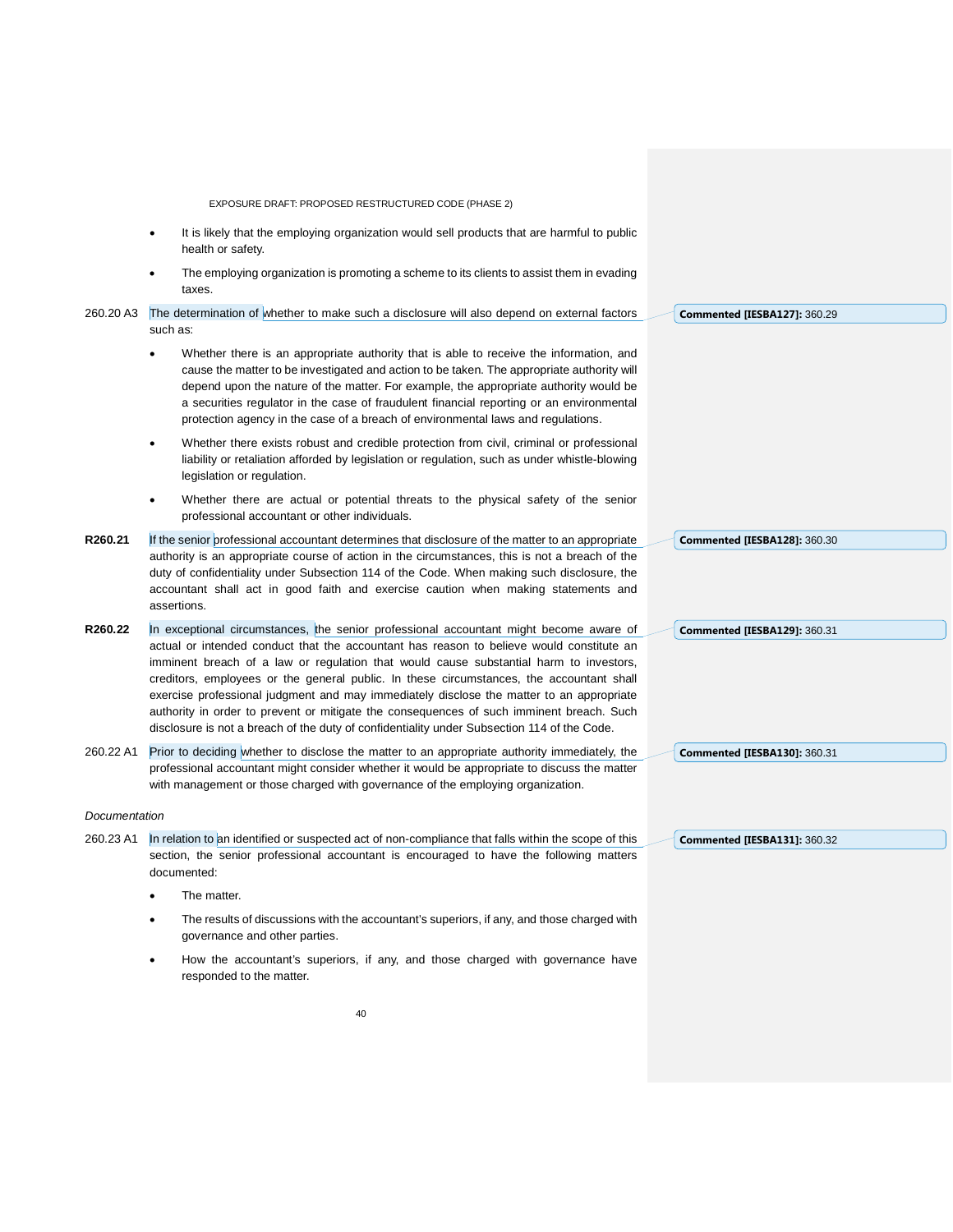- It is likely that the employing organization would sell products that are harmful to public health or safety.
- The employing organization is promoting a scheme to its clients to assist them in evading taxes.

260.20 A3 The determination of whether to make such a disclosure will also depend on external factors such as:

- Whether there is an appropriate authority that is able to receive the information, and cause the matter to be investigated and action to be taken. The appropriate authority will depend upon the nature of the matter. For example, the appropriate authority would be a securities regulator in the case of fraudulent financial reporting or an environmental protection agency in the case of a breach of environmental laws and regulations.
- Whether there exists robust and credible protection from civil, criminal or professional liability or retaliation afforded by legislation or regulation, such as under whistle-blowing legislation or regulation.
- Whether there are actual or potential threats to the physical safety of the senior professional accountant or other individuals.

**R260.21** If the senior professional accountant determines that disclosure of the matter to an appropriate authority is an appropriate course of action in the circumstances, this is not a breach of the duty of confidentiality under Subsection 114 of the Code. When making such disclosure, the accountant shall act in good faith and exercise caution when making statements and assertions.

**R260.22** In exceptional circumstances, the senior professional accountant might become aware of actual or intended conduct that the accountant has reason to believe would constitute an imminent breach of a law or regulation that would cause substantial harm to investors, creditors, employees or the general public. In these circumstances, the accountant shall exercise professional judgment and may immediately disclose the matter to an appropriate authority in order to prevent or mitigate the consequences of such imminent breach. Such disclosure is not a breach of the duty of confidentiality under Subsection 114 of the Code.

260.22 A1 Prior to deciding whether to disclose the matter to an appropriate authority immediately, the professional accountant might consider whether it would be appropriate to discuss the matter with management or those charged with governance of the employing organization.

*Documentation*

260.23 A1 In relation to an identified or suspected act of non-compliance that falls within the scope of this section, the senior professional accountant is encouraged to have the following matters documented:

- The matter.
- The results of discussions with the accountant's superiors, if any, and those charged with governance and other parties.
- How the accountant's superiors, if any, and those charged with governance have responded to the matter.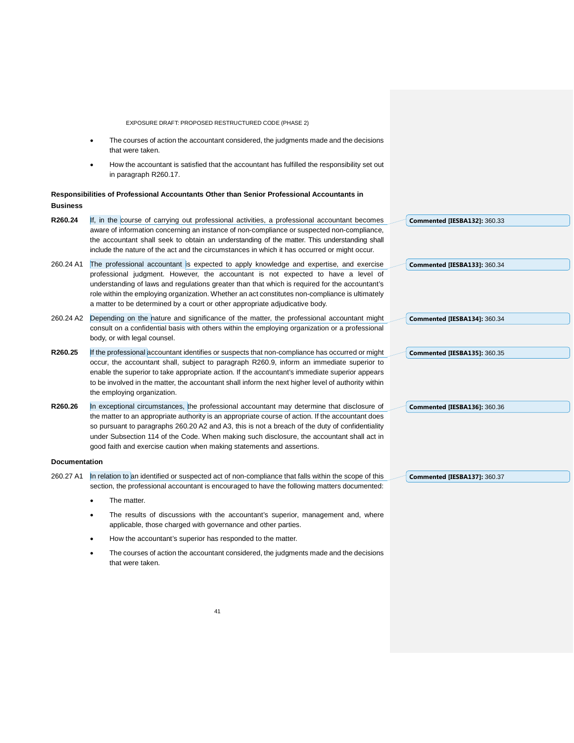- The courses of action the accountant considered, the judgments made and the decisions that were taken.
- How the accountant is satisfied that the accountant has fulfilled the responsibility set out in paragraph R260.17.

**Responsibilities of Professional Accountants Other than Senior Professional Accountants in Business**

**R260.24** If, in the course of carrying out professional activities, a professional accountant becomes aware of information concerning an instance of non-compliance or suspected non-compliance, the accountant shall seek to obtain an understanding of the matter. This understanding shall include the nature of the act and the circumstances in which it has occurred or might occur.

260.24 A1 The professional accountant is expected to apply knowledge and expertise, and exercise professional judgment. However, the accountant is not expected to have a level of understanding of laws and regulations greater than that which is required for the accountant's role within the employing organization. Whether an act constitutes non-compliance is ultimately a matter to be determined by a court or other appropriate adjudicative body.

260.24 A2 Depending on the nature and significance of the matter, the professional accountant might consult on a confidential basis with others within the employing organization or a professional body, or with legal counsel.

**R260.25** If the professional accountant identifies or suspects that non-compliance has occurred or might occur, the accountant shall, subject to paragraph R260.9, inform an immediate superior to enable the superior to take appropriate action. If the accountant's immediate superior appears to be involved in the matter, the accountant shall inform the next higher level of authority within the employing organization.

**R260.26** In exceptional circumstances, the professional accountant may determine that disclosure of the matter to an appropriate authority is an appropriate course of action. If the accountant does so pursuant to paragraphs 260.20 A2 and A3, this is not a breach of the duty of confidentiality under Subsection 114 of the Code. When making such disclosure, the accountant shall act in good faith and exercise caution when making statements and assertions.

**Documentation**

260.27 A1 In relation to an identified or suspected act of non-compliance that falls within the scope of this section, the professional accountant is encouraged to have the following matters documented:

- The matter.
- The results of discussions with the accountant's superior, management and, where applicable, those charged with governance and other parties.
- How the accountant's superior has responded to the matter.
- The courses of action the accountant considered, the judgments made and the decisions that were taken.

**Commented [IESBA132]:** 360.33

**Commented [IESBA133]:** 360.34

**Commented [IESBA134]:** 360.34

**Commented [IESBA135]:** 360.35

**Commented [IESBA136]:** 360.36

**Commented [IESBA137]:** 360.37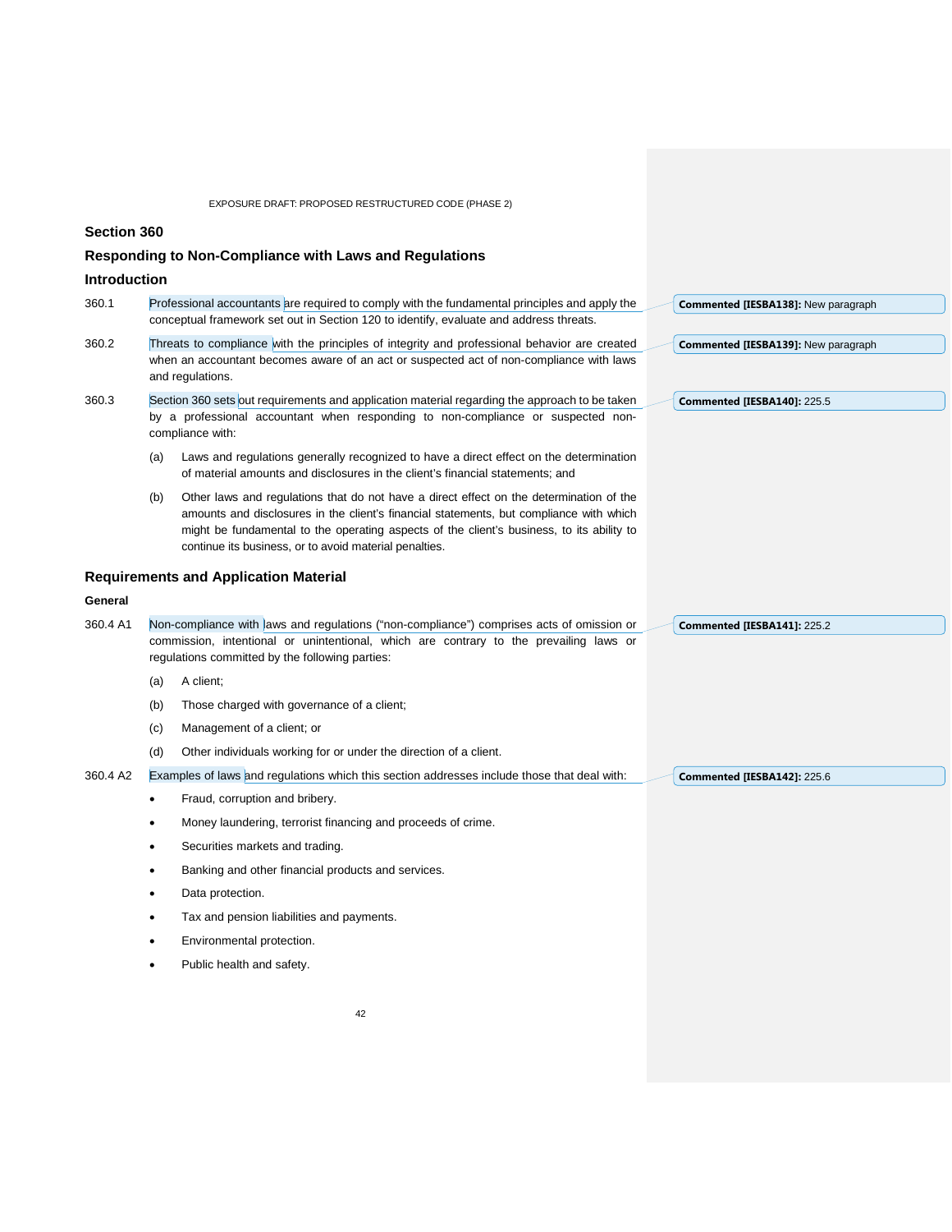## Section 360

## Responding to Non-Compliance with Laws and Regulations

### Introduction

360.1 Professional accountants are required to comply with the fundamental principles and apply the conceptual framework set out in Section 120 to identify, evaluate and address threats.

**Commented [IESBA138]:** New paragraph

360.2 Threats to compliance with the principles of integrity and professional behavior are created when an accountant becomes aware of an act or suspected act of non-compliance with laws and regulations.

**Commented [IESBA139]:** New paragraph

360.3 Section 360 sets out requirements and application material regarding the approach to be taken by a professional accountant when responding to non-compliance or suspected non-compliance with:

**Commented [IESBA140]:** 225.5

(a) Laws and regulations generally recognized to have a direct effect on the determination of material amounts and disclosures in the client's financial statements; and

(b) Other laws and regulations that do not have a direct effect on the determination of the amounts and disclosures in the client's financial statements, but compliance with which might be fundamental to the operating aspects of the client's business, to its ability to continue its business, or to avoid material penalties.

### Requirements and Application Material

**General**

360.4 A1 Non-compliance with laws and regulations ("non-compliance") comprises acts of omission or commission, intentional or unintentional, which are contrary to the prevailing laws or regulations committed by the following parties:

**Commented [IESBA141]:** 225.2

(a) A client;

(b) Those charged with governance of a client;

(c) Management of a client; or

(d) Other individuals working for or under the direction of a client.

360.4 A2 Examples of laws and regulations which this section addresses include those that deal with:

**Commented [IESBA142]:** 225.6

- Fraud, corruption and bribery.
- Money laundering, terrorist financing and proceeds of crime.
- Securities markets and trading.
- Banking and other financial products and services.
- Data protection.
- Tax and pension liabilities and payments.
- Environmental protection.
- Public health and safety.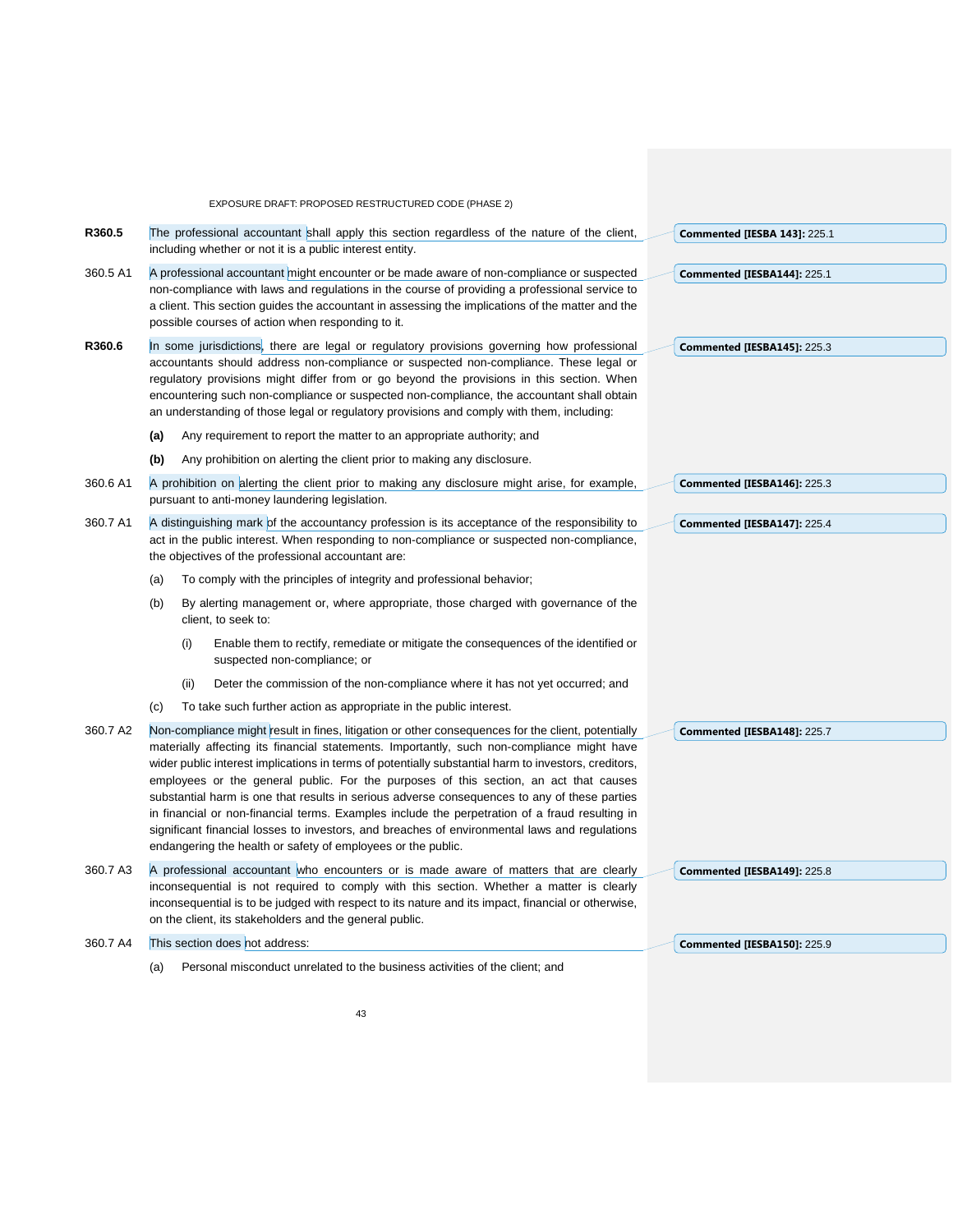**R360.5** The professional accountant shall apply this section regardless of the nature of the client, including whether or not it is a public interest entity.

Commented [IESBA 143]: 225.1

360.5 A1 A professional accountant might encounter or be made aware of non-compliance or suspected non-compliance with laws and regulations in the course of providing a professional service to a client. This section guides the accountant in assessing the implications of the matter and the possible courses of action when responding to it.

Commented [IESBA144]: 225.1

**R360.6** In some jurisdictions, there are legal or regulatory provisions governing how professional accountants should address non-compliance or suspected non-compliance. These legal or regulatory provisions might differ from or go beyond the provisions in this section. When encountering such non-compliance or suspected non-compliance, the accountant shall obtain an understanding of those legal or regulatory provisions and comply with them, including:

**(a)** Any requirement to report the matter to an appropriate authority; and

**(b)** Any prohibition on alerting the client prior to making any disclosure.

Commented [IESBA145]: 225.3

360.6 A1 A prohibition on alerting the client prior to making any disclosure might arise, for example, pursuant to anti-money laundering legislation.

Commented [IESBA146]: 225.3

360.7 A1 A distinguishing mark of the accountancy profession is its acceptance of the responsibility to act in the public interest. When responding to non-compliance or suspected non-compliance, the objectives of the professional accountant are:

(a) To comply with the principles of integrity and professional behavior;

(b) By alerting management or, where appropriate, those charged with governance of the client, to seek to:

 (i) Enable them to rectify, remediate or mitigate the consequences of the identified or suspected non-compliance; or

 (ii) Deter the commission of the non-compliance where it has not yet occurred; and

(c) To take such further action as appropriate in the public interest.

Commented [IESBA147]: 225.4

360.7 A2 Non-compliance might result in fines, litigation or other consequences for the client, potentially materially affecting its financial statements. Importantly, such non-compliance might have wider public interest implications in terms of potentially substantial harm to investors, creditors, employees or the general public. For the purposes of this section, an act that causes substantial harm is one that results in serious adverse consequences to any of these parties in financial or non-financial terms. Examples include the perpetration of a fraud resulting in significant financial losses to investors, and breaches of environmental laws and regulations endangering the health or safety of employees or the public.

Commented [IESBA148]: 225.7

360.7 A3 A professional accountant who encounters or is made aware of matters that are clearly inconsequential is not required to comply with this section. Whether a matter is clearly inconsequential is to be judged with respect to its nature and its impact, financial or otherwise, on the client, its stakeholders and the general public.

Commented [IESBA149]: 225.8

360.7 A4 This section does not address:

(a) Personal misconduct unrelated to the business activities of the client; and

Commented [IESBA150]: 225.9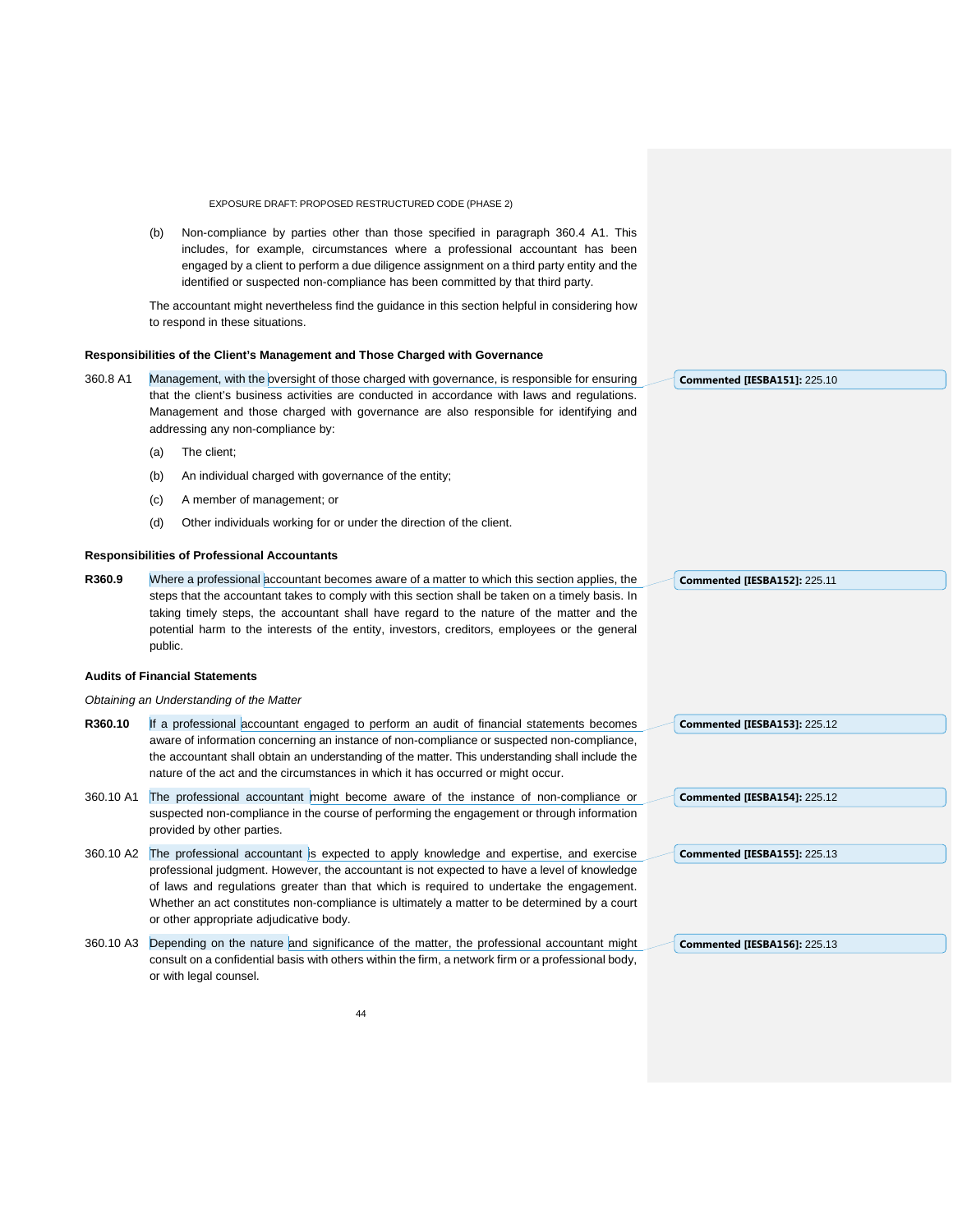(b) Non-compliance by parties other than those specified in paragraph 360.4 A1. This includes, for example, circumstances where a professional accountant has been engaged by a client to perform a due diligence assignment on a third party entity and the identified or suspected non-compliance has been committed by that third party.

The accountant might nevertheless find the guidance in this section helpful in considering how to respond in these situations.

**Responsibilities of the Client's Management and Those Charged with Governance**

360.8 A1 Management, with the oversight of those charged with governance, is responsible for ensuring that the client's business activities are conducted in accordance with laws and regulations. Management and those charged with governance are also responsible for identifying and addressing any non-compliance by:

(a) The client;

(b) An individual charged with governance of the entity;

(c) A member of management; or

(d) Other individuals working for or under the direction of the client.

**Responsibilities of Professional Accountants**

**R360.9** Where a professional accountant becomes aware of a matter to which this section applies, the steps that the accountant takes to comply with this section shall be taken on a timely basis. In taking timely steps, the accountant shall have regard to the nature of the matter and the potential harm to the interests of the entity, investors, creditors, employees or the general public.

**Audits of Financial Statements**

*Obtaining an Understanding of the Matter*

**R360.10** If a professional accountant engaged to perform an audit of financial statements becomes aware of information concerning an instance of non-compliance or suspected non-compliance, the accountant shall obtain an understanding of the matter. This understanding shall include the nature of the act and the circumstances in which it has occurred or might occur.

360.10 A1 The professional accountant might become aware of the instance of non-compliance or suspected non-compliance in the course of performing the engagement or through information provided by other parties.

360.10 A2 The professional accountant is expected to apply knowledge and expertise, and exercise professional judgment. However, the accountant is not expected to have a level of knowledge of laws and regulations greater than that which is required to undertake the engagement. Whether an act constitutes non-compliance is ultimately a matter to be determined by a court or other appropriate adjudicative body.

360.10 A3 Depending on the nature and significance of the matter, the professional accountant might consult on a confidential basis with others within the firm, a network firm or a professional body, or with legal counsel.

**Commented [IESBA151]:** 225.10

**Commented [IESBA152]:** 225.11

**Commented [IESBA153]:** 225.12

**Commented [IESBA154]:** 225.12

**Commented [IESBA155]:** 225.13

**Commented [IESBA156]:** 225.13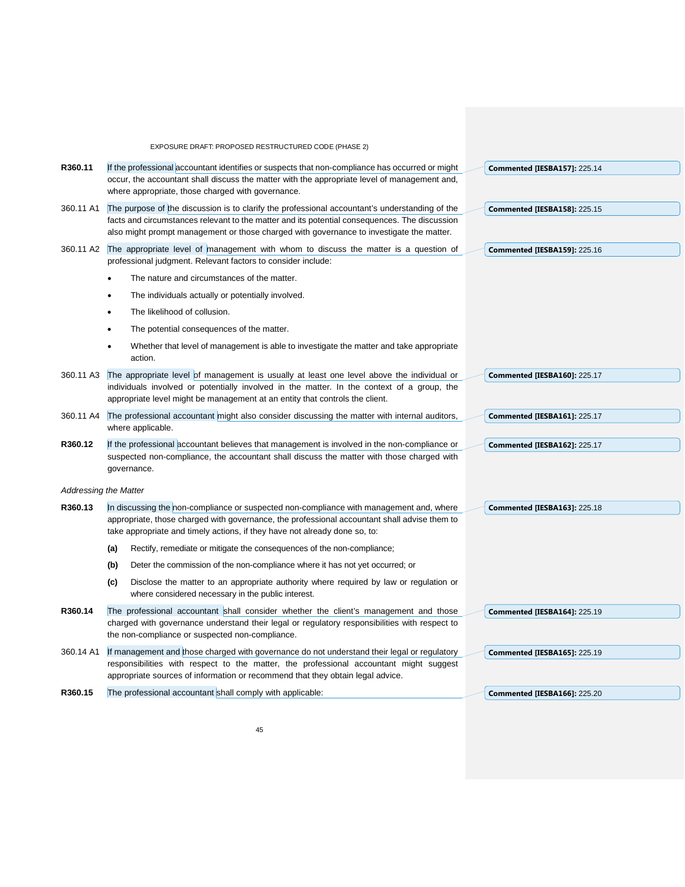**R360.11** If the professional accountant identifies or suspects that non-compliance has occurred or might occur, the accountant shall discuss the matter with the appropriate level of management and, where appropriate, those charged with governance.

360.11 A1 The purpose of the discussion is to clarify the professional accountant's understanding of the facts and circumstances relevant to the matter and its potential consequences. The discussion also might prompt management or those charged with governance to investigate the matter.

360.11 A2 The appropriate level of management with whom to discuss the matter is a question of professional judgment. Relevant factors to consider include:

- The nature and circumstances of the matter.
- The individuals actually or potentially involved.
- The likelihood of collusion.
- The potential consequences of the matter.
- Whether that level of management is able to investigate the matter and take appropriate action.

360.11 A3 The appropriate level of management is usually at least one level above the individual or individuals involved or potentially involved in the matter. In the context of a group, the appropriate level might be management at an entity that controls the client.

360.11 A4 The professional accountant might also consider discussing the matter with internal auditors, where applicable.

**R360.12** If the professional accountant believes that management is involved in the non-compliance or suspected non-compliance, the accountant shall discuss the matter with those charged with governance.

*Addressing the Matter*

**R360.13** In discussing the non-compliance or suspected non-compliance with management and, where appropriate, those charged with governance, the professional accountant shall advise them to take appropriate and timely actions, if they have not already done so, to:

**(a)** Rectify, remediate or mitigate the consequences of the non-compliance;

**(b)** Deter the commission of the non-compliance where it has not yet occurred; or

**(c)** Disclose the matter to an appropriate authority where required by law or regulation or where considered necessary in the public interest.

**R360.14** The professional accountant shall consider whether the client's management and those charged with governance understand their legal or regulatory responsibilities with respect to the non-compliance or suspected non-compliance.

360.14 A1 If management and those charged with governance do not understand their legal or regulatory responsibilities with respect to the matter, the professional accountant might suggest appropriate sources of information or recommend that they obtain legal advice.

**R360.15** The professional accountant shall comply with applicable:

**Commented [IESBA157]:** 225.14

**Commented [IESBA158]:** 225.15

**Commented [IESBA159]:** 225.16

**Commented [IESBA160]:** 225.17

**Commented [IESBA161]:** 225.17

**Commented [IESBA162]:** 225.17

**Commented [IESBA163]:** 225.18

**Commented [IESBA164]:** 225.19

**Commented [IESBA165]:** 225.19

**Commented [IESBA166]:** 225.20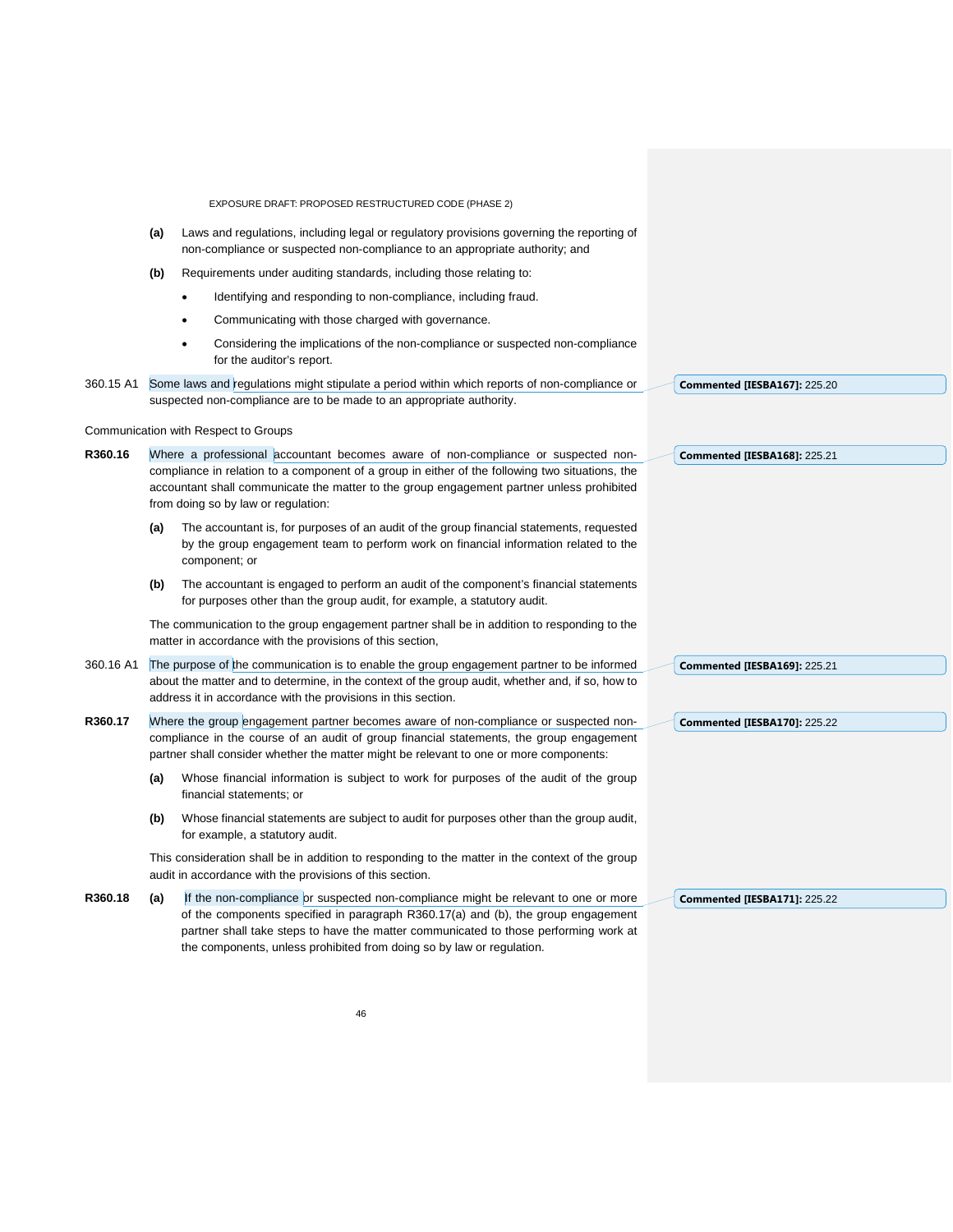(a) Laws and regulations, including legal or regulatory provisions governing the reporting of non-compliance or suspected non-compliance to an appropriate authority; and

(b) Requirements under auditing standards, including those relating to:

- Identifying and responding to non-compliance, including fraud.
- Communicating with those charged with governance.
- Considering the implications of the non-compliance or suspected non-compliance for the auditor's report.

360.15 A1 Some laws and regulations might stipulate a period within which reports of non-compliance or suspected non-compliance are to be made to an appropriate authority.

**Commented [IESBA167]:** 225.20

Communication with Respect to Groups

**R360.16** Where a professional accountant becomes aware of non-compliance or suspected non-compliance in relation to a component of a group in either of the following two situations, the accountant shall communicate the matter to the group engagement partner unless prohibited from doing so by law or regulation:

**Commented [IESBA168]:** 225.21

**(a)** The accountant is, for purposes of an audit of the group financial statements, requested by the group engagement team to perform work on financial information related to the component; or

**(b)** The accountant is engaged to perform an audit of the component's financial statements for purposes other than the group audit, for example, a statutory audit.

The communication to the group engagement partner shall be in addition to responding to the matter in accordance with the provisions of this section,

360.16 A1 The purpose of the communication is to enable the group engagement partner to be informed about the matter and to determine, in the context of the group audit, whether and, if so, how to address it in accordance with the provisions in this section.

**Commented [IESBA169]:** 225.21

**R360.17** Where the group engagement partner becomes aware of non-compliance or suspected non-compliance in the course of an audit of group financial statements, the group engagement partner shall consider whether the matter might be relevant to one or more components:

**Commented [IESBA170]:** 225.22

**(a)** Whose financial information is subject to work for purposes of the audit of the group financial statements; or

**(b)** Whose financial statements are subject to audit for purposes other than the group audit, for example, a statutory audit.

This consideration shall be in addition to responding to the matter in the context of the group audit in accordance with the provisions of this section.

**R360.18** **(a)** If the non-compliance or suspected non-compliance might be relevant to one or more of the components specified in paragraph R360.17(a) and (b), the group engagement partner shall take steps to have the matter communicated to those performing work at the components, unless prohibited from doing so by law or regulation.

**Commented [IESBA171]:** 225.22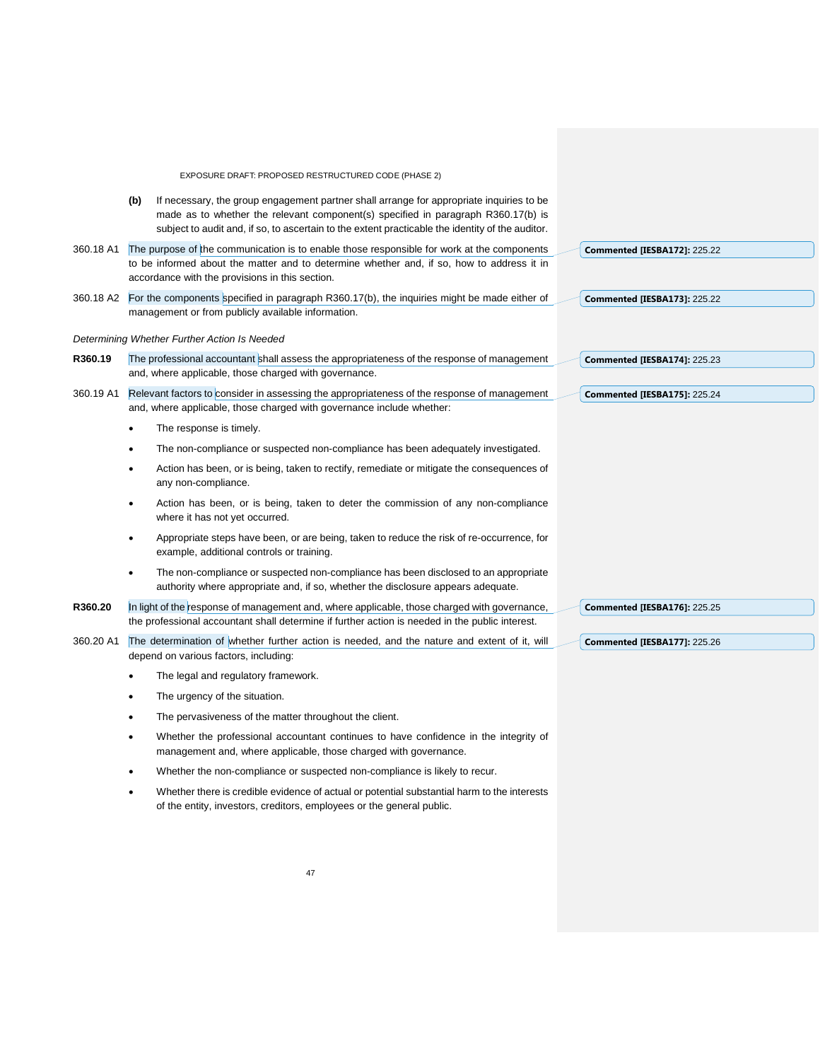**(b)** If necessary, the group engagement partner shall arrange for appropriate inquiries to be made as to whether the relevant component(s) specified in paragraph R360.17(b) is subject to audit and, if so, to ascertain to the extent practicable the identity of the auditor.

360.18 A1 The purpose of the communication is to enable those responsible for work at the components to be informed about the matter and to determine whether and, if so, how to address it in accordance with the provisions in this section.

360.18 A2 For the components specified in paragraph R360.17(b), the inquiries might be made either of management or from publicly available information.

*Determining Whether Further Action Is Needed*

**R360.19** The professional accountant shall assess the appropriateness of the response of management and, where applicable, those charged with governance.

360.19 A1 Relevant factors to consider in assessing the appropriateness of the response of management and, where applicable, those charged with governance include whether:

- The response is timely.
- The non-compliance or suspected non-compliance has been adequately investigated.
- Action has been, or is being, taken to rectify, remediate or mitigate the consequences of any non-compliance.
- Action has been, or is being, taken to deter the commission of any non-compliance where it has not yet occurred.
- Appropriate steps have been, or are being, taken to reduce the risk of re-occurrence, for example, additional controls or training.
- The non-compliance or suspected non-compliance has been disclosed to an appropriate authority where appropriate and, if so, whether the disclosure appears adequate.

**R360.20** In light of the response of management and, where applicable, those charged with governance, the professional accountant shall determine if further action is needed in the public interest.

360.20 A1 The determination of whether further action is needed, and the nature and extent of it, will depend on various factors, including:

- The legal and regulatory framework.
- The urgency of the situation.
- The pervasiveness of the matter throughout the client.
- Whether the professional accountant continues to have confidence in the integrity of management and, where applicable, those charged with governance.
- Whether the non-compliance or suspected non-compliance is likely to recur.
- Whether there is credible evidence of actual or potential substantial harm to the interests of the entity, investors, creditors, employees or the general public.

Commented [IESBA172]: 225.22

Commented [IESBA173]: 225.22

Commented [IESBA174]: 225.23

Commented [IESBA175]: 225.24

Commented [IESBA176]: 225.25

Commented [IESBA177]: 225.26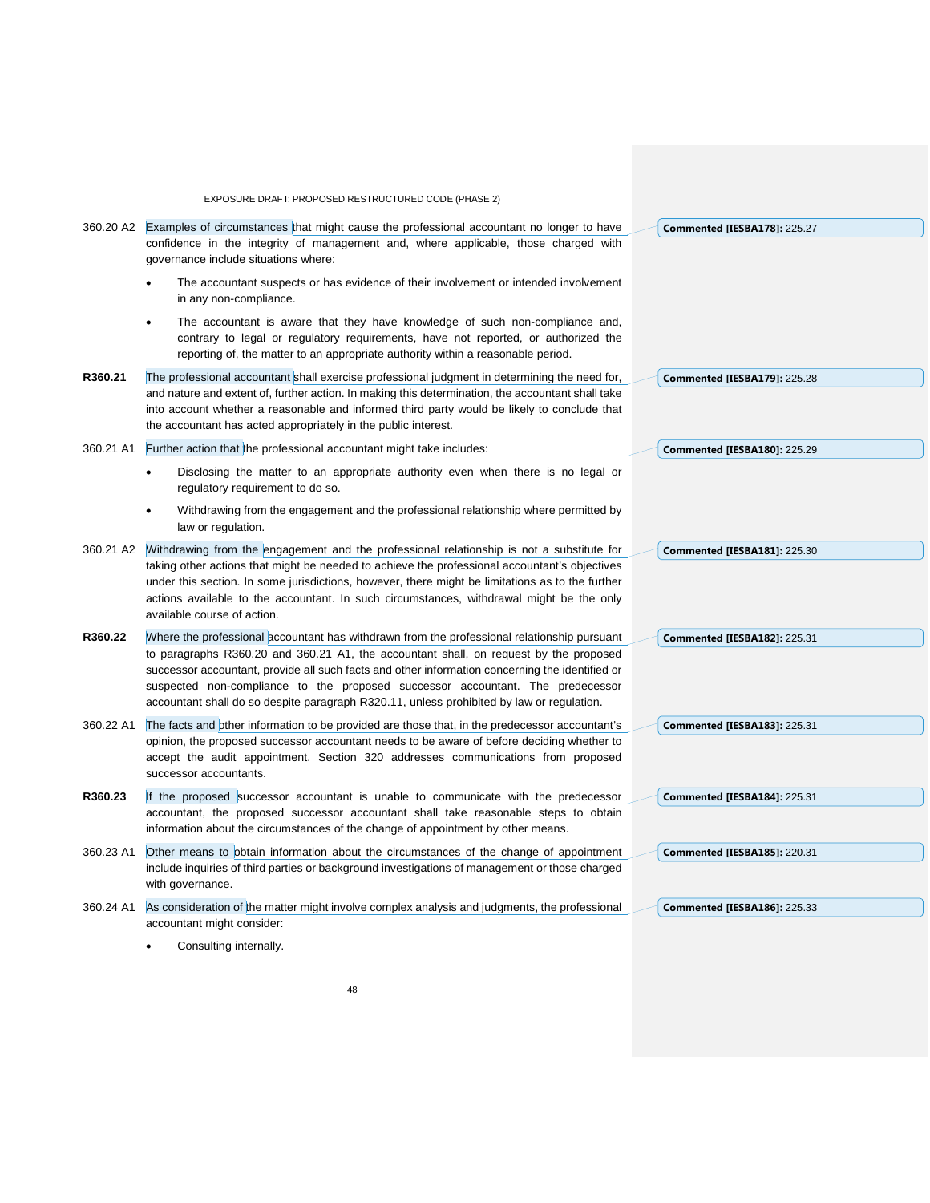360.20 A2 Examples of circumstances that might cause the professional accountant no longer to have confidence in the integrity of management and, where applicable, those charged with governance include situations where:

- The accountant suspects or has evidence of their involvement or intended involvement in any non-compliance.
- The accountant is aware that they have knowledge of such non-compliance and, contrary to legal or regulatory requirements, have not reported, or authorized the reporting of, the matter to an appropriate authority within a reasonable period.

**R360.21** The professional accountant shall exercise professional judgment in determining the need for, and nature and extent of, further action. In making this determination, the accountant shall take into account whether a reasonable and informed third party would be likely to conclude that the accountant has acted appropriately in the public interest.

360.21 A1 Further action that the professional accountant might take includes:

- Disclosing the matter to an appropriate authority even when there is no legal or regulatory requirement to do so.
- Withdrawing from the engagement and the professional relationship where permitted by law or regulation.

360.21 A2 Withdrawing from the engagement and the professional relationship is not a substitute for taking other actions that might be needed to achieve the professional accountant's objectives under this section. In some jurisdictions, however, there might be limitations as to the further actions available to the accountant. In such circumstances, withdrawal might be the only available course of action.

**R360.22** Where the professional accountant has withdrawn from the professional relationship pursuant to paragraphs R360.20 and 360.21 A1, the accountant shall, on request by the proposed successor accountant, provide all such facts and other information concerning the identified or suspected non-compliance to the proposed successor accountant. The predecessor accountant shall do so despite paragraph R320.11, unless prohibited by law or regulation.

360.22 A1 The facts and other information to be provided are those that, in the predecessor accountant's opinion, the proposed successor accountant needs to be aware of before deciding whether to accept the audit appointment. Section 320 addresses communications from proposed successor accountants.

**R360.23** If the proposed successor accountant is unable to communicate with the predecessor accountant, the proposed successor accountant shall take reasonable steps to obtain information about the circumstances of the change of appointment by other means.

360.23 A1 Other means to obtain information about the circumstances of the change of appointment include inquiries of third parties or background investigations of management or those charged with governance.

360.24 A1 As consideration of the matter might involve complex analysis and judgments, the professional accountant might consider:

- Consulting internally.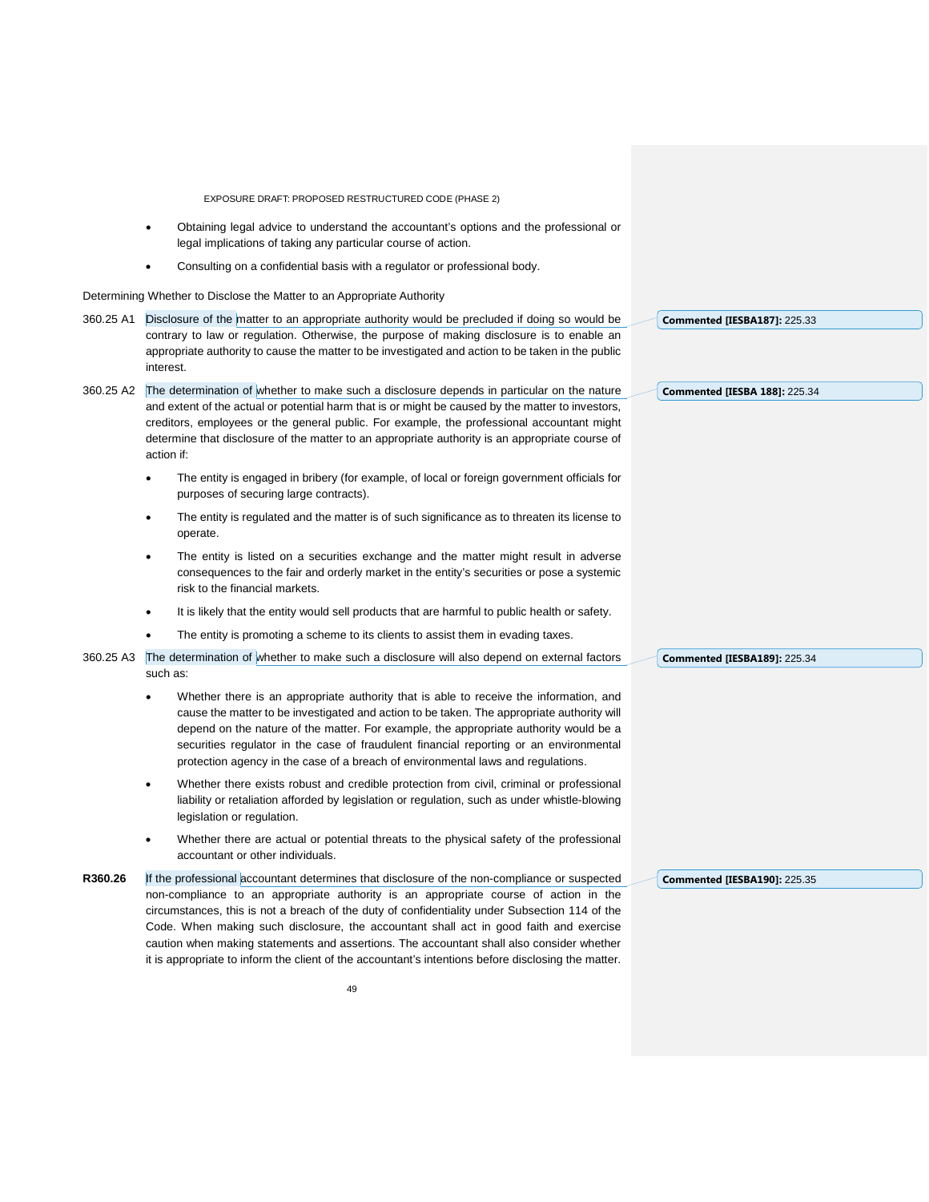- Obtaining legal advice to understand the accountant's options and the professional or legal implications of taking any particular course of action.
- Consulting on a confidential basis with a regulator or professional body.

Determining Whether to Disclose the Matter to an Appropriate Authority

360.25 A1 Disclosure of the matter to an appropriate authority would be precluded if doing so would be contrary to law or regulation. Otherwise, the purpose of making disclosure is to enable an appropriate authority to cause the matter to be investigated and action to be taken in the public interest.

**Commented [IESBA187]:** 225.33

360.25 A2 The determination of whether to make such a disclosure depends in particular on the nature and extent of the actual or potential harm that is or might be caused by the matter to investors, creditors, employees or the general public. For example, the professional accountant might determine that disclosure of the matter to an appropriate authority is an appropriate course of action if:

**Commented [IESBA 188]:** 225.34

- The entity is engaged in bribery (for example, of local or foreign government officials for purposes of securing large contracts).
- The entity is regulated and the matter is of such significance as to threaten its license to operate.
- The entity is listed on a securities exchange and the matter might result in adverse consequences to the fair and orderly market in the entity's securities or pose a systemic risk to the financial markets.
- It is likely that the entity would sell products that are harmful to public health or safety.
- The entity is promoting a scheme to its clients to assist them in evading taxes.

360.25 A3 The determination of whether to make such a disclosure will also depend on external factors such as:

**Commented [IESBA189]:** 225.34

- Whether there is an appropriate authority that is able to receive the information, and cause the matter to be investigated and action to be taken. The appropriate authority will depend on the nature of the matter. For example, the appropriate authority would be a securities regulator in the case of fraudulent financial reporting or an environmental protection agency in the case of a breach of environmental laws and regulations.
- Whether there exists robust and credible protection from civil, criminal or professional liability or retaliation afforded by legislation or regulation, such as under whistle-blowing legislation or regulation.
- Whether there are actual or potential threats to the physical safety of the professional accountant or other individuals.

**R360.26** If the professional accountant determines that disclosure of the non-compliance or suspected non-compliance to an appropriate authority is an appropriate course of action in the circumstances, this is not a breach of the duty of confidentiality under Subsection 114 of the Code. When making such disclosure, the accountant shall act in good faith and exercise caution when making statements and assertions. The accountant shall also consider whether it is appropriate to inform the client of the accountant's intentions before disclosing the matter.

**Commented [IESBA190]:** 225.35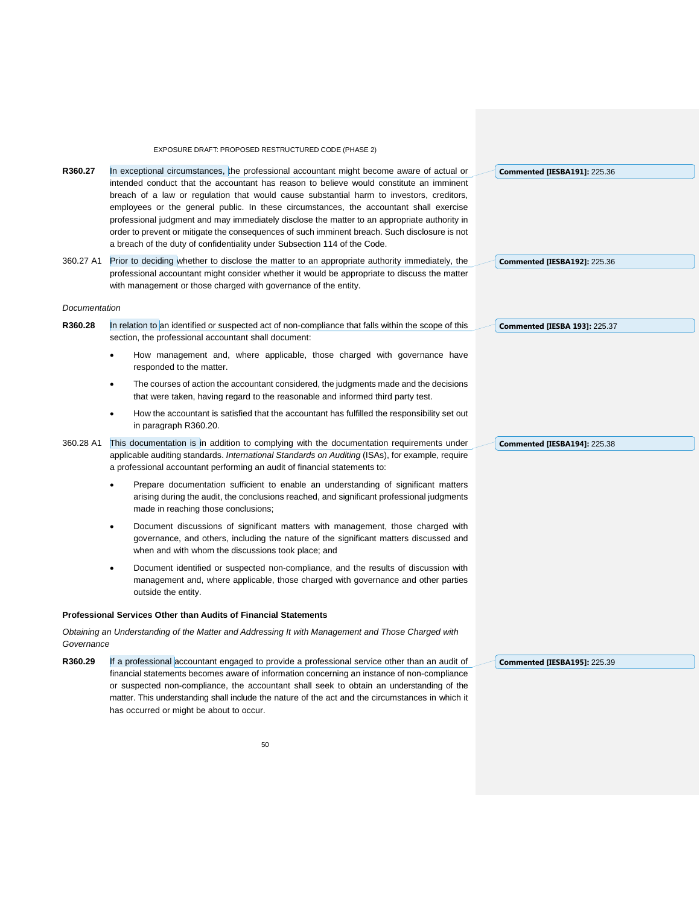**R360.27** In exceptional circumstances, the professional accountant might become aware of actual or intended conduct that the accountant has reason to believe would constitute an imminent breach of a law or regulation that would cause substantial harm to investors, creditors, employees or the general public. In these circumstances, the accountant shall exercise professional judgment and may immediately disclose the matter to an appropriate authority in order to prevent or mitigate the consequences of such imminent breach. Such disclosure is not a breach of the duty of confidentiality under Subsection 114 of the Code.

**Commented [IESBA191]:** 225.36

360.27 A1 Prior to deciding whether to disclose the matter to an appropriate authority immediately, the professional accountant might consider whether it would be appropriate to discuss the matter with management or those charged with governance of the entity.

**Commented [IESBA192]:** 225.36

*Documentation*

**R360.28** In relation to an identified or suspected act of non-compliance that falls within the scope of this section, the professional accountant shall document:

**Commented [IESBA 193]:** 225.37

- How management and, where applicable, those charged with governance have responded to the matter.
- The courses of action the accountant considered, the judgments made and the decisions that were taken, having regard to the reasonable and informed third party test.
- How the accountant is satisfied that the accountant has fulfilled the responsibility set out in paragraph R360.20.

360.28 A1 This documentation is in addition to complying with the documentation requirements under applicable auditing standards. *International Standards on Auditing* (ISAs), for example, require a professional accountant performing an audit of financial statements to:

**Commented [IESBA194]:** 225.38

- Prepare documentation sufficient to enable an understanding of significant matters arising during the audit, the conclusions reached, and significant professional judgments made in reaching those conclusions;
- Document discussions of significant matters with management, those charged with governance, and others, including the nature of the significant matters discussed and when and with whom the discussions took place; and
- Document identified or suspected non-compliance, and the results of discussion with management and, where applicable, those charged with governance and other parties outside the entity.

**Professional Services Other than Audits of Financial Statements**

*Obtaining an Understanding of the Matter and Addressing It with Management and Those Charged with Governance*

**R360.29** If a professional accountant engaged to provide a professional service other than an audit of financial statements becomes aware of information concerning an instance of non-compliance or suspected non-compliance, the accountant shall seek to obtain an understanding of the matter. This understanding shall include the nature of the act and the circumstances in which it has occurred or might be about to occur.

**Commented [IESBA195]:** 225.39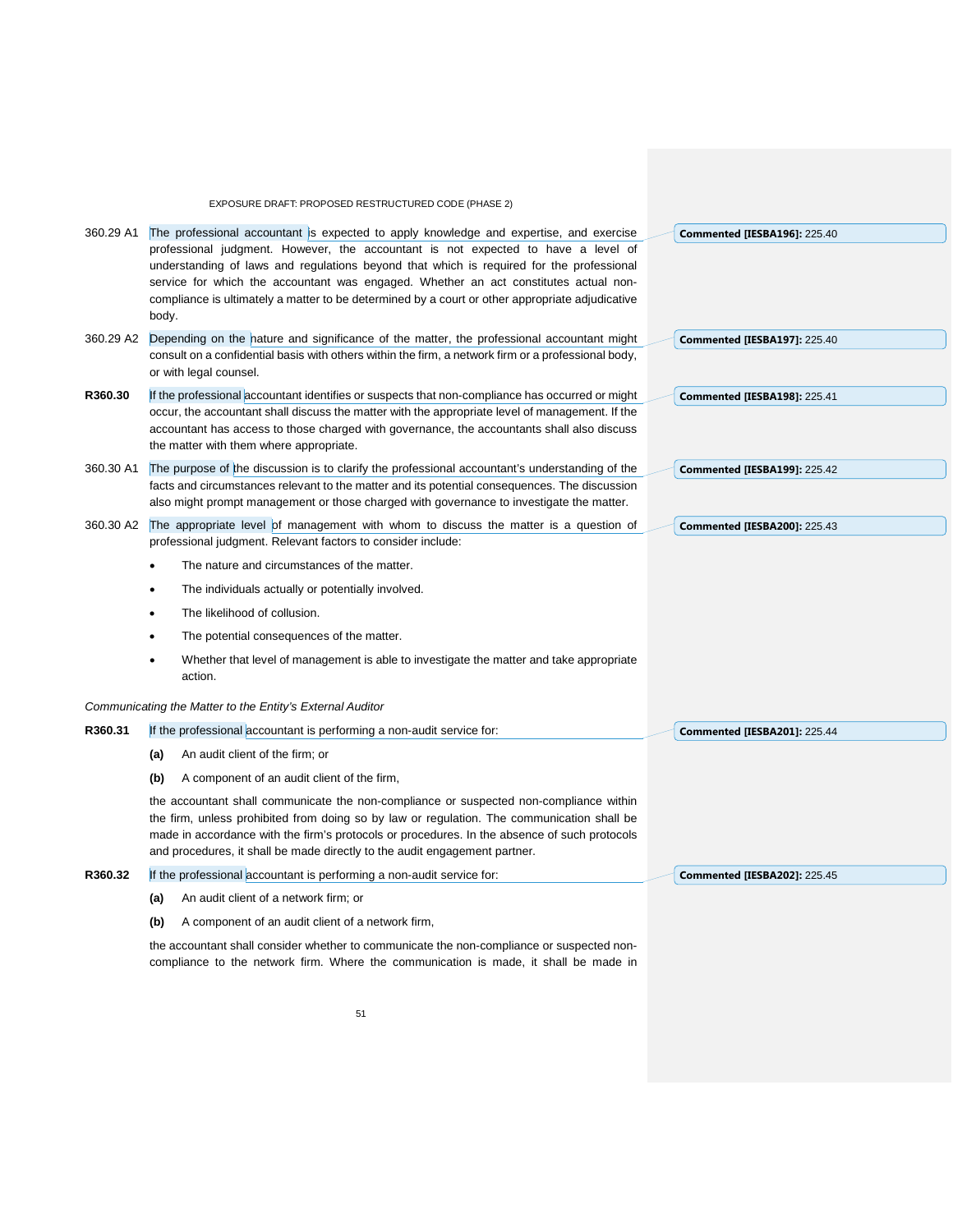360.29 A1 The professional accountant is expected to apply knowledge and expertise, and exercise professional judgment. However, the accountant is not expected to have a level of understanding of laws and regulations beyond that which is required for the professional service for which the accountant was engaged. Whether an act constitutes actual non-compliance is ultimately a matter to be determined by a court or other appropriate adjudicative body.

> **Commented [IESBA196]:** 225.40

360.29 A2 Depending on the nature and significance of the matter, the professional accountant might consult on a confidential basis with others within the firm, a network firm or a professional body, or with legal counsel.

> **Commented [IESBA197]:** 225.40

**R360.30** If the professional accountant identifies or suspects that non-compliance has occurred or might occur, the accountant shall discuss the matter with the appropriate level of management. If the accountant has access to those charged with governance, the accountants shall also discuss the matter with them where appropriate.

> **Commented [IESBA198]:** 225.41

360.30 A1 The purpose of the discussion is to clarify the professional accountant's understanding of the facts and circumstances relevant to the matter and its potential consequences. The discussion also might prompt management or those charged with governance to investigate the matter.

> **Commented [IESBA199]:** 225.42

360.30 A2 The appropriate level of management with whom to discuss the matter is a question of professional judgment. Relevant factors to consider include:

> **Commented [IESBA200]:** 225.43

- The nature and circumstances of the matter.
- The individuals actually or potentially involved.
- The likelihood of collusion.
- The potential consequences of the matter.
- Whether that level of management is able to investigate the matter and take appropriate action.

*Communicating the Matter to the Entity's External Auditor*

**R360.31** If the professional accountant is performing a non-audit service for:

> **Commented [IESBA201]:** 225.44

**(a)** An audit client of the firm; or

**(b)** A component of an audit client of the firm,

the accountant shall communicate the non-compliance or suspected non-compliance within the firm, unless prohibited from doing so by law or regulation. The communication shall be made in accordance with the firm's protocols or procedures. In the absence of such protocols and procedures, it shall be made directly to the audit engagement partner.

**R360.32** If the professional accountant is performing a non-audit service for:

> **Commented [IESBA202]:** 225.45

**(a)** An audit client of a network firm; or

**(b)** A component of an audit client of a network firm,

the accountant shall consider whether to communicate the non-compliance or suspected non-compliance to the network firm. Where the communication is made, it shall be made in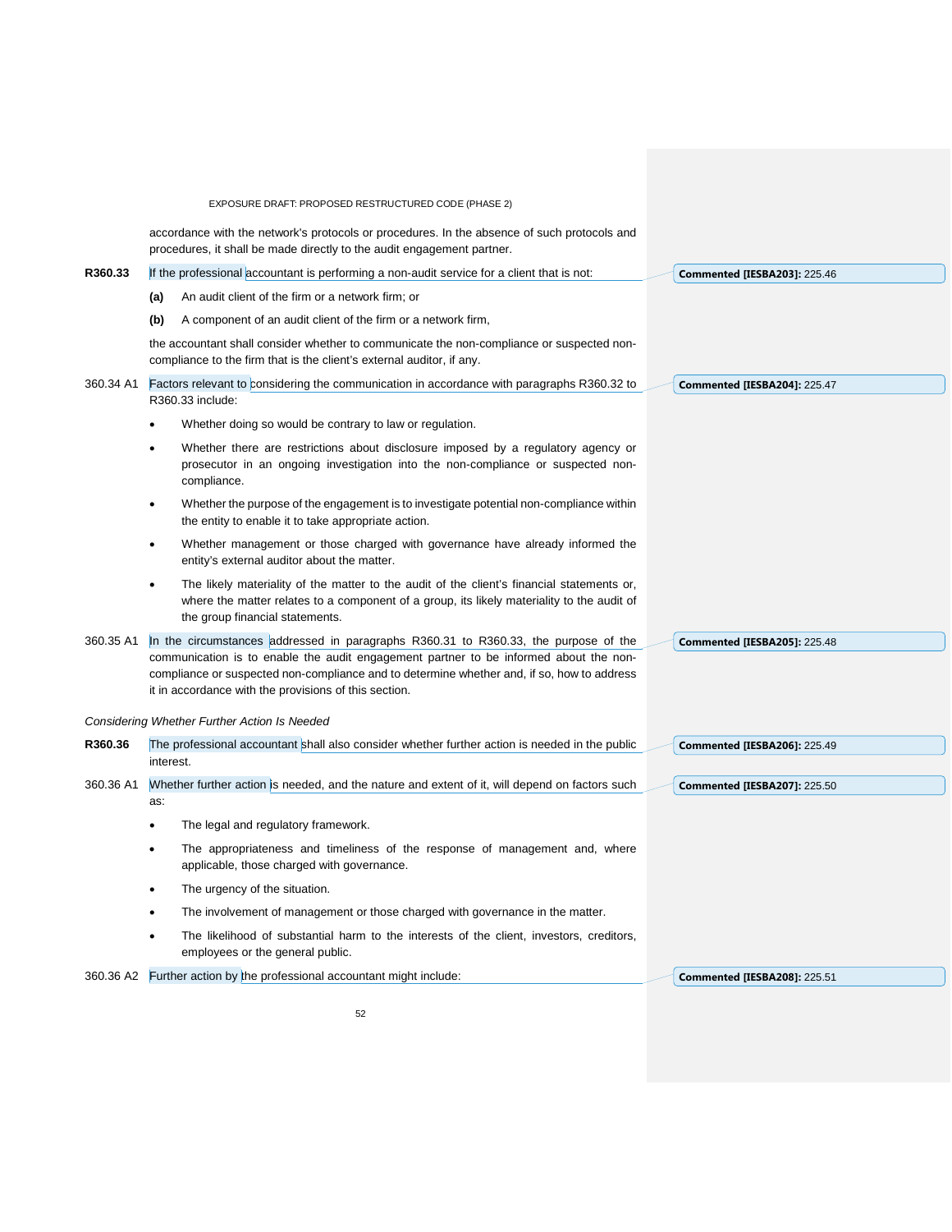accordance with the network's protocols or procedures. In the absence of such protocols and procedures, it shall be made directly to the audit engagement partner.

**R360.33** If the professional accountant is performing a non-audit service for a client that is not:

**(a)** An audit client of the firm or a network firm; or

**(b)** A component of an audit client of the firm or a network firm,

the accountant shall consider whether to communicate the non-compliance or suspected non-compliance to the firm that is the client's external auditor, if any.

**Commented [IESBA203]:** 225.46

360.34 A1 Factors relevant to considering the communication in accordance with paragraphs R360.32 to R360.33 include:

- Whether doing so would be contrary to law or regulation.
- Whether there are restrictions about disclosure imposed by a regulatory agency or prosecutor in an ongoing investigation into the non-compliance or suspected non-compliance.
- Whether the purpose of the engagement is to investigate potential non-compliance within the entity to enable it to take appropriate action.
- Whether management or those charged with governance have already informed the entity's external auditor about the matter.
- The likely materiality of the matter to the audit of the client's financial statements or, where the matter relates to a component of a group, its likely materiality to the audit of the group financial statements.

**Commented [IESBA204]:** 225.47

360.35 A1 In the circumstances addressed in paragraphs R360.31 to R360.33, the purpose of the communication is to enable the audit engagement partner to be informed about the non-compliance or suspected non-compliance and to determine whether and, if so, how to address it in accordance with the provisions of this section.

**Commented [IESBA205]:** 225.48

*Considering Whether Further Action Is Needed*

**R360.36** The professional accountant shall also consider whether further action is needed in the public interest.

**Commented [IESBA206]:** 225.49

360.36 A1 Whether further action is needed, and the nature and extent of it, will depend on factors such as:

- The legal and regulatory framework.
- The appropriateness and timeliness of the response of management and, where applicable, those charged with governance.
- The urgency of the situation.
- The involvement of management or those charged with governance in the matter.
- The likelihood of substantial harm to the interests of the client, investors, creditors, employees or the general public.

**Commented [IESBA207]:** 225.50

360.36 A2 Further action by the professional accountant might include:

**Commented [IESBA208]:** 225.51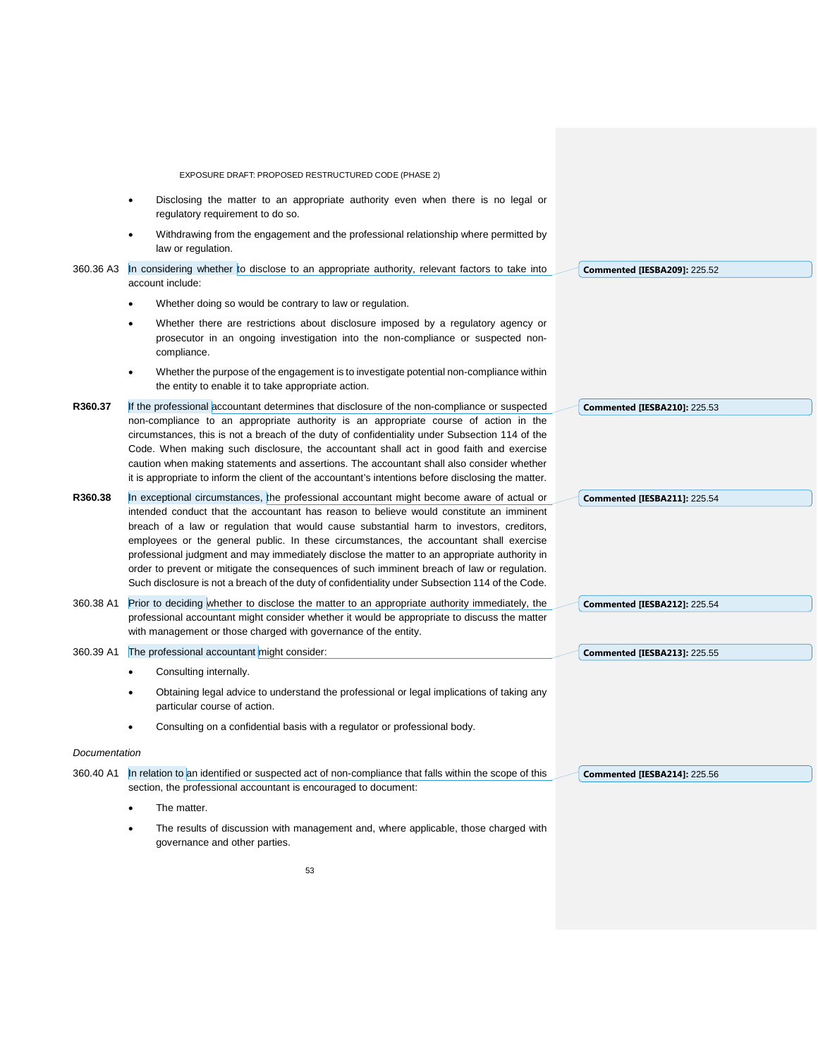- Disclosing the matter to an appropriate authority even when there is no legal or regulatory requirement to do so.
- Withdrawing from the engagement and the professional relationship where permitted by law or regulation.

360.36 A3 In considering whether to disclose to an appropriate authority, relevant factors to take into account include:

- Whether doing so would be contrary to law or regulation.
- Whether there are restrictions about disclosure imposed by a regulatory agency or prosecutor in an ongoing investigation into the non-compliance or suspected non-compliance.
- Whether the purpose of the engagement is to investigate potential non-compliance within the entity to enable it to take appropriate action.

**R360.37** If the professional accountant determines that disclosure of the non-compliance or suspected non-compliance to an appropriate authority is an appropriate course of action in the circumstances, this is not a breach of the duty of confidentiality under Subsection 114 of the Code. When making such disclosure, the accountant shall act in good faith and exercise caution when making statements and assertions. The accountant shall also consider whether it is appropriate to inform the client of the accountant's intentions before disclosing the matter.

**R360.38** In exceptional circumstances, the professional accountant might become aware of actual or intended conduct that the accountant has reason to believe would constitute an imminent breach of a law or regulation that would cause substantial harm to investors, creditors, employees or the general public. In these circumstances, the accountant shall exercise professional judgment and may immediately disclose the matter to an appropriate authority in order to prevent or mitigate the consequences of such imminent breach of law or regulation. Such disclosure is not a breach of the duty of confidentiality under Subsection 114 of the Code.

360.38 A1 Prior to deciding whether to disclose the matter to an appropriate authority immediately, the professional accountant might consider whether it would be appropriate to discuss the matter with management or those charged with governance of the entity.

360.39 A1 The professional accountant might consider:

- Consulting internally.
- Obtaining legal advice to understand the professional or legal implications of taking any particular course of action.
- Consulting on a confidential basis with a regulator or professional body.

*Documentation*

360.40 A1 In relation to an identified or suspected act of non-compliance that falls within the scope of this section, the professional accountant is encouraged to document:

- The matter.
- The results of discussion with management and, where applicable, those charged with governance and other parties.

**Commented [IESBA209]:** 225.52

**Commented [IESBA210]:** 225.53

**Commented [IESBA211]:** 225.54

**Commented [IESBA212]:** 225.54

**Commented [IESBA213]:** 225.55

**Commented [IESBA214]:** 225.56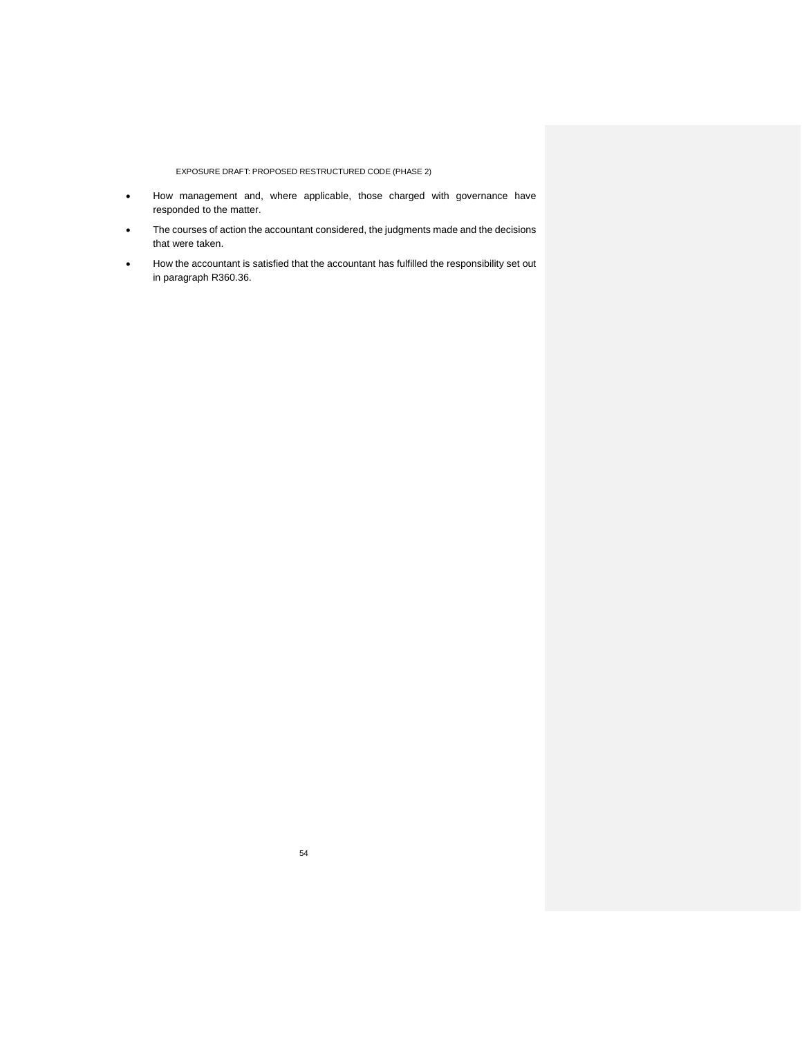- How management and, where applicable, those charged with governance have responded to the matter.
- The courses of action the accountant considered, the judgments made and the decisions that were taken.
- How the accountant is satisfied that the accountant has fulfilled the responsibility set out in paragraph R360.36.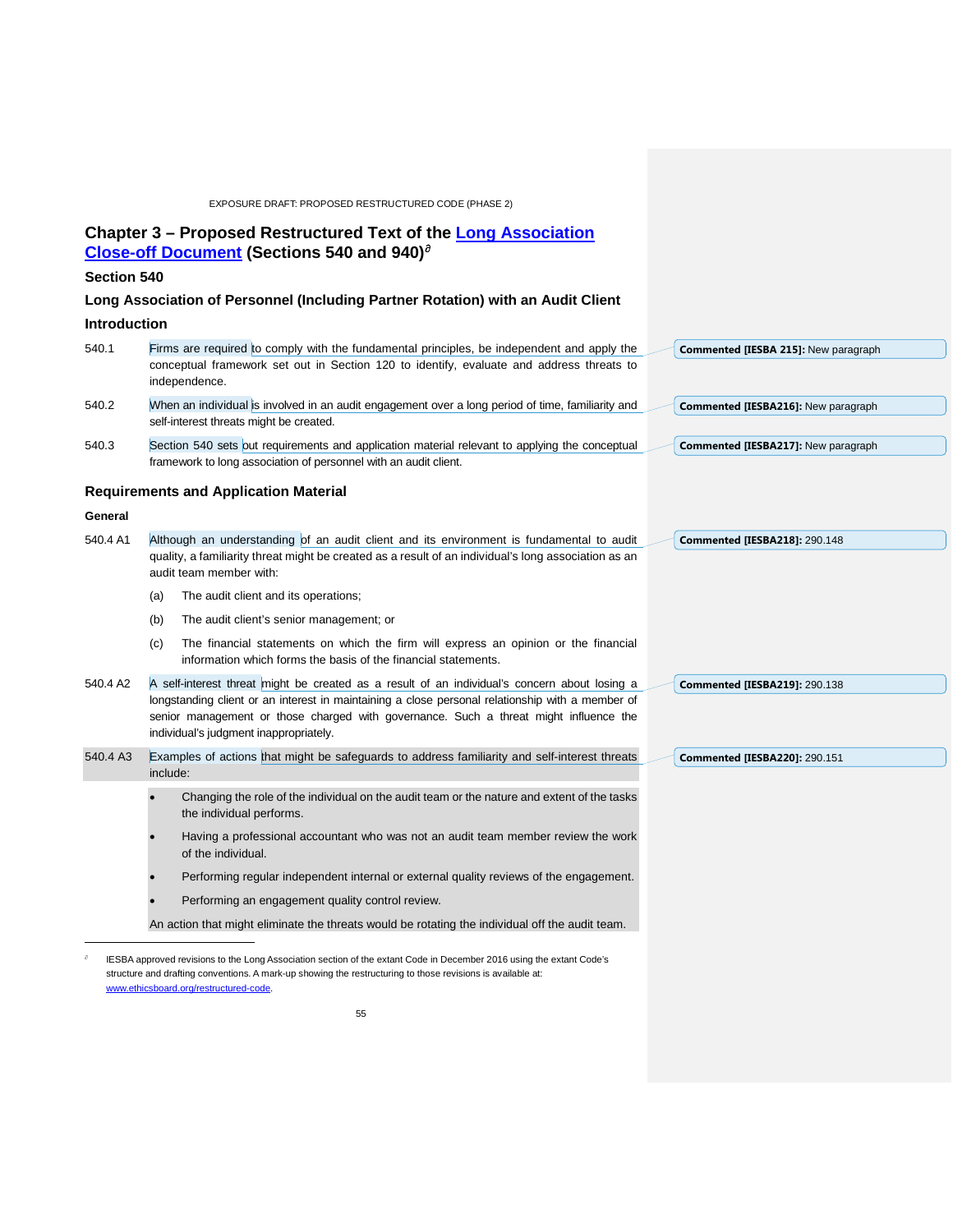# Chapter 3 – Proposed Restructured Text of the Long Association Close-off Document (Sections 540 and 940)[∂]

## Section 540

## Long Association of Personnel (Including Partner Rotation) with an Audit Client

### Introduction

540.1 Firms are required to comply with the fundamental principles, be independent and apply the conceptual framework set out in Section 120 to identify, evaluate and address threats to independence.

540.2 When an individual is involved in an audit engagement over a long period of time, familiarity and self-interest threats might be created.

540.3 Section 540 sets out requirements and application material relevant to applying the conceptual framework to long association of personnel with an audit client.

### Requirements and Application Material

#### General

540.4 A1 Although an understanding of an audit client and its environment is fundamental to audit quality, a familiarity threat might be created as a result of an individual's long association as an audit team member with:

(a) The audit client and its operations;

(b) The audit client's senior management; or

(c) The financial statements on which the firm will express an opinion or the financial information which forms the basis of the financial statements.

540.4 A2 A self-interest threat might be created as a result of an individual's concern about losing a longstanding client or an interest in maintaining a close personal relationship with a member of senior management or those charged with governance. Such a threat might influence the individual's judgment inappropriately.

540.4 A3 Examples of actions that might be safeguards to address familiarity and self-interest threats include:

- Changing the role of the individual on the audit team or the nature and extent of the tasks the individual performs.
- Having a professional accountant who was not an audit team member review the work of the individual.
- Performing regular independent internal or external quality reviews of the engagement.
- Performing an engagement quality control review.

An action that might eliminate the threats would be rotating the individual off the audit team.

**Commented [IESBA 215]:** New paragraph

**Commented [IESBA216]:** New paragraph

**Commented [IESBA217]:** New paragraph

**Commented [IESBA218]:** 290.148

**Commented [IESBA219]:** 290.138

**Commented [IESBA220]:** 290.151

---

[∂] IESBA approved revisions to the Long Association section of the extant Code in December 2016 using the extant Code's structure and drafting conventions. A mark-up showing the restructuring to those revisions is available at: www.ethicsboard.org/restructured-code.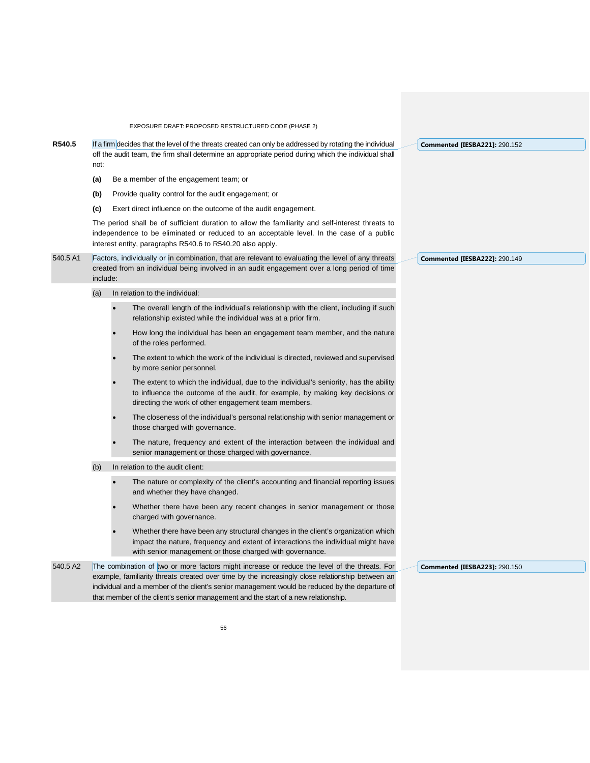**R540.5** If a firm decides that the level of the threats created can only be addressed by rotating the individual off the audit team, the firm shall determine an appropriate period during which the individual shall not:

**(a)** Be a member of the engagement team; or

**(b)** Provide quality control for the audit engagement; or

**(c)** Exert direct influence on the outcome of the audit engagement.

The period shall be of sufficient duration to allow the familiarity and self-interest threats to independence to be eliminated or reduced to an acceptable level. In the case of a public interest entity, paragraphs R540.6 to R540.20 also apply.

**Commented [IESBA221]:** 290.152

540.5 A1 Factors, individually or in combination, that are relevant to evaluating the level of any threats created from an individual being involved in an audit engagement over a long period of time include:

(a) In relation to the individual:

- The overall length of the individual's relationship with the client, including if such relationship existed while the individual was at a prior firm.
- How long the individual has been an engagement team member, and the nature of the roles performed.
- The extent to which the work of the individual is directed, reviewed and supervised by more senior personnel.
- The extent to which the individual, due to the individual's seniority, has the ability to influence the outcome of the audit, for example, by making key decisions or directing the work of other engagement team members.
- The closeness of the individual's personal relationship with senior management or those charged with governance.
- The nature, frequency and extent of the interaction between the individual and senior management or those charged with governance.

(b) In relation to the audit client:

- The nature or complexity of the client's accounting and financial reporting issues and whether they have changed.
- Whether there have been any recent changes in senior management or those charged with governance.
- Whether there have been any structural changes in the client's organization which impact the nature, frequency and extent of interactions the individual might have with senior management or those charged with governance.

**Commented [IESBA222]:** 290.149

540.5 A2 The combination of two or more factors might increase or reduce the level of the threats. For example, familiarity threats created over time by the increasingly close relationship between an individual and a member of the client's senior management would be reduced by the departure of that member of the client's senior management and the start of a new relationship.

**Commented [IESBA223]:** 290.150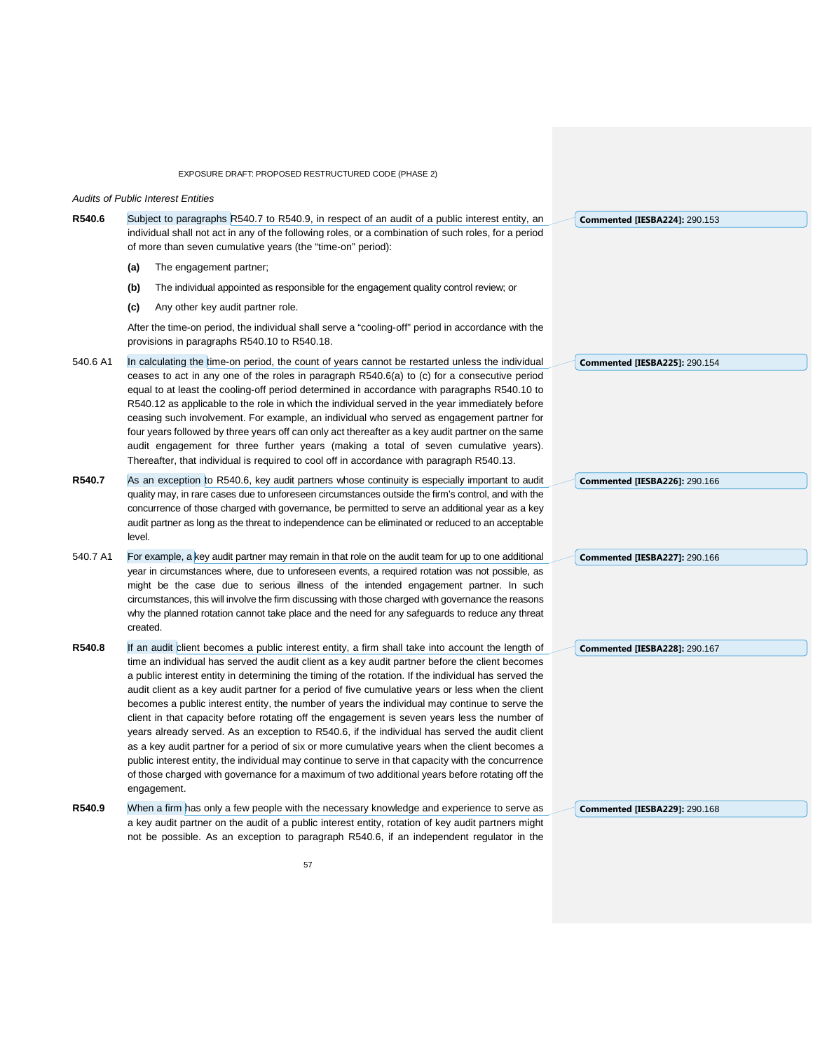*Audits of Public Interest Entities*

**R540.6** Subject to paragraphs R540.7 to R540.9, in respect of an audit of a public interest entity, an individual shall not act in any of the following roles, or a combination of such roles, for a period of more than seven cumulative years (the "time-on" period):

**(a)** The engagement partner;

**(b)** The individual appointed as responsible for the engagement quality control review; or

**(c)** Any other key audit partner role.

After the time-on period, the individual shall serve a "cooling-off" period in accordance with the provisions in paragraphs R540.10 to R540.18.

**Commented [IESBA224]:** 290.153

540.6 A1 In calculating the time-on period, the count of years cannot be restarted unless the individual ceases to act in any one of the roles in paragraph R540.6(a) to (c) for a consecutive period equal to at least the cooling-off period determined in accordance with paragraphs R540.10 to R540.12 as applicable to the role in which the individual served in the year immediately before ceasing such involvement. For example, an individual who served as engagement partner for four years followed by three years off can only act thereafter as a key audit partner on the same audit engagement for three further years (making a total of seven cumulative years). Thereafter, that individual is required to cool off in accordance with paragraph R540.13.

**Commented [IESBA225]:** 290.154

**R540.7** As an exception to R540.6, key audit partners whose continuity is especially important to audit quality may, in rare cases due to unforeseen circumstances outside the firm's control, and with the concurrence of those charged with governance, be permitted to serve an additional year as a key audit partner as long as the threat to independence can be eliminated or reduced to an acceptable level.

**Commented [IESBA226]:** 290.166

540.7 A1 For example, a key audit partner may remain in that role on the audit team for up to one additional year in circumstances where, due to unforeseen events, a required rotation was not possible, as might be the case due to serious illness of the intended engagement partner. In such circumstances, this will involve the firm discussing with those charged with governance the reasons why the planned rotation cannot take place and the need for any safeguards to reduce any threat created.

**Commented [IESBA227]:** 290.166

**R540.8** If an audit client becomes a public interest entity, a firm shall take into account the length of time an individual has served the audit client as a key audit partner before the client becomes a public interest entity in determining the timing of the rotation. If the individual has served the audit client as a key audit partner for a period of five cumulative years or less when the client becomes a public interest entity, the number of years the individual may continue to serve the client in that capacity before rotating off the engagement is seven years less the number of years already served. As an exception to R540.6, if the individual has served the audit client as a key audit partner for a period of six or more cumulative years when the client becomes a public interest entity, the individual may continue to serve in that capacity with the concurrence of those charged with governance for a maximum of two additional years before rotating off the engagement.

**Commented [IESBA228]:** 290.167

**R540.9** When a firm has only a few people with the necessary knowledge and experience to serve as a key audit partner on the audit of a public interest entity, rotation of key audit partners might not be possible. As an exception to paragraph R540.6, if an independent regulator in the

**Commented [IESBA229]:** 290.168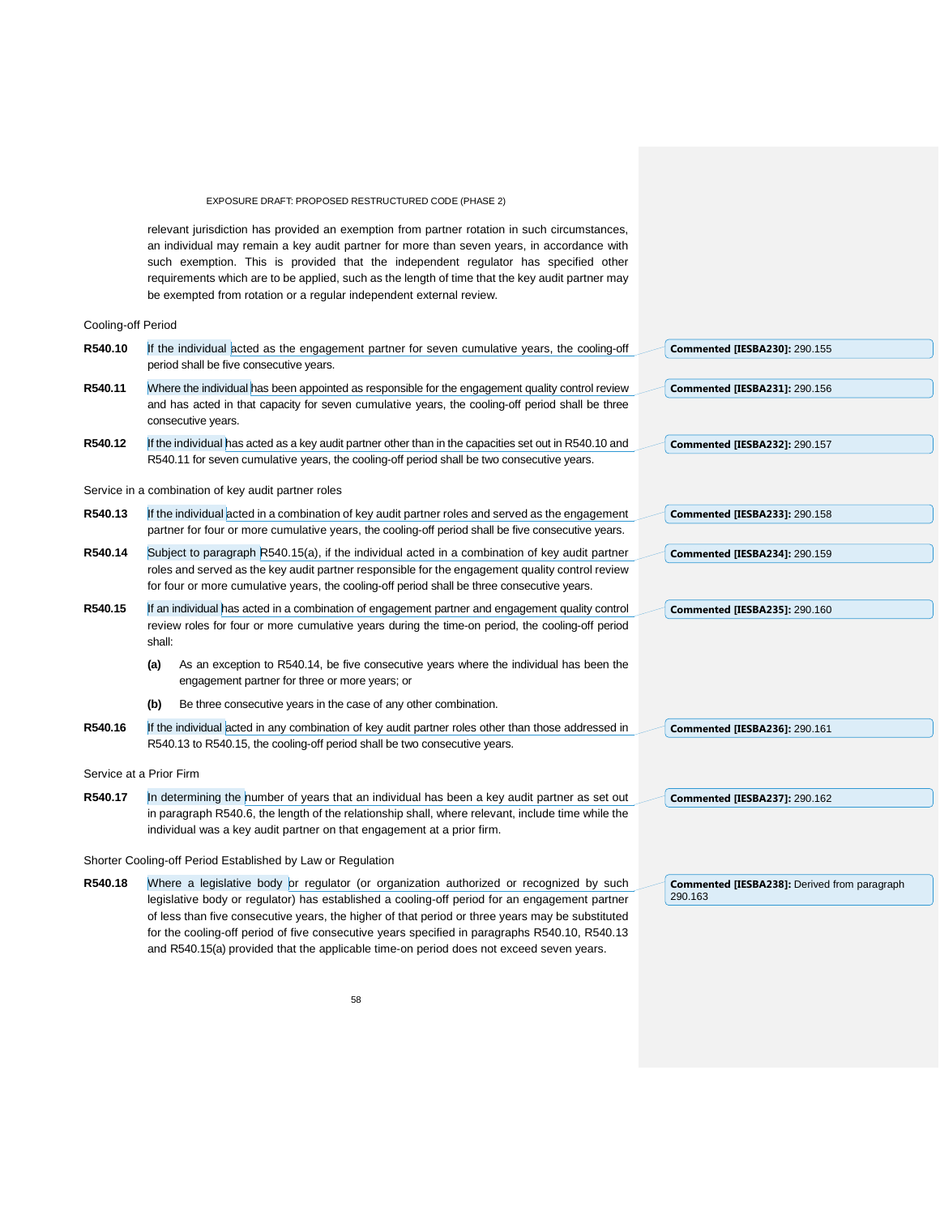relevant jurisdiction has provided an exemption from partner rotation in such circumstances, an individual may remain a key audit partner for more than seven years, in accordance with such exemption. This is provided that the independent regulator has specified other requirements which are to be applied, such as the length of time that the key audit partner may be exempted from rotation or a regular independent external review.

Cooling-off Period

**R540.10** If the individual acted as the engagement partner for seven cumulative years, the cooling-off period shall be five consecutive years.

**Commented [IESBA230]:** 290.155

**R540.11** Where the individual has been appointed as responsible for the engagement quality control review and has acted in that capacity for seven cumulative years, the cooling-off period shall be three consecutive years.

**Commented [IESBA231]:** 290.156

**R540.12** If the individual has acted as a key audit partner other than in the capacities set out in R540.10 and R540.11 for seven cumulative years, the cooling-off period shall be two consecutive years.

**Commented [IESBA232]:** 290.157

Service in a combination of key audit partner roles

**R540.13** If the individual acted in a combination of key audit partner roles and served as the engagement partner for four or more cumulative years, the cooling-off period shall be five consecutive years.

**Commented [IESBA233]:** 290.158

**R540.14** Subject to paragraph R540.15(a), if the individual acted in a combination of key audit partner roles and served as the key audit partner responsible for the engagement quality control review for four or more cumulative years, the cooling-off period shall be three consecutive years.

**Commented [IESBA234]:** 290.159

**R540.15** If an individual has acted in a combination of engagement partner and engagement quality control review roles for four or more cumulative years during the time-on period, the cooling-off period shall:

**(a)** As an exception to R540.14, be five consecutive years where the individual has been the engagement partner for three or more years; or

**(b)** Be three consecutive years in the case of any other combination.

**Commented [IESBA235]:** 290.160

**R540.16** If the individual acted in any combination of key audit partner roles other than those addressed in R540.13 to R540.15, the cooling-off period shall be two consecutive years.

**Commented [IESBA236]:** 290.161

Service at a Prior Firm

**R540.17** In determining the number of years that an individual has been a key audit partner as set out in paragraph R540.6, the length of the relationship shall, where relevant, include time while the individual was a key audit partner on that engagement at a prior firm.

**Commented [IESBA237]:** 290.162

Shorter Cooling-off Period Established by Law or Regulation

**R540.18** Where a legislative body or regulator (or organization authorized or recognized by such legislative body or regulator) has established a cooling-off period for an engagement partner of less than five consecutive years, the higher of that period or three years may be substituted for the cooling-off period of five consecutive years specified in paragraphs R540.10, R540.13 and R540.15(a) provided that the applicable time-on period does not exceed seven years.

**Commented [IESBA238]:** Derived from paragraph 290.163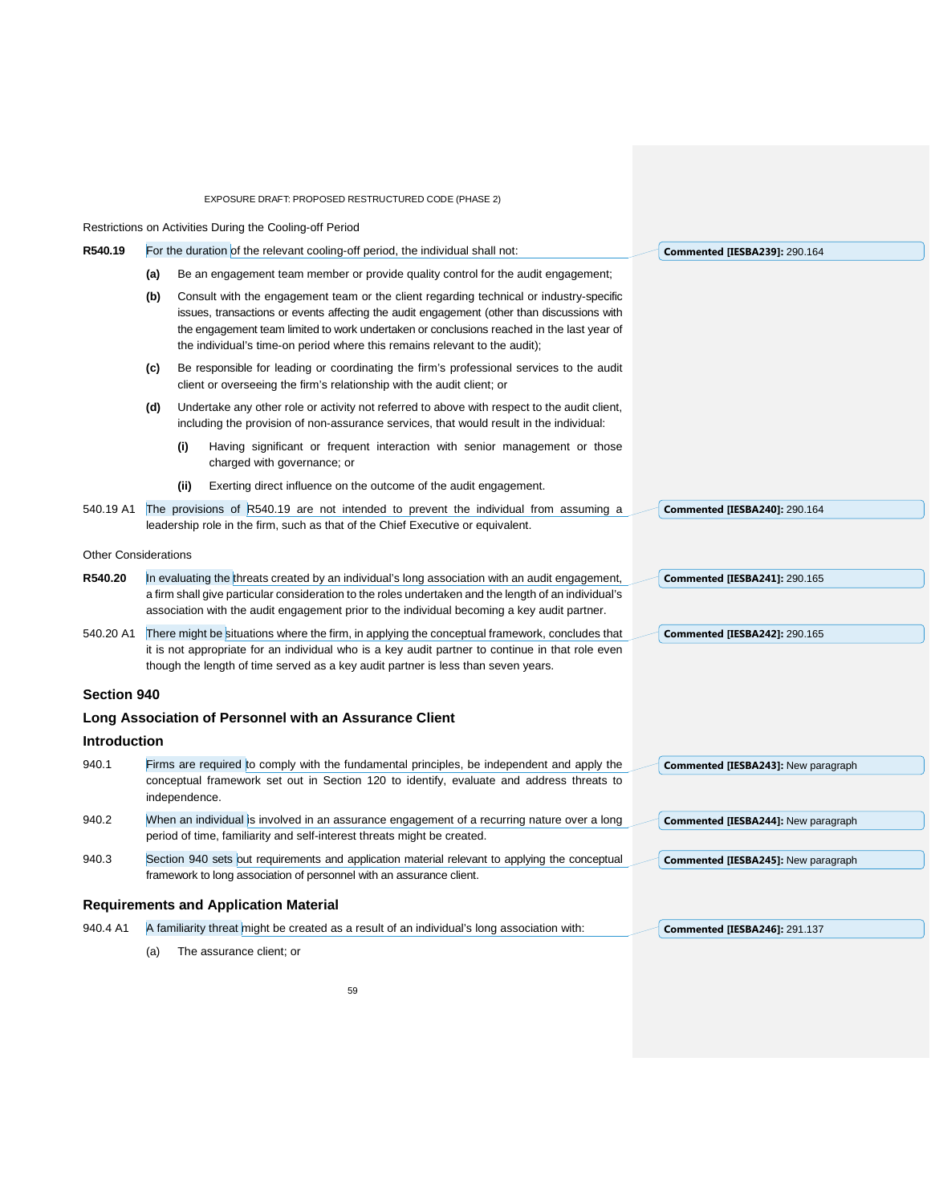Restrictions on Activities During the Cooling-off Period

**R540.19** For the duration of the relevant cooling-off period, the individual shall not:

- **(a)** Be an engagement team member or provide quality control for the audit engagement;
- **(b)** Consult with the engagement team or the client regarding technical or industry-specific issues, transactions or events affecting the audit engagement (other than discussions with the engagement team limited to work undertaken or conclusions reached in the last year of the individual's time-on period where this remains relevant to the audit);
- **(c)** Be responsible for leading or coordinating the firm's professional services to the audit client or overseeing the firm's relationship with the audit client; or
- **(d)** Undertake any other role or activity not referred to above with respect to the audit client, including the provision of non-assurance services, that would result in the individual:
  - **(i)** Having significant or frequent interaction with senior management or those charged with governance; or
  - **(ii)** Exerting direct influence on the outcome of the audit engagement.

Commented [IESBA239]: 290.164

540.19 A1 The provisions of R540.19 are not intended to prevent the individual from assuming a leadership role in the firm, such as that of the Chief Executive or equivalent.

Commented [IESBA240]: 290.164

Other Considerations

**R540.20** In evaluating the threats created by an individual's long association with an audit engagement, a firm shall give particular consideration to the roles undertaken and the length of an individual's association with the audit engagement prior to the individual becoming a key audit partner.

Commented [IESBA241]: 290.165

540.20 A1 There might be situations where the firm, in applying the conceptual framework, concludes that it is not appropriate for an individual who is a key audit partner to continue in that role even though the length of time served as a key audit partner is less than seven years.

Commented [IESBA242]: 290.165

## Section 940

## Long Association of Personnel with an Assurance Client

### Introduction

940.1 Firms are required to comply with the fundamental principles, be independent and apply the conceptual framework set out in Section 120 to identify, evaluate and address threats to independence.

Commented [IESBA243]: New paragraph

940.2 When an individual is involved in an assurance engagement of a recurring nature over a long period of time, familiarity and self-interest threats might be created.

Commented [IESBA244]: New paragraph

940.3 Section 940 sets out requirements and application material relevant to applying the conceptual framework to long association of personnel with an assurance client.

Commented [IESBA245]: New paragraph

### Requirements and Application Material

940.4 A1 A familiarity threat might be created as a result of an individual's long association with:

- (a) The assurance client; or

Commented [IESBA246]: 291.137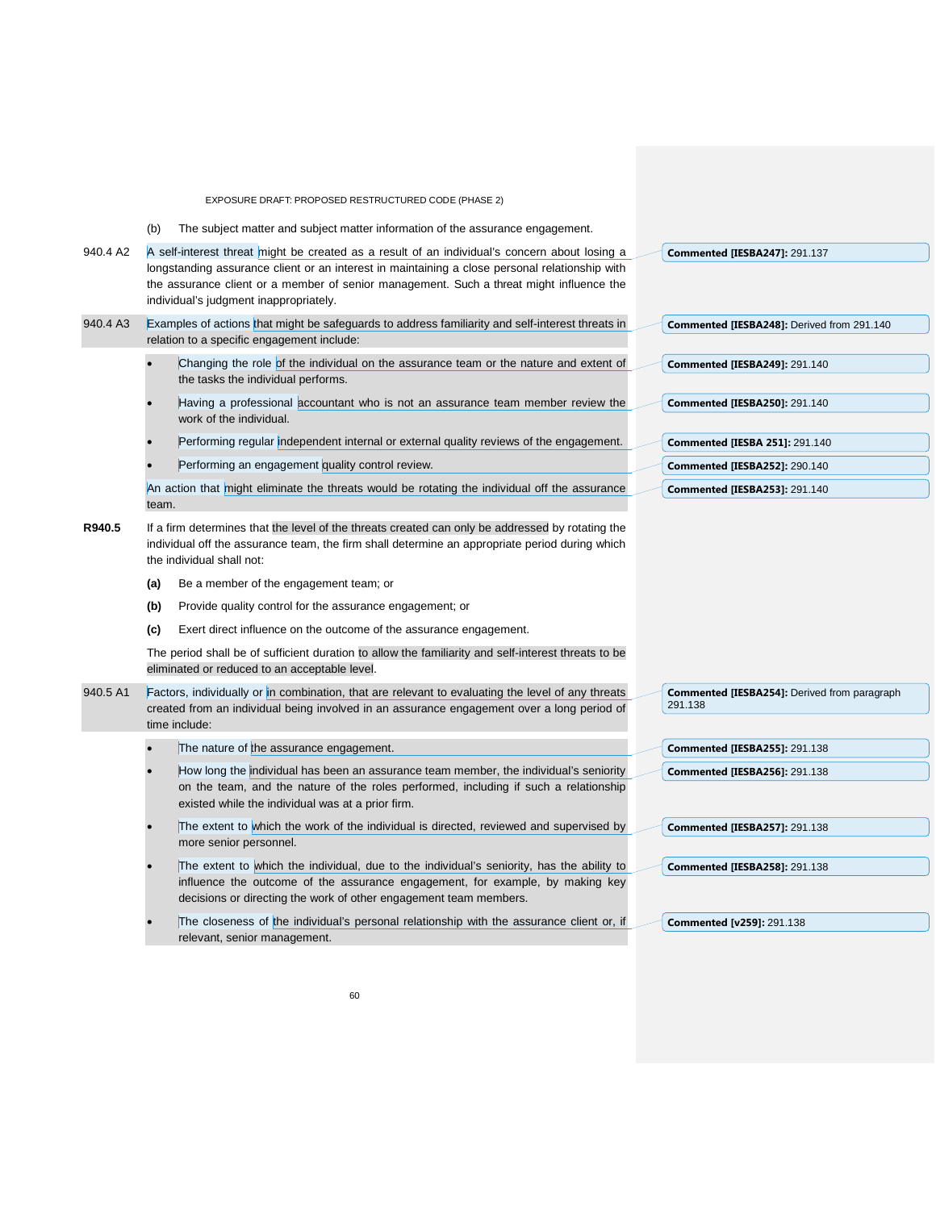(b) The subject matter and subject matter information of the assurance engagement.

940.4 A2 A self-interest threat might be created as a result of an individual's concern about losing a longstanding assurance client or an interest in maintaining a close personal relationship with the assurance client or a member of senior management. Such a threat might influence the individual's judgment inappropriately.

940.4 A3 Examples of actions that might be safeguards to address familiarity and self-interest threats in relation to a specific engagement include:

- Changing the role of the individual on the assurance team or the nature and extent of the tasks the individual performs.
- Having a professional accountant who is not an assurance team member review the work of the individual.
- Performing regular independent internal or external quality reviews of the engagement.
- Performing an engagement quality control review.

An action that might eliminate the threats would be rotating the individual off the assurance team.

**R940.5** If a firm determines that the level of the threats created can only be addressed by rotating the individual off the assurance team, the firm shall determine an appropriate period during which the individual shall not:

**(a)** Be a member of the engagement team; or

**(b)** Provide quality control for the assurance engagement; or

**(c)** Exert direct influence on the outcome of the assurance engagement.

The period shall be of sufficient duration to allow the familiarity and self-interest threats to be eliminated or reduced to an acceptable level.

940.5 A1 Factors, individually or in combination, that are relevant to evaluating the level of any threats created from an individual being involved in an assurance engagement over a long period of time include:

- The nature of the assurance engagement.
- How long the individual has been an assurance team member, the individual's seniority on the team, and the nature of the roles performed, including if such a relationship existed while the individual was at a prior firm.
- The extent to which the work of the individual is directed, reviewed and supervised by more senior personnel.
- The extent to which the individual, due to the individual's seniority, has the ability to influence the outcome of the assurance engagement, for example, by making key decisions or directing the work of other engagement team members.
- The closeness of the individual's personal relationship with the assurance client or, if relevant, senior management.

**Commented [IESBA247]:** 291.137

**Commented [IESBA248]:** Derived from 291.140

**Commented [IESBA249]:** 291.140

**Commented [IESBA250]:** 291.140

**Commented [IESBA 251]:** 291.140

**Commented [IESBA252]:** 290.140

**Commented [IESBA253]:** 291.140

**Commented [IESBA254]:** Derived from paragraph 291.138

**Commented [IESBA255]:** 291.138

**Commented [IESBA256]:** 291.138

**Commented [IESBA257]:** 291.138

**Commented [IESBA258]:** 291.138

**Commented [v259]:** 291.138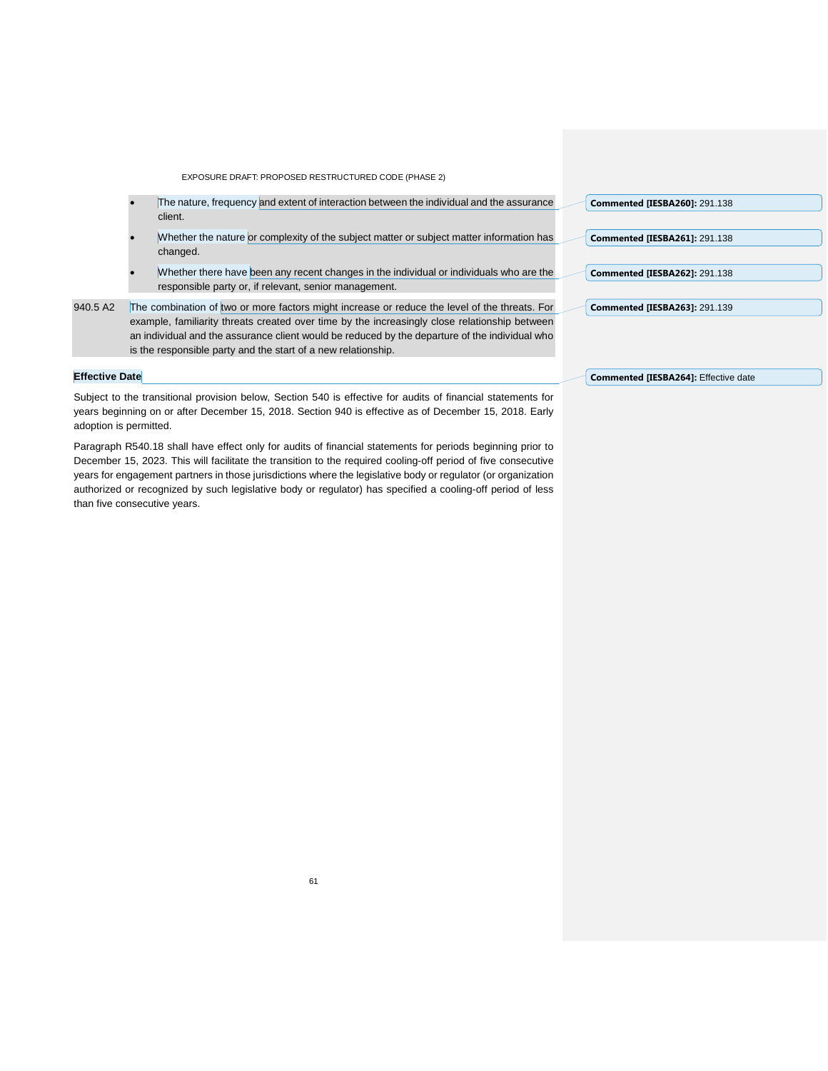- The nature, frequency and extent of interaction between the individual and the assurance client.
- Whether the nature or complexity of the subject matter or subject matter information has changed.
- Whether there have been any recent changes in the individual or individuals who are the responsible party or, if relevant, senior management.

940.5 A2 The combination of two or more factors might increase or reduce the level of the threats. For example, familiarity threats created over time by the increasingly close relationship between an individual and the assurance client would be reduced by the departure of the individual who is the responsible party and the start of a new relationship.

**Effective Date**

Subject to the transitional provision below, Section 540 is effective for audits of financial statements for years beginning on or after December 15, 2018. Section 940 is effective as of December 15, 2018. Early adoption is permitted.

Paragraph R540.18 shall have effect only for audits of financial statements for periods beginning prior to December 15, 2023. This will facilitate the transition to the required cooling-off period of five consecutive years for engagement partners in those jurisdictions where the legislative body or regulator (or organization authorized or recognized by such legislative body or regulator) has specified a cooling-off period of less than five consecutive years.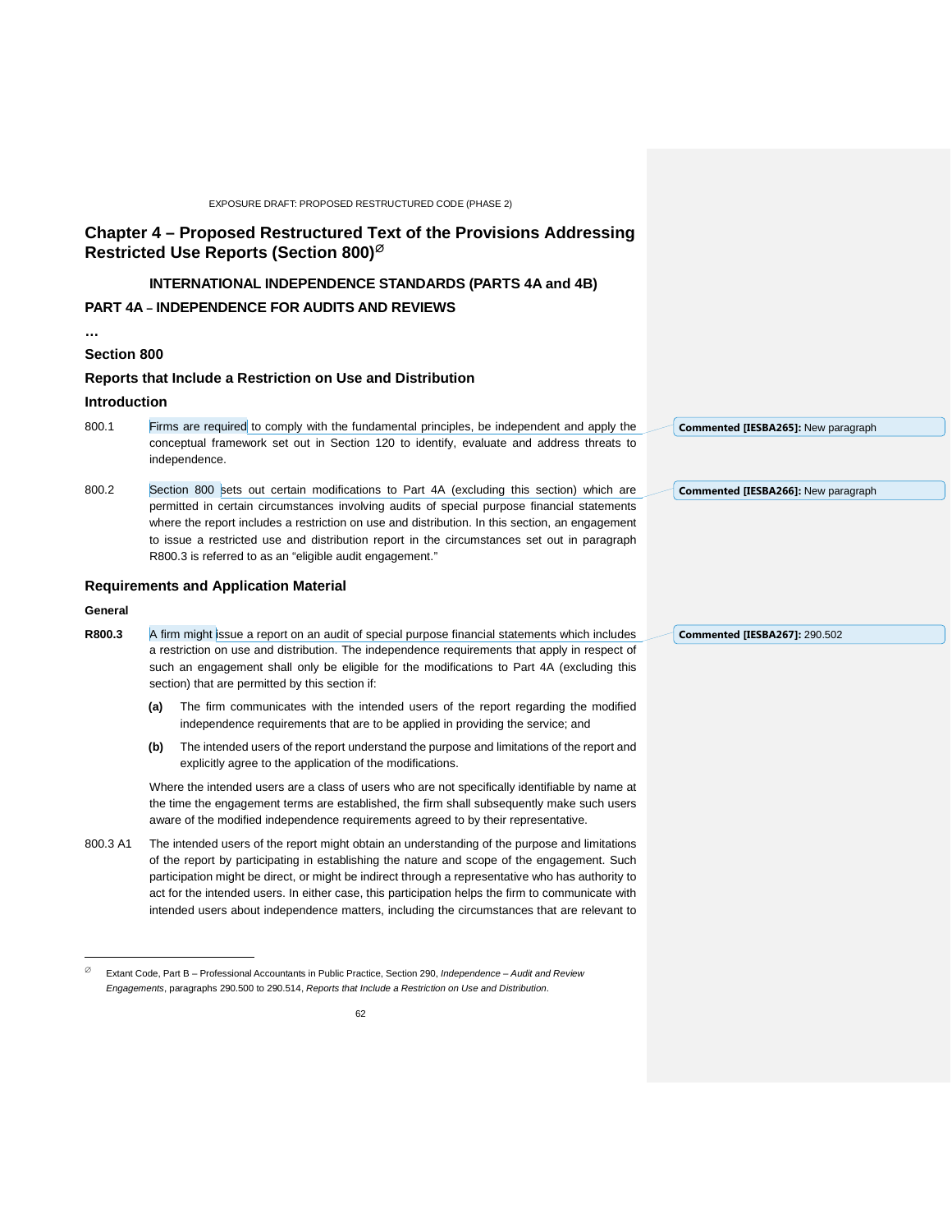# Chapter 4 – Proposed Restructured Text of the Provisions Addressing Restricted Use Reports (Section 800)[∅]

### INTERNATIONAL INDEPENDENCE STANDARDS (PARTS 4A and 4B)

### PART 4A – INDEPENDENCE FOR AUDITS AND REVIEWS

…

### Section 800

### Reports that Include a Restriction on Use and Distribution

### Introduction

800.1 Firms are required to comply with the fundamental principles, be independent and apply the conceptual framework set out in Section 120 to identify, evaluate and address threats to independence.

**Commented [IESBA265]:** New paragraph

800.2 Section 800 sets out certain modifications to Part 4A (excluding this section) which are permitted in certain circumstances involving audits of special purpose financial statements where the report includes a restriction on use and distribution. In this section, an engagement to issue a restricted use and distribution report in the circumstances set out in paragraph R800.3 is referred to as an "eligible audit engagement."

**Commented [IESBA266]:** New paragraph

### Requirements and Application Material

#### General

**R800.3** A firm might issue a report on an audit of special purpose financial statements which includes a restriction on use and distribution. The independence requirements that apply in respect of such an engagement shall only be eligible for the modifications to Part 4A (excluding this section) that are permitted by this section if:

**Commented [IESBA267]:** 290.502

- **(a)** The firm communicates with the intended users of the report regarding the modified independence requirements that are to be applied in providing the service; and
- **(b)** The intended users of the report understand the purpose and limitations of the report and explicitly agree to the application of the modifications.

Where the intended users are a class of users who are not specifically identifiable by name at the time the engagement terms are established, the firm shall subsequently make such users aware of the modified independence requirements agreed to by their representative.

800.3 A1 The intended users of the report might obtain an understanding of the purpose and limitations of the report by participating in establishing the nature and scope of the engagement. Such participation might be direct, or might be indirect through a representative who has authority to act for the intended users. In either case, this participation helps the firm to communicate with intended users about independence matters, including the circumstances that are relevant to

---

[∅] Extant Code, Part B – Professional Accountants in Public Practice, Section 290, *Independence – Audit and Review Engagements*, paragraphs 290.500 to 290.514, *Reports that Include a Restriction on Use and Distribution*.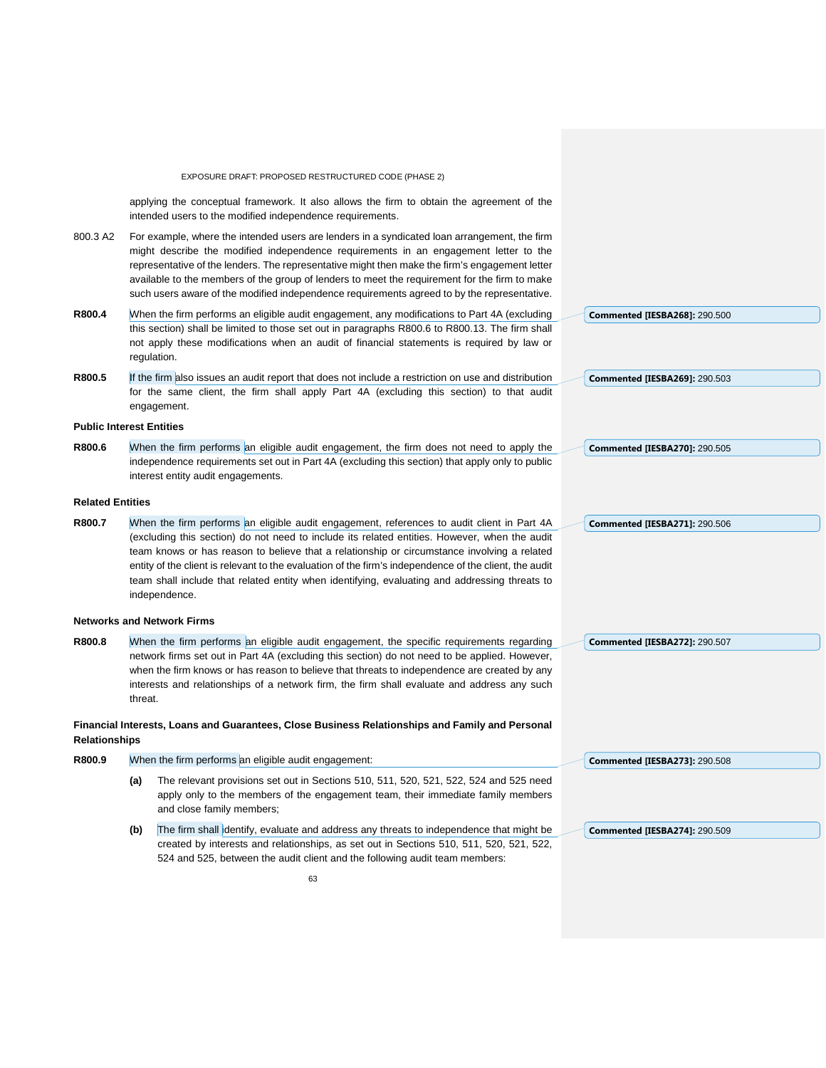applying the conceptual framework. It also allows the firm to obtain the agreement of the intended users to the modified independence requirements.

800.3 A2 For example, where the intended users are lenders in a syndicated loan arrangement, the firm might describe the modified independence requirements in an engagement letter to the representative of the lenders. The representative might then make the firm's engagement letter available to the members of the group of lenders to meet the requirement for the firm to make such users aware of the modified independence requirements agreed to by the representative.

**R800.4** When the firm performs an eligible audit engagement, any modifications to Part 4A (excluding this section) shall be limited to those set out in paragraphs R800.6 to R800.13. The firm shall not apply these modifications when an audit of financial statements is required by law or regulation.

**Commented [IESBA268]:** 290.500

**R800.5** If the firm also issues an audit report that does not include a restriction on use and distribution for the same client, the firm shall apply Part 4A (excluding this section) to that audit engagement.

**Commented [IESBA269]:** 290.503

**Public Interest Entities**

**R800.6** When the firm performs an eligible audit engagement, the firm does not need to apply the independence requirements set out in Part 4A (excluding this section) that apply only to public interest entity audit engagements.

**Commented [IESBA270]:** 290.505

**Related Entities**

**R800.7** When the firm performs an eligible audit engagement, references to audit client in Part 4A (excluding this section) do not need to include its related entities. However, when the audit team knows or has reason to believe that a relationship or circumstance involving a related entity of the client is relevant to the evaluation of the firm's independence of the client, the audit team shall include that related entity when identifying, evaluating and addressing threats to independence.

**Commented [IESBA271]:** 290.506

**Networks and Network Firms**

**R800.8** When the firm performs an eligible audit engagement, the specific requirements regarding network firms set out in Part 4A (excluding this section) do not need to be applied. However, when the firm knows or has reason to believe that threats to independence are created by any interests and relationships of a network firm, the firm shall evaluate and address any such threat.

**Commented [IESBA272]:** 290.507

**Financial Interests, Loans and Guarantees, Close Business Relationships and Family and Personal Relationships**

**R800.9** When the firm performs an eligible audit engagement:

**Commented [IESBA273]:** 290.508

**(a)** The relevant provisions set out in Sections 510, 511, 520, 521, 522, 524 and 525 need apply only to the members of the engagement team, their immediate family members and close family members;

**(b)** The firm shall identify, evaluate and address any threats to independence that might be created by interests and relationships, as set out in Sections 510, 511, 520, 521, 522, 524 and 525, between the audit client and the following audit team members:

**Commented [IESBA274]:** 290.509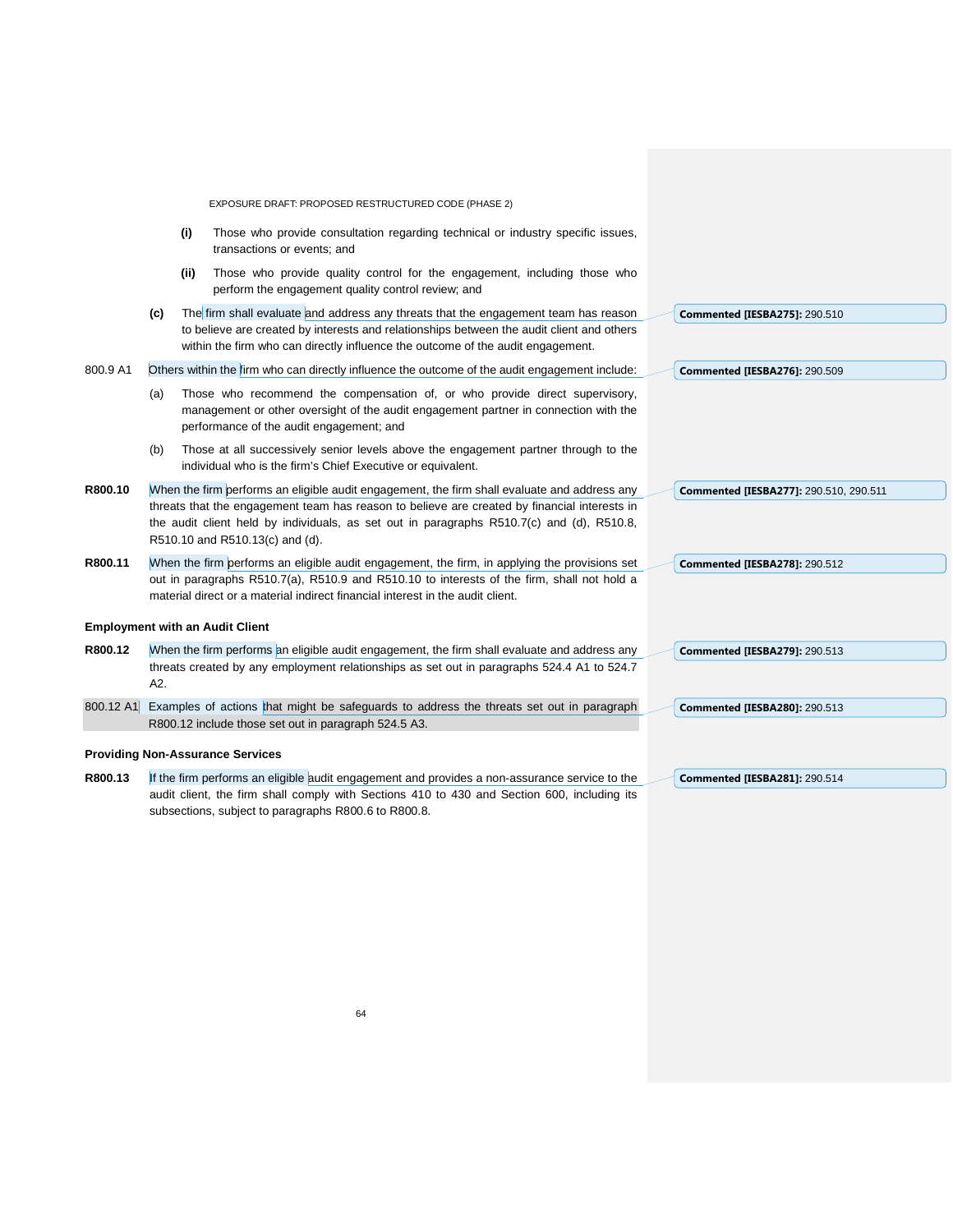(i) Those who provide consultation regarding technical or industry specific issues, transactions or events; and

(ii) Those who provide quality control for the engagement, including those who perform the engagement quality control review; and

(c) The firm shall evaluate and address any threats that the engagement team has reason to believe are created by interests and relationships between the audit client and others within the firm who can directly influence the outcome of the audit engagement.

Commented [IESBA275]: 290.510

800.9 A1 Others within the firm who can directly influence the outcome of the audit engagement include:

Commented [IESBA276]: 290.509

(a) Those who recommend the compensation of, or who provide direct supervisory, management or other oversight of the audit engagement partner in connection with the performance of the audit engagement; and

(b) Those at all successively senior levels above the engagement partner through to the individual who is the firm's Chief Executive or equivalent.

**R800.10** When the firm performs an eligible audit engagement, the firm shall evaluate and address any threats that the engagement team has reason to believe are created by financial interests in the audit client held by individuals, as set out in paragraphs R510.7(c) and (d), R510.8, R510.10 and R510.13(c) and (d).

Commented [IESBA277]: 290.510, 290.511

**R800.11** When the firm performs an eligible audit engagement, the firm, in applying the provisions set out in paragraphs R510.7(a), R510.9 and R510.10 to interests of the firm, shall not hold a material direct or a material indirect financial interest in the audit client.

Commented [IESBA278]: 290.512

**Employment with an Audit Client**

**R800.12** When the firm performs an eligible audit engagement, the firm shall evaluate and address any threats created by any employment relationships as set out in paragraphs 524.4 A1 to 524.7 A2.

Commented [IESBA279]: 290.513

800.12 A1 Examples of actions that might be safeguards to address the threats set out in paragraph R800.12 include those set out in paragraph 524.5 A3.

Commented [IESBA280]: 290.513

**Providing Non-Assurance Services**

**R800.13** If the firm performs an eligible audit engagement and provides a non-assurance service to the audit client, the firm shall comply with Sections 410 to 430 and Section 600, including its subsections, subject to paragraphs R800.6 to R800.8.

Commented [IESBA281]: 290.514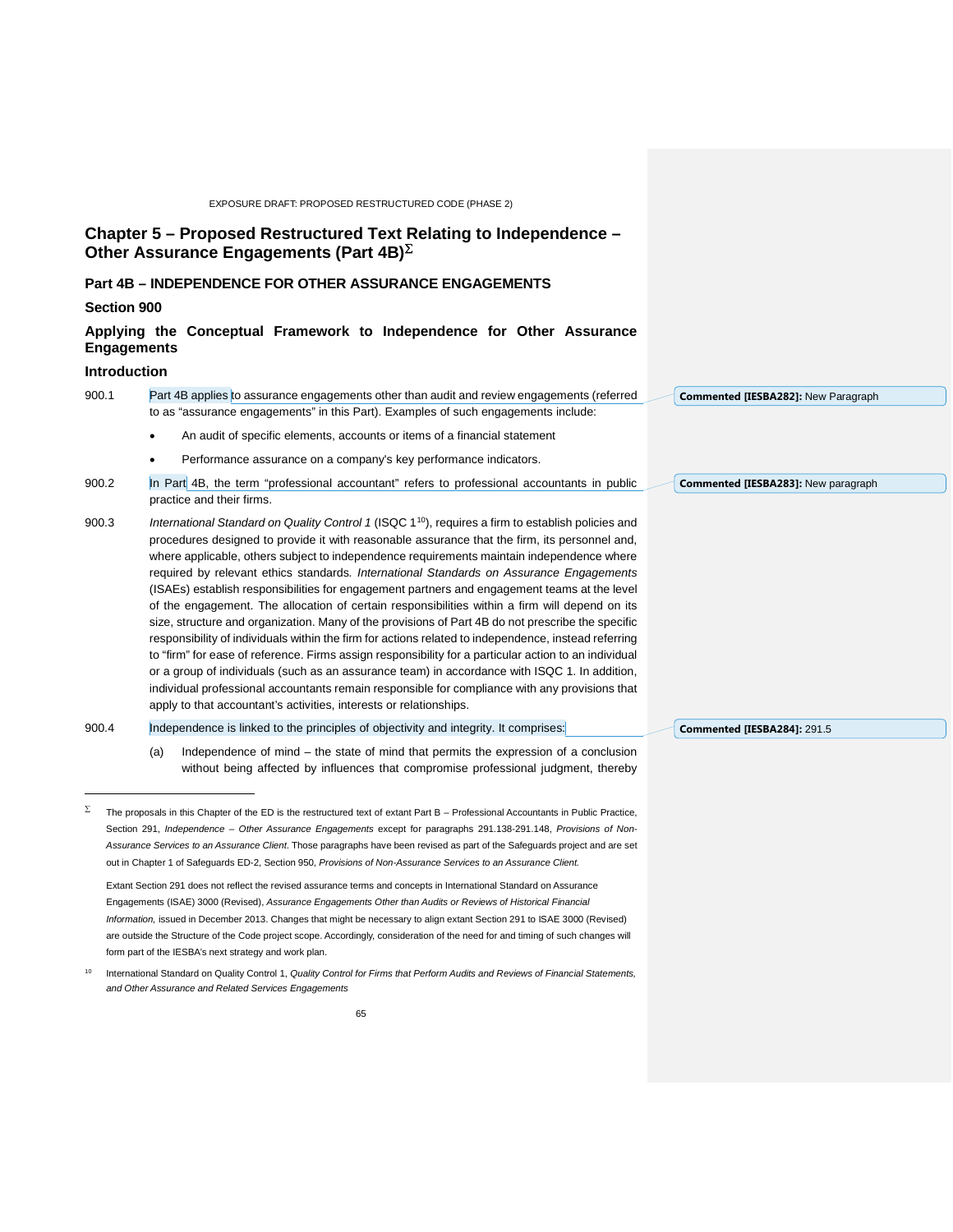# Chapter 5 – Proposed Restructured Text Relating to Independence – Other Assurance Engagements (Part 4B)[Σ]

## Part 4B – INDEPENDENCE FOR OTHER ASSURANCE ENGAGEMENTS

### Section 900

### Applying the Conceptual Framework to Independence for Other Assurance Engagements

### Introduction

900.1 Part 4B applies to assurance engagements other than audit and review engagements (referred to as "assurance engagements" in this Part). Examples of such engagements include:

- An audit of specific elements, accounts or items of a financial statement
- Performance assurance on a company's key performance indicators.

Commented [IESBA282]: New Paragraph

900.2 In Part 4B, the term "professional accountant" refers to professional accountants in public practice and their firms.

Commented [IESBA283]: New paragraph

900.3 *International Standard on Quality Control 1* (ISQC 1[10]), requires a firm to establish policies and procedures designed to provide it with reasonable assurance that the firm, its personnel and, where applicable, others subject to independence requirements maintain independence where required by relevant ethics standards. *International Standards on Assurance Engagements* (ISAEs) establish responsibilities for engagement partners and engagement teams at the level of the engagement. The allocation of certain responsibilities within a firm will depend on its size, structure and organization. Many of the provisions of Part 4B do not prescribe the specific responsibility of individuals within the firm for actions related to independence, instead referring to "firm" for ease of reference. Firms assign responsibility for a particular action to an individual or a group of individuals (such as an assurance team) in accordance with ISQC 1. In addition, individual professional accountants remain responsible for compliance with any provisions that apply to that accountant's activities, interests or relationships.

900.4 Independence is linked to the principles of objectivity and integrity. It comprises:

Commented [IESBA284]: 291.5

(a) Independence of mind – the state of mind that permits the expression of a conclusion without being affected by influences that compromise professional judgment, thereby

---

Σ The proposals in this Chapter of the ED is the restructured text of extant Part B – Professional Accountants in Public Practice, Section 291, *Independence – Other Assurance Engagements* except for paragraphs 291.138-291.148, *Provisions of Non-Assurance Services to an Assurance Client*. Those paragraphs have been revised as part of the Safeguards project and are set out in Chapter 1 of Safeguards ED-2, Section 950, *Provisions of Non-Assurance Services to an Assurance Client.*

Extant Section 291 does not reflect the revised assurance terms and concepts in International Standard on Assurance Engagements (ISAE) 3000 (Revised), *Assurance Engagements Other than Audits or Reviews of Historical Financial Information,* issued in December 2013. Changes that might be necessary to align extant Section 291 to ISAE 3000 (Revised) are outside the Structure of the Code project scope. Accordingly, consideration of the need for and timing of such changes will form part of the IESBA's next strategy and work plan.

[10] International Standard on Quality Control 1, *Quality Control for Firms that Perform Audits and Reviews of Financial Statements, and Other Assurance and Related Services Engagements*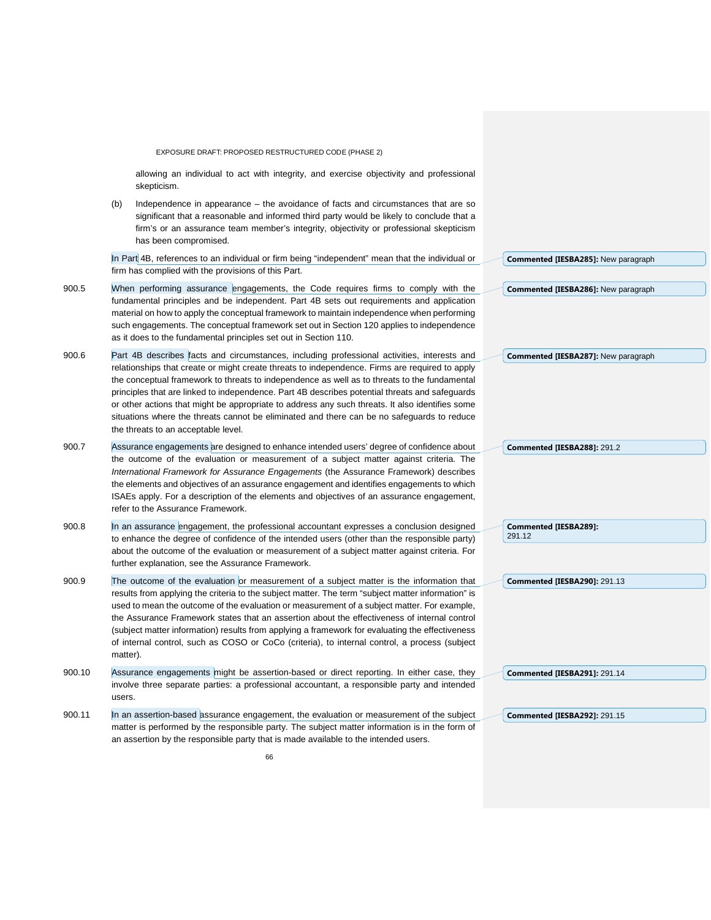allowing an individual to act with integrity, and exercise objectivity and professional skepticism.

(b) Independence in appearance – the avoidance of facts and circumstances that are so significant that a reasonable and informed third party would be likely to conclude that a firm's or an assurance team member's integrity, objectivity or professional skepticism has been compromised.

In Part 4B, references to an individual or firm being "independent" mean that the individual or firm has complied with the provisions of this Part.

900.5 When performing assurance engagements, the Code requires firms to comply with the fundamental principles and be independent. Part 4B sets out requirements and application material on how to apply the conceptual framework to maintain independence when performing such engagements. The conceptual framework set out in Section 120 applies to independence as it does to the fundamental principles set out in Section 110.

900.6 Part 4B describes facts and circumstances, including professional activities, interests and relationships that create or might create threats to independence. Firms are required to apply the conceptual framework to threats to independence as well as to threats to the fundamental principles that are linked to independence. Part 4B describes potential threats and safeguards or other actions that might be appropriate to address any such threats. It also identifies some situations where the threats cannot be eliminated and there can be no safeguards to reduce the threats to an acceptable level.

900.7 Assurance engagements are designed to enhance intended users' degree of confidence about the outcome of the evaluation or measurement of a subject matter against criteria. The *International Framework for Assurance Engagements* (the Assurance Framework) describes the elements and objectives of an assurance engagement and identifies engagements to which ISAEs apply. For a description of the elements and objectives of an assurance engagement, refer to the Assurance Framework.

900.8 In an assurance engagement, the professional accountant expresses a conclusion designed to enhance the degree of confidence of the intended users (other than the responsible party) about the outcome of the evaluation or measurement of a subject matter against criteria. For further explanation, see the Assurance Framework.

900.9 The outcome of the evaluation or measurement of a subject matter is the information that results from applying the criteria to the subject matter. The term "subject matter information" is used to mean the outcome of the evaluation or measurement of a subject matter. For example, the Assurance Framework states that an assertion about the effectiveness of internal control (subject matter information) results from applying a framework for evaluating the effectiveness of internal control, such as COSO or CoCo (criteria), to internal control, a process (subject matter).

900.10 Assurance engagements might be assertion-based or direct reporting. In either case, they involve three separate parties: a professional accountant, a responsible party and intended users.

900.11 In an assertion-based assurance engagement, the evaluation or measurement of the subject matter is performed by the responsible party. The subject matter information is in the form of an assertion by the responsible party that is made available to the intended users.

**Commented [IESBA285]:** New paragraph

**Commented [IESBA286]:** New paragraph

**Commented [IESBA287]:** New paragraph

**Commented [IESBA288]:** 291.2

**Commented [IESBA289]:** 291.12

**Commented [IESBA290]:** 291.13

**Commented [IESBA291]:** 291.14

**Commented [IESBA292]:** 291.15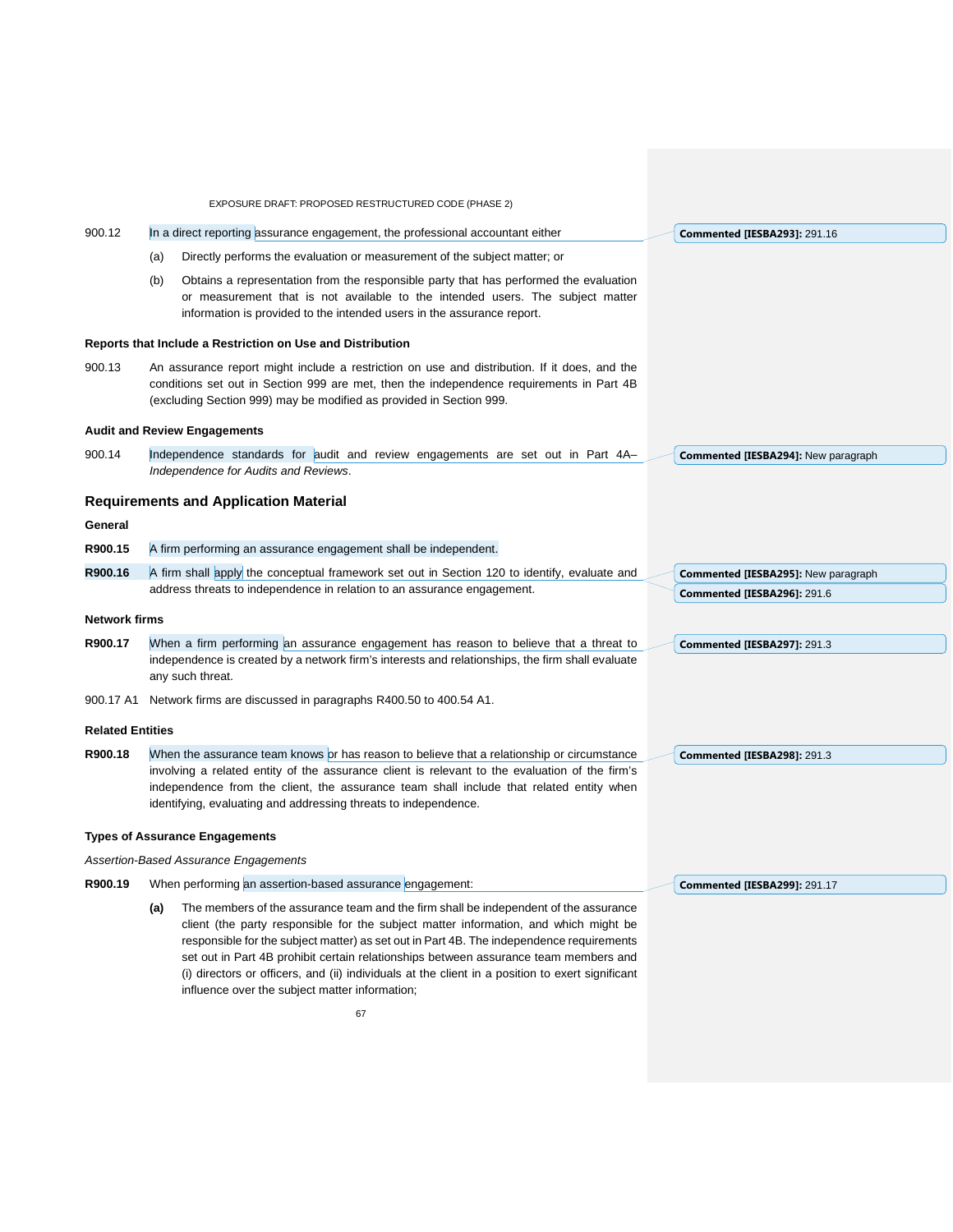900.12 In a direct reporting assurance engagement, the professional accountant either

(a) Directly performs the evaluation or measurement of the subject matter; or

(b) Obtains a representation from the responsible party that has performed the evaluation or measurement that is not available to the intended users. The subject matter information is provided to the intended users in the assurance report.

Commented [IESBA293]: 291.16

**Reports that Include a Restriction on Use and Distribution**

900.13 An assurance report might include a restriction on use and distribution. If it does, and the conditions set out in Section 999 are met, then the independence requirements in Part 4B (excluding Section 999) may be modified as provided in Section 999.

**Audit and Review Engagements**

900.14 Independence standards for audit and review engagements are set out in Part 4A– *Independence for Audits and Reviews*.

Commented [IESBA294]: New paragraph

## Requirements and Application Material

**General**

**R900.15** A firm performing an assurance engagement shall be independent.

**R900.16** A firm shall apply the conceptual framework set out in Section 120 to identify, evaluate and address threats to independence in relation to an assurance engagement.

Commented [IESBA295]: New paragraph

Commented [IESBA296]: 291.6

**Network firms**

**R900.17** When a firm performing an assurance engagement has reason to believe that a threat to independence is created by a network firm's interests and relationships, the firm shall evaluate any such threat.

Commented [IESBA297]: 291.3

900.17 A1 Network firms are discussed in paragraphs R400.50 to 400.54 A1.

**Related Entities**

**R900.18** When the assurance team knows or has reason to believe that a relationship or circumstance involving a related entity of the assurance client is relevant to the evaluation of the firm's independence from the client, the assurance team shall include that related entity when identifying, evaluating and addressing threats to independence.

Commented [IESBA298]: 291.3

**Types of Assurance Engagements**

*Assertion-Based Assurance Engagements*

**R900.19** When performing an assertion-based assurance engagement:

**(a)** The members of the assurance team and the firm shall be independent of the assurance client (the party responsible for the subject matter information, and which might be responsible for the subject matter) as set out in Part 4B. The independence requirements set out in Part 4B prohibit certain relationships between assurance team members and (i) directors or officers, and (ii) individuals at the client in a position to exert significant influence over the subject matter information;

Commented [IESBA299]: 291.17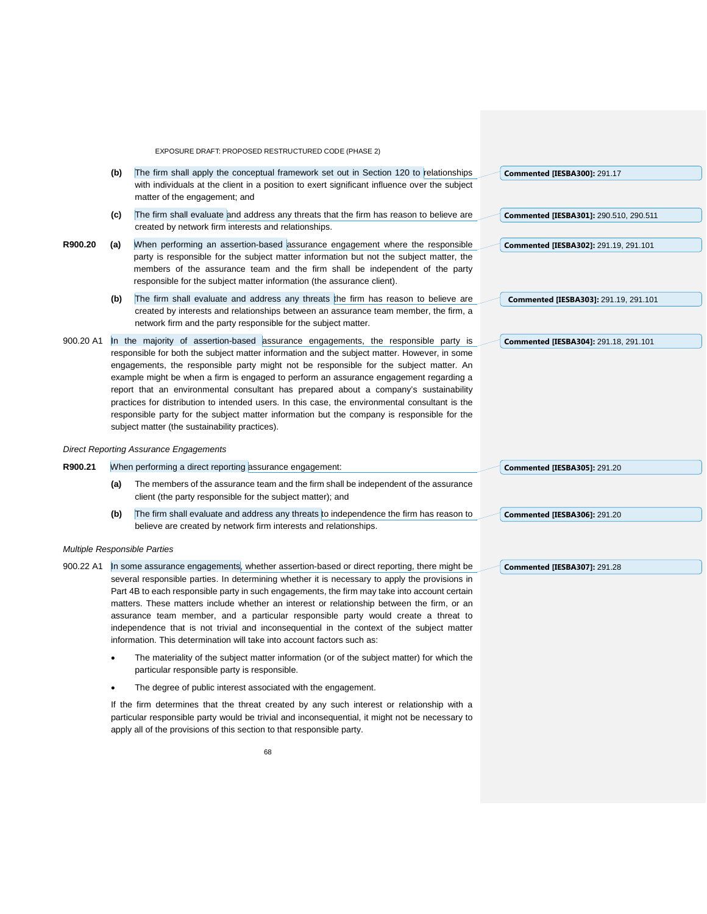(b) The firm shall apply the conceptual framework set out in Section 120 to relationships with individuals at the client in a position to exert significant influence over the subject matter of the engagement; and

(c) The firm shall evaluate and address any threats that the firm has reason to believe are created by network firm interests and relationships.

**R900.20** (a) When performing an assertion-based assurance engagement where the responsible party is responsible for the subject matter information but not the subject matter, the members of the assurance team and the firm shall be independent of the party responsible for the subject matter information (the assurance client).

(b) The firm shall evaluate and address any threats the firm has reason to believe are created by interests and relationships between an assurance team member, the firm, a network firm and the party responsible for the subject matter.

900.20 A1 In the majority of assertion-based assurance engagements, the responsible party is responsible for both the subject matter information and the subject matter. However, in some engagements, the responsible party might not be responsible for the subject matter. An example might be when a firm is engaged to perform an assurance engagement regarding a report that an environmental consultant has prepared about a company's sustainability practices for distribution to intended users. In this case, the environmental consultant is the responsible party for the subject matter information but the company is responsible for the subject matter (the sustainability practices).

*Direct Reporting Assurance Engagements*

**R900.21** When performing a direct reporting assurance engagement:

(a) The members of the assurance team and the firm shall be independent of the assurance client (the party responsible for the subject matter); and

(b) The firm shall evaluate and address any threats to independence the firm has reason to believe are created by network firm interests and relationships.

*Multiple Responsible Parties*

900.22 A1 In some assurance engagements, whether assertion-based or direct reporting, there might be several responsible parties. In determining whether it is necessary to apply the provisions in Part 4B to each responsible party in such engagements, the firm may take into account certain matters. These matters include whether an interest or relationship between the firm, or an assurance team member, and a particular responsible party would create a threat to independence that is not trivial and inconsequential in the context of the subject matter information. This determination will take into account factors such as:

- The materiality of the subject matter information (or of the subject matter) for which the particular responsible party is responsible.
- The degree of public interest associated with the engagement.

If the firm determines that the threat created by any such interest or relationship with a particular responsible party would be trivial and inconsequential, it might not be necessary to apply all of the provisions of this section to that responsible party.

**Commented [IESBA300]:** 291.17

**Commented [IESBA301]:** 290.510, 290.511

**Commented [IESBA302]:** 291.19, 291.101

**Commented [IESBA303]:** 291.19, 291.101

**Commented [IESBA304]:** 291.18, 291.101

**Commented [IESBA305]:** 291.20

**Commented [IESBA306]:** 291.20

**Commented [IESBA307]:** 291.28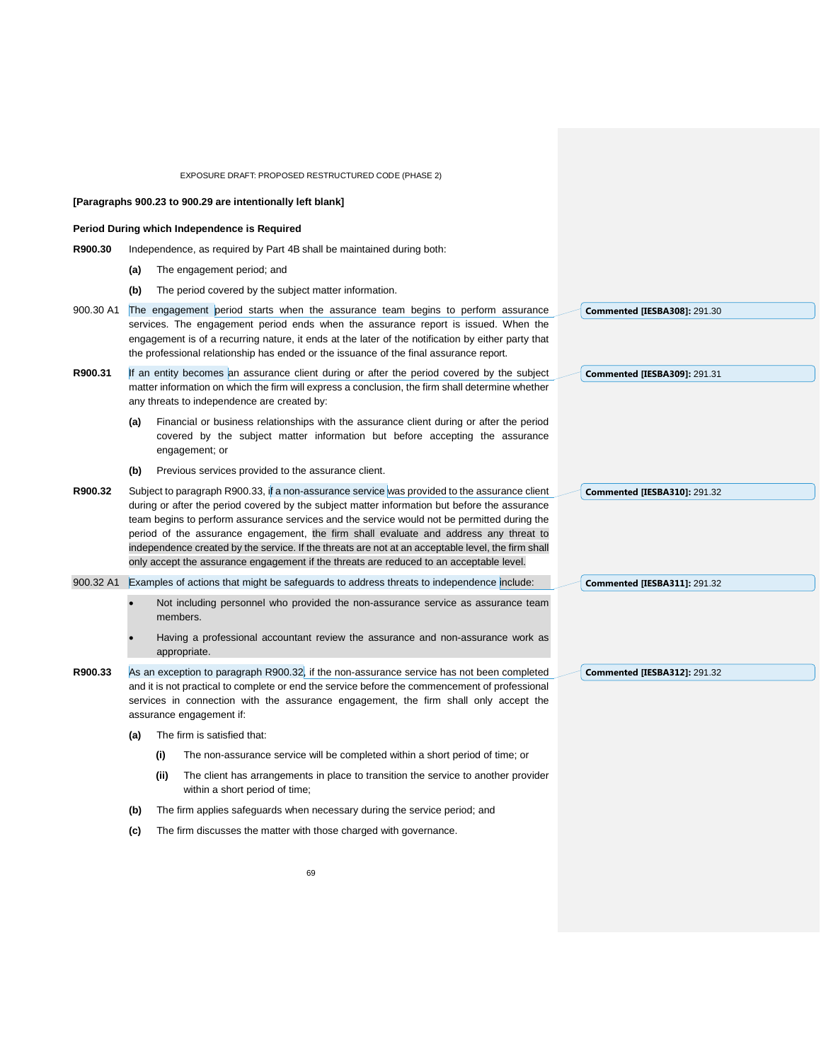**[Paragraphs 900.23 to 900.29 are intentionally left blank]**

**Period During which Independence is Required**

**R900.30** Independence, as required by Part 4B shall be maintained during both:

**(a)** The engagement period; and

**(b)** The period covered by the subject matter information.

900.30 A1 The engagement period starts when the assurance team begins to perform assurance services. The engagement period ends when the assurance report is issued. When the engagement is of a recurring nature, it ends at the later of the notification by either party that the professional relationship has ended or the issuance of the final assurance report.

**Commented [IESBA308]:** 291.30

**R900.31** If an entity becomes an assurance client during or after the period covered by the subject matter information on which the firm will express a conclusion, the firm shall determine whether any threats to independence are created by:

**Commented [IESBA309]:** 291.31

**(a)** Financial or business relationships with the assurance client during or after the period covered by the subject matter information but before accepting the assurance engagement; or

**(b)** Previous services provided to the assurance client.

**R900.32** Subject to paragraph R900.33, if a non-assurance service was provided to the assurance client during or after the period covered by the subject matter information but before the assurance team begins to perform assurance services and the service would not be permitted during the period of the assurance engagement, the firm shall evaluate and address any threat to independence created by the service. If the threats are not at an acceptable level, the firm shall only accept the assurance engagement if the threats are reduced to an acceptable level.

**Commented [IESBA310]:** 291.32

900.32 A1 Examples of actions that might be safeguards to address threats to independence include:

**Commented [IESBA311]:** 291.32

- Not including personnel who provided the non-assurance service as assurance team members.
- Having a professional accountant review the assurance and non-assurance work as appropriate.

**R900.33** As an exception to paragraph R900.32, if the non-assurance service has not been completed and it is not practical to complete or end the service before the commencement of professional services in connection with the assurance engagement, the firm shall only accept the assurance engagement if:

**Commented [IESBA312]:** 291.32

**(a)** The firm is satisfied that:

**(i)** The non-assurance service will be completed within a short period of time; or

**(ii)** The client has arrangements in place to transition the service to another provider within a short period of time;

**(b)** The firm applies safeguards when necessary during the service period; and

**(c)** The firm discusses the matter with those charged with governance.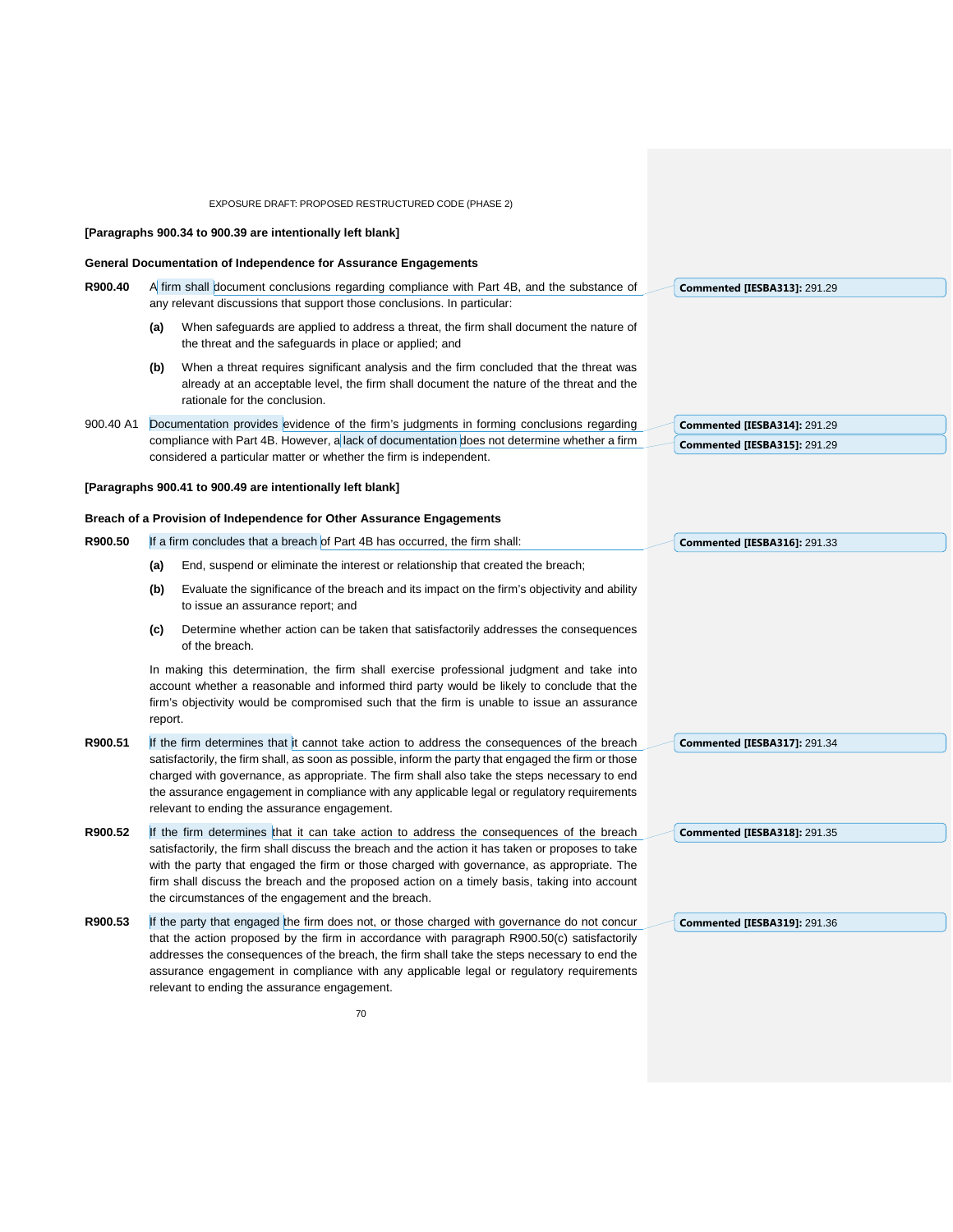**[Paragraphs 900.34 to 900.39 are intentionally left blank]**

**General Documentation of Independence for Assurance Engagements**

**R900.40** A firm shall document conclusions regarding compliance with Part 4B, and the substance of any relevant discussions that support those conclusions. In particular:

- **(a)** When safeguards are applied to address a threat, the firm shall document the nature of the threat and the safeguards in place or applied; and
- **(b)** When a threat requires significant analysis and the firm concluded that the threat was already at an acceptable level, the firm shall document the nature of the threat and the rationale for the conclusion.

900.40 A1 Documentation provides evidence of the firm's judgments in forming conclusions regarding compliance with Part 4B. However, a lack of documentation does not determine whether a firm considered a particular matter or whether the firm is independent.

**[Paragraphs 900.41 to 900.49 are intentionally left blank]**

**Breach of a Provision of Independence for Other Assurance Engagements**

**R900.50** If a firm concludes that a breach of Part 4B has occurred, the firm shall:

- **(a)** End, suspend or eliminate the interest or relationship that created the breach;
- **(b)** Evaluate the significance of the breach and its impact on the firm's objectivity and ability to issue an assurance report; and
- **(c)** Determine whether action can be taken that satisfactorily addresses the consequences of the breach.

In making this determination, the firm shall exercise professional judgment and take into account whether a reasonable and informed third party would be likely to conclude that the firm's objectivity would be compromised such that the firm is unable to issue an assurance report.

**R900.51** If the firm determines that it cannot take action to address the consequences of the breach satisfactorily, the firm shall, as soon as possible, inform the party that engaged the firm or those charged with governance, as appropriate. The firm shall also take the steps necessary to end the assurance engagement in compliance with any applicable legal or regulatory requirements relevant to ending the assurance engagement.

**R900.52** If the firm determines that it can take action to address the consequences of the breach satisfactorily, the firm shall discuss the breach and the action it has taken or proposes to take with the party that engaged the firm or those charged with governance, as appropriate. The firm shall discuss the breach and the proposed action on a timely basis, taking into account the circumstances of the engagement and the breach.

**R900.53** If the party that engaged the firm does not, or those charged with governance do not concur that the action proposed by the firm in accordance with paragraph R900.50(c) satisfactorily addresses the consequences of the breach, the firm shall take the steps necessary to end the assurance engagement in compliance with any applicable legal or regulatory requirements relevant to ending the assurance engagement.

**Commented [IESBA313]:** 291.29

**Commented [IESBA314]:** 291.29

**Commented [IESBA315]:** 291.29

**Commented [IESBA316]:** 291.33

**Commented [IESBA317]:** 291.34

**Commented [IESBA318]:** 291.35

**Commented [IESBA319]:** 291.36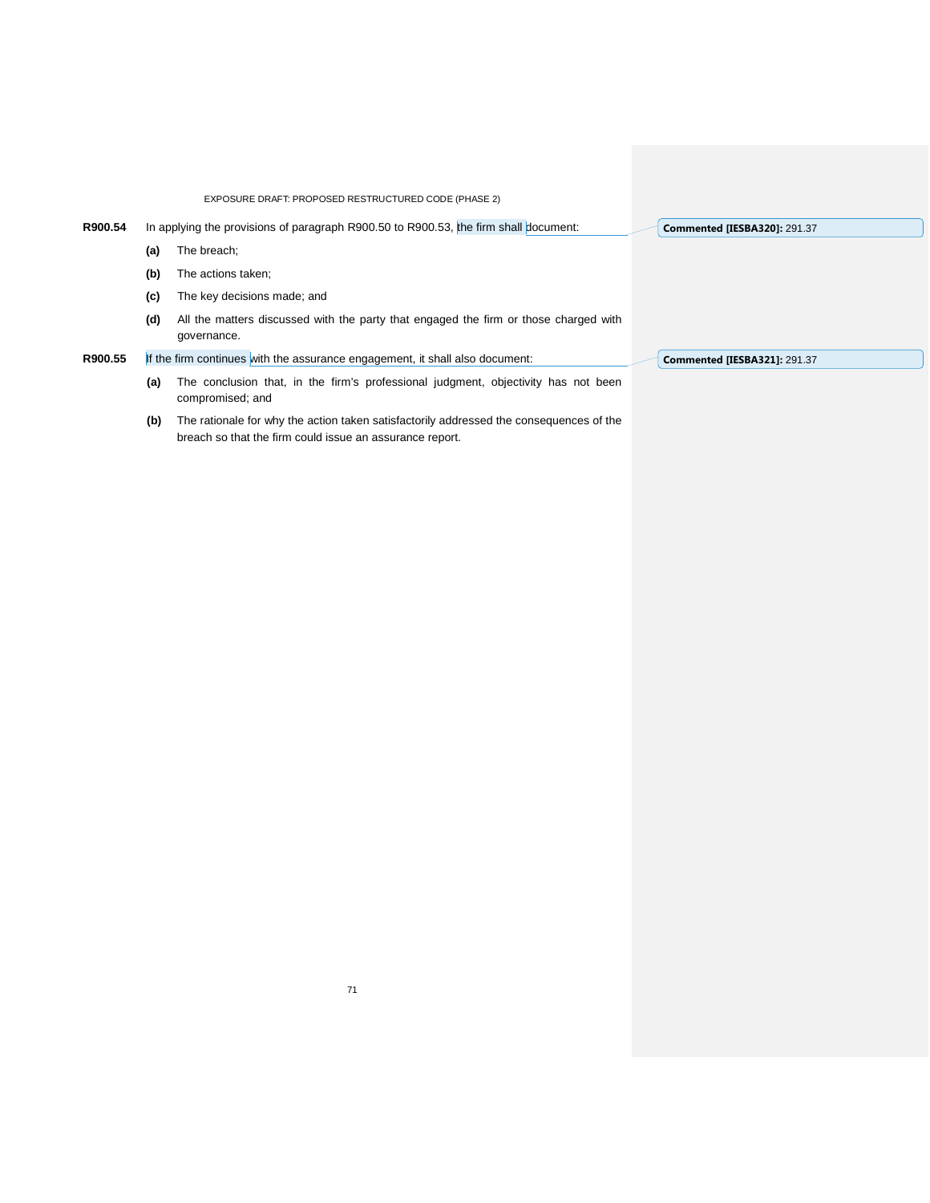**R900.54** In applying the provisions of paragraph R900.50 to R900.53, the firm shall document:

- **(a)** The breach;
- **(b)** The actions taken;
- **(c)** The key decisions made; and
- **(d)** All the matters discussed with the party that engaged the firm or those charged with governance.

**R900.55** If the firm continues with the assurance engagement, it shall also document:

- **(a)** The conclusion that, in the firm's professional judgment, objectivity has not been compromised; and
- **(b)** The rationale for why the action taken satisfactorily addressed the consequences of the breach so that the firm could issue an assurance report.

**Commented [IESBA320]:** 291.37

**Commented [IESBA321]:** 291.37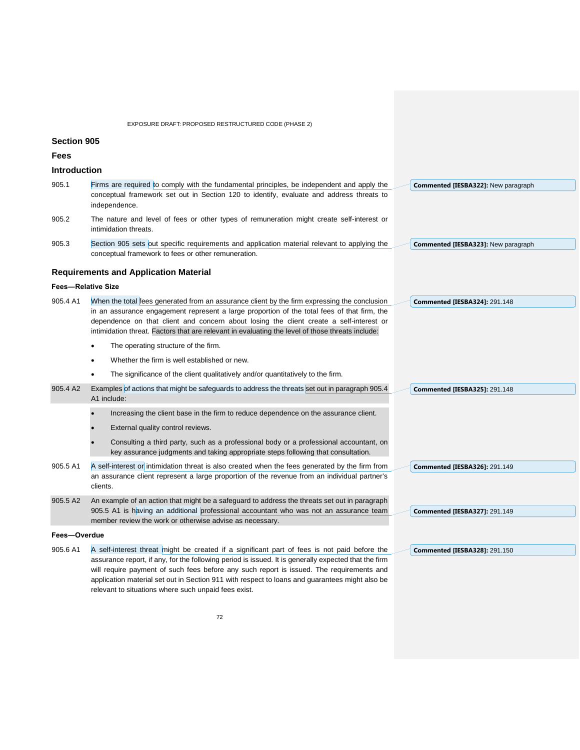## Section 905

## Fees

### Introduction

905.1 Firms are required to comply with the fundamental principles, be independent and apply the conceptual framework set out in Section 120 to identify, evaluate and address threats to independence.

905.2 The nature and level of fees or other types of remuneration might create self-interest or intimidation threats.

905.3 Section 905 sets out specific requirements and application material relevant to applying the conceptual framework to fees or other remuneration.

### Requirements and Application Material

#### Fees—Relative Size

905.4 A1 When the total fees generated from an assurance client by the firm expressing the conclusion in an assurance engagement represent a large proportion of the total fees of that firm, the dependence on that client and concern about losing the client create a self-interest or intimidation threat. Factors that are relevant in evaluating the level of those threats include:

- The operating structure of the firm.
- Whether the firm is well established or new.
- The significance of the client qualitatively and/or quantitatively to the firm.

905.4 A2 Examples of actions that might be safeguards to address the threats set out in paragraph 905.4 A1 include:

- Increasing the client base in the firm to reduce dependence on the assurance client.
- External quality control reviews.
- Consulting a third party, such as a professional body or a professional accountant, on key assurance judgments and taking appropriate steps following that consultation.

905.5 A1 A self-interest or intimidation threat is also created when the fees generated by the firm from an assurance client represent a large proportion of the revenue from an individual partner's clients.

905.5 A2 An example of an action that might be a safeguard to address the threats set out in paragraph 905.5 A1 is having an additional professional accountant who was not an assurance team member review the work or otherwise advise as necessary.

#### Fees—Overdue

905.6 A1 A self-interest threat might be created if a significant part of fees is not paid before the assurance report, if any, for the following period is issued. It is generally expected that the firm will require payment of such fees before any such report is issued. The requirements and application material set out in Section 911 with respect to loans and guarantees might also be relevant to situations where such unpaid fees exist.

Commented [IESBA322]: New paragraph

Commented [IESBA323]: New paragraph

Commented [IESBA324]: 291.148

Commented [IESBA325]: 291.148

Commented [IESBA326]: 291.149

Commented [IESBA327]: 291.149

Commented [IESBA328]: 291.150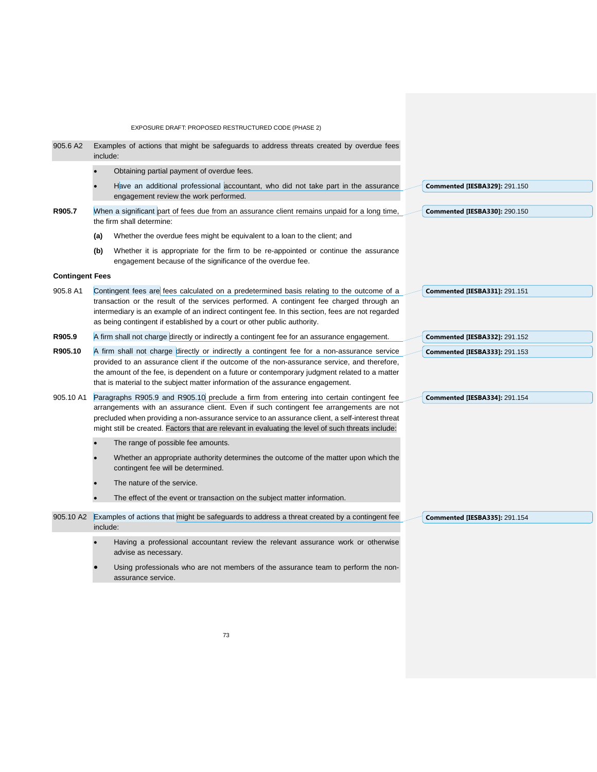905.6 A2 Examples of actions that might be safeguards to address threats created by overdue fees include:

- Obtaining partial payment of overdue fees.
- Have an additional professional accountant, who did not take part in the assurance engagement review the work performed.

**Commented [IESBA329]:** 291.150

**R905.7** When a significant part of fees due from an assurance client remains unpaid for a long time, the firm shall determine:

**Commented [IESBA330]:** 290.150

**(a)** Whether the overdue fees might be equivalent to a loan to the client; and

**(b)** Whether it is appropriate for the firm to be re-appointed or continue the assurance engagement because of the significance of the overdue fee.

**Contingent Fees**

905.8 A1 Contingent fees are fees calculated on a predetermined basis relating to the outcome of a transaction or the result of the services performed. A contingent fee charged through an intermediary is an example of an indirect contingent fee. In this section, fees are not regarded as being contingent if established by a court or other public authority.

**Commented [IESBA331]:** 291.151

**R905.9** A firm shall not charge directly or indirectly a contingent fee for an assurance engagement.

**Commented [IESBA332]:** 291.152

**R905.10** A firm shall not charge directly or indirectly a contingent fee for a non-assurance service provided to an assurance client if the outcome of the non-assurance service, and therefore, the amount of the fee, is dependent on a future or contemporary judgment related to a matter that is material to the subject matter information of the assurance engagement.

**Commented [IESBA333]:** 291.153

905.10 A1 Paragraphs R905.9 and R905.10 preclude a firm from entering into certain contingent fee arrangements with an assurance client. Even if such contingent fee arrangements are not precluded when providing a non-assurance service to an assurance client, a self-interest threat might still be created. Factors that are relevant in evaluating the level of such threats include:

**Commented [IESBA334]:** 291.154

- The range of possible fee amounts.
- Whether an appropriate authority determines the outcome of the matter upon which the contingent fee will be determined.
- The nature of the service.
- The effect of the event or transaction on the subject matter information.

905.10 A2 Examples of actions that might be safeguards to address a threat created by a contingent fee include:

**Commented [IESBA335]:** 291.154

- Having a professional accountant review the relevant assurance work or otherwise advise as necessary.
- Using professionals who are not members of the assurance team to perform the non-assurance service.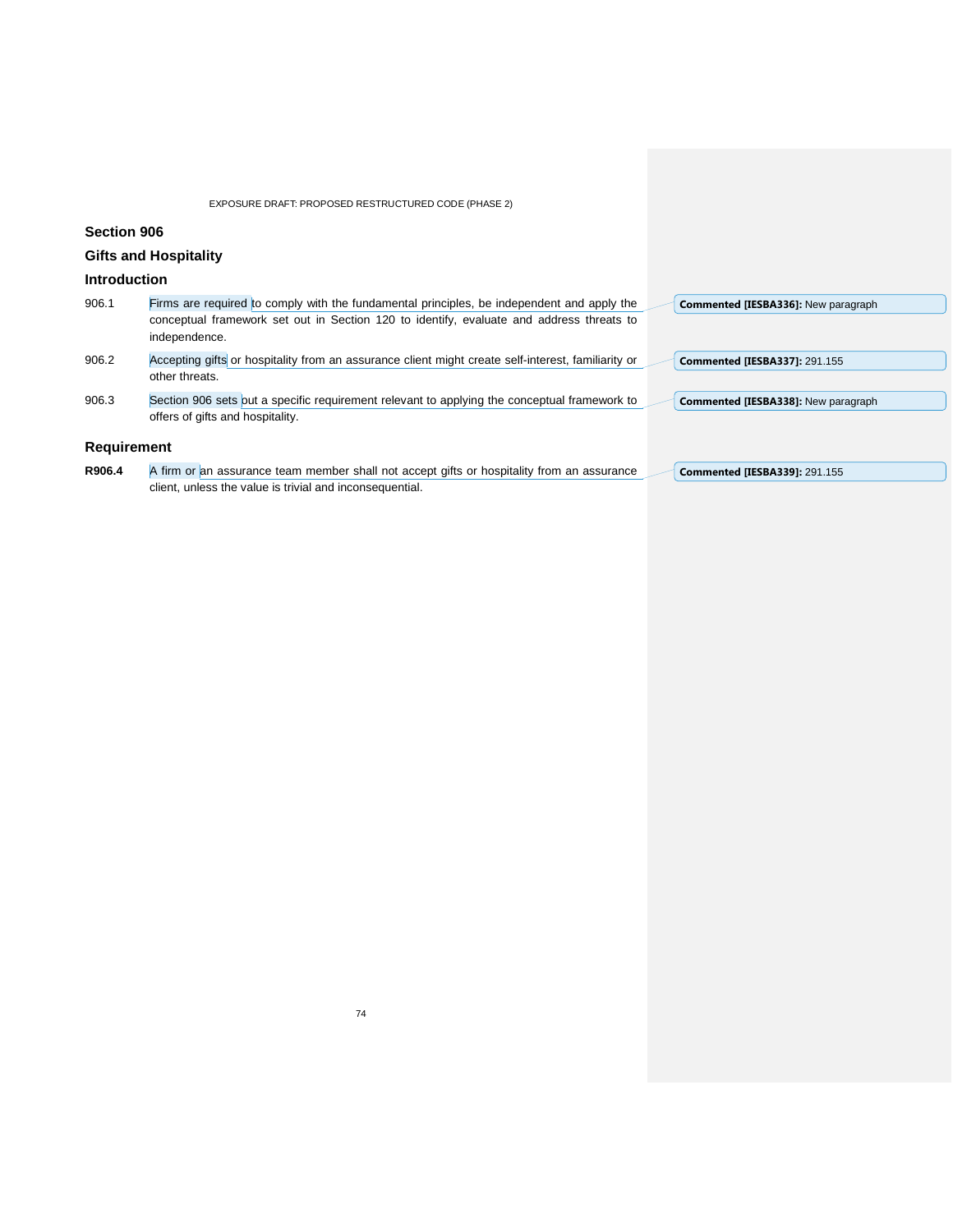## Section 906

## Gifts and Hospitality

### Introduction

906.1 Firms are required to comply with the fundamental principles, be independent and apply the conceptual framework set out in Section 120 to identify, evaluate and address threats to independence.

906.2 Accepting gifts or hospitality from an assurance client might create self-interest, familiarity or other threats.

906.3 Section 906 sets out a specific requirement relevant to applying the conceptual framework to offers of gifts and hospitality.

### Requirement

**R906.4** A firm or an assurance team member shall not accept gifts or hospitality from an assurance client, unless the value is trivial and inconsequential.

**Commented [IESBA336]:** New paragraph

**Commented [IESBA337]:** 291.155

**Commented [IESBA338]:** New paragraph

**Commented [IESBA339]:** 291.155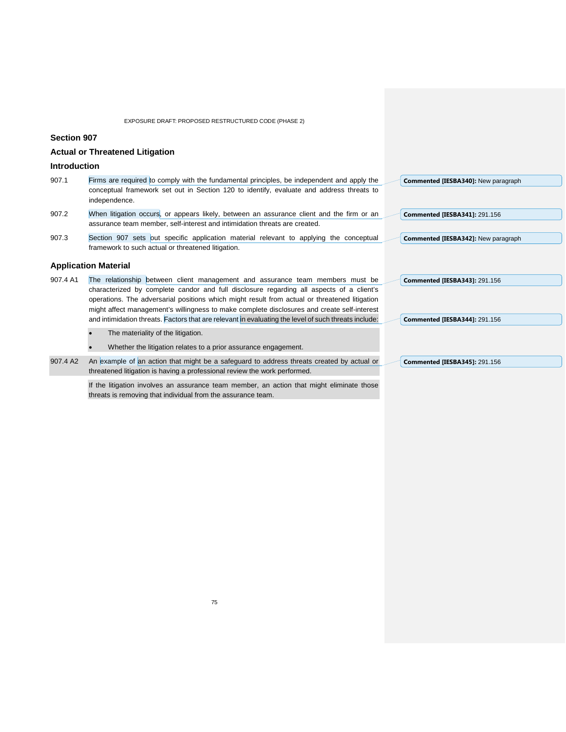## Section 907

## Actual or Threatened Litigation

### Introduction

907.1 Firms are required to comply with the fundamental principles, be independent and apply the conceptual framework set out in Section 120 to identify, evaluate and address threats to independence.

907.2 When litigation occurs, or appears likely, between an assurance client and the firm or an assurance team member, self-interest and intimidation threats are created.

907.3 Section 907 sets out specific application material relevant to applying the conceptual framework to such actual or threatened litigation.

### Application Material

907.4 A1 The relationship between client management and assurance team members must be characterized by complete candor and full disclosure regarding all aspects of a client's operations. The adversarial positions which might result from actual or threatened litigation might affect management's willingness to make complete disclosures and create self-interest and intimidation threats. Factors that are relevant in evaluating the level of such threats include:

- The materiality of the litigation.
- Whether the litigation relates to a prior assurance engagement.

907.4 A2 An example of an action that might be a safeguard to address threats created by actual or threatened litigation is having a professional review the work performed.

If the litigation involves an assurance team member, an action that might eliminate those threats is removing that individual from the assurance team.

Commented [IESBA340]: New paragraph

Commented [IESBA341]: 291.156

Commented [IESBA342]: New paragraph

Commented [IESBA343]: 291.156

Commented [IESBA344]: 291.156

Commented [IESBA345]: 291.156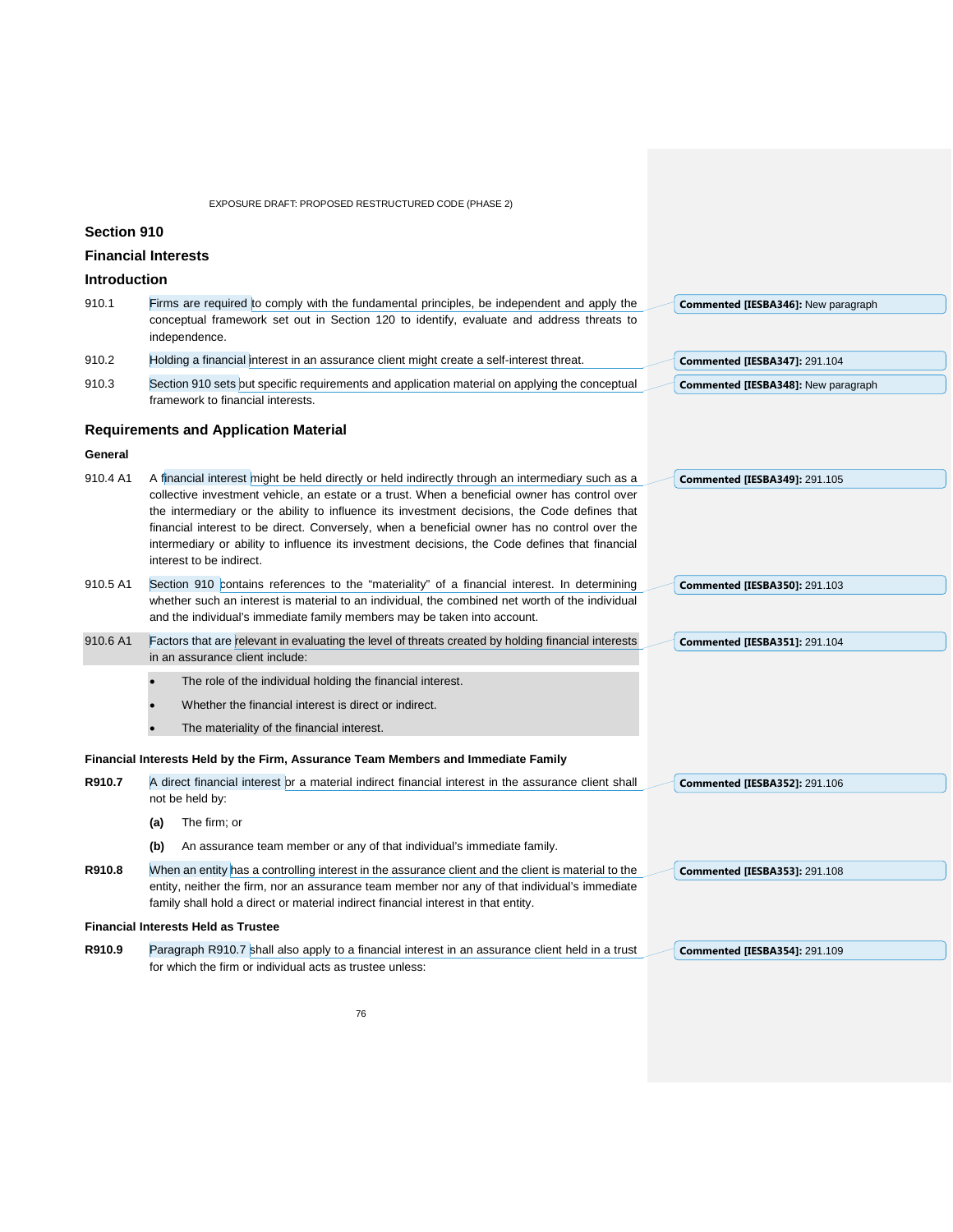## Section 910

## Financial Interests

### Introduction

910.1 Firms are required to comply with the fundamental principles, be independent and apply the conceptual framework set out in Section 120 to identify, evaluate and address threats to independence.

910.2 Holding a financial interest in an assurance client might create a self-interest threat.

910.3 Section 910 sets out specific requirements and application material on applying the conceptual framework to financial interests.

**Commented [IESBA346]:** New paragraph

**Commented [IESBA347]:** 291.104

**Commented [IESBA348]:** New paragraph

### Requirements and Application Material

**General**

910.4 A1 A financial interest might be held directly or held indirectly through an intermediary such as a collective investment vehicle, an estate or a trust. When a beneficial owner has control over the intermediary or the ability to influence its investment decisions, the Code defines that financial interest to be direct. Conversely, when a beneficial owner has no control over the intermediary or ability to influence its investment decisions, the Code defines that financial interest to be indirect.

**Commented [IESBA349]:** 291.105

910.5 A1 Section 910 contains references to the "materiality" of a financial interest. In determining whether such an interest is material to an individual, the combined net worth of the individual and the individual's immediate family members may be taken into account.

**Commented [IESBA350]:** 291.103

910.6 A1 Factors that are relevant in evaluating the level of threats created by holding financial interests in an assurance client include:

- The role of the individual holding the financial interest.
- Whether the financial interest is direct or indirect.
- The materiality of the financial interest.

**Commented [IESBA351]:** 291.104

**Financial Interests Held by the Firm, Assurance Team Members and Immediate Family**

**R910.7** A direct financial interest or a material indirect financial interest in the assurance client shall not be held by:

**(a)** The firm; or

**(b)** An assurance team member or any of that individual's immediate family.

**Commented [IESBA352]:** 291.106

**R910.8** When an entity has a controlling interest in the assurance client and the client is material to the entity, neither the firm, nor an assurance team member nor any of that individual's immediate family shall hold a direct or material indirect financial interest in that entity.

**Commented [IESBA353]:** 291.108

**Financial Interests Held as Trustee**

**R910.9** Paragraph R910.7 shall also apply to a financial interest in an assurance client held in a trust for which the firm or individual acts as trustee unless:

**Commented [IESBA354]:** 291.109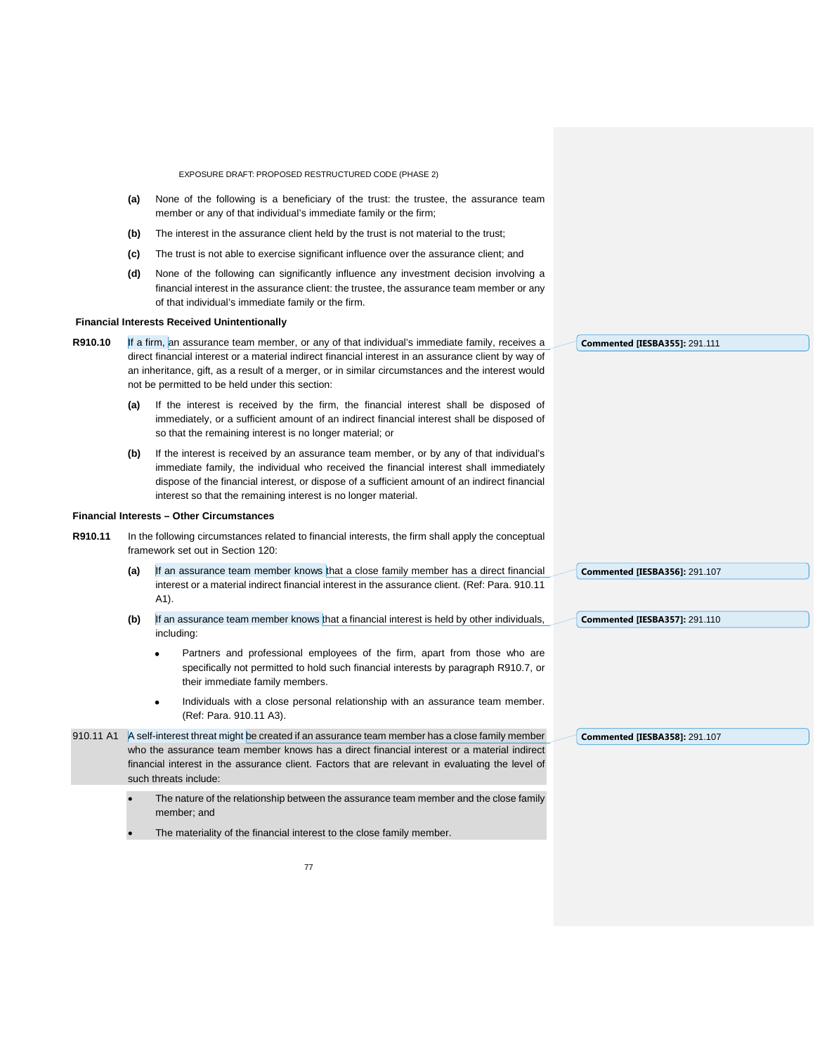(a) None of the following is a beneficiary of the trust: the trustee, the assurance team member or any of that individual's immediate family or the firm;

(b) The interest in the assurance client held by the trust is not material to the trust;

(c) The trust is not able to exercise significant influence over the assurance client; and

(d) None of the following can significantly influence any investment decision involving a financial interest in the assurance client: the trustee, the assurance team member or any of that individual's immediate family or the firm.

**Financial Interests Received Unintentionally**

**R910.10** If a firm, an assurance team member, or any of that individual's immediate family, receives a direct financial interest or a material indirect financial interest in an assurance client by way of an inheritance, gift, as a result of a merger, or in similar circumstances and the interest would not be permitted to be held under this section:

(a) If the interest is received by the firm, the financial interest shall be disposed of immediately, or a sufficient amount of an indirect financial interest shall be disposed of so that the remaining interest is no longer material; or

(b) If the interest is received by an assurance team member, or by any of that individual's immediate family, the individual who received the financial interest shall immediately dispose of the financial interest, or dispose of a sufficient amount of an indirect financial interest so that the remaining interest is no longer material.

**Financial Interests – Other Circumstances**

**R910.11** In the following circumstances related to financial interests, the firm shall apply the conceptual framework set out in Section 120:

(a) If an assurance team member knows that a close family member has a direct financial interest or a material indirect financial interest in the assurance client. (Ref: Para. 910.11 A1).

(b) If an assurance team member knows that a financial interest is held by other individuals, including:

- Partners and professional employees of the firm, apart from those who are specifically not permitted to hold such financial interests by paragraph R910.7, or their immediate family members.
- Individuals with a close personal relationship with an assurance team member. (Ref: Para. 910.11 A3).

910.11 A1 A self-interest threat might be created if an assurance team member has a close family member who the assurance team member knows has a direct financial interest or a material indirect financial interest in the assurance client. Factors that are relevant in evaluating the level of such threats include:

- The nature of the relationship between the assurance team member and the close family member; and
- The materiality of the financial interest to the close family member.

**Commented [IESBA355]:** 291.111

**Commented [IESBA356]:** 291.107

**Commented [IESBA357]:** 291.110

**Commented [IESBA358]:** 291.107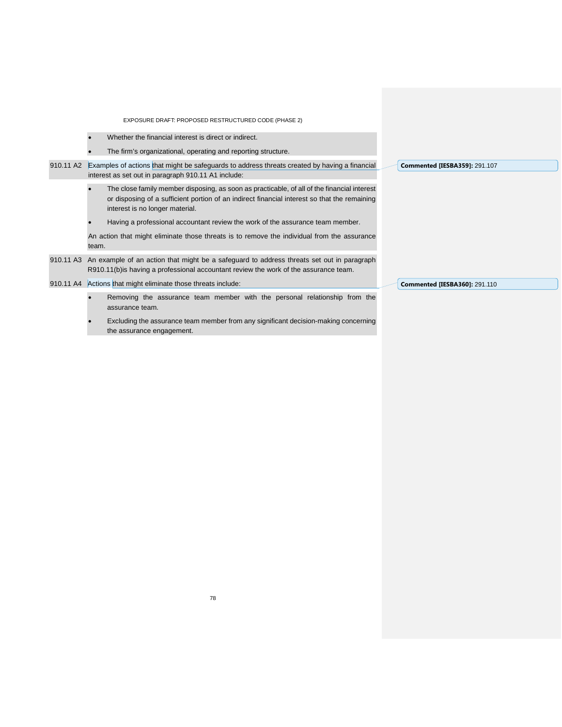- Whether the financial interest is direct or indirect.
- The firm's organizational, operating and reporting structure.

910.11 A2 Examples of actions that might be safeguards to address threats created by having a financial interest as set out in paragraph 910.11 A1 include:

- The close family member disposing, as soon as practicable, of all of the financial interest or disposing of a sufficient portion of an indirect financial interest so that the remaining interest is no longer material.
- Having a professional accountant review the work of the assurance team member.

An action that might eliminate those threats is to remove the individual from the assurance team.

910.11 A3 An example of an action that might be a safeguard to address threats set out in paragraph R910.11(b)is having a professional accountant review the work of the assurance team.

910.11 A4 Actions that might eliminate those threats include:

- Removing the assurance team member with the personal relationship from the assurance team.
- Excluding the assurance team member from any significant decision-making concerning the assurance engagement.

**Commented [IESBA359]:** 291.107

**Commented [IESBA360]:** 291.110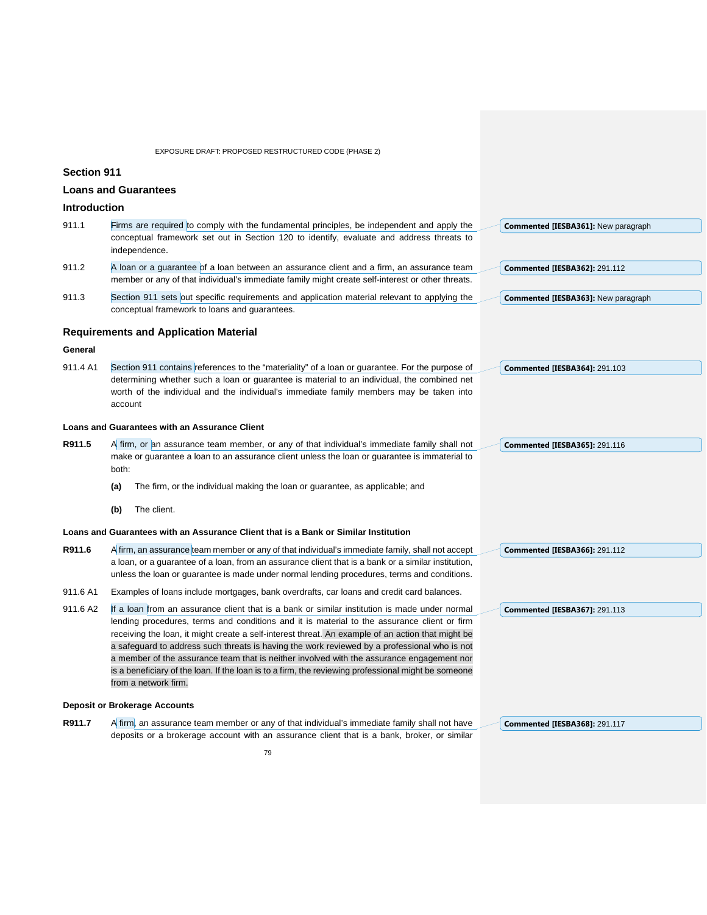## Section 911

## Loans and Guarantees

### Introduction

911.1 Firms are required to comply with the fundamental principles, be independent and apply the conceptual framework set out in Section 120 to identify, evaluate and address threats to independence.

911.2 A loan or a guarantee of a loan between an assurance client and a firm, an assurance team member or any of that individual's immediate family might create self-interest or other threats.

911.3 Section 911 sets out specific requirements and application material relevant to applying the conceptual framework to loans and guarantees.

### Requirements and Application Material

#### General

911.4 A1 Section 911 contains references to the "materiality" of a loan or guarantee. For the purpose of determining whether such a loan or guarantee is material to an individual, the combined net worth of the individual and the individual's immediate family members may be taken into account

#### Loans and Guarantees with an Assurance Client

**R911.5** A firm, or an assurance team member, or any of that individual's immediate family shall not make or guarantee a loan to an assurance client unless the loan or guarantee is immaterial to both:

**(a)** The firm, or the individual making the loan or guarantee, as applicable; and

**(b)** The client.

#### Loans and Guarantees with an Assurance Client that is a Bank or Similar Institution

**R911.6** A firm, an assurance team member or any of that individual's immediate family, shall not accept a loan, or a guarantee of a loan, from an assurance client that is a bank or a similar institution, unless the loan or guarantee is made under normal lending procedures, terms and conditions.

911.6 A1 Examples of loans include mortgages, bank overdrafts, car loans and credit card balances.

911.6 A2 If a loan from an assurance client that is a bank or similar institution is made under normal lending procedures, terms and conditions and it is material to the assurance client or firm receiving the loan, it might create a self-interest threat. An example of an action that might be a safeguard to address such threats is having the work reviewed by a professional who is not a member of the assurance team that is neither involved with the assurance engagement nor is a beneficiary of the loan. If the loan is to a firm, the reviewing professional might be someone from a network firm.

#### Deposit or Brokerage Accounts

**R911.7** A firm, an assurance team member or any of that individual's immediate family shall not have deposits or a brokerage account with an assurance client that is a bank, broker, or similar

Commented [IESBA361]: New paragraph

Commented [IESBA362]: 291.112

Commented [IESBA363]: New paragraph

Commented [IESBA364]: 291.103

Commented [IESBA365]: 291.116

Commented [IESBA366]: 291.112

Commented [IESBA367]: 291.113

Commented [IESBA368]: 291.117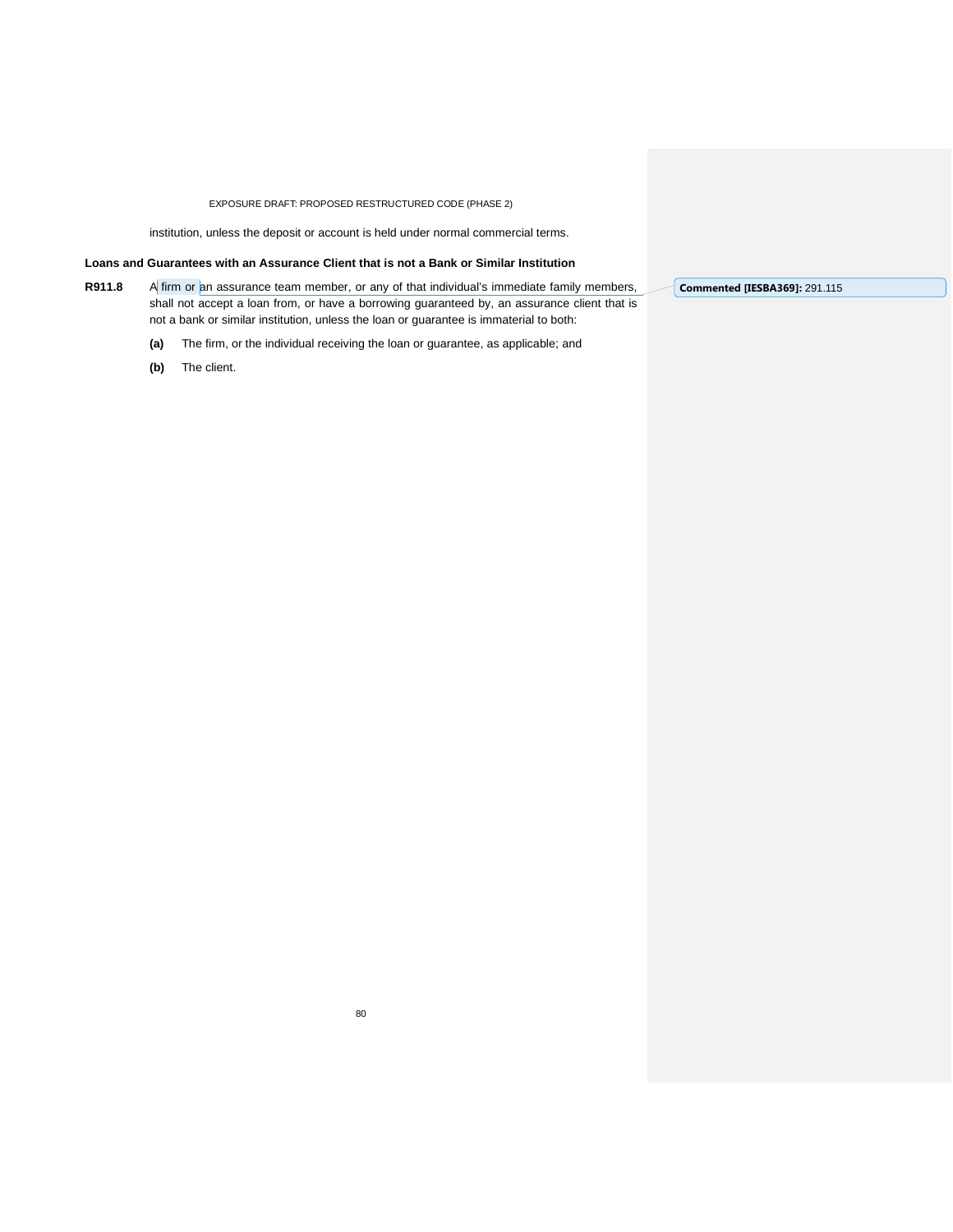institution, unless the deposit or account is held under normal commercial terms.

### Loans and Guarantees with an Assurance Client that is not a Bank or Similar Institution

**R911.8** A firm or an assurance team member, or any of that individual's immediate family members, shall not accept a loan from, or have a borrowing guaranteed by, an assurance client that is not a bank or similar institution, unless the loan or guarantee is immaterial to both:

**(a)** The firm, or the individual receiving the loan or guarantee, as applicable; and

**(b)** The client.

**Commented [IESBA369]:** 291.115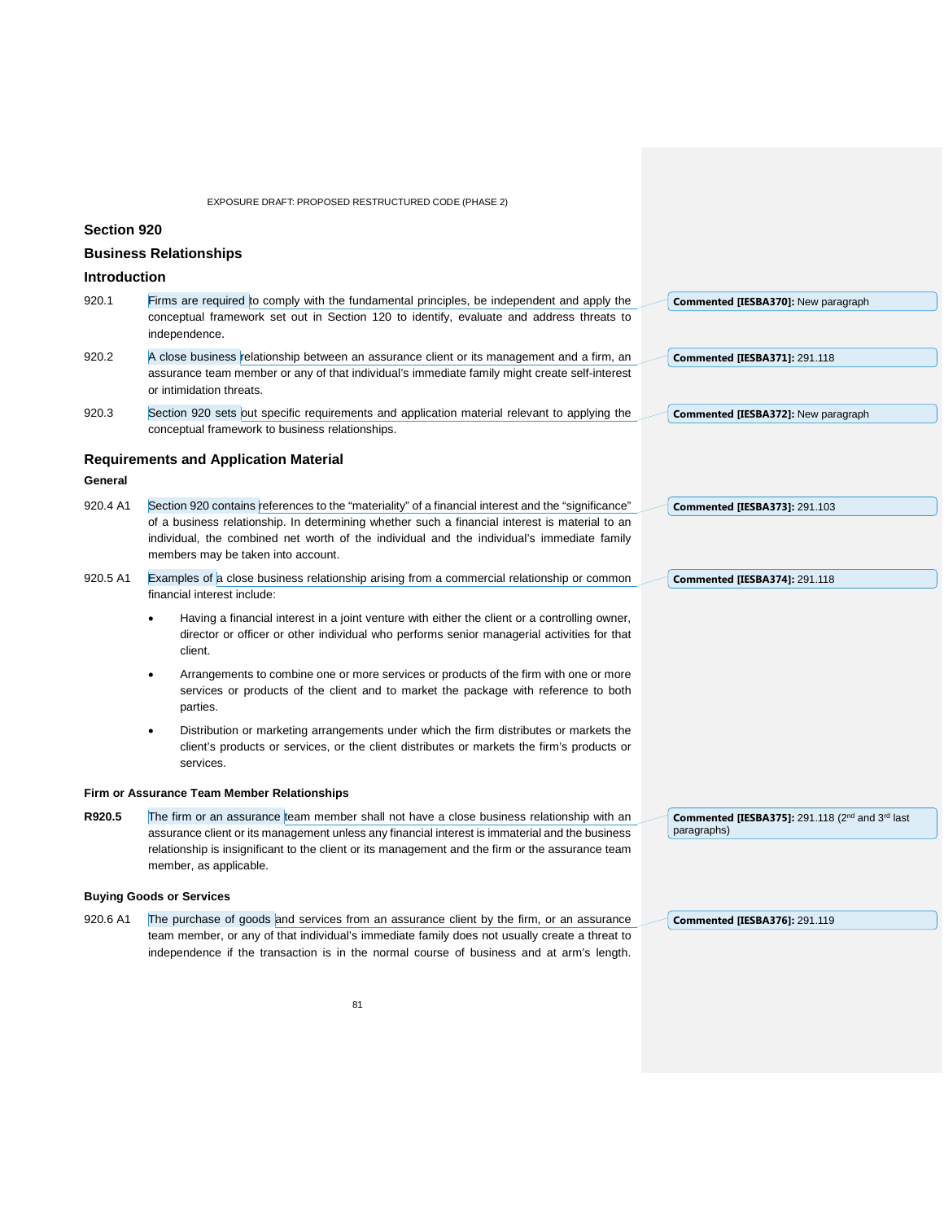## Section 920

## Business Relationships

### Introduction

920.1 Firms are required to comply with the fundamental principles, be independent and apply the conceptual framework set out in Section 120 to identify, evaluate and address threats to independence.

920.2 A close business relationship between an assurance client or its management and a firm, an assurance team member or any of that individual's immediate family might create self-interest or intimidation threats.

920.3 Section 920 sets out specific requirements and application material relevant to applying the conceptual framework to business relationships.

### Requirements and Application Material

#### General

920.4 A1 Section 920 contains references to the "materiality" of a financial interest and the "significance" of a business relationship. In determining whether such a financial interest is material to an individual, the combined net worth of the individual and the individual's immediate family members may be taken into account.

920.5 A1 Examples of a close business relationship arising from a commercial relationship or common financial interest include:

- Having a financial interest in a joint venture with either the client or a controlling owner, director or officer or other individual who performs senior managerial activities for that client.
- Arrangements to combine one or more services or products of the firm with one or more services or products of the client and to market the package with reference to both parties.
- Distribution or marketing arrangements under which the firm distributes or markets the client's products or services, or the client distributes or markets the firm's products or services.

#### Firm or Assurance Team Member Relationships

**R920.5** The firm or an assurance team member shall not have a close business relationship with an assurance client or its management unless any financial interest is immaterial and the business relationship is insignificant to the client or its management and the firm or the assurance team member, as applicable.

#### Buying Goods or Services

920.6 A1 The purchase of goods and services from an assurance client by the firm, or an assurance team member, or any of that individual's immediate family does not usually create a threat to independence if the transaction is in the normal course of business and at arm's length.

**Commented [IESBA370]:** New paragraph

**Commented [IESBA371]:** 291.118

**Commented [IESBA372]:** New paragraph

**Commented [IESBA373]:** 291.103

**Commented [IESBA374]:** 291.118

**Commented [IESBA375]:** 291.118 (2nd and 3rd last paragraphs)

**Commented [IESBA376]:** 291.119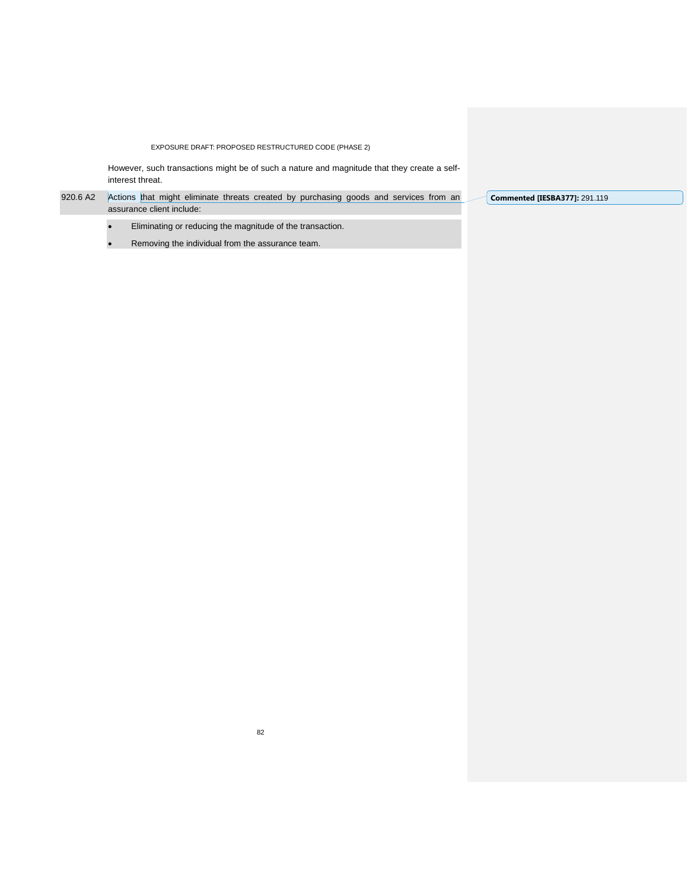However, such transactions might be of such a nature and magnitude that they create a self-interest threat.

920.6 A2 Actions that might eliminate threats created by purchasing goods and services from an assurance client include:

- Eliminating or reducing the magnitude of the transaction.
- Removing the individual from the assurance team.

**Commented [IESBA377]:** 291.119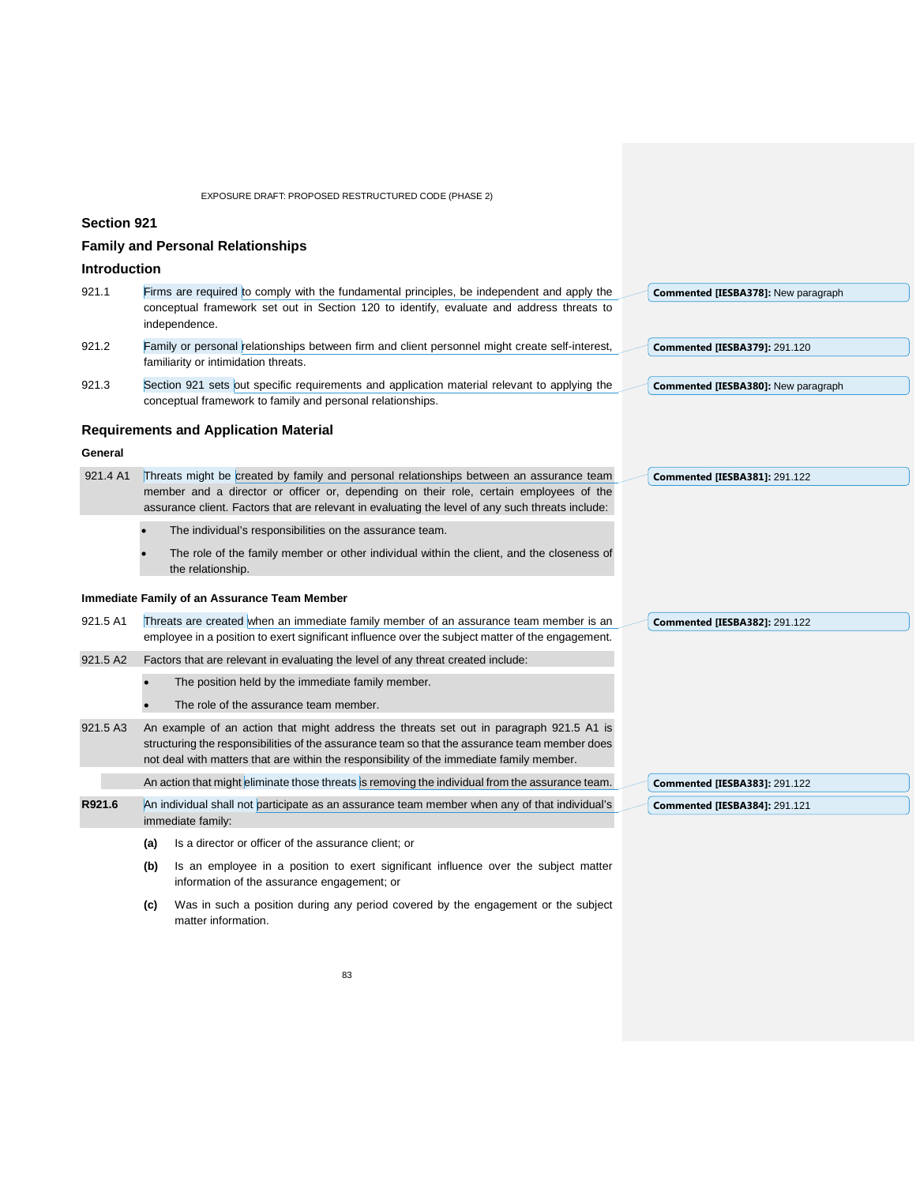## Section 921

## Family and Personal Relationships

### Introduction

921.1 Firms are required to comply with the fundamental principles, be independent and apply the conceptual framework set out in Section 120 to identify, evaluate and address threats to independence.

**Commented [IESBA378]:** New paragraph

921.2 Family or personal relationships between firm and client personnel might create self-interest, familiarity or intimidation threats.

**Commented [IESBA379]:** 291.120

921.3 Section 921 sets out specific requirements and application material relevant to applying the conceptual framework to family and personal relationships.

**Commented [IESBA380]:** New paragraph

### Requirements and Application Material

#### General

921.4 A1 Threats might be created by family and personal relationships between an assurance team member and a director or officer or, depending on their role, certain employees of the assurance client. Factors that are relevant in evaluating the level of any such threats include:

**Commented [IESBA381]:** 291.122

- The individual's responsibilities on the assurance team.
- The role of the family member or other individual within the client, and the closeness of the relationship.

#### Immediate Family of an Assurance Team Member

921.5 A1 Threats are created when an immediate family member of an assurance team member is an employee in a position to exert significant influence over the subject matter of the engagement.

**Commented [IESBA382]:** 291.122

921.5 A2 Factors that are relevant in evaluating the level of any threat created include:

- The position held by the immediate family member.
- The role of the assurance team member.

921.5 A3 An example of an action that might address the threats set out in paragraph 921.5 A1 is structuring the responsibilities of the assurance team so that the assurance team member does not deal with matters that are within the responsibility of the immediate family member.

An action that might eliminate those threats is removing the individual from the assurance team.

**Commented [IESBA383]:** 291.122

**R921.6** An individual shall not participate as an assurance team member when any of that individual's immediate family:

**Commented [IESBA384]:** 291.121

**(a)** Is a director or officer of the assurance client; or

**(b)** Is an employee in a position to exert significant influence over the subject matter information of the assurance engagement; or

**(c)** Was in such a position during any period covered by the engagement or the subject matter information.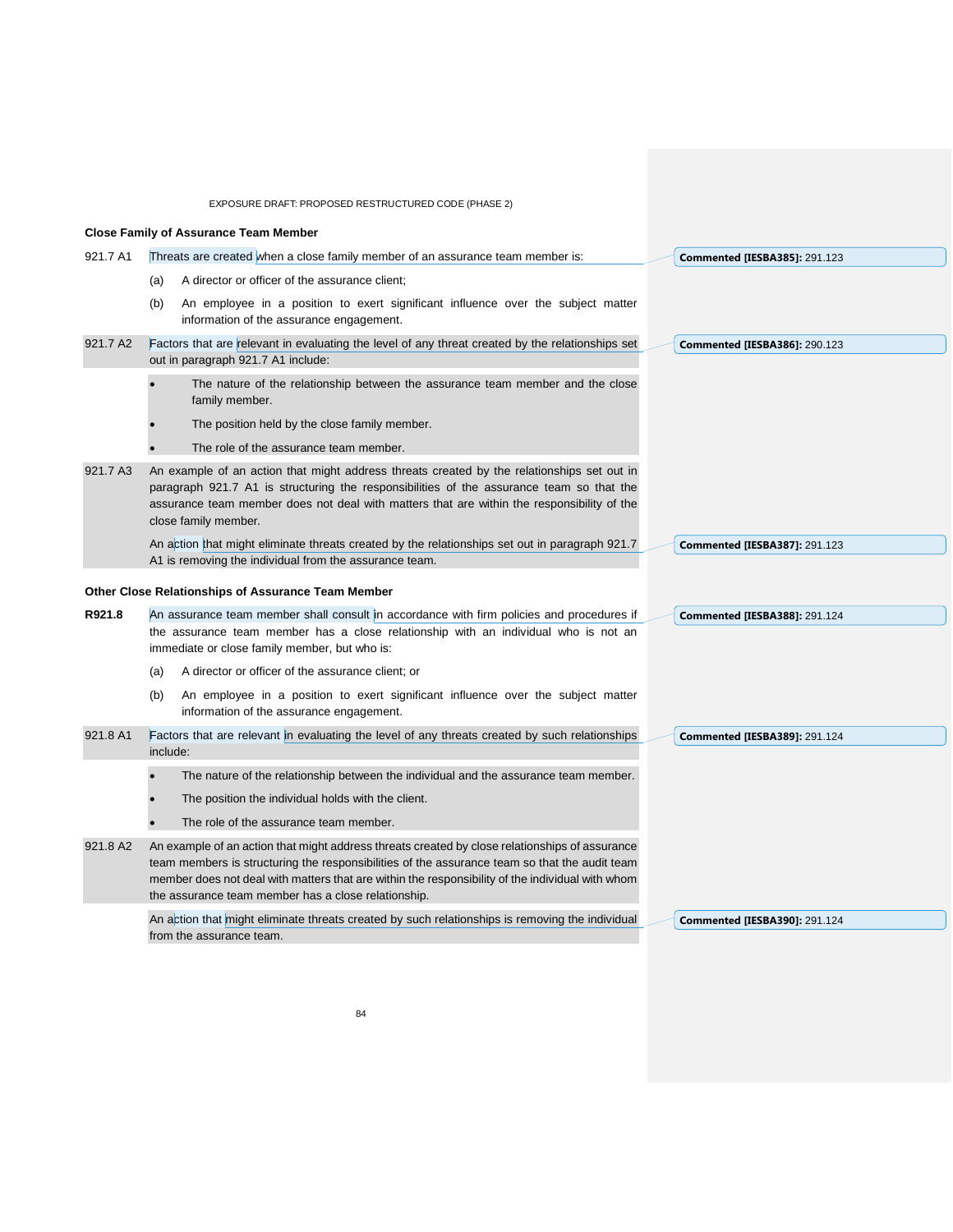### Close Family of Assurance Team Member

921.7 A1 Threats are created when a close family member of an assurance team member is:

(a) A director or officer of the assurance client;

(b) An employee in a position to exert significant influence over the subject matter information of the assurance engagement.

921.7 A2 Factors that are relevant in evaluating the level of any threat created by the relationships set out in paragraph 921.7 A1 include:

- The nature of the relationship between the assurance team member and the close family member.
- The position held by the close family member.
- The role of the assurance team member.

921.7 A3 An example of an action that might address threats created by the relationships set out in paragraph 921.7 A1 is structuring the responsibilities of the assurance team so that the assurance team member does not deal with matters that are within the responsibility of the close family member.

An action that might eliminate threats created by the relationships set out in paragraph 921.7 A1 is removing the individual from the assurance team.

### Other Close Relationships of Assurance Team Member

**R921.8** An assurance team member shall consult in accordance with firm policies and procedures if the assurance team member has a close relationship with an individual who is not an immediate or close family member, but who is:

(a) A director or officer of the assurance client; or

(b) An employee in a position to exert significant influence over the subject matter information of the assurance engagement.

921.8 A1 Factors that are relevant in evaluating the level of any threats created by such relationships include:

- The nature of the relationship between the individual and the assurance team member.
- The position the individual holds with the client.
- The role of the assurance team member.

921.8 A2 An example of an action that might address threats created by close relationships of assurance team members is structuring the responsibilities of the assurance team so that the audit team member does not deal with matters that are within the responsibility of the individual with whom the assurance team member has a close relationship.

An action that might eliminate threats created by such relationships is removing the individual from the assurance team.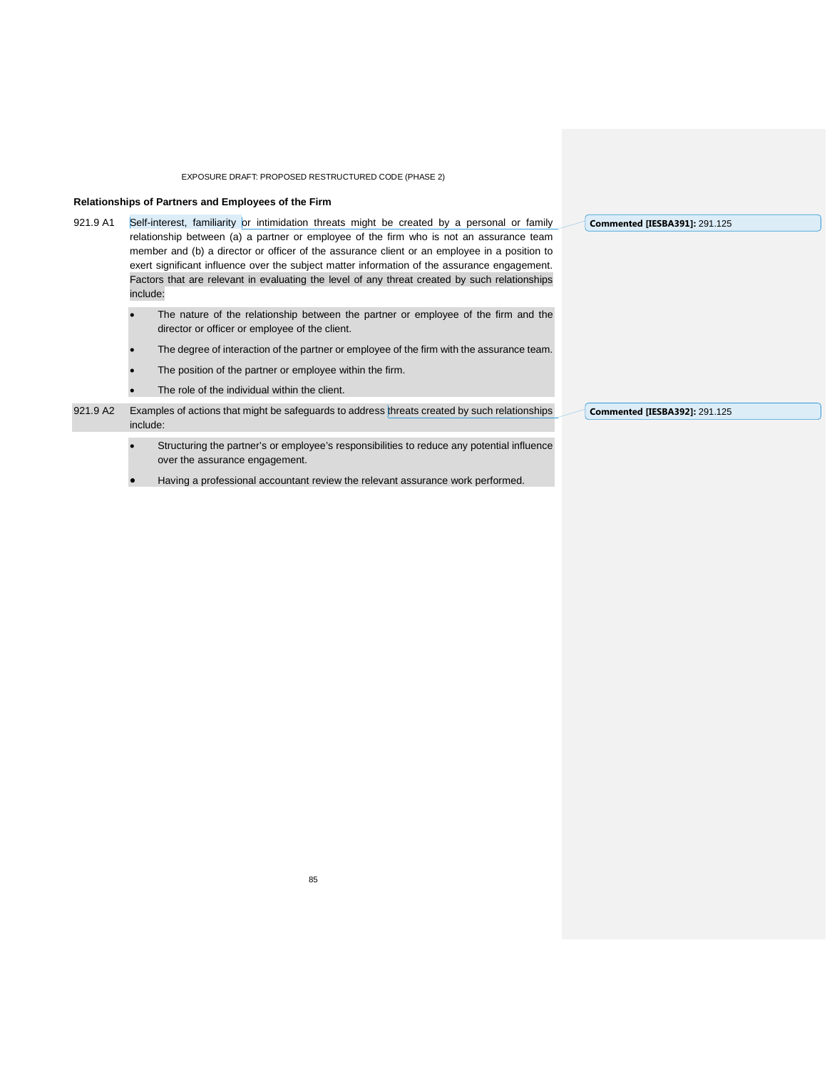### Relationships of Partners and Employees of the Firm

921.9 A1 Self-interest, familiarity or intimidation threats might be created by a personal or family relationship between (a) a partner or employee of the firm who is not an assurance team member and (b) a director or officer of the assurance client or an employee in a position to exert significant influence over the subject matter information of the assurance engagement. Factors that are relevant in evaluating the level of any threat created by such relationships include:

- The nature of the relationship between the partner or employee of the firm and the director or officer or employee of the client.
- The degree of interaction of the partner or employee of the firm with the assurance team.
- The position of the partner or employee within the firm.
- The role of the individual within the client.

921.9 A2 Examples of actions that might be safeguards to address threats created by such relationships include:

- Structuring the partner's or employee's responsibilities to reduce any potential influence over the assurance engagement.
- Having a professional accountant review the relevant assurance work performed.

**Commented [IESBA391]:** 291.125

**Commented [IESBA392]:** 291.125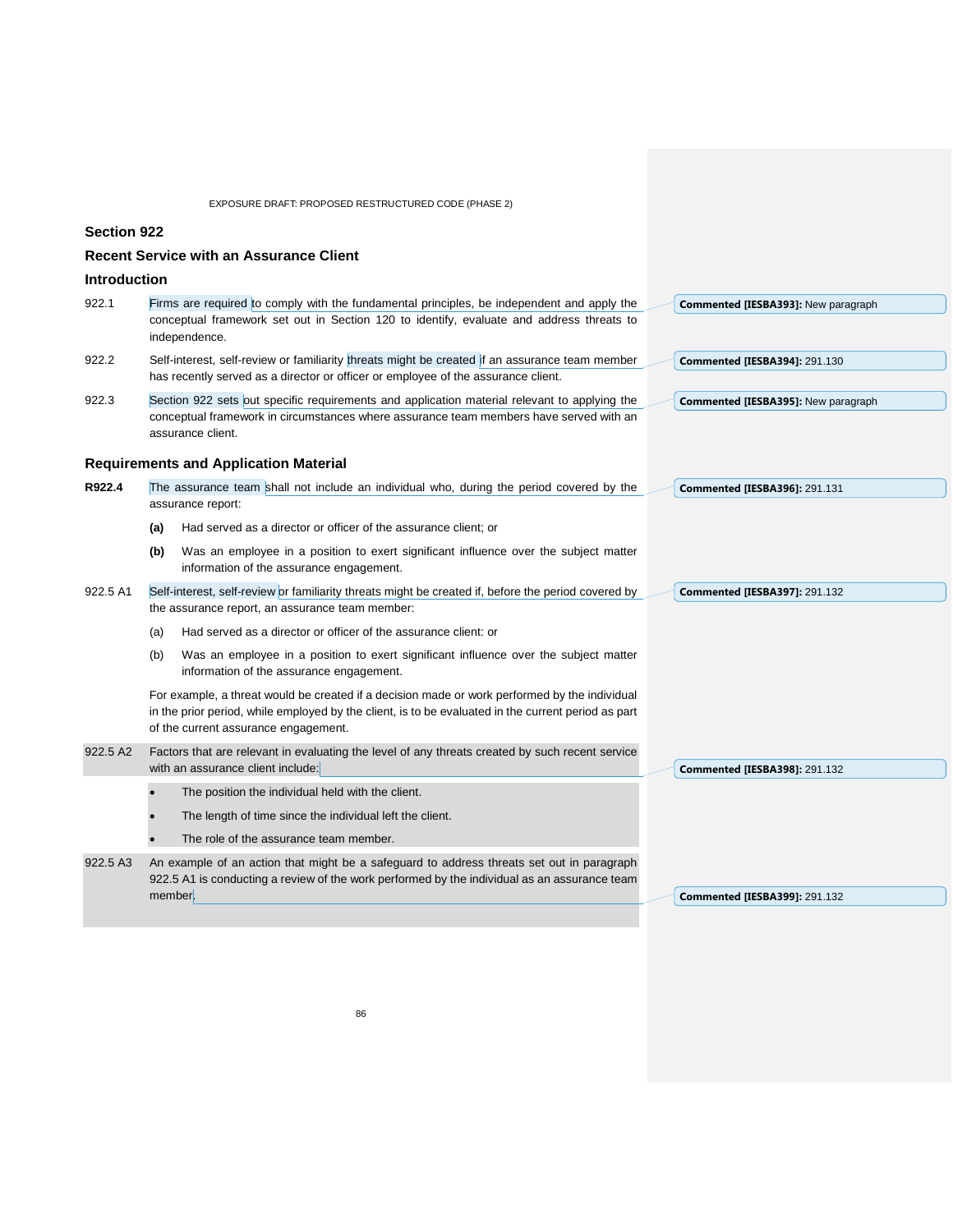## Section 922

## Recent Service with an Assurance Client

### Introduction

922.1 Firms are required to comply with the fundamental principles, be independent and apply the conceptual framework set out in Section 120 to identify, evaluate and address threats to independence.

**Commented [IESBA393]:** New paragraph

922.2 Self-interest, self-review or familiarity threats might be created if an assurance team member has recently served as a director or officer or employee of the assurance client.

**Commented [IESBA394]:** 291.130

922.3 Section 922 sets out specific requirements and application material relevant to applying the conceptual framework in circumstances where assurance team members have served with an assurance client.

**Commented [IESBA395]:** New paragraph

### Requirements and Application Material

**R922.4** The assurance team shall not include an individual who, during the period covered by the assurance report:

**(a)** Had served as a director or officer of the assurance client; or

**(b)** Was an employee in a position to exert significant influence over the subject matter information of the assurance engagement.

**Commented [IESBA396]:** 291.131

922.5 A1 Self-interest, self-review or familiarity threats might be created if, before the period covered by the assurance report, an assurance team member:

(a) Had served as a director or officer of the assurance client: or

(b) Was an employee in a position to exert significant influence over the subject matter information of the assurance engagement.

For example, a threat would be created if a decision made or work performed by the individual in the prior period, while employed by the client, is to be evaluated in the current period as part of the current assurance engagement.

**Commented [IESBA397]:** 291.132

922.5 A2 Factors that are relevant in evaluating the level of any threats created by such recent service with an assurance client include:

- The position the individual held with the client.
- The length of time since the individual left the client.
- The role of the assurance team member.

**Commented [IESBA398]:** 291.132

922.5 A3 An example of an action that might be a safeguard to address threats set out in paragraph 922.5 A1 is conducting a review of the work performed by the individual as an assurance team member.

**Commented [IESBA399]:** 291.132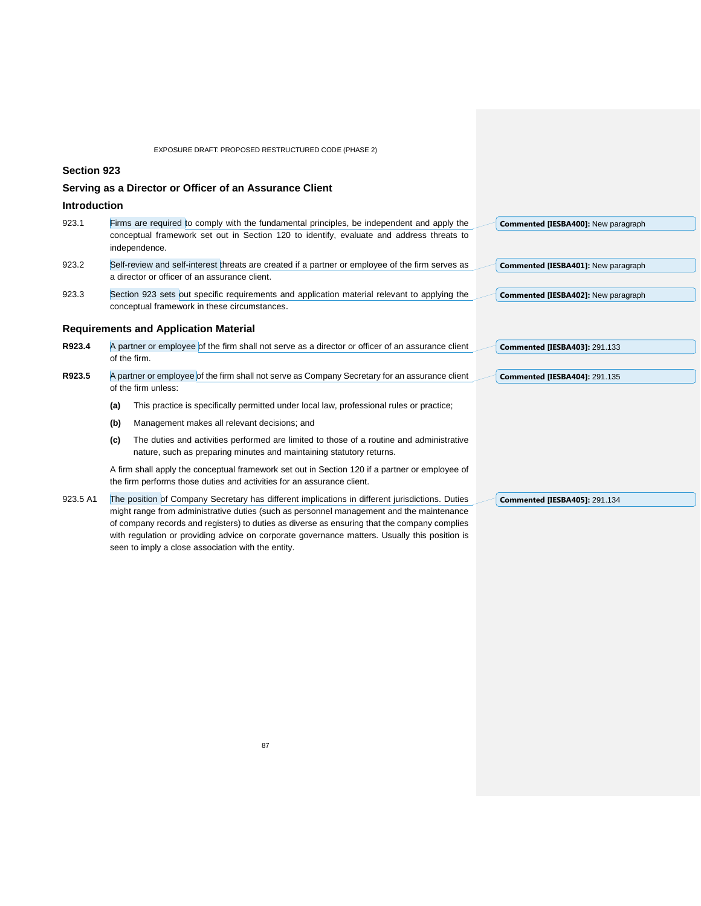## Section 923

## Serving as a Director or Officer of an Assurance Client

### Introduction

923.1 Firms are required to comply with the fundamental principles, be independent and apply the conceptual framework set out in Section 120 to identify, evaluate and address threats to independence.

923.2 Self-review and self-interest threats are created if a partner or employee of the firm serves as a director or officer of an assurance client.

923.3 Section 923 sets out specific requirements and application material relevant to applying the conceptual framework in these circumstances.

### Requirements and Application Material

**R923.4** A partner or employee of the firm shall not serve as a director or officer of an assurance client of the firm.

**R923.5** A partner or employee of the firm shall not serve as Company Secretary for an assurance client of the firm unless:

**(a)** This practice is specifically permitted under local law, professional rules or practice;

**(b)** Management makes all relevant decisions; and

**(c)** The duties and activities performed are limited to those of a routine and administrative nature, such as preparing minutes and maintaining statutory returns.

A firm shall apply the conceptual framework set out in Section 120 if a partner or employee of the firm performs those duties and activities for an assurance client.

923.5 A1 The position of Company Secretary has different implications in different jurisdictions. Duties might range from administrative duties (such as personnel management and the maintenance of company records and registers) to duties as diverse as ensuring that the company complies with regulation or providing advice on corporate governance matters. Usually this position is seen to imply a close association with the entity.

**Commented [IESBA400]:** New paragraph

**Commented [IESBA401]:** New paragraph

**Commented [IESBA402]:** New paragraph

**Commented [IESBA403]:** 291.133

**Commented [IESBA404]:** 291.135

**Commented [IESBA405]:** 291.134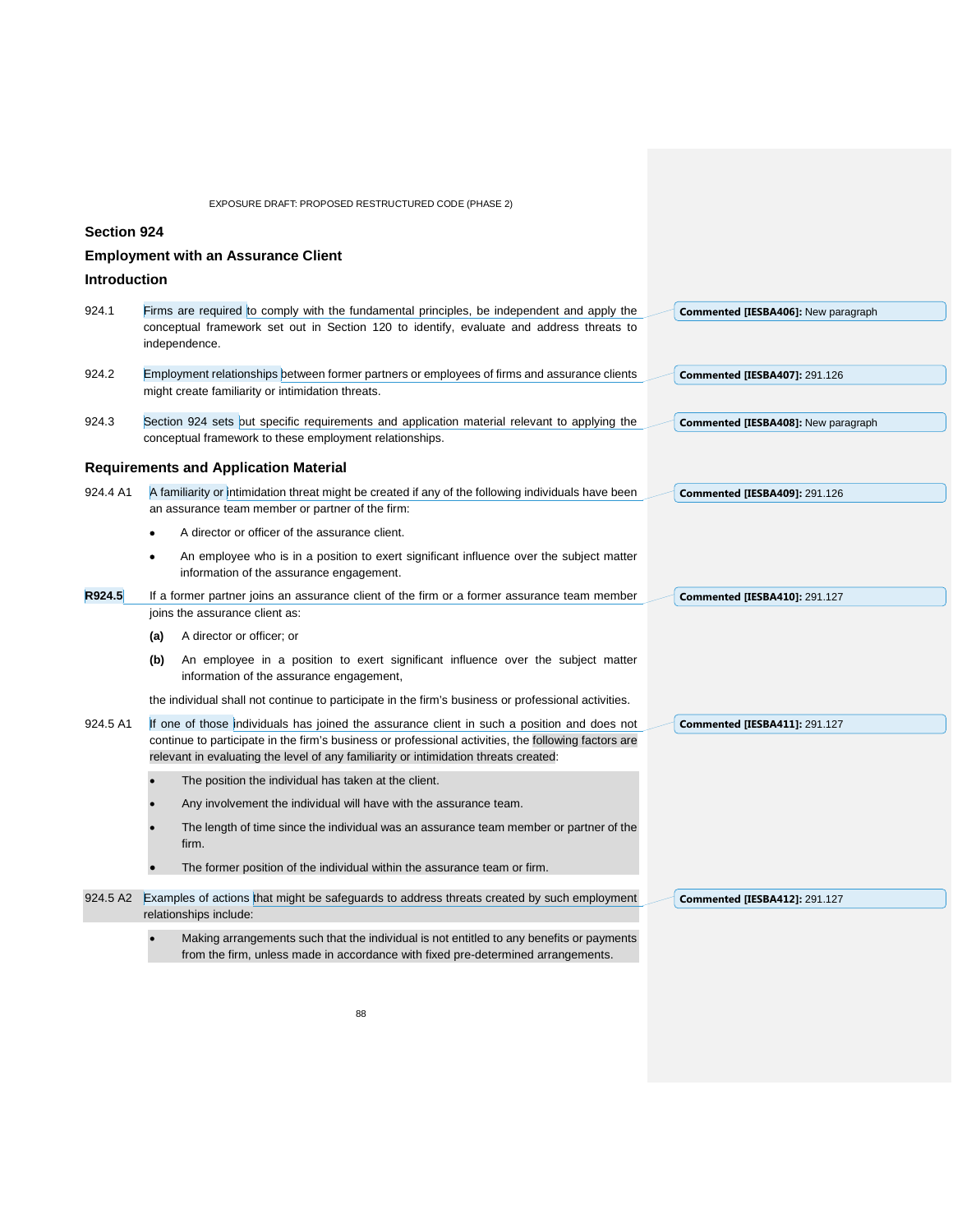## Section 924

## Employment with an Assurance Client

### Introduction

924.1 Firms are required to comply with the fundamental principles, be independent and apply the conceptual framework set out in Section 120 to identify, evaluate and address threats to independence.

924.2 Employment relationships between former partners or employees of firms and assurance clients might create familiarity or intimidation threats.

924.3 Section 924 sets out specific requirements and application material relevant to applying the conceptual framework to these employment relationships.

### Requirements and Application Material

924.4 A1 A familiarity or intimidation threat might be created if any of the following individuals have been an assurance team member or partner of the firm:

- A director or officer of the assurance client.
- An employee who is in a position to exert significant influence over the subject matter information of the assurance engagement.

**R924.5** If a former partner joins an assurance client of the firm or a former assurance team member joins the assurance client as:

**(a)** A director or officer; or

**(b)** An employee in a position to exert significant influence over the subject matter information of the assurance engagement,

the individual shall not continue to participate in the firm's business or professional activities.

924.5 A1 If one of those individuals has joined the assurance client in such a position and does not continue to participate in the firm's business or professional activities, the following factors are relevant in evaluating the level of any familiarity or intimidation threats created:

- The position the individual has taken at the client.
- Any involvement the individual will have with the assurance team.
- The length of time since the individual was an assurance team member or partner of the firm.
- The former position of the individual within the assurance team or firm.

924.5 A2 Examples of actions that might be safeguards to address threats created by such employment relationships include:

- Making arrangements such that the individual is not entitled to any benefits or payments from the firm, unless made in accordance with fixed pre-determined arrangements.

Commented [IESBA406]: New paragraph

Commented [IESBA407]: 291.126

Commented [IESBA408]: New paragraph

Commented [IESBA409]: 291.126

Commented [IESBA410]: 291.127

Commented [IESBA411]: 291.127

Commented [IESBA412]: 291.127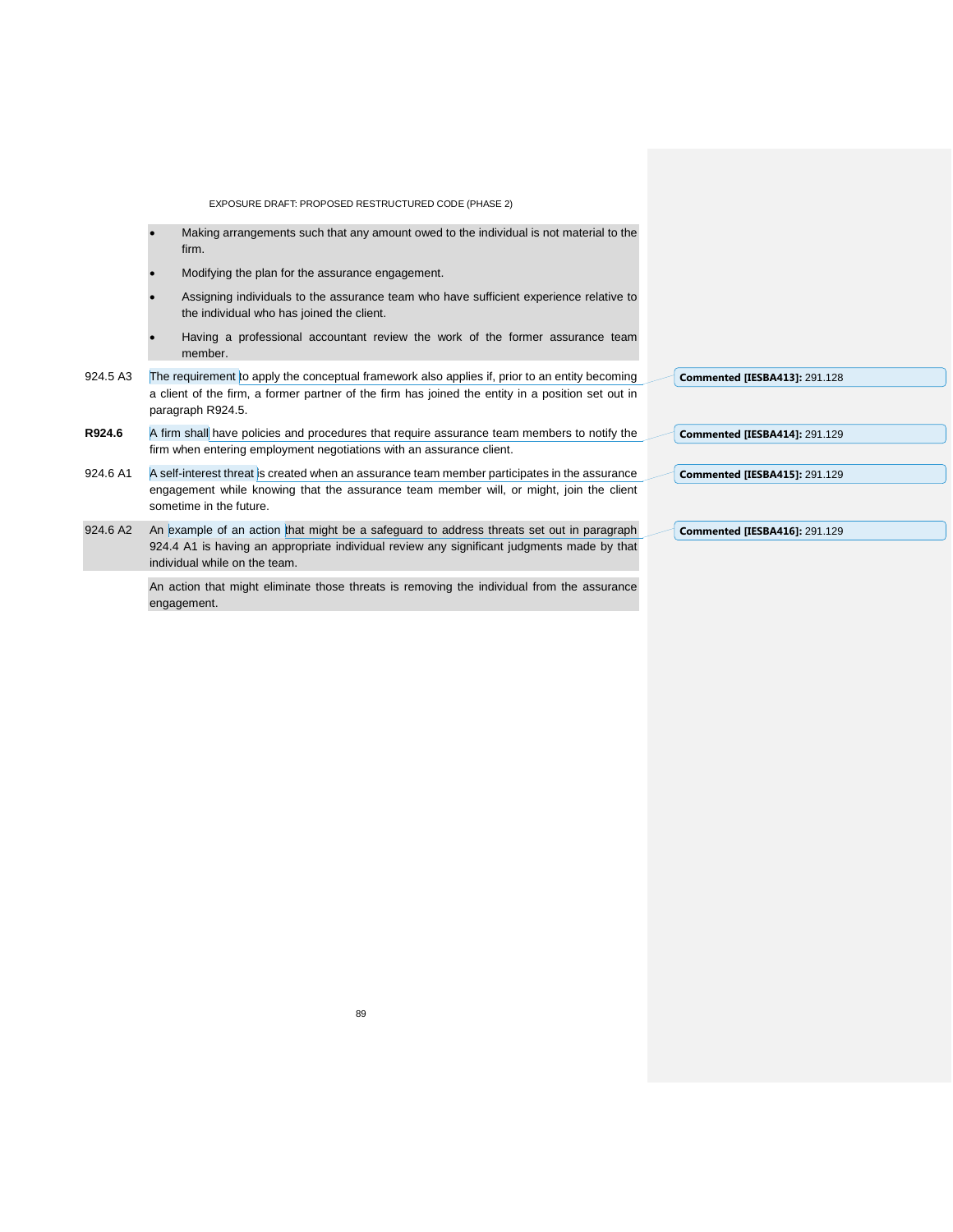- Making arrangements such that any amount owed to the individual is not material to the firm.
- Modifying the plan for the assurance engagement.
- Assigning individuals to the assurance team who have sufficient experience relative to the individual who has joined the client.
- Having a professional accountant review the work of the former assurance team member.

924.5 A3 The requirement to apply the conceptual framework also applies if, prior to an entity becoming a client of the firm, a former partner of the firm has joined the entity in a position set out in paragraph R924.5.

**R924.6** A firm shall have policies and procedures that require assurance team members to notify the firm when entering employment negotiations with an assurance client.

924.6 A1 A self-interest threat is created when an assurance team member participates in the assurance engagement while knowing that the assurance team member will, or might, join the client sometime in the future.

924.6 A2 An example of an action that might be a safeguard to address threats set out in paragraph 924.4 A1 is having an appropriate individual review any significant judgments made by that individual while on the team.

An action that might eliminate those threats is removing the individual from the assurance engagement.

**Commented [IESBA413]:** 291.128

**Commented [IESBA414]:** 291.129

**Commented [IESBA415]:** 291.129

**Commented [IESBA416]:** 291.129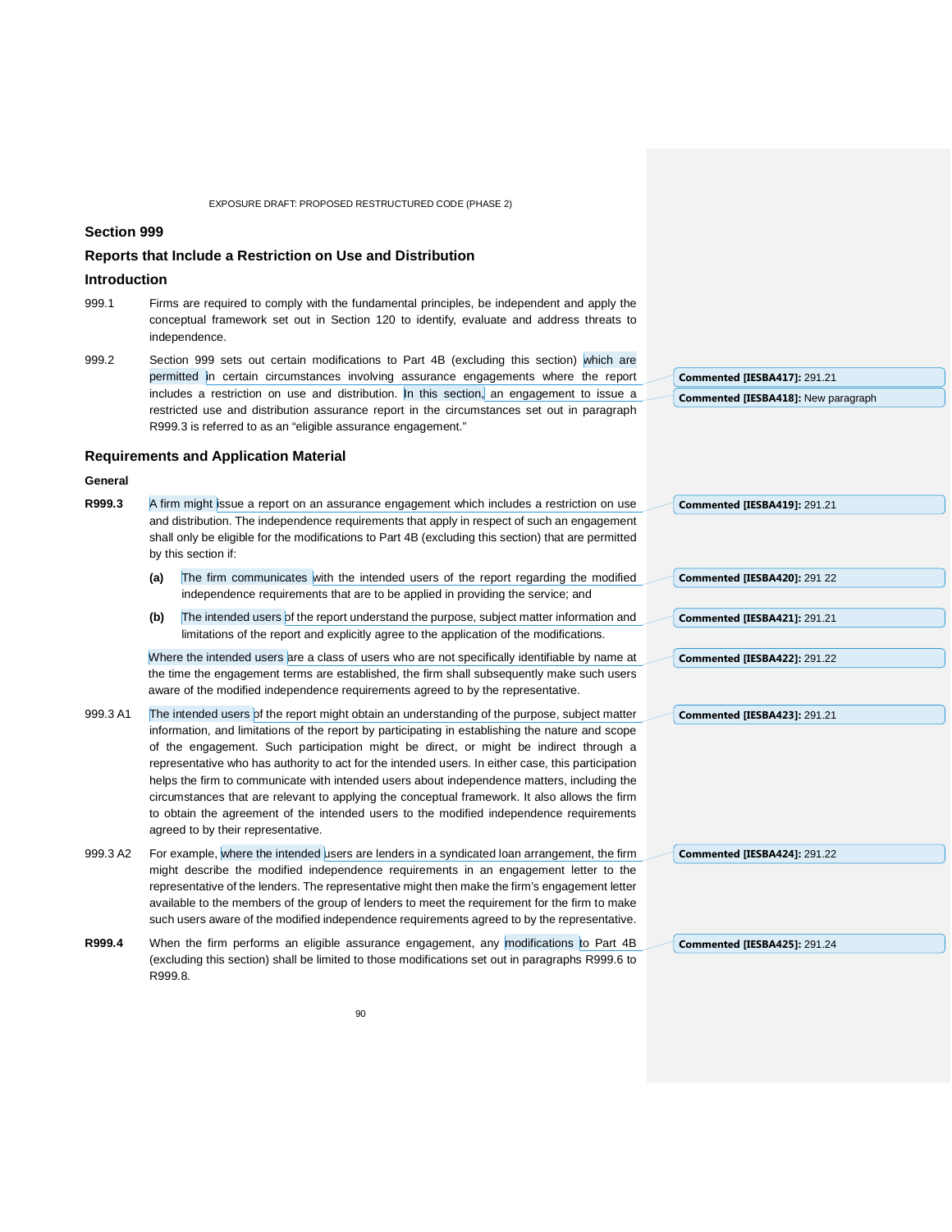## Section 999

## Reports that Include a Restriction on Use and Distribution

### Introduction

999.1 Firms are required to comply with the fundamental principles, be independent and apply the conceptual framework set out in Section 120 to identify, evaluate and address threats to independence.

999.2 Section 999 sets out certain modifications to Part 4B (excluding this section) which are permitted in certain circumstances involving assurance engagements where the report includes a restriction on use and distribution. In this section, an engagement to issue a restricted use and distribution assurance report in the circumstances set out in paragraph R999.3 is referred to as an "eligible assurance engagement."

**Commented [IESBA417]:** 291.21

**Commented [IESBA418]:** New paragraph

### Requirements and Application Material

#### General

**R999.3** A firm might issue a report on an assurance engagement which includes a restriction on use and distribution. The independence requirements that apply in respect of such an engagement shall only be eligible for the modifications to Part 4B (excluding this section) that are permitted by this section if:

**Commented [IESBA419]:** 291.21

**(a)** The firm communicates with the intended users of the report regarding the modified independence requirements that are to be applied in providing the service; and

**Commented [IESBA420]:** 291 22

**(b)** The intended users of the report understand the purpose, subject matter information and limitations of the report and explicitly agree to the application of the modifications.

**Commented [IESBA421]:** 291.21

Where the intended users are a class of users who are not specifically identifiable by name at the time the engagement terms are established, the firm shall subsequently make such users aware of the modified independence requirements agreed to by the representative.

**Commented [IESBA422]:** 291.22

999.3 A1 The intended users of the report might obtain an understanding of the purpose, subject matter information, and limitations of the report by participating in establishing the nature and scope of the engagement. Such participation might be direct, or might be indirect through a representative who has authority to act for the intended users. In either case, this participation helps the firm to communicate with intended users about independence matters, including the circumstances that are relevant to applying the conceptual framework. It also allows the firm to obtain the agreement of the intended users to the modified independence requirements agreed to by their representative.

**Commented [IESBA423]:** 291.21

999.3 A2 For example, where the intended users are lenders in a syndicated loan arrangement, the firm might describe the modified independence requirements in an engagement letter to the representative of the lenders. The representative might then make the firm's engagement letter available to the members of the group of lenders to meet the requirement for the firm to make such users aware of the modified independence requirements agreed to by the representative.

**Commented [IESBA424]:** 291.22

**R999.4** When the firm performs an eligible assurance engagement, any modifications to Part 4B (excluding this section) shall be limited to those modifications set out in paragraphs R999.6 to R999.8.

**Commented [IESBA425]:** 291.24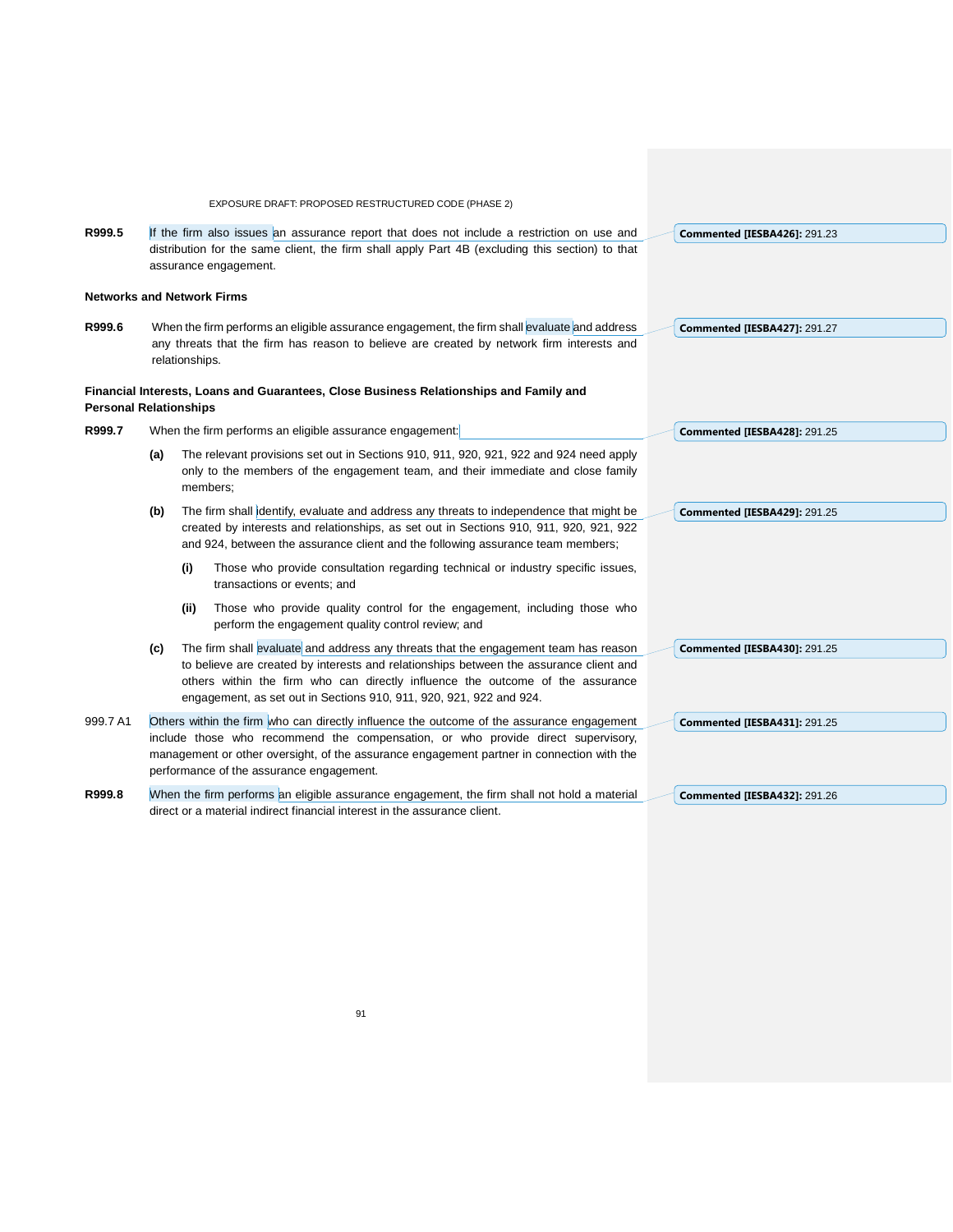**R999.5** If the firm also issues an assurance report that does not include a restriction on use and distribution for the same client, the firm shall apply Part 4B (excluding this section) to that assurance engagement.

Commented [IESBA426]: 291.23

**Networks and Network Firms**

**R999.6** When the firm performs an eligible assurance engagement, the firm shall evaluate and address any threats that the firm has reason to believe are created by network firm interests and relationships.

Commented [IESBA427]: 291.27

**Financial Interests, Loans and Guarantees, Close Business Relationships and Family and Personal Relationships**

**R999.7** When the firm performs an eligible assurance engagement:

Commented [IESBA428]: 291.25

**(a)** The relevant provisions set out in Sections 910, 911, 920, 921, 922 and 924 need apply only to the members of the engagement team, and their immediate and close family members;

**(b)** The firm shall identify, evaluate and address any threats to independence that might be created by interests and relationships, as set out in Sections 910, 911, 920, 921, 922 and 924, between the assurance client and the following assurance team members;

Commented [IESBA429]: 291.25

**(i)** Those who provide consultation regarding technical or industry specific issues, transactions or events; and

**(ii)** Those who provide quality control for the engagement, including those who perform the engagement quality control review; and

**(c)** The firm shall evaluate and address any threats that the engagement team has reason to believe are created by interests and relationships between the assurance client and others within the firm who can directly influence the outcome of the assurance engagement, as set out in Sections 910, 911, 920, 921, 922 and 924.

Commented [IESBA430]: 291.25

999.7 A1 Others within the firm who can directly influence the outcome of the assurance engagement include those who recommend the compensation, or who provide direct supervisory, management or other oversight, of the assurance engagement partner in connection with the performance of the assurance engagement.

Commented [IESBA431]: 291.25

**R999.8** When the firm performs an eligible assurance engagement, the firm shall not hold a material direct or a material indirect financial interest in the assurance client.

Commented [IESBA432]: 291.26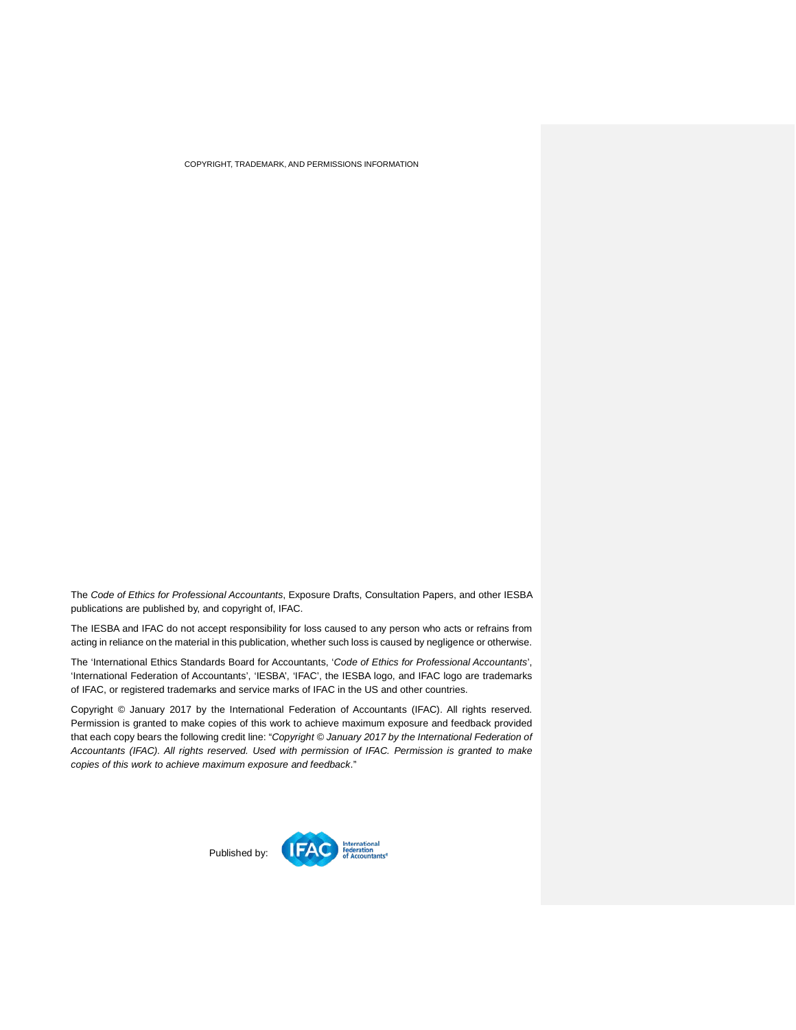COPYRIGHT, TRADEMARK, AND PERMISSIONS INFORMATION

The *Code of Ethics for Professional Accountants*, Exposure Drafts, Consultation Papers, and other IESBA publications are published by, and copyright of, IFAC.

The IESBA and IFAC do not accept responsibility for loss caused to any person who acts or refrains from acting in reliance on the material in this publication, whether such loss is caused by negligence or otherwise.

The 'International Ethics Standards Board for Accountants, '*Code of Ethics for Professional Accountants*', 'International Federation of Accountants', 'IESBA', 'IFAC', the IESBA logo, and IFAC logo are trademarks of IFAC, or registered trademarks and service marks of IFAC in the US and other countries.

Copyright © January 2017 by the International Federation of Accountants (IFAC). All rights reserved. Permission is granted to make copies of this work to achieve maximum exposure and feedback provided that each copy bears the following credit line: "*Copyright © January 2017 by the International Federation of Accountants (IFAC). All rights reserved. Used with permission of IFAC. Permission is granted to make copies of this work to achieve maximum exposure and feedback*."

Published by: IFAC International Federation of Accountants®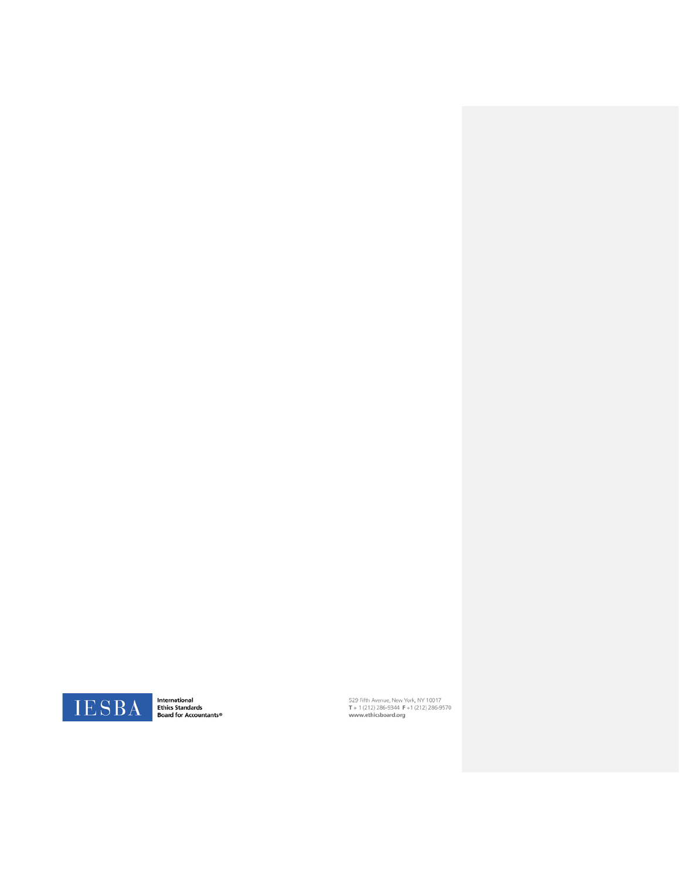IESBA

International
Ethics Standards
Board for Accountants®

529 Fifth Avenue, New York, NY 10017
T + 1 (212) 286-9344 F +1 (212) 286-9570
www.ethicsboard.org